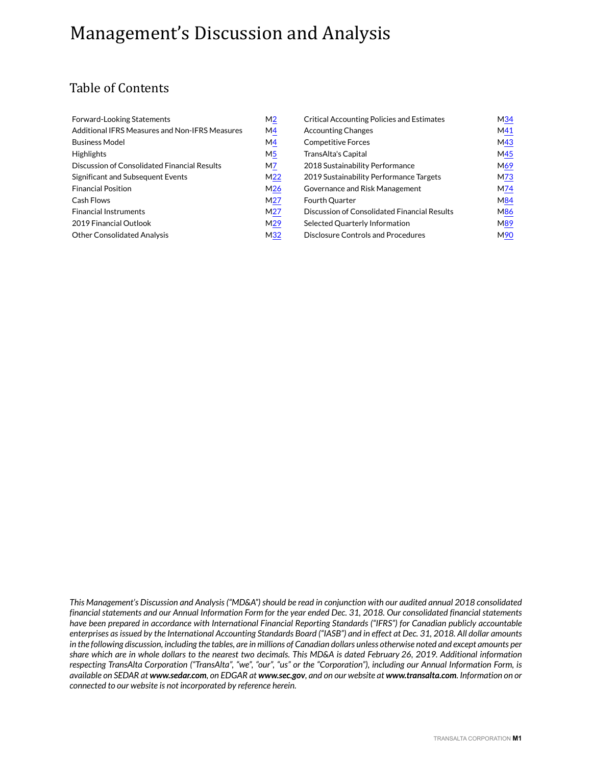# Management's Discussion and Analysis

## Table of Contents

| | | | |
|---|---|---|---|
| Forward-Looking Statements | M2 | Critical Accounting Policies and Estimates | M34 |
| Additional IFRS Measures and Non-IFRS Measures | M4 | Accounting Changes | M41 |
| Business Model | M4 | Competitive Forces | M43 |
| Highlights | M5 | TransAlta's Capital | M45 |
| Discussion of Consolidated Financial Results | M7 | 2018 Sustainability Performance | M69 |
| Significant and Subsequent Events | M22 | 2019 Sustainability Performance Targets | M73 |
| Financial Position | M26 | Governance and Risk Management | M74 |
| Cash Flows | M27 | Fourth Quarter | M84 |
| Financial Instruments | M27 | Discussion of Consolidated Financial Results | M86 |
| 2019 Financial Outlook | M29 | Selected Quarterly Information | M89 |
| Other Consolidated Analysis | M32 | Disclosure Controls and Procedures | M90 |

*This Management's Discussion and Analysis ("MD&A") should be read in conjunction with our audited annual 2018 consolidated financial statements and our Annual Information Form for the year ended Dec. 31, 2018. Our consolidated financial statements have been prepared in accordance with International Financial Reporting Standards ("IFRS") for Canadian publicly accountable enterprises as issued by the International Accounting Standards Board ("IASB") and in effect at Dec. 31, 2018. All dollar amounts in the following discussion, including the tables, are in millions of Canadian dollars unless otherwise noted and except amounts per share which are in whole dollars to the nearest two decimals. This MD&A is dated February 26, 2019. Additional information respecting TransAlta Corporation ("TransAlta", "we", "our", "us" or the "Corporation"), including our Annual Information Form, is available on SEDAR at **www.sedar.com**, on EDGAR at **www.sec.gov**, and on our website at **www.transalta.com**. Information on or connected to our website is not incorporated by reference herein.*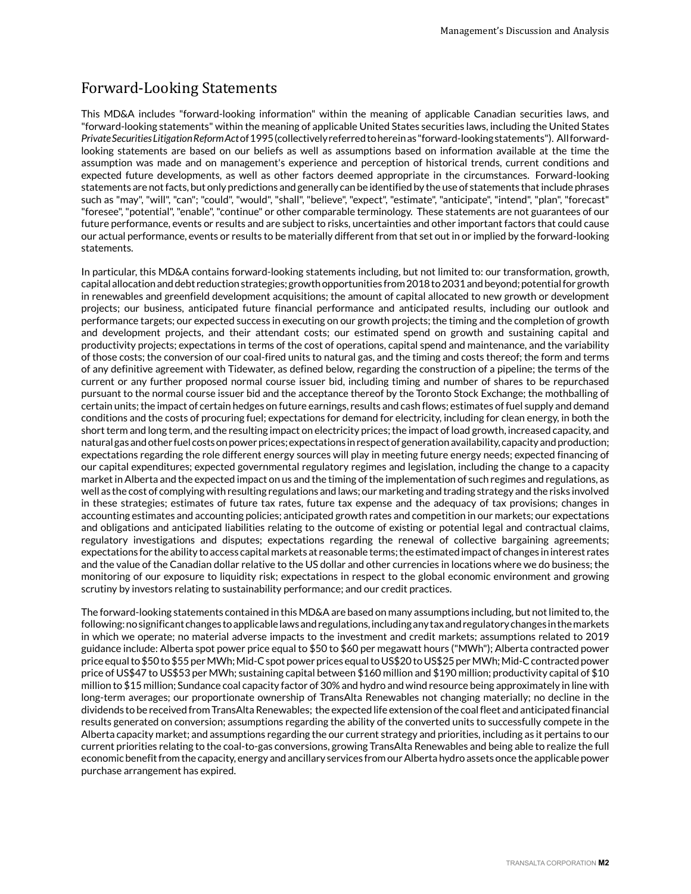## Forward-Looking Statements

This MD&A includes "forward-looking information" within the meaning of applicable Canadian securities laws, and "forward-looking statements" within the meaning of applicable United States securities laws, including the United States *Private Securities Litigation Reform Act* of 1995 (collectively referred to herein as "forward-looking statements"). All forward-looking statements are based on our beliefs as well as assumptions based on information available at the time the assumption was made and on management's experience and perception of historical trends, current conditions and expected future developments, as well as other factors deemed appropriate in the circumstances. Forward-looking statements are not facts, but only predictions and generally can be identified by the use of statements that include phrases such as "may", "will", "can"; "could", "would", "shall", "believe", "expect", "estimate", "anticipate", "intend", "plan", "forecast" "foresee", "potential", "enable", "continue" or other comparable terminology. These statements are not guarantees of our future performance, events or results and are subject to risks, uncertainties and other important factors that could cause our actual performance, events or results to be materially different from that set out in or implied by the forward-looking statements.

In particular, this MD&A contains forward-looking statements including, but not limited to: our transformation, growth, capital allocation and debt reduction strategies; growth opportunities from 2018 to 2031 and beyond; potential for growth in renewables and greenfield development acquisitions; the amount of capital allocated to new growth or development projects; our business, anticipated future financial performance and anticipated results, including our outlook and performance targets; our expected success in executing on our growth projects; the timing and the completion of growth and development projects, and their attendant costs; our estimated spend on growth and sustaining capital and productivity projects; expectations in terms of the cost of operations, capital spend and maintenance, and the variability of those costs; the conversion of our coal-fired units to natural gas, and the timing and costs thereof; the form and terms of any definitive agreement with Tidewater, as defined below, regarding the construction of a pipeline; the terms of the current or any further proposed normal course issuer bid, including timing and number of shares to be repurchased pursuant to the normal course issuer bid and the acceptance thereof by the Toronto Stock Exchange; the mothballing of certain units; the impact of certain hedges on future earnings, results and cash flows; estimates of fuel supply and demand conditions and the costs of procuring fuel; expectations for demand for electricity, including for clean energy, in both the short term and long term, and the resulting impact on electricity prices; the impact of load growth, increased capacity, and natural gas and other fuel costs on power prices; expectations in respect of generation availability, capacity and production; expectations regarding the role different energy sources will play in meeting future energy needs; expected financing of our capital expenditures; expected governmental regulatory regimes and legislation, including the change to a capacity market in Alberta and the expected impact on us and the timing of the implementation of such regimes and regulations, as well as the cost of complying with resulting regulations and laws; our marketing and trading strategy and the risks involved in these strategies; estimates of future tax rates, future tax expense and the adequacy of tax provisions; changes in accounting estimates and accounting policies; anticipated growth rates and competition in our markets; our expectations and obligations and anticipated liabilities relating to the outcome of existing or potential legal and contractual claims, regulatory investigations and disputes; expectations regarding the renewal of collective bargaining agreements; expectations for the ability to access capital markets at reasonable terms; the estimated impact of changes in interest rates and the value of the Canadian dollar relative to the US dollar and other currencies in locations where we do business; the monitoring of our exposure to liquidity risk; expectations in respect to the global economic environment and growing scrutiny by investors relating to sustainability performance; and our credit practices.

The forward-looking statements contained in this MD&A are based on many assumptions including, but not limited to, the following: no significant changes to applicable laws and regulations, including any tax and regulatory changes in the markets in which we operate; no material adverse impacts to the investment and credit markets; assumptions related to 2019 guidance include: Alberta spot power price equal to $50 to $60 per megawatt hours ("MWh"); Alberta contracted power price equal to $50 to $55 per MWh; Mid-C spot power prices equal to US$20 to US$25 per MWh; Mid-C contracted power price of US$47 to US$53 per MWh; sustaining capital between $160 million and $190 million; productivity capital of $10 million to $15 million; Sundance coal capacity factor of 30% and hydro and wind resource being approximately in line with long-term averages; our proportionate ownership of TransAlta Renewables not changing materially; no decline in the dividends to be received from TransAlta Renewables; the expected life extension of the coal fleet and anticipated financial results generated on conversion; assumptions regarding the ability of the converted units to successfully compete in the Alberta capacity market; and assumptions regarding the our current strategy and priorities, including as it pertains to our current priorities relating to the coal-to-gas conversions, growing TransAlta Renewables and being able to realize the full economic benefit from the capacity, energy and ancillary services from our Alberta hydro assets once the applicable power purchase arrangement has expired.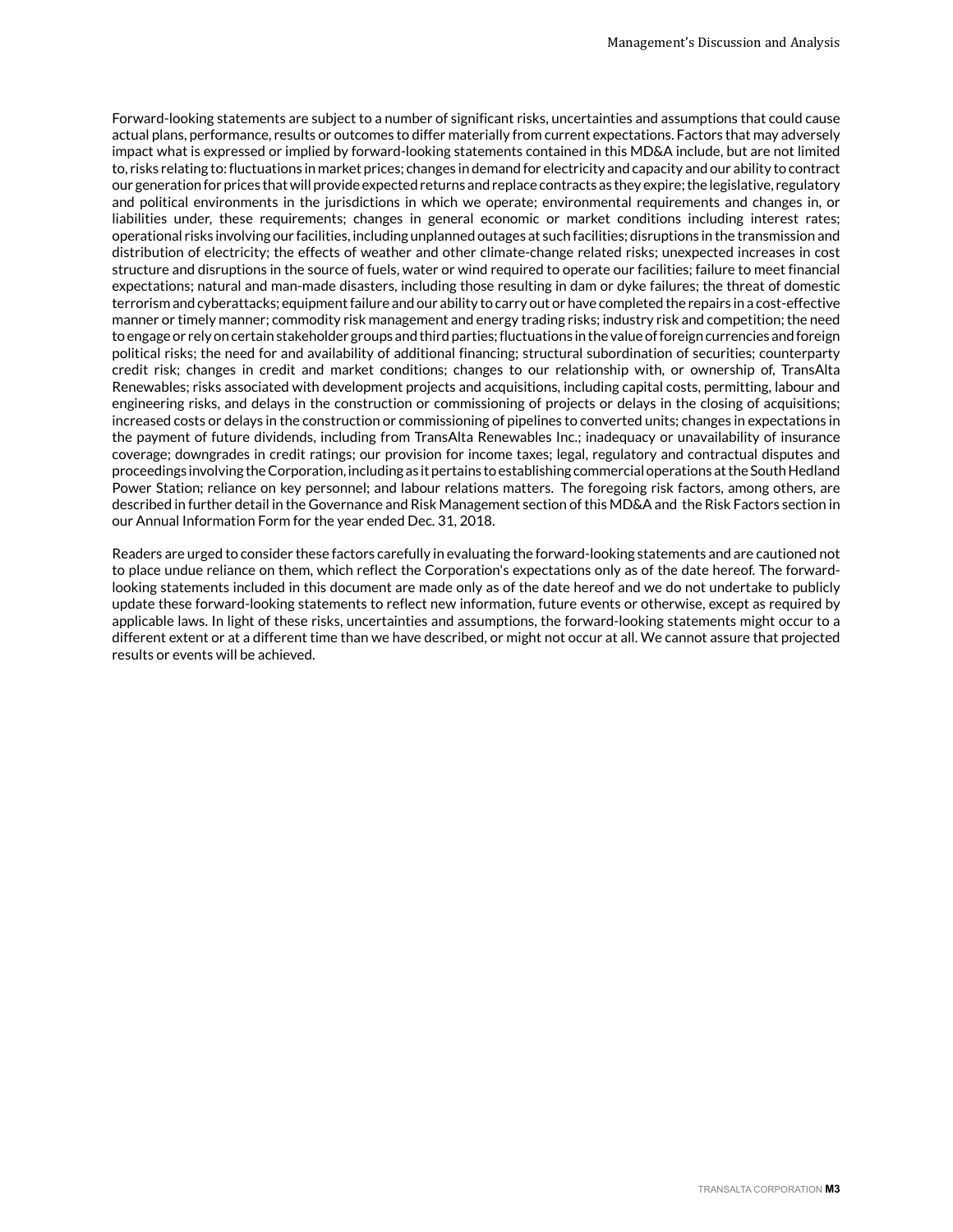Forward-looking statements are subject to a number of significant risks, uncertainties and assumptions that could cause actual plans, performance, results or outcomes to differ materially from current expectations. Factors that may adversely impact what is expressed or implied by forward-looking statements contained in this MD&A include, but are not limited to, risks relating to: fluctuations in market prices; changes in demand for electricity and capacity and our ability to contract our generation for prices that will provide expected returns and replace contracts as they expire; the legislative, regulatory and political environments in the jurisdictions in which we operate; environmental requirements and changes in, or liabilities under, these requirements; changes in general economic or market conditions including interest rates; operational risks involving our facilities, including unplanned outages at such facilities; disruptions in the transmission and distribution of electricity; the effects of weather and other climate-change related risks; unexpected increases in cost structure and disruptions in the source of fuels, water or wind required to operate our facilities; failure to meet financial expectations; natural and man-made disasters, including those resulting in dam or dyke failures; the threat of domestic terrorism and cyberattacks; equipment failure and our ability to carry out or have completed the repairs in a cost-effective manner or timely manner; commodity risk management and energy trading risks; industry risk and competition; the need to engage or rely on certain stakeholder groups and third parties; fluctuations in the value of foreign currencies and foreign political risks; the need for and availability of additional financing; structural subordination of securities; counterparty credit risk; changes in credit and market conditions; changes to our relationship with, or ownership of, TransAlta Renewables; risks associated with development projects and acquisitions, including capital costs, permitting, labour and engineering risks, and delays in the construction or commissioning of projects or delays in the closing of acquisitions; increased costs or delays in the construction or commissioning of pipelines to converted units; changes in expectations in the payment of future dividends, including from TransAlta Renewables Inc.; inadequacy or unavailability of insurance coverage; downgrades in credit ratings; our provision for income taxes; legal, regulatory and contractual disputes and proceedings involving the Corporation, including as it pertains to establishing commercial operations at the South Hedland Power Station; reliance on key personnel; and labour relations matters. The foregoing risk factors, among others, are described in further detail in the Governance and Risk Management section of this MD&A and the Risk Factors section in our Annual Information Form for the year ended Dec. 31, 2018.

Readers are urged to consider these factors carefully in evaluating the forward-looking statements and are cautioned not to place undue reliance on them, which reflect the Corporation's expectations only as of the date hereof. The forward-looking statements included in this document are made only as of the date hereof and we do not undertake to publicly update these forward-looking statements to reflect new information, future events or otherwise, except as required by applicable laws. In light of these risks, uncertainties and assumptions, the forward-looking statements might occur to a different extent or at a different time than we have described, or might not occur at all. We cannot assure that projected results or events will be achieved.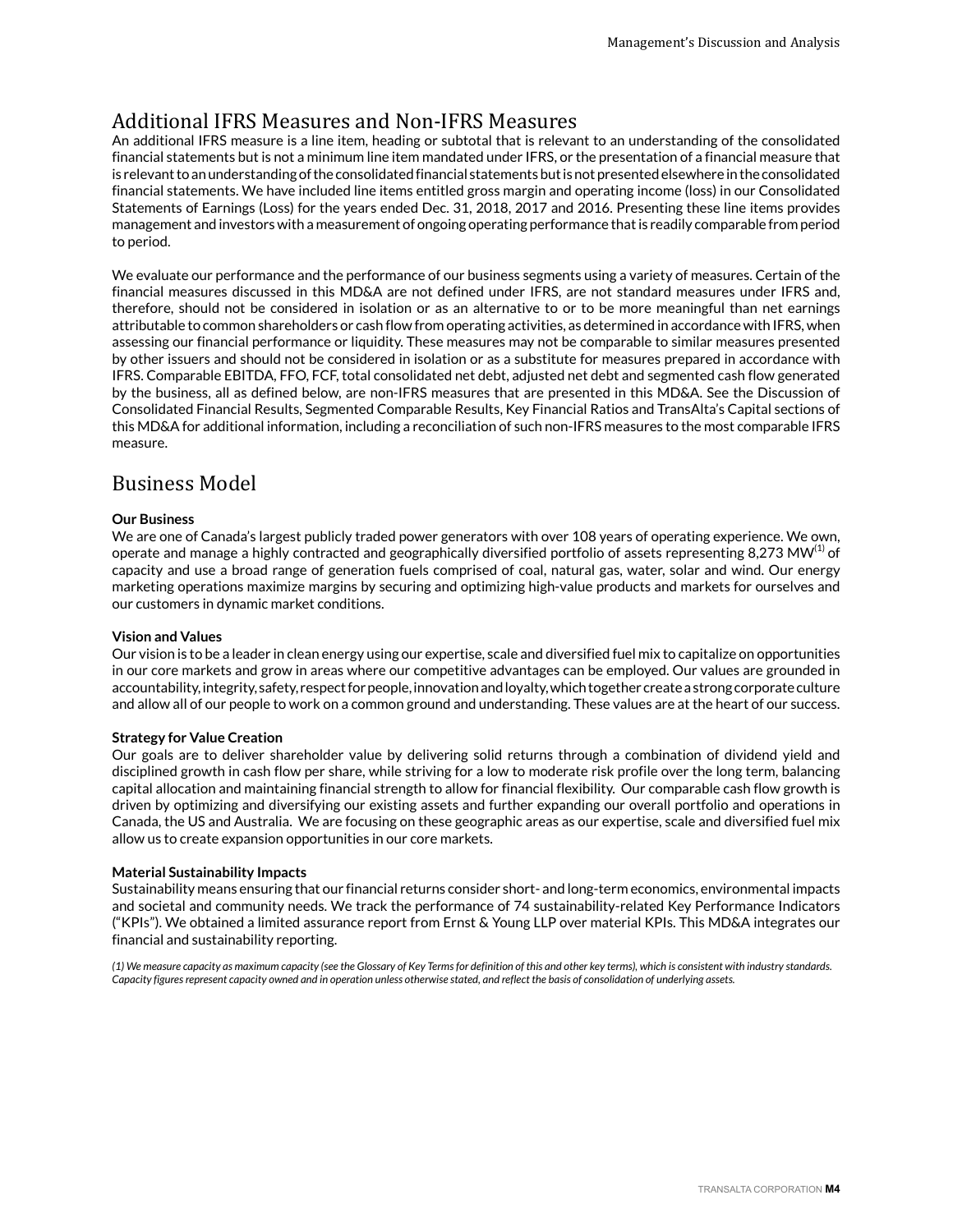## Additional IFRS Measures and Non-IFRS Measures

An additional IFRS measure is a line item, heading or subtotal that is relevant to an understanding of the consolidated financial statements but is not a minimum line item mandated under IFRS, or the presentation of a financial measure that is relevant to an understanding of the consolidated financial statements but is not presented elsewhere in the consolidated financial statements. We have included line items entitled gross margin and operating income (loss) in our Consolidated Statements of Earnings (Loss) for the years ended Dec. 31, 2018, 2017 and 2016. Presenting these line items provides management and investors with a measurement of ongoing operating performance that is readily comparable from period to period.

We evaluate our performance and the performance of our business segments using a variety of measures. Certain of the financial measures discussed in this MD&A are not defined under IFRS, are not standard measures under IFRS and, therefore, should not be considered in isolation or as an alternative to or to be more meaningful than net earnings attributable to common shareholders or cash flow from operating activities, as determined in accordance with IFRS, when assessing our financial performance or liquidity. These measures may not be comparable to similar measures presented by other issuers and should not be considered in isolation or as a substitute for measures prepared in accordance with IFRS. Comparable EBITDA, FFO, FCF, total consolidated net debt, adjusted net debt and segmented cash flow generated by the business, all as defined below, are non-IFRS measures that are presented in this MD&A. See the Discussion of Consolidated Financial Results, Segmented Comparable Results, Key Financial Ratios and TransAlta's Capital sections of this MD&A for additional information, including a reconciliation of such non-IFRS measures to the most comparable IFRS measure.

## Business Model

**Our Business**

We are one of Canada's largest publicly traded power generators with over 108 years of operating experience. We own, operate and manage a highly contracted and geographically diversified portfolio of assets representing 8,273 MW[1] of capacity and use a broad range of generation fuels comprised of coal, natural gas, water, solar and wind. Our energy marketing operations maximize margins by securing and optimizing high-value products and markets for ourselves and our customers in dynamic market conditions.

**Vision and Values**

Our vision is to be a leader in clean energy using our expertise, scale and diversified fuel mix to capitalize on opportunities in our core markets and grow in areas where our competitive advantages can be employed. Our values are grounded in accountability, integrity, safety, respect for people, innovation and loyalty, which together create a strong corporate culture and allow all of our people to work on a common ground and understanding. These values are at the heart of our success.

**Strategy for Value Creation**

Our goals are to deliver shareholder value by delivering solid returns through a combination of dividend yield and disciplined growth in cash flow per share, while striving for a low to moderate risk profile over the long term, balancing capital allocation and maintaining financial strength to allow for financial flexibility. Our comparable cash flow growth is driven by optimizing and diversifying our existing assets and further expanding our overall portfolio and operations in Canada, the US and Australia. We are focusing on these geographic areas as our expertise, scale and diversified fuel mix allow us to create expansion opportunities in our core markets.

**Material Sustainability Impacts**

Sustainability means ensuring that our financial returns consider short- and long-term economics, environmental impacts and societal and community needs. We track the performance of 74 sustainability-related Key Performance Indicators ("KPIs"). We obtained a limited assurance report from Ernst & Young LLP over material KPIs. This MD&A integrates our financial and sustainability reporting.

*(1) We measure capacity as maximum capacity (see the Glossary of Key Terms for definition of this and other key terms), which is consistent with industry standards. Capacity figures represent capacity owned and in operation unless otherwise stated, and reflect the basis of consolidation of underlying assets.*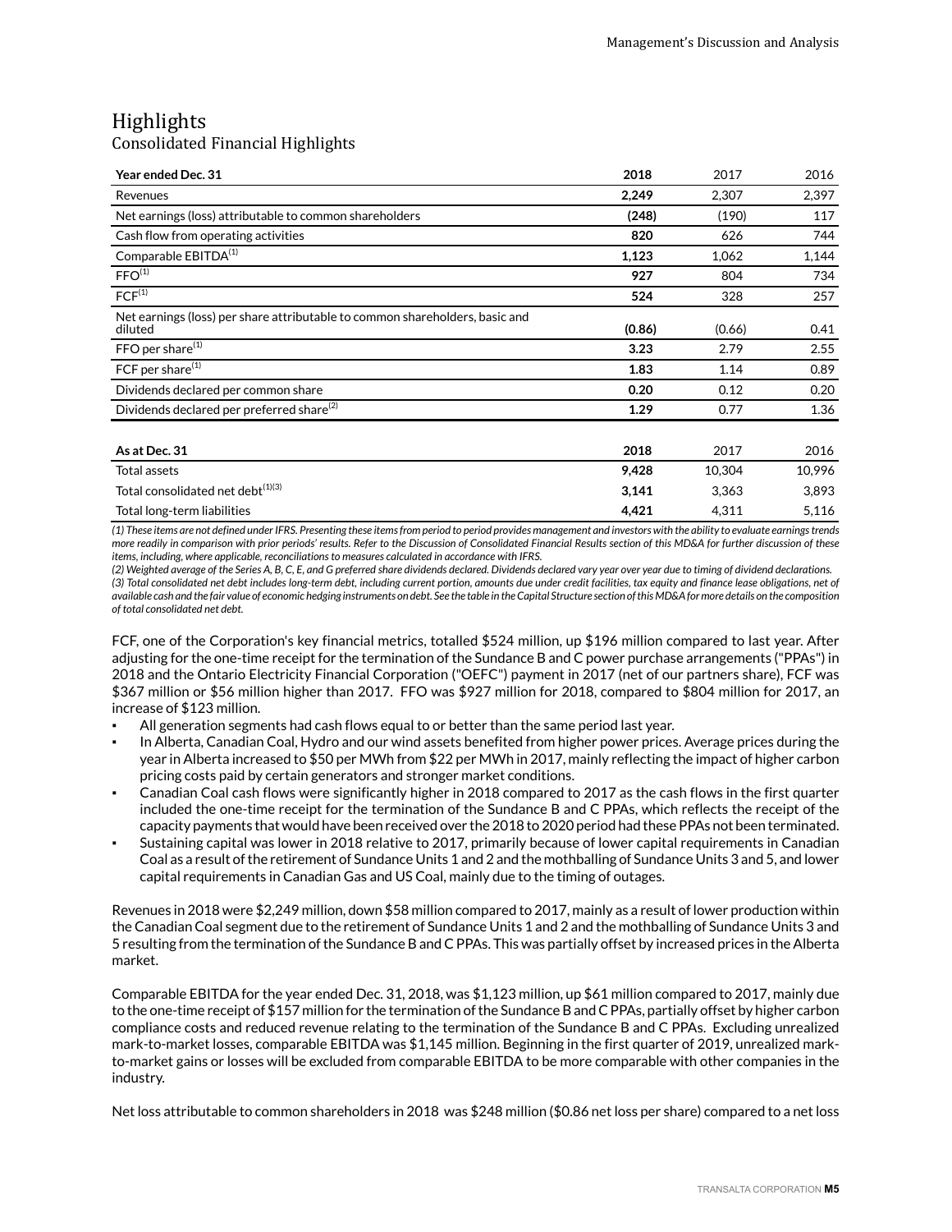# Highlights

## Consolidated Financial Highlights

| Year ended Dec. 31 | 2018 | 2017 | 2016 |
|---|---|---|---|
| Revenues | **2,249** | 2,307 | 2,397 |
| Net earnings (loss) attributable to common shareholders | **(248)** | (190) | 117 |
| Cash flow from operating activities | **820** | 626 | 744 |
| Comparable EBITDA[1] | **1,123** | 1,062 | 1,144 |
| FFO[1] | **927** | 804 | 734 |
| FCF[1] | **524** | 328 | 257 |
| Net earnings (loss) per share attributable to common shareholders, basic and diluted | **(0.86)** | (0.66) | 0.41 |
| FFO per share[1] | **3.23** | 2.79 | 2.55 |
| FCF per share[1] | **1.83** | 1.14 | 0.89 |
| Dividends declared per common share | **0.20** | 0.12 | 0.20 |
| Dividends declared per preferred share[2] | **1.29** | 0.77 | 1.36 |

| As at Dec. 31 | 2018 | 2017 | 2016 |
|---|---|---|---|
| Total assets | **9,428** | 10,304 | 10,996 |
| Total consolidated net debt[1][3] | **3,141** | 3,363 | 3,893 |
| Total long-term liabilities | **4,421** | 4,311 | 5,116 |

*(1) These items are not defined under IFRS. Presenting these items from period to period provides management and investors with the ability to evaluate earnings trends more readily in comparison with prior periods' results. Refer to the Discussion of Consolidated Financial Results section of this MD&A for further discussion of these items, including, where applicable, reconciliations to measures calculated in accordance with IFRS.*

*(2) Weighted average of the Series A, B, C, E, and G preferred share dividends declared. Dividends declared vary year over year due to timing of dividend declarations.*

*(3) Total consolidated net debt includes long-term debt, including current portion, amounts due under credit facilities, tax equity and finance lease obligations, net of available cash and the fair value of economic hedging instruments on debt. See the table in the Capital Structure section of this MD&A for more details on the composition of total consolidated net debt.*

FCF, one of the Corporation's key financial metrics, totalled $524 million, up $196 million compared to last year. After adjusting for the one-time receipt for the termination of the Sundance B and C power purchase arrangements ("PPAs") in 2018 and the Ontario Electricity Financial Corporation ("OEFC") payment in 2017 (net of our partners share), FCF was $367 million or $56 million higher than 2017. FFO was $927 million for 2018, compared to $804 million for 2017, an increase of $123 million.

- All generation segments had cash flows equal to or better than the same period last year.
- In Alberta, Canadian Coal, Hydro and our wind assets benefited from higher power prices. Average prices during the year in Alberta increased to $50 per MWh from $22 per MWh in 2017, mainly reflecting the impact of higher carbon pricing costs paid by certain generators and stronger market conditions.
- Canadian Coal cash flows were significantly higher in 2018 compared to 2017 as the cash flows in the first quarter included the one-time receipt for the termination of the Sundance B and C PPAs, which reflects the receipt of the capacity payments that would have been received over the 2018 to 2020 period had these PPAs not been terminated.
- Sustaining capital was lower in 2018 relative to 2017, primarily because of lower capital requirements in Canadian Coal as a result of the retirement of Sundance Units 1 and 2 and the mothballing of Sundance Units 3 and 5, and lower capital requirements in Canadian Gas and US Coal, mainly due to the timing of outages.

Revenues in 2018 were $2,249 million, down $58 million compared to 2017, mainly as a result of lower production within the Canadian Coal segment due to the retirement of Sundance Units 1 and 2 and the mothballing of Sundance Units 3 and 5 resulting from the termination of the Sundance B and C PPAs. This was partially offset by increased prices in the Alberta market.

Comparable EBITDA for the year ended Dec. 31, 2018, was $1,123 million, up $61 million compared to 2017, mainly due to the one-time receipt of $157 million for the termination of the Sundance B and C PPAs, partially offset by higher carbon compliance costs and reduced revenue relating to the termination of the Sundance B and C PPAs. Excluding unrealized mark-to-market losses, comparable EBITDA was $1,145 million. Beginning in the first quarter of 2019, unrealized mark-to-market gains or losses will be excluded from comparable EBITDA to be more comparable with other companies in the industry.

Net loss attributable to common shareholders in 2018 was $248 million ($0.86 net loss per share) compared to a net loss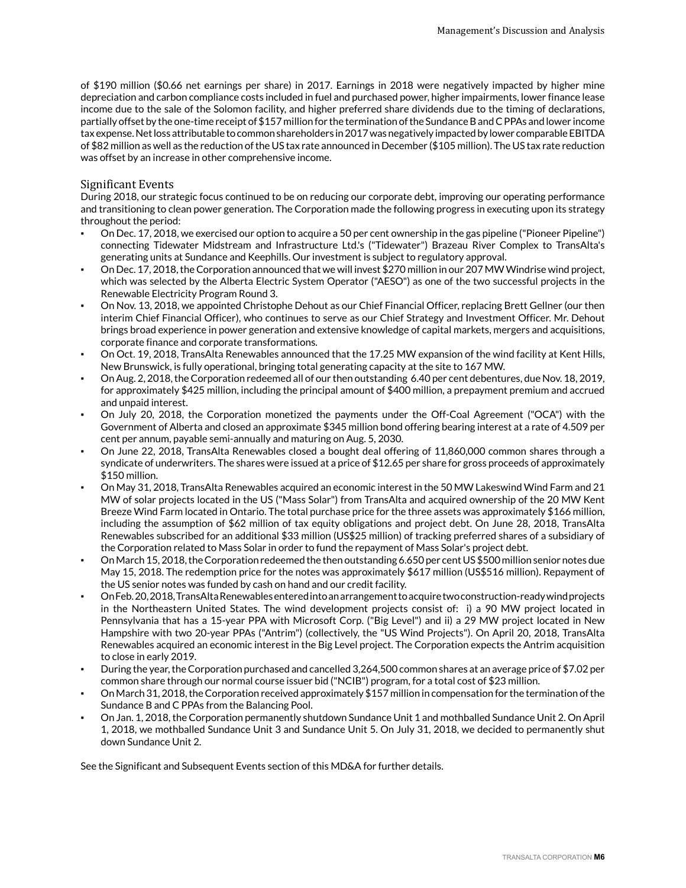of $190 million ($0.66 net earnings per share) in 2017. Earnings in 2018 were negatively impacted by higher mine depreciation and carbon compliance costs included in fuel and purchased power, higher impairments, lower finance lease income due to the sale of the Solomon facility, and higher preferred share dividends due to the timing of declarations, partially offset by the one-time receipt of $157 million for the termination of the Sundance B and C PPAs and lower income tax expense. Net loss attributable to common shareholders in 2017 was negatively impacted by lower comparable EBITDA of $82 million as well as the reduction of the US tax rate announced in December ($105 million). The US tax rate reduction was offset by an increase in other comprehensive income.

## Significant Events

During 2018, our strategic focus continued to be on reducing our corporate debt, improving our operating performance and transitioning to clean power generation. The Corporation made the following progress in executing upon its strategy throughout the period:

- On Dec. 17, 2018, we exercised our option to acquire a 50 per cent ownership in the gas pipeline ("Pioneer Pipeline") connecting Tidewater Midstream and Infrastructure Ltd.'s ("Tidewater") Brazeau River Complex to TransAlta's generating units at Sundance and Keephills. Our investment is subject to regulatory approval.
- On Dec. 17, 2018, the Corporation announced that we will invest $270 million in our 207 MW Windrise wind project, which was selected by the Alberta Electric System Operator ("AESO") as one of the two successful projects in the Renewable Electricity Program Round 3.
- On Nov. 13, 2018, we appointed Christophe Dehout as our Chief Financial Officer, replacing Brett Gellner (our then interim Chief Financial Officer), who continues to serve as our Chief Strategy and Investment Officer. Mr. Dehout brings broad experience in power generation and extensive knowledge of capital markets, mergers and acquisitions, corporate finance and corporate transformations.
- On Oct. 19, 2018, TransAlta Renewables announced that the 17.25 MW expansion of the wind facility at Kent Hills, New Brunswick, is fully operational, bringing total generating capacity at the site to 167 MW.
- On Aug. 2, 2018, the Corporation redeemed all of our then outstanding 6.40 per cent debentures, due Nov. 18, 2019, for approximately $425 million, including the principal amount of $400 million, a prepayment premium and accrued and unpaid interest.
- On July 20, 2018, the Corporation monetized the payments under the Off-Coal Agreement ("OCA") with the Government of Alberta and closed an approximate $345 million bond offering bearing interest at a rate of 4.509 per cent per annum, payable semi-annually and maturing on Aug. 5, 2030.
- On June 22, 2018, TransAlta Renewables closed a bought deal offering of 11,860,000 common shares through a syndicate of underwriters. The shares were issued at a price of $12.65 per share for gross proceeds of approximately $150 million.
- On May 31, 2018, TransAlta Renewables acquired an economic interest in the 50 MW Lakeswind Wind Farm and 21 MW of solar projects located in the US ("Mass Solar") from TransAlta and acquired ownership of the 20 MW Kent Breeze Wind Farm located in Ontario. The total purchase price for the three assets was approximately $166 million, including the assumption of $62 million of tax equity obligations and project debt. On June 28, 2018, TransAlta Renewables subscribed for an additional $33 million (US$25 million) of tracking preferred shares of a subsidiary of the Corporation related to Mass Solar in order to fund the repayment of Mass Solar's project debt.
- On March 15, 2018, the Corporation redeemed the then outstanding 6.650 per cent US $500 million senior notes due May 15, 2018. The redemption price for the notes was approximately $617 million (US$516 million). Repayment of the US senior notes was funded by cash on hand and our credit facility.
- On Feb. 20, 2018, TransAlta Renewables entered into an arrangement to acquire two construction-ready wind projects in the Northeastern United States. The wind development projects consist of: i) a 90 MW project located in Pennsylvania that has a 15-year PPA with Microsoft Corp. ("Big Level") and ii) a 29 MW project located in New Hampshire with two 20-year PPAs ("Antrim") (collectively, the "US Wind Projects"). On April 20, 2018, TransAlta Renewables acquired an economic interest in the Big Level project. The Corporation expects the Antrim acquisition to close in early 2019.
- During the year, the Corporation purchased and cancelled 3,264,500 common shares at an average price of $7.02 per common share through our normal course issuer bid ("NCIB") program, for a total cost of $23 million.
- On March 31, 2018, the Corporation received approximately $157 million in compensation for the termination of the Sundance B and C PPAs from the Balancing Pool.
- On Jan. 1, 2018, the Corporation permanently shutdown Sundance Unit 1 and mothballed Sundance Unit 2. On April 1, 2018, we mothballed Sundance Unit 3 and Sundance Unit 5. On July 31, 2018, we decided to permanently shut down Sundance Unit 2.

See the Significant and Subsequent Events section of this MD&A for further details.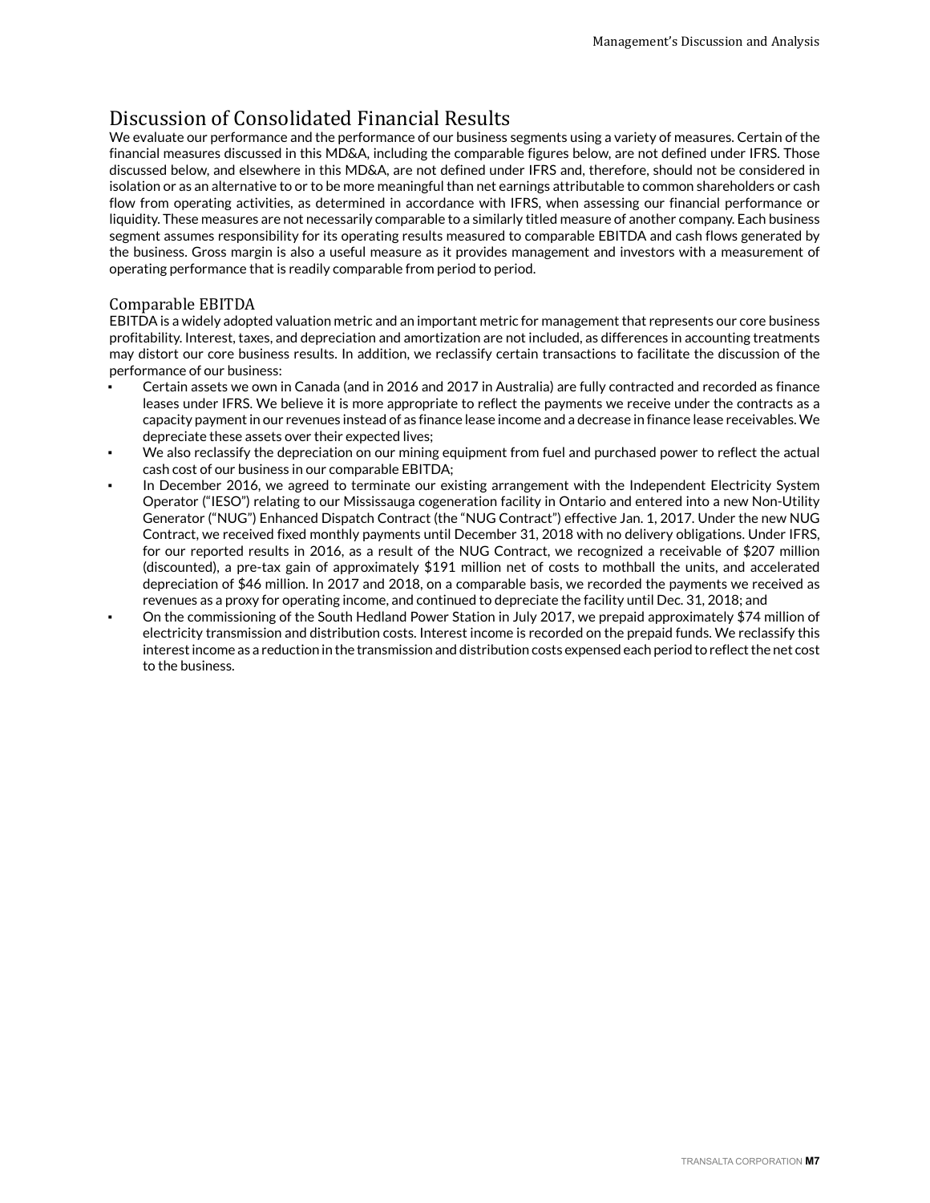## Discussion of Consolidated Financial Results

We evaluate our performance and the performance of our business segments using a variety of measures. Certain of the financial measures discussed in this MD&A, including the comparable figures below, are not defined under IFRS. Those discussed below, and elsewhere in this MD&A, are not defined under IFRS and, therefore, should not be considered in isolation or as an alternative to or to be more meaningful than net earnings attributable to common shareholders or cash flow from operating activities, as determined in accordance with IFRS, when assessing our financial performance or liquidity. These measures are not necessarily comparable to a similarly titled measure of another company. Each business segment assumes responsibility for its operating results measured to comparable EBITDA and cash flows generated by the business. Gross margin is also a useful measure as it provides management and investors with a measurement of operating performance that is readily comparable from period to period.

### Comparable EBITDA

EBITDA is a widely adopted valuation metric and an important metric for management that represents our core business profitability. Interest, taxes, and depreciation and amortization are not included, as differences in accounting treatments may distort our core business results. In addition, we reclassify certain transactions to facilitate the discussion of the performance of our business:

- Certain assets we own in Canada (and in 2016 and 2017 in Australia) are fully contracted and recorded as finance leases under IFRS. We believe it is more appropriate to reflect the payments we receive under the contracts as a capacity payment in our revenues instead of as finance lease income and a decrease in finance lease receivables. We depreciate these assets over their expected lives;
- We also reclassify the depreciation on our mining equipment from fuel and purchased power to reflect the actual cash cost of our business in our comparable EBITDA;
- In December 2016, we agreed to terminate our existing arrangement with the Independent Electricity System Operator ("IESO") relating to our Mississauga cogeneration facility in Ontario and entered into a new Non-Utility Generator ("NUG") Enhanced Dispatch Contract (the "NUG Contract") effective Jan. 1, 2017. Under the new NUG Contract, we received fixed monthly payments until December 31, 2018 with no delivery obligations. Under IFRS, for our reported results in 2016, as a result of the NUG Contract, we recognized a receivable of $207 million (discounted), a pre-tax gain of approximately $191 million net of costs to mothball the units, and accelerated depreciation of $46 million. In 2017 and 2018, on a comparable basis, we recorded the payments we received as revenues as a proxy for operating income, and continued to depreciate the facility until Dec. 31, 2018; and
- On the commissioning of the South Hedland Power Station in July 2017, we prepaid approximately $74 million of electricity transmission and distribution costs. Interest income is recorded on the prepaid funds. We reclassify this interest income as a reduction in the transmission and distribution costs expensed each period to reflect the net cost to the business.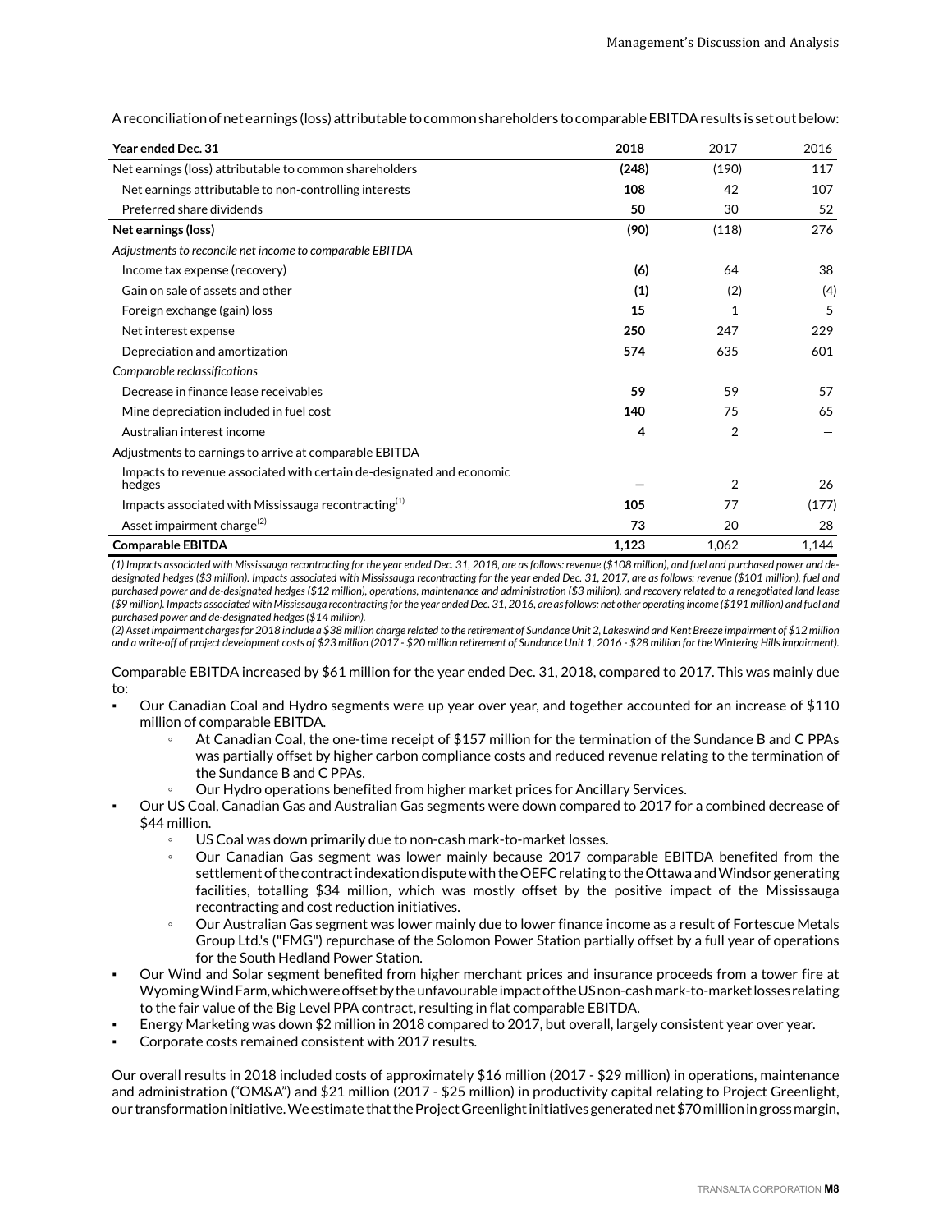A reconciliation of net earnings (loss) attributable to common shareholders to comparable EBITDA results is set out below:

| Year ended Dec. 31 | 2018 | 2017 | 2016 |
|---|---|---|---|
| Net earnings (loss) attributable to common shareholders | **(248)** | (190) | 117 |
| Net earnings attributable to non-controlling interests | **108** | 42 | 107 |
| Preferred share dividends | **50** | 30 | 52 |
| **Net earnings (loss)** | **(90)** | (118) | 276 |
| *Adjustments to reconcile net income to comparable EBITDA* | | | |
| Income tax expense (recovery) | **(6)** | 64 | 38 |
| Gain on sale of assets and other | **(1)** | (2) | (4) |
| Foreign exchange (gain) loss | **15** | 1 | 5 |
| Net interest expense | **250** | 247 | 229 |
| Depreciation and amortization | **574** | 635 | 601 |
| *Comparable reclassifications* | | | |
| Decrease in finance lease receivables | **59** | 59 | 57 |
| Mine depreciation included in fuel cost | **140** | 75 | 65 |
| Australian interest income | **4** | 2 | — |
| Adjustments to earnings to arrive at comparable EBITDA | | | |
| Impacts to revenue associated with certain de-designated and economic hedges | **—** | 2 | 26 |
| Impacts associated with Mississauga recontracting[1] | **105** | 77 | (177) |
| Asset impairment charge[2] | **73** | 20 | 28 |
| **Comparable EBITDA** | **1,123** | 1,062 | 1,144 |

*(1) Impacts associated with Mississauga recontracting for the year ended Dec. 31, 2018, are as follows: revenue ($108 million), and fuel and purchased power and de-designated hedges ($3 million). Impacts associated with Mississauga recontracting for the year ended Dec. 31, 2017, are as follows: revenue ($101 million), fuel and purchased power and de-designated hedges ($12 million), operations, maintenance and administration ($3 million), and recovery related to a renegotiated land lease ($9 million). Impacts associated with Mississauga recontracting for the year ended Dec. 31, 2016, are as follows: net other operating income ($191 million) and fuel and purchased power and de-designated hedges ($14 million).*

*(2) Asset impairment charges for 2018 include a $38 million charge related to the retirement of Sundance Unit 2, Lakeswind and Kent Breeze impairment of $12 million and a write-off of project development costs of $23 million (2017 - $20 million retirement of Sundance Unit 1, 2016 - $28 million for the Wintering Hills impairment).*

Comparable EBITDA increased by $61 million for the year ended Dec. 31, 2018, compared to 2017. This was mainly due to:

- Our Canadian Coal and Hydro segments were up year over year, and together accounted for an increase of $110 million of comparable EBITDA.
  - At Canadian Coal, the one-time receipt of $157 million for the termination of the Sundance B and C PPAs was partially offset by higher carbon compliance costs and reduced revenue relating to the termination of the Sundance B and C PPAs.
  - Our Hydro operations benefited from higher market prices for Ancillary Services.
- Our US Coal, Canadian Gas and Australian Gas segments were down compared to 2017 for a combined decrease of $44 million.
  - US Coal was down primarily due to non-cash mark-to-market losses.
  - Our Canadian Gas segment was lower mainly because 2017 comparable EBITDA benefited from the settlement of the contract indexation dispute with the OEFC relating to the Ottawa and Windsor generating facilities, totalling $34 million, which was mostly offset by the positive impact of the Mississauga recontracting and cost reduction initiatives.
  - Our Australian Gas segment was lower mainly due to lower finance income as a result of Fortescue Metals Group Ltd.'s ("FMG") repurchase of the Solomon Power Station partially offset by a full year of operations for the South Hedland Power Station.
- Our Wind and Solar segment benefited from higher merchant prices and insurance proceeds from a tower fire at Wyoming Wind Farm, which were offset by the unfavourable impact of the US non-cash mark-to-market losses relating to the fair value of the Big Level PPA contract, resulting in flat comparable EBITDA.
- Energy Marketing was down $2 million in 2018 compared to 2017, but overall, largely consistent year over year.
- Corporate costs remained consistent with 2017 results.

Our overall results in 2018 included costs of approximately $16 million (2017 - $29 million) in operations, maintenance and administration ("OM&A") and $21 million (2017 - $25 million) in productivity capital relating to Project Greenlight, our transformation initiative. We estimate that the Project Greenlight initiatives generated net $70 million in gross margin,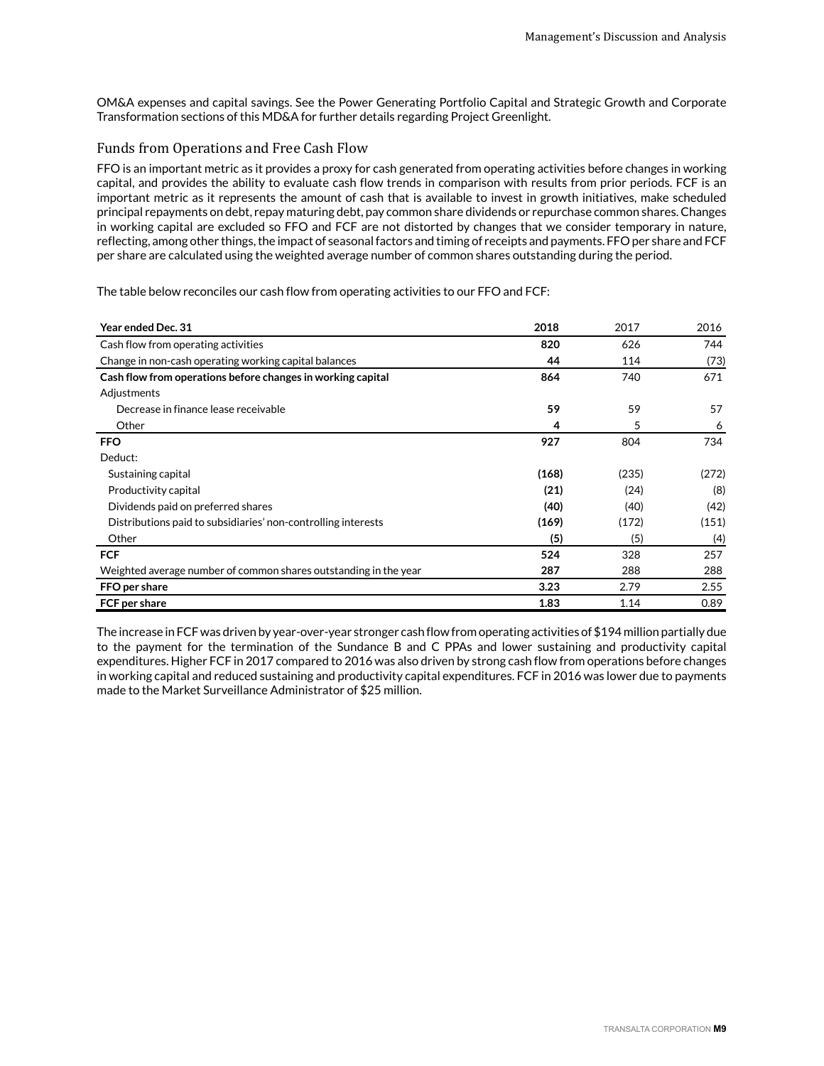OM&A expenses and capital savings. See the Power Generating Portfolio Capital and Strategic Growth and Corporate Transformation sections of this MD&A for further details regarding Project Greenlight.

## Funds from Operations and Free Cash Flow

FFO is an important metric as it provides a proxy for cash generated from operating activities before changes in working capital, and provides the ability to evaluate cash flow trends in comparison with results from prior periods. FCF is an important metric as it represents the amount of cash that is available to invest in growth initiatives, make scheduled principal repayments on debt, repay maturing debt, pay common share dividends or repurchase common shares. Changes in working capital are excluded so FFO and FCF are not distorted by changes that we consider temporary in nature, reflecting, among other things, the impact of seasonal factors and timing of receipts and payments. FFO per share and FCF per share are calculated using the weighted average number of common shares outstanding during the period.

The table below reconciles our cash flow from operating activities to our FFO and FCF:

| Year ended Dec. 31 | 2018 | 2017 | 2016 |
|---|---|---|---|
| Cash flow from operating activities | **820** | 626 | 744 |
| Change in non-cash operating working capital balances | **44** | 114 | (73) |
| **Cash flow from operations before changes in working capital** | **864** | 740 | 671 |
| Adjustments | | | |
| Decrease in finance lease receivable | **59** | 59 | 57 |
| Other | **4** | 5 | 6 |
| **FFO** | **927** | 804 | 734 |
| Deduct: | | | |
| Sustaining capital | **(168)** | (235) | (272) |
| Productivity capital | **(21)** | (24) | (8) |
| Dividends paid on preferred shares | **(40)** | (40) | (42) |
| Distributions paid to subsidiaries' non-controlling interests | **(169)** | (172) | (151) |
| Other | **(5)** | (5) | (4) |
| **FCF** | **524** | 328 | 257 |
| Weighted average number of common shares outstanding in the year | **287** | 288 | 288 |
| **FFO per share** | **3.23** | 2.79 | 2.55 |
| **FCF per share** | **1.83** | 1.14 | 0.89 |

The increase in FCF was driven by year-over-year stronger cash flow from operating activities of $194 million partially due to the payment for the termination of the Sundance B and C PPAs and lower sustaining and productivity capital expenditures. Higher FCF in 2017 compared to 2016 was also driven by strong cash flow from operations before changes in working capital and reduced sustaining and productivity capital expenditures. FCF in 2016 was lower due to payments made to the Market Surveillance Administrator of $25 million.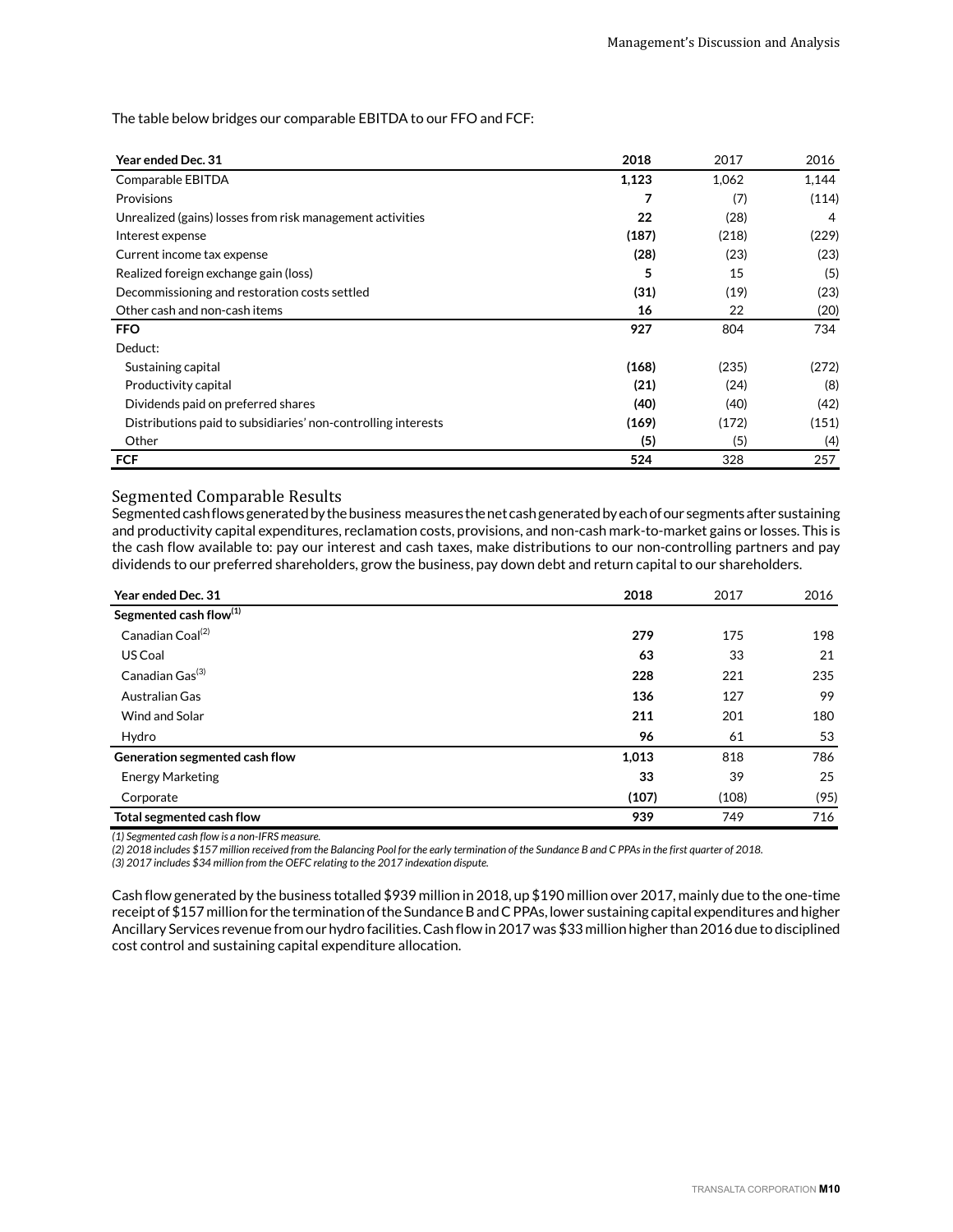The table below bridges our comparable EBITDA to our FFO and FCF:

| Year ended Dec. 31 | 2018 | 2017 | 2016 |
|---|---|---|---|
| Comparable EBITDA | **1,123** | 1,062 | 1,144 |
| Provisions | **7** | (7) | (114) |
| Unrealized (gains) losses from risk management activities | **22** | (28) | 4 |
| Interest expense | **(187)** | (218) | (229) |
| Current income tax expense | **(28)** | (23) | (23) |
| Realized foreign exchange gain (loss) | **5** | 15 | (5) |
| Decommissioning and restoration costs settled | **(31)** | (19) | (23) |
| Other cash and non-cash items | **16** | 22 | (20) |
| **FFO** | **927** | 804 | 734 |
| Deduct: | | | |
| Sustaining capital | **(168)** | (235) | (272) |
| Productivity capital | **(21)** | (24) | (8) |
| Dividends paid on preferred shares | **(40)** | (40) | (42) |
| Distributions paid to subsidiaries' non-controlling interests | **(169)** | (172) | (151) |
| Other | **(5)** | (5) | (4) |
| **FCF** | **524** | 328 | 257 |

## Segmented Comparable Results

Segmented cash flows generated by the business measures the net cash generated by each of our segments after sustaining and productivity capital expenditures, reclamation costs, provisions, and non-cash mark-to-market gains or losses. This is the cash flow available to: pay our interest and cash taxes, make distributions to our non-controlling partners and pay dividends to our preferred shareholders, grow the business, pay down debt and return capital to our shareholders.

| Year ended Dec. 31 | 2018 | 2017 | 2016 |
|---|---|---|---|
| **Segmented cash flow**[(1)] | | | |
| Canadian Coal[(2)] | **279** | 175 | 198 |
| US Coal | **63** | 33 | 21 |
| Canadian Gas[(3)] | **228** | 221 | 235 |
| Australian Gas | **136** | 127 | 99 |
| Wind and Solar | **211** | 201 | 180 |
| Hydro | **96** | 61 | 53 |
| **Generation segmented cash flow** | **1,013** | 818 | 786 |
| Energy Marketing | **33** | 39 | 25 |
| Corporate | **(107)** | (108) | (95) |
| **Total segmented cash flow** | **939** | 749 | 716 |

*(1) Segmented cash flow is a non-IFRS measure.*
*(2) 2018 includes $157 million received from the Balancing Pool for the early termination of the Sundance B and C PPAs in the first quarter of 2018.*
*(3) 2017 includes $34 million from the OEFC relating to the 2017 indexation dispute.*

Cash flow generated by the business totalled $939 million in 2018, up $190 million over 2017, mainly due to the one-time receipt of $157 million for the termination of the Sundance B and C PPAs, lower sustaining capital expenditures and higher Ancillary Services revenue from our hydro facilities. Cash flow in 2017 was $33 million higher than 2016 due to disciplined cost control and sustaining capital expenditure allocation.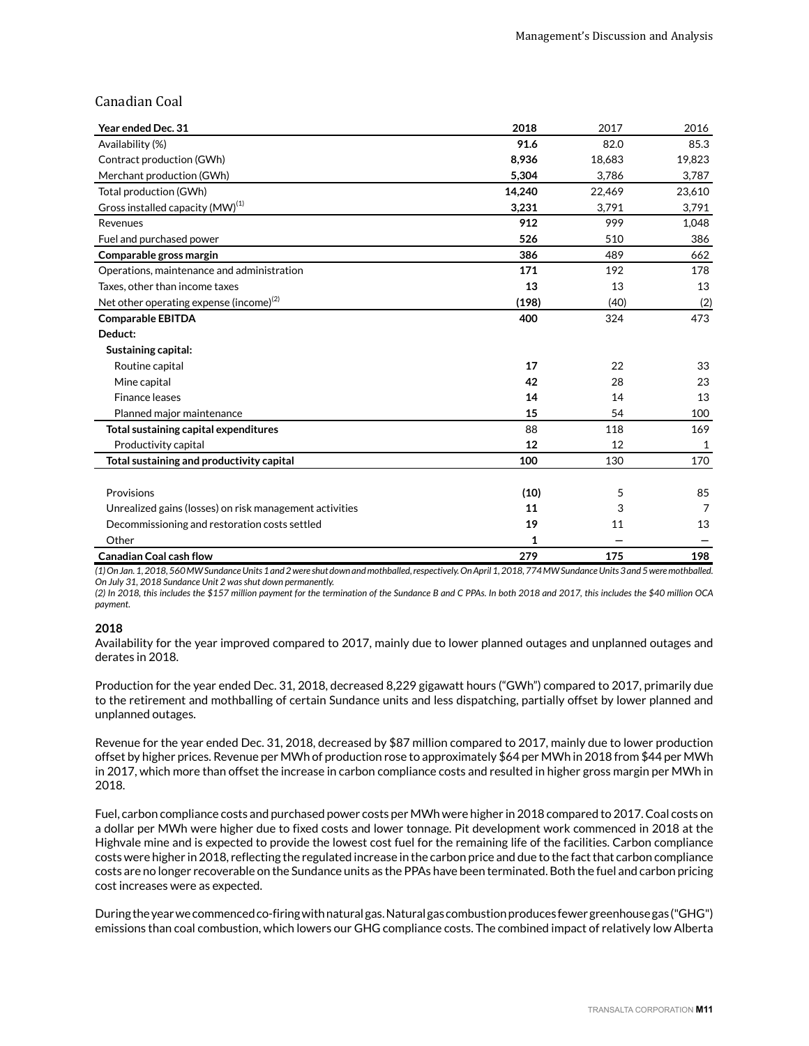## Canadian Coal

| Year ended Dec. 31 | 2018 | 2017 | 2016 |
|---|---|---|---|
| Availability (%) | **91.6** | 82.0 | 85.3 |
| Contract production (GWh) | **8,936** | 18,683 | 19,823 |
| Merchant production (GWh) | **5,304** | 3,786 | 3,787 |
| Total production (GWh) | **14,240** | 22,469 | 23,610 |
| Gross installed capacity (MW)[1] | **3,231** | 3,791 | 3,791 |
| Revenues | **912** | 999 | 1,048 |
| Fuel and purchased power | **526** | 510 | 386 |
| **Comparable gross margin** | **386** | 489 | 662 |
| Operations, maintenance and administration | **171** | 192 | 178 |
| Taxes, other than income taxes | **13** | 13 | 13 |
| Net other operating expense (income)[2] | **(198)** | (40) | (2) |
| **Comparable EBITDA** | **400** | 324 | 473 |
| **Deduct:** | | | |
| **Sustaining capital:** | | | |
| Routine capital | **17** | 22 | 33 |
| Mine capital | **42** | 28 | 23 |
| Finance leases | **14** | 14 | 13 |
| Planned major maintenance | **15** | 54 | 100 |
| **Total sustaining capital expenditures** | 88 | 118 | 169 |
| Productivity capital | **12** | 12 | 1 |
| **Total sustaining and productivity capital** | **100** | 130 | 170 |
| Provisions | **(10)** | 5 | 85 |
| Unrealized gains (losses) on risk management activities | **11** | 3 | 7 |
| Decommissioning and restoration costs settled | **19** | 11 | 13 |
| Other | **1** | — | — |
| **Canadian Coal cash flow** | **279** | **175** | **198** |

*(1) On Jan. 1, 2018, 560 MW Sundance Units 1 and 2 were shut down and mothballed, respectively. On April 1, 2018, 774 MW Sundance Units 3 and 5 were mothballed. On July 31, 2018 Sundance Unit 2 was shut down permanently.*

*(2) In 2018, this includes the $157 million payment for the termination of the Sundance B and C PPAs. In both 2018 and 2017, this includes the $40 million OCA payment.*

### 2018

Availability for the year improved compared to 2017, mainly due to lower planned outages and unplanned outages and derates in 2018.

Production for the year ended Dec. 31, 2018, decreased 8,229 gigawatt hours ("GWh") compared to 2017, primarily due to the retirement and mothballing of certain Sundance units and less dispatching, partially offset by lower planned and unplanned outages.

Revenue for the year ended Dec. 31, 2018, decreased by $87 million compared to 2017, mainly due to lower production offset by higher prices. Revenue per MWh of production rose to approximately $64 per MWh in 2018 from $44 per MWh in 2017, which more than offset the increase in carbon compliance costs and resulted in higher gross margin per MWh in 2018.

Fuel, carbon compliance costs and purchased power costs per MWh were higher in 2018 compared to 2017. Coal costs on a dollar per MWh were higher due to fixed costs and lower tonnage. Pit development work commenced in 2018 at the Highvale mine and is expected to provide the lowest cost fuel for the remaining life of the facilities. Carbon compliance costs were higher in 2018, reflecting the regulated increase in the carbon price and due to the fact that carbon compliance costs are no longer recoverable on the Sundance units as the PPAs have been terminated. Both the fuel and carbon pricing cost increases were as expected.

During the year we commenced co-firing with natural gas. Natural gas combustion produces fewer greenhouse gas ("GHG") emissions than coal combustion, which lowers our GHG compliance costs. The combined impact of relatively low Alberta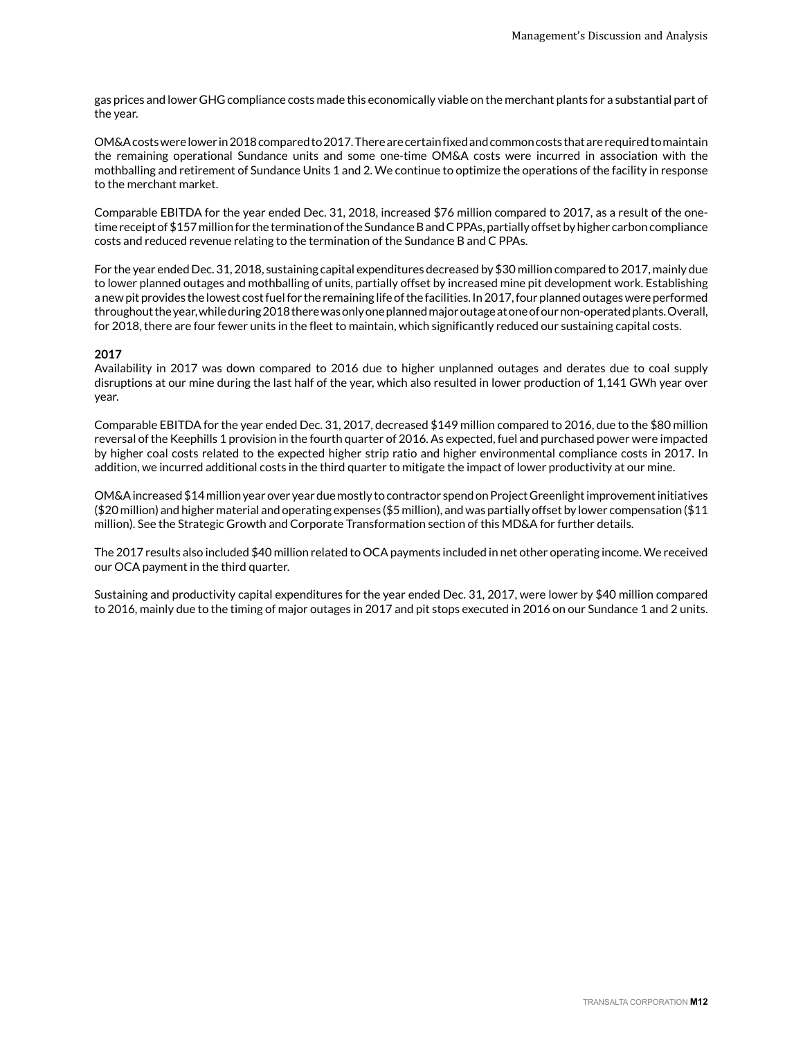gas prices and lower GHG compliance costs made this economically viable on the merchant plants for a substantial part of the year.

OM&A costs were lower in 2018 compared to 2017. There are certain fixed and common costs that are required to maintain the remaining operational Sundance units and some one-time OM&A costs were incurred in association with the mothballing and retirement of Sundance Units 1 and 2. We continue to optimize the operations of the facility in response to the merchant market.

Comparable EBITDA for the year ended Dec. 31, 2018, increased $76 million compared to 2017, as a result of the one-time receipt of $157 million for the termination of the Sundance B and C PPAs, partially offset by higher carbon compliance costs and reduced revenue relating to the termination of the Sundance B and C PPAs.

For the year ended Dec. 31, 2018, sustaining capital expenditures decreased by $30 million compared to 2017, mainly due to lower planned outages and mothballing of units, partially offset by increased mine pit development work. Establishing a new pit provides the lowest cost fuel for the remaining life of the facilities. In 2017, four planned outages were performed throughout the year, while during 2018 there was only one planned major outage at one of our non-operated plants. Overall, for 2018, there are four fewer units in the fleet to maintain, which significantly reduced our sustaining capital costs.

**2017**

Availability in 2017 was down compared to 2016 due to higher unplanned outages and derates due to coal supply disruptions at our mine during the last half of the year, which also resulted in lower production of 1,141 GWh year over year.

Comparable EBITDA for the year ended Dec. 31, 2017, decreased $149 million compared to 2016, due to the $80 million reversal of the Keephills 1 provision in the fourth quarter of 2016. As expected, fuel and purchased power were impacted by higher coal costs related to the expected higher strip ratio and higher environmental compliance costs in 2017. In addition, we incurred additional costs in the third quarter to mitigate the impact of lower productivity at our mine.

OM&A increased $14 million year over year due mostly to contractor spend on Project Greenlight improvement initiatives ($20 million) and higher material and operating expenses ($5 million), and was partially offset by lower compensation ($11 million). See the Strategic Growth and Corporate Transformation section of this MD&A for further details.

The 2017 results also included $40 million related to OCA payments included in net other operating income. We received our OCA payment in the third quarter.

Sustaining and productivity capital expenditures for the year ended Dec. 31, 2017, were lower by $40 million compared to 2016, mainly due to the timing of major outages in 2017 and pit stops executed in 2016 on our Sundance 1 and 2 units.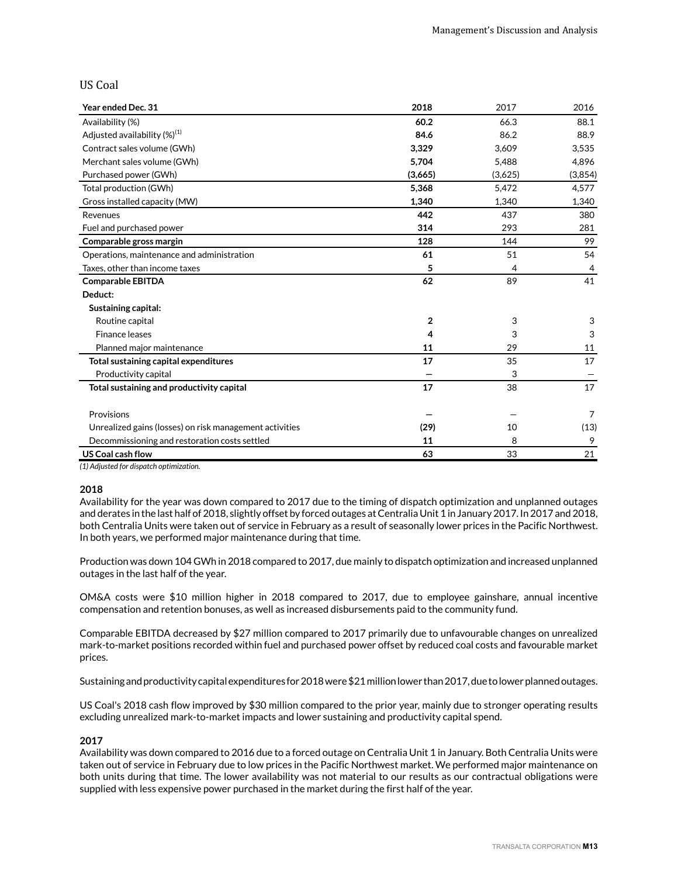## US Coal

| Year ended Dec. 31 | **2018** | 2017 | 2016 |
|---|---|---|---|
| Availability (%) | **60.2** | 66.3 | 88.1 |
| Adjusted availability (%)[1] | **84.6** | 86.2 | 88.9 |
| Contract sales volume (GWh) | **3,329** | 3,609 | 3,535 |
| Merchant sales volume (GWh) | **5,704** | 5,488 | 4,896 |
| Purchased power (GWh) | **(3,665)** | (3,625) | (3,854) |
| Total production (GWh) | **5,368** | 5,472 | 4,577 |
| Gross installed capacity (MW) | **1,340** | 1,340 | 1,340 |
| Revenues | **442** | 437 | 380 |
| Fuel and purchased power | **314** | 293 | 281 |
| **Comparable gross margin** | **128** | 144 | 99 |
| Operations, maintenance and administration | **61** | 51 | 54 |
| Taxes, other than income taxes | **5** | 4 | 4 |
| **Comparable EBITDA** | **62** | 89 | 41 |
| **Deduct:** | | | |
| **Sustaining capital:** | | | |
| Routine capital | **2** | 3 | 3 |
| Finance leases | **4** | 3 | 3 |
| Planned major maintenance | **11** | 29 | 11 |
| **Total sustaining capital expenditures** | **17** | 35 | 17 |
| Productivity capital | **—** | 3 | — |
| **Total sustaining and productivity capital** | **17** | 38 | 17 |
| Provisions | **—** | — | 7 |
| Unrealized gains (losses) on risk management activities | **(29)** | 10 | (13) |
| Decommissioning and restoration costs settled | **11** | 8 | 9 |
| **US Coal cash flow** | **63** | 33 | 21 |

*(1) Adjusted for dispatch optimization.*

**2018**

Availability for the year was down compared to 2017 due to the timing of dispatch optimization and unplanned outages and derates in the last half of 2018, slightly offset by forced outages at Centralia Unit 1 in January 2017. In 2017 and 2018, both Centralia Units were taken out of service in February as a result of seasonally lower prices in the Pacific Northwest. In both years, we performed major maintenance during that time.

Production was down 104 GWh in 2018 compared to 2017, due mainly to dispatch optimization and increased unplanned outages in the last half of the year.

OM&A costs were $10 million higher in 2018 compared to 2017, due to employee gainshare, annual incentive compensation and retention bonuses, as well as increased disbursements paid to the community fund.

Comparable EBITDA decreased by $27 million compared to 2017 primarily due to unfavourable changes on unrealized mark-to-market positions recorded within fuel and purchased power offset by reduced coal costs and favourable market prices.

Sustaining and productivity capital expenditures for 2018 were $21 million lower than 2017, due to lower planned outages.

US Coal's 2018 cash flow improved by $30 million compared to the prior year, mainly due to stronger operating results excluding unrealized mark-to-market impacts and lower sustaining and productivity capital spend.

**2017**

Availability was down compared to 2016 due to a forced outage on Centralia Unit 1 in January. Both Centralia Units were taken out of service in February due to low prices in the Pacific Northwest market. We performed major maintenance on both units during that time. The lower availability was not material to our results as our contractual obligations were supplied with less expensive power purchased in the market during the first half of the year.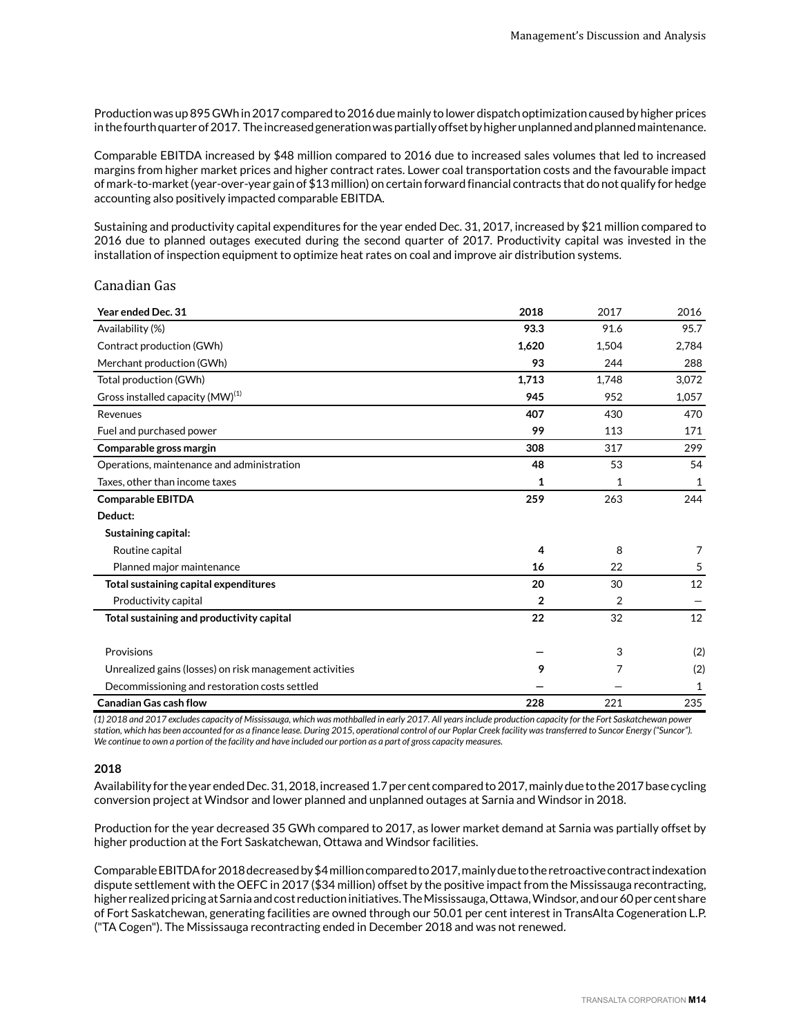Production was up 895 GWh in 2017 compared to 2016 due mainly to lower dispatch optimization caused by higher prices in the fourth quarter of 2017. The increased generation was partially offset by higher unplanned and planned maintenance.

Comparable EBITDA increased by $48 million compared to 2016 due to increased sales volumes that led to increased margins from higher market prices and higher contract rates. Lower coal transportation costs and the favourable impact of mark-to-market (year-over-year gain of $13 million) on certain forward financial contracts that do not qualify for hedge accounting also positively impacted comparable EBITDA.

Sustaining and productivity capital expenditures for the year ended Dec. 31, 2017, increased by $21 million compared to 2016 due to planned outages executed during the second quarter of 2017. Productivity capital was invested in the installation of inspection equipment to optimize heat rates on coal and improve air distribution systems.

## Canadian Gas

| Year ended Dec. 31 | 2018 | 2017 | 2016 |
|---|---|---|---|
| Availability (%) | **93.3** | 91.6 | 95.7 |
| Contract production (GWh) | **1,620** | 1,504 | 2,784 |
| Merchant production (GWh) | **93** | 244 | 288 |
| Total production (GWh) | **1,713** | 1,748 | 3,072 |
| Gross installed capacity (MW)[1] | **945** | 952 | 1,057 |
| Revenues | **407** | 430 | 470 |
| Fuel and purchased power | **99** | 113 | 171 |
| **Comparable gross margin** | **308** | 317 | 299 |
| Operations, maintenance and administration | **48** | 53 | 54 |
| Taxes, other than income taxes | **1** | 1 | 1 |
| **Comparable EBITDA** | **259** | 263 | 244 |
| **Deduct:** | | | |
| **Sustaining capital:** | | | |
| Routine capital | **4** | 8 | 7 |
| Planned major maintenance | **16** | 22 | 5 |
| **Total sustaining capital expenditures** | **20** | 30 | 12 |
| Productivity capital | **2** | 2 | — |
| **Total sustaining and productivity capital** | **22** | 32 | 12 |
| Provisions | **—** | 3 | (2) |
| Unrealized gains (losses) on risk management activities | **9** | 7 | (2) |
| Decommissioning and restoration costs settled | **—** | — | 1 |
| **Canadian Gas cash flow** | **228** | 221 | 235 |

*(1) 2018 and 2017 excludes capacity of Mississauga, which was mothballed in early 2017. All years include production capacity for the Fort Saskatchewan power station, which has been accounted for as a finance lease. During 2015, operational control of our Poplar Creek facility was transferred to Suncor Energy ("Suncor"). We continue to own a portion of the facility and have included our portion as a part of gross capacity measures.*

**2018**

Availability for the year ended Dec. 31, 2018, increased 1.7 per cent compared to 2017, mainly due to the 2017 base cycling conversion project at Windsor and lower planned and unplanned outages at Sarnia and Windsor in 2018.

Production for the year decreased 35 GWh compared to 2017, as lower market demand at Sarnia was partially offset by higher production at the Fort Saskatchewan, Ottawa and Windsor facilities.

Comparable EBITDA for 2018 decreased by $4 million compared to 2017, mainly due to the retroactive contract indexation dispute settlement with the OEFC in 2017 ($34 million) offset by the positive impact from the Mississauga recontracting, higher realized pricing at Sarnia and cost reduction initiatives. The Mississauga, Ottawa, Windsor, and our 60 per cent share of Fort Saskatchewan, generating facilities are owned through our 50.01 per cent interest in TransAlta Cogeneration L.P. ("TA Cogen"). The Mississauga recontracting ended in December 2018 and was not renewed.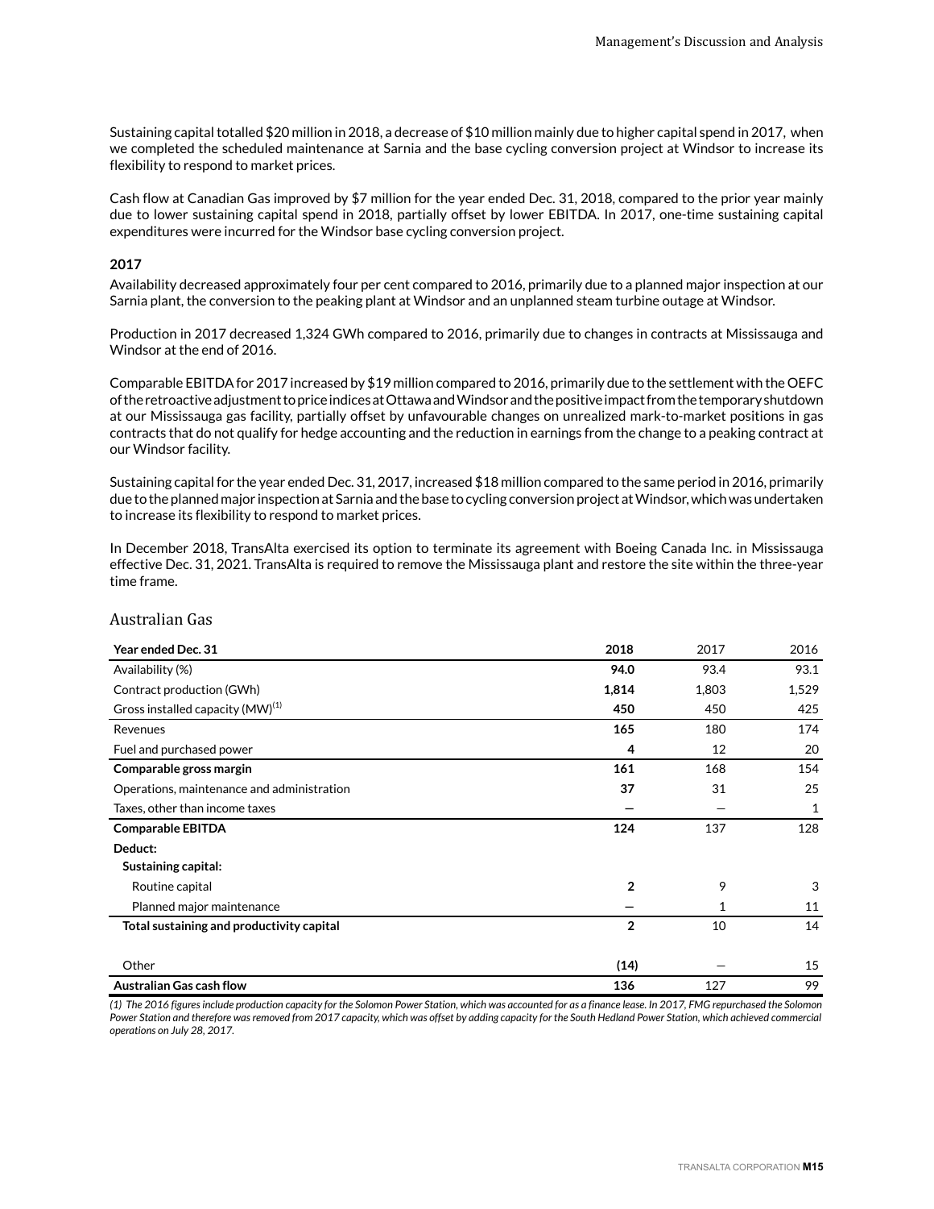Sustaining capital totalled $20 million in 2018, a decrease of $10 million mainly due to higher capital spend in 2017, when we completed the scheduled maintenance at Sarnia and the base cycling conversion project at Windsor to increase its flexibility to respond to market prices.

Cash flow at Canadian Gas improved by $7 million for the year ended Dec. 31, 2018, compared to the prior year mainly due to lower sustaining capital spend in 2018, partially offset by lower EBITDA. In 2017, one-time sustaining capital expenditures were incurred for the Windsor base cycling conversion project.

**2017**

Availability decreased approximately four per cent compared to 2016, primarily due to a planned major inspection at our Sarnia plant, the conversion to the peaking plant at Windsor and an unplanned steam turbine outage at Windsor.

Production in 2017 decreased 1,324 GWh compared to 2016, primarily due to changes in contracts at Mississauga and Windsor at the end of 2016.

Comparable EBITDA for 2017 increased by $19 million compared to 2016, primarily due to the settlement with the OEFC of the retroactive adjustment to price indices at Ottawa and Windsor and the positive impact from the temporary shutdown at our Mississauga gas facility, partially offset by unfavourable changes on unrealized mark-to-market positions in gas contracts that do not qualify for hedge accounting and the reduction in earnings from the change to a peaking contract at our Windsor facility.

Sustaining capital for the year ended Dec. 31, 2017, increased $18 million compared to the same period in 2016, primarily due to the planned major inspection at Sarnia and the base to cycling conversion project at Windsor, which was undertaken to increase its flexibility to respond to market prices.

In December 2018, TransAlta exercised its option to terminate its agreement with Boeing Canada Inc. in Mississauga effective Dec. 31, 2021. TransAlta is required to remove the Mississauga plant and restore the site within the three-year time frame.

## Australian Gas

| Year ended Dec. 31 | 2018 | 2017 | 2016 |
|---|---|---|---|
| Availability (%) | **94.0** | 93.4 | 93.1 |
| Contract production (GWh) | **1,814** | 1,803 | 1,529 |
| Gross installed capacity (MW)(1) | **450** | 450 | 425 |
| Revenues | **165** | 180 | 174 |
| Fuel and purchased power | **4** | 12 | 20 |
| **Comparable gross margin** | **161** | 168 | 154 |
| Operations, maintenance and administration | **37** | 31 | 25 |
| Taxes, other than income taxes | **—** | — | 1 |
| **Comparable EBITDA** | **124** | 137 | 128 |
| **Deduct:** | | | |
| **Sustaining capital:** | | | |
| Routine capital | **2** | 9 | 3 |
| Planned major maintenance | **—** | 1 | 11 |
| **Total sustaining and productivity capital** | **2** | 10 | 14 |
| Other | **(14)** | — | 15 |
| **Australian Gas cash flow** | **136** | 127 | 99 |

*(1) The 2016 figures include production capacity for the Solomon Power Station, which was accounted for as a finance lease. In 2017, FMG repurchased the Solomon Power Station and therefore was removed from 2017 capacity, which was offset by adding capacity for the South Hedland Power Station, which achieved commercial operations on July 28, 2017.*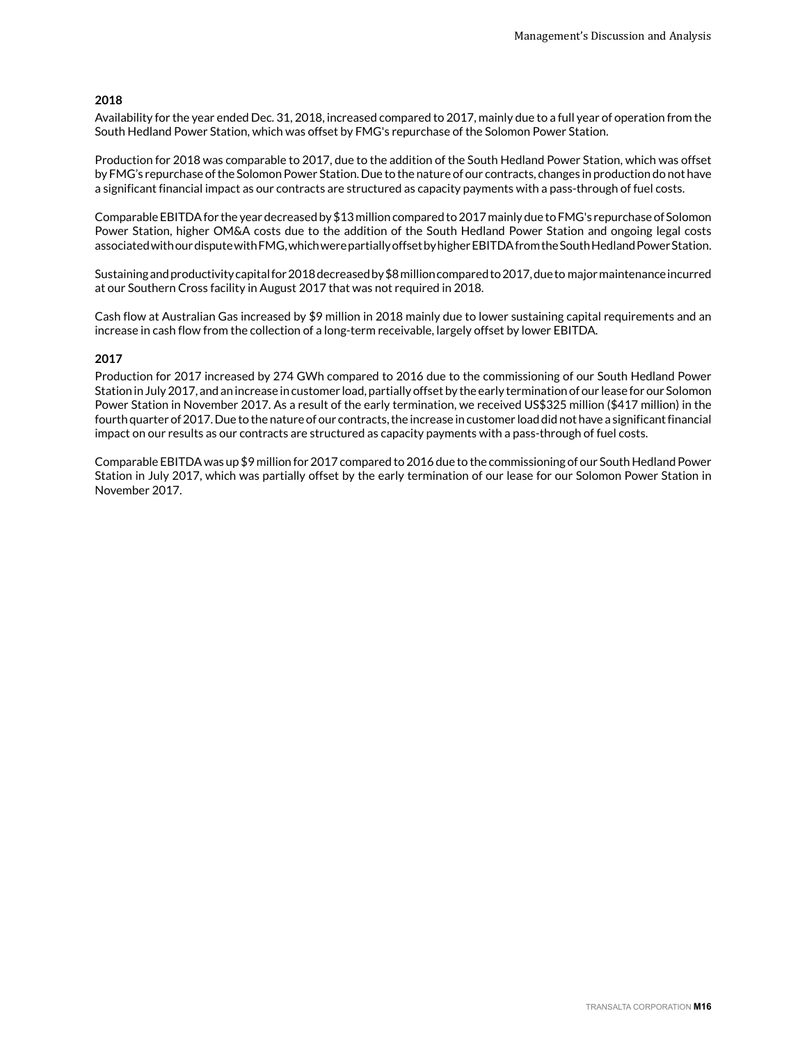**2018**

Availability for the year ended Dec. 31, 2018, increased compared to 2017, mainly due to a full year of operation from the South Hedland Power Station, which was offset by FMG's repurchase of the Solomon Power Station.

Production for 2018 was comparable to 2017, due to the addition of the South Hedland Power Station, which was offset by FMG's repurchase of the Solomon Power Station. Due to the nature of our contracts, changes in production do not have a significant financial impact as our contracts are structured as capacity payments with a pass-through of fuel costs.

Comparable EBITDA for the year decreased by $13 million compared to 2017 mainly due to FMG's repurchase of Solomon Power Station, higher OM&A costs due to the addition of the South Hedland Power Station and ongoing legal costs associated with our dispute with FMG, which were partially offset by higher EBITDA from the South Hedland Power Station.

Sustaining and productivity capital for 2018 decreased by $8 million compared to 2017, due to major maintenance incurred at our Southern Cross facility in August 2017 that was not required in 2018.

Cash flow at Australian Gas increased by $9 million in 2018 mainly due to lower sustaining capital requirements and an increase in cash flow from the collection of a long-term receivable, largely offset by lower EBITDA.

**2017**

Production for 2017 increased by 274 GWh compared to 2016 due to the commissioning of our South Hedland Power Station in July 2017, and an increase in customer load, partially offset by the early termination of our lease for our Solomon Power Station in November 2017. As a result of the early termination, we received US$325 million ($417 million) in the fourth quarter of 2017. Due to the nature of our contracts, the increase in customer load did not have a significant financial impact on our results as our contracts are structured as capacity payments with a pass-through of fuel costs.

Comparable EBITDA was up $9 million for 2017 compared to 2016 due to the commissioning of our South Hedland Power Station in July 2017, which was partially offset by the early termination of our lease for our Solomon Power Station in November 2017.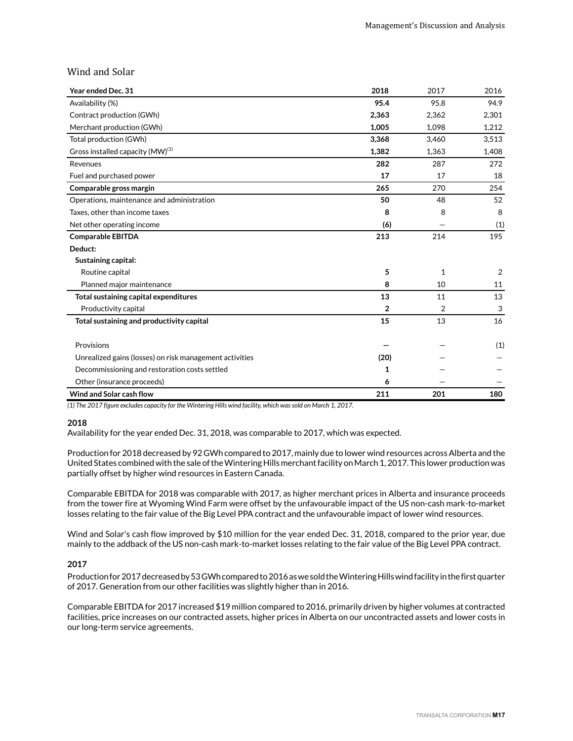## Wind and Solar

| Year ended Dec. 31 | 2018 | 2017 | 2016 |
|---|---|---|---|
| Availability (%) | **95.4** | 95.8 | 94.9 |
| Contract production (GWh) | **2,363** | 2,362 | 2,301 |
| Merchant production (GWh) | **1,005** | 1,098 | 1,212 |
| Total production (GWh) | **3,368** | 3,460 | 3,513 |
| Gross installed capacity (MW)[1] | **1,382** | 1,363 | 1,408 |
| Revenues | **282** | 287 | 272 |
| Fuel and purchased power | **17** | 17 | 18 |
| **Comparable gross margin** | **265** | 270 | 254 |
| Operations, maintenance and administration | **50** | 48 | 52 |
| Taxes, other than income taxes | **8** | 8 | 8 |
| Net other operating income | **(6)** | — | (1) |
| **Comparable EBITDA** | **213** | 214 | 195 |
| **Deduct:** | | | |
| **Sustaining capital:** | | | |
| Routine capital | **5** | 1 | 2 |
| Planned major maintenance | **8** | 10 | 11 |
| **Total sustaining capital expenditures** | **13** | 11 | 13 |
| Productivity capital | **2** | 2 | 3 |
| **Total sustaining and productivity capital** | **15** | 13 | 16 |
| Provisions | **—** | — | (1) |
| Unrealized gains (losses) on risk management activities | **(20)** | — | — |
| Decommissioning and restoration costs settled | **1** | — | — |
| Other (insurance proceeds) | **6** | — | — |
| **Wind and Solar cash flow** | **211** | **201** | **180** |

*(1) The 2017 figure excludes capacity for the Wintering Hills wind facility, which was sold on March 1, 2017.*

**2018**

Availability for the year ended Dec. 31, 2018, was comparable to 2017, which was expected.

Production for 2018 decreased by 92 GWh compared to 2017, mainly due to lower wind resources across Alberta and the United States combined with the sale of the Wintering Hills merchant facility on March 1, 2017. This lower production was partially offset by higher wind resources in Eastern Canada.

Comparable EBITDA for 2018 was comparable with 2017, as higher merchant prices in Alberta and insurance proceeds from the tower fire at Wyoming Wind Farm were offset by the unfavourable impact of the US non-cash mark-to-market losses relating to the fair value of the Big Level PPA contract and the unfavourable impact of lower wind resources.

Wind and Solar's cash flow improved by $10 million for the year ended Dec. 31, 2018, compared to the prior year, due mainly to the addback of the US non-cash mark-to-market losses relating to the fair value of the Big Level PPA contract.

**2017**

Production for 2017 decreased by 53 GWh compared to 2016 as we sold the Wintering Hills wind facility in the first quarter of 2017. Generation from our other facilities was slightly higher than in 2016.

Comparable EBITDA for 2017 increased $19 million compared to 2016, primarily driven by higher volumes at contracted facilities, price increases on our contracted assets, higher prices in Alberta on our uncontracted assets and lower costs in our long-term service agreements.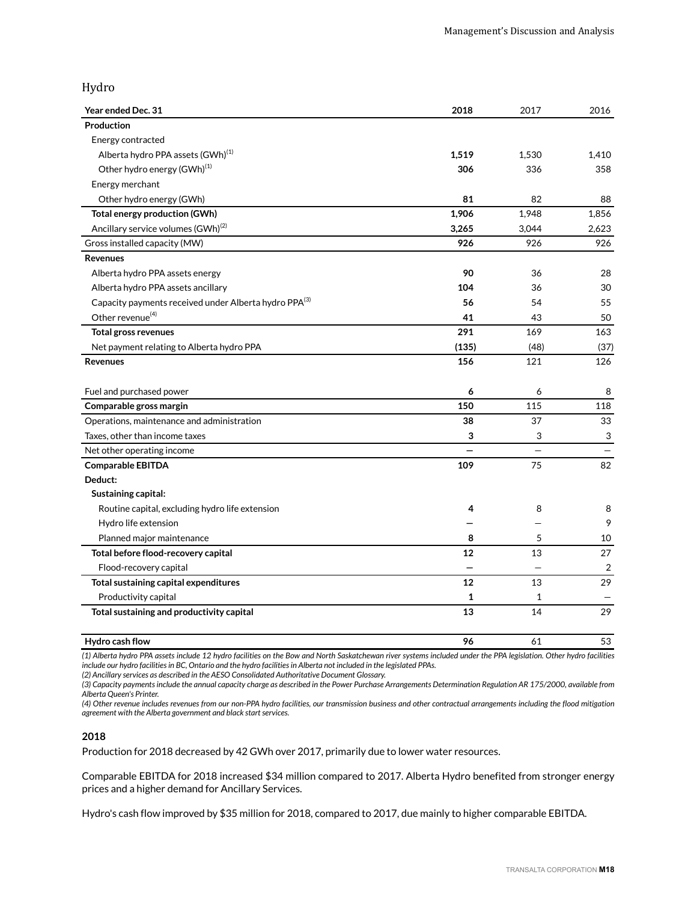## Hydro

| Year ended Dec. 31 | 2018 | 2017 | 2016 |
|---|---|---|---|
| **Production** | | | |
| Energy contracted | | | |
| Alberta hydro PPA assets (GWh)[1] | **1,519** | 1,530 | 1,410 |
| Other hydro energy (GWh)[1] | **306** | 336 | 358 |
| Energy merchant | | | |
| Other hydro energy (GWh) | **81** | 82 | 88 |
| **Total energy production (GWh)** | **1,906** | 1,948 | 1,856 |
| Ancillary service volumes (GWh)[2] | **3,265** | 3,044 | 2,623 |
| Gross installed capacity (MW) | **926** | 926 | 926 |
| **Revenues** | | | |
| Alberta hydro PPA assets energy | **90** | 36 | 28 |
| Alberta hydro PPA assets ancillary | **104** | 36 | 30 |
| Capacity payments received under Alberta hydro PPA[3] | **56** | 54 | 55 |
| Other revenue[4] | **41** | 43 | 50 |
| **Total gross revenues** | **291** | 169 | 163 |
| Net payment relating to Alberta hydro PPA | **(135)** | (48) | (37) |
| **Revenues** | **156** | 121 | 126 |
| | | | |
| Fuel and purchased power | **6** | 6 | 8 |
| **Comparable gross margin** | **150** | 115 | 118 |
| Operations, maintenance and administration | **38** | 37 | 33 |
| Taxes, other than income taxes | **3** | 3 | 3 |
| Net other operating income | **—** | — | — |
| **Comparable EBITDA** | **109** | 75 | 82 |
| **Deduct:** | | | |
| **Sustaining capital:** | | | |
| Routine capital, excluding hydro life extension | **4** | 8 | 8 |
| Hydro life extension | **—** | — | 9 |
| Planned major maintenance | **8** | 5 | 10 |
| **Total before flood-recovery capital** | **12** | 13 | 27 |
| Flood-recovery capital | **—** | — | 2 |
| **Total sustaining capital expenditures** | **12** | 13 | 29 |
| Productivity capital | **1** | 1 | — |
| **Total sustaining and productivity capital** | **13** | 14 | 29 |
| | | | |
| **Hydro cash flow** | **96** | 61 | 53 |

*(1) Alberta hydro PPA assets include 12 hydro facilities on the Bow and North Saskatchewan river systems included under the PPA legislation. Other hydro facilities include our hydro facilities in BC, Ontario and the hydro facilities in Alberta not included in the legislated PPAs.*
*(2) Ancillary services as described in the AESO Consolidated Authoritative Document Glossary.*
*(3) Capacity payments include the annual capacity charge as described in the Power Purchase Arrangements Determination Regulation AR 175/2000, available from Alberta Queen's Printer.*
*(4) Other revenue includes revenues from our non-PPA hydro facilities, our transmission business and other contractual arrangements including the flood mitigation agreement with the Alberta government and black start services.*

**2018**

Production for 2018 decreased by 42 GWh over 2017, primarily due to lower water resources.

Comparable EBITDA for 2018 increased $34 million compared to 2017. Alberta Hydro benefited from stronger energy prices and a higher demand for Ancillary Services.

Hydro's cash flow improved by $35 million for 2018, compared to 2017, due mainly to higher comparable EBITDA.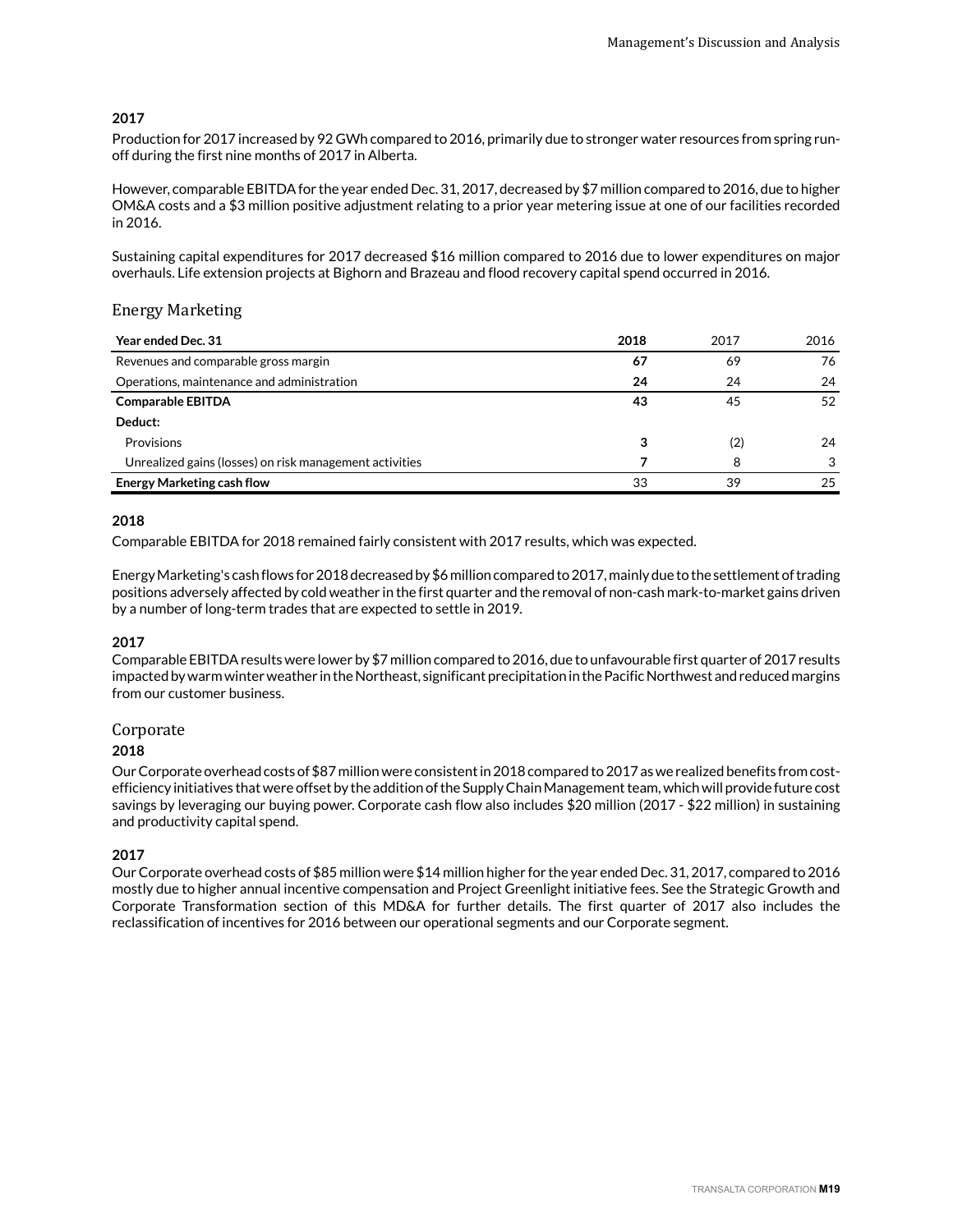**2017**

Production for 2017 increased by 92 GWh compared to 2016, primarily due to stronger water resources from spring run-off during the first nine months of 2017 in Alberta.

However, comparable EBITDA for the year ended Dec. 31, 2017, decreased by $7 million compared to 2016, due to higher OM&A costs and a $3 million positive adjustment relating to a prior year metering issue at one of our facilities recorded in 2016.

Sustaining capital expenditures for 2017 decreased $16 million compared to 2016 due to lower expenditures on major overhauls. Life extension projects at Bighorn and Brazeau and flood recovery capital spend occurred in 2016.

## Energy Marketing

| Year ended Dec. 31 | 2018 | 2017 | 2016 |
|---|---|---|---|
| Revenues and comparable gross margin | **67** | 69 | 76 |
| Operations, maintenance and administration | **24** | 24 | 24 |
| **Comparable EBITDA** | **43** | 45 | 52 |
| **Deduct:** | | | |
| Provisions | **3** | (2) | 24 |
| Unrealized gains (losses) on risk management activities | **7** | 8 | 3 |
| **Energy Marketing cash flow** | 33 | 39 | 25 |

**2018**

Comparable EBITDA for 2018 remained fairly consistent with 2017 results, which was expected.

Energy Marketing's cash flows for 2018 decreased by $6 million compared to 2017, mainly due to the settlement of trading positions adversely affected by cold weather in the first quarter and the removal of non-cash mark-to-market gains driven by a number of long-term trades that are expected to settle in 2019.

**2017**

Comparable EBITDA results were lower by $7 million compared to 2016, due to unfavourable first quarter of 2017 results impacted by warm winter weather in the Northeast, significant precipitation in the Pacific Northwest and reduced margins from our customer business.

## Corporate

**2018**

Our Corporate overhead costs of $87 million were consistent in 2018 compared to 2017 as we realized benefits from cost-efficiency initiatives that were offset by the addition of the Supply Chain Management team, which will provide future cost savings by leveraging our buying power. Corporate cash flow also includes $20 million (2017 - $22 million) in sustaining and productivity capital spend.

**2017**

Our Corporate overhead costs of $85 million were $14 million higher for the year ended Dec. 31, 2017, compared to 2016 mostly due to higher annual incentive compensation and Project Greenlight initiative fees. See the Strategic Growth and Corporate Transformation section of this MD&A for further details. The first quarter of 2017 also includes the reclassification of incentives for 2016 between our operational segments and our Corporate segment.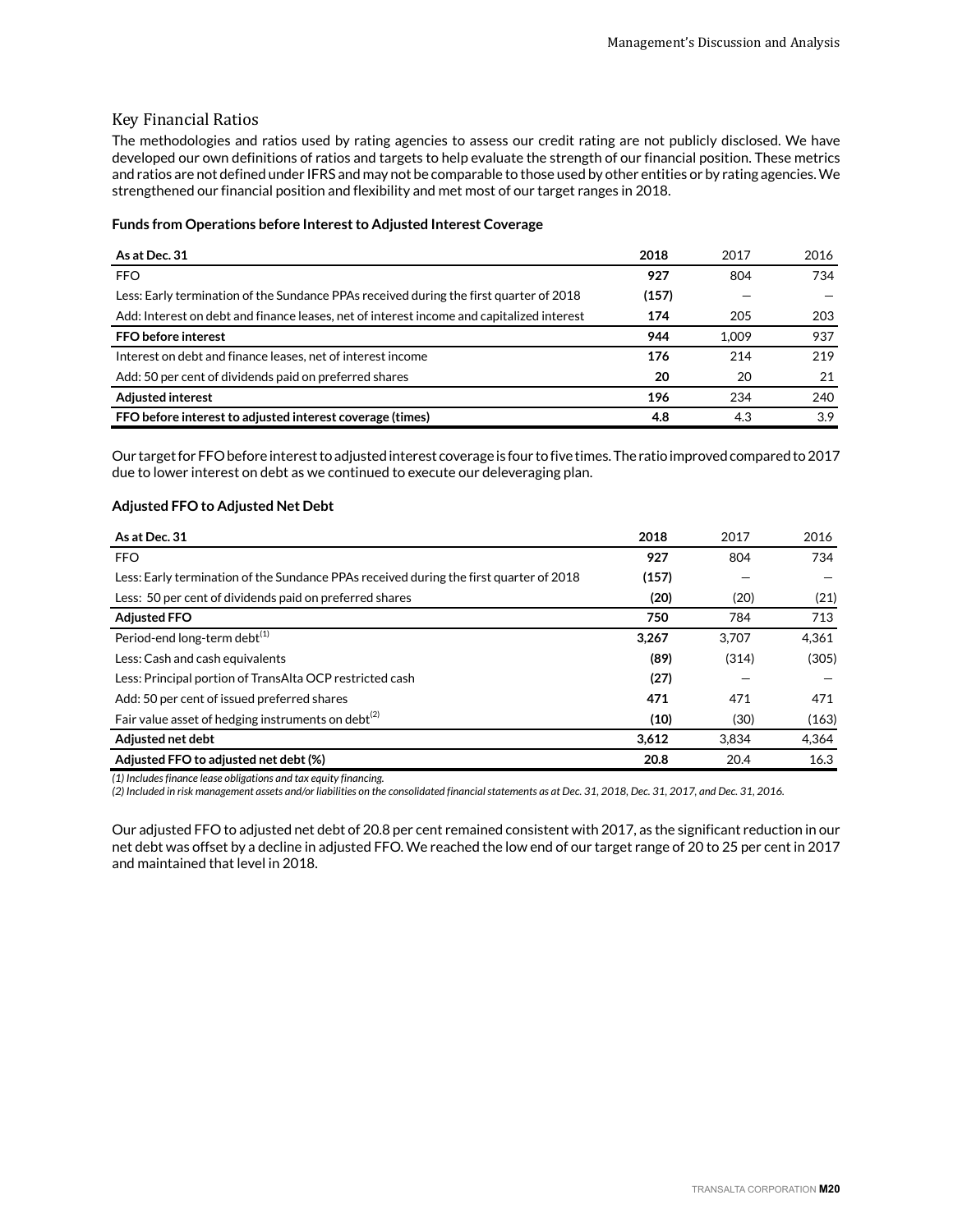## Key Financial Ratios

The methodologies and ratios used by rating agencies to assess our credit rating are not publicly disclosed. We have developed our own definitions of ratios and targets to help evaluate the strength of our financial position. These metrics and ratios are not defined under IFRS and may not be comparable to those used by other entities or by rating agencies. We strengthened our financial position and flexibility and met most of our target ranges in 2018.

**Funds from Operations before Interest to Adjusted Interest Coverage**

| As at Dec. 31 | 2018 | 2017 | 2016 |
|---|---|---|---|
| FFO | **927** | 804 | 734 |
| Less: Early termination of the Sundance PPAs received during the first quarter of 2018 | **(157)** | — | — |
| Add: Interest on debt and finance leases, net of interest income and capitalized interest | **174** | 205 | 203 |
| **FFO before interest** | **944** | 1,009 | 937 |
| Interest on debt and finance leases, net of interest income | **176** | 214 | 219 |
| Add: 50 per cent of dividends paid on preferred shares | **20** | 20 | 21 |
| **Adjusted interest** | **196** | 234 | 240 |
| **FFO before interest to adjusted interest coverage (times)** | **4.8** | 4.3 | 3.9 |

Our target for FFO before interest to adjusted interest coverage is four to five times. The ratio improved compared to 2017 due to lower interest on debt as we continued to execute our deleveraging plan.

**Adjusted FFO to Adjusted Net Debt**

| As at Dec. 31 | 2018 | 2017 | 2016 |
|---|---|---|---|
| FFO | **927** | 804 | 734 |
| Less: Early termination of the Sundance PPAs received during the first quarter of 2018 | **(157)** | — | — |
| Less: 50 per cent of dividends paid on preferred shares | **(20)** | (20) | (21) |
| **Adjusted FFO** | **750** | 784 | 713 |
| Period-end long-term debt[1] | **3,267** | 3,707 | 4,361 |
| Less: Cash and cash equivalents | **(89)** | (314) | (305) |
| Less: Principal portion of TransAlta OCP restricted cash | **(27)** | — | — |
| Add: 50 per cent of issued preferred shares | **471** | 471 | 471 |
| Fair value asset of hedging instruments on debt[2] | **(10)** | (30) | (163) |
| **Adjusted net debt** | **3,612** | 3,834 | 4,364 |
| **Adjusted FFO to adjusted net debt (%)** | **20.8** | 20.4 | 16.3 |

*(1) Includes finance lease obligations and tax equity financing.*
*(2) Included in risk management assets and/or liabilities on the consolidated financial statements as at Dec. 31, 2018, Dec. 31, 2017, and Dec. 31, 2016.*

Our adjusted FFO to adjusted net debt of 20.8 per cent remained consistent with 2017, as the significant reduction in our net debt was offset by a decline in adjusted FFO. We reached the low end of our target range of 20 to 25 per cent in 2017 and maintained that level in 2018.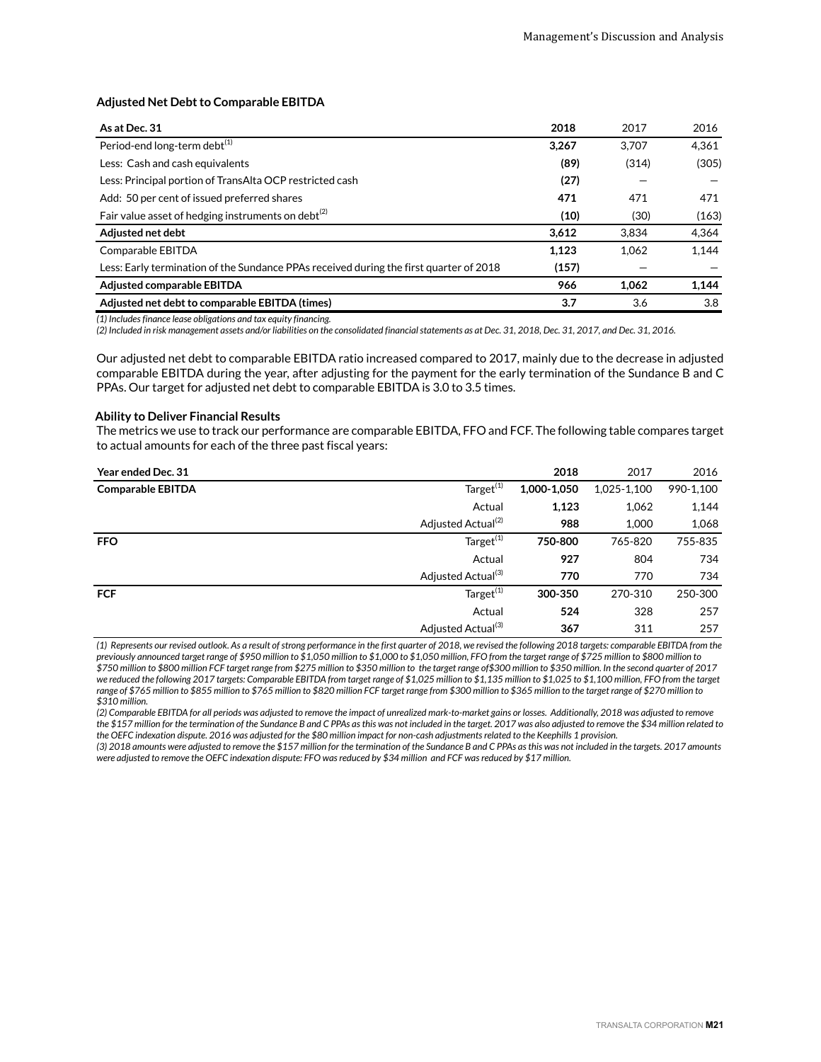### Adjusted Net Debt to Comparable EBITDA

| As at Dec. 31 | 2018 | 2017 | 2016 |
|---|---|---|---|
| Period-end long-term debt[(1)] | **3,267** | 3,707 | 4,361 |
| Less: Cash and cash equivalents | **(89)** | (314) | (305) |
| Less: Principal portion of TransAlta OCP restricted cash | **(27)** | — | — |
| Add: 50 per cent of issued preferred shares | **471** | 471 | 471 |
| Fair value asset of hedging instruments on debt[(2)] | **(10)** | (30) | (163) |
| **Adjusted net debt** | **3,612** | 3,834 | 4,364 |
| Comparable EBITDA | **1,123** | 1,062 | 1,144 |
| Less: Early termination of the Sundance PPAs received during the first quarter of 2018 | **(157)** | — | — |
| **Adjusted comparable EBITDA** | **966** | **1,062** | **1,144** |
| **Adjusted net debt to comparable EBITDA (times)** | **3.7** | 3.6 | 3.8 |

*(1) Includes finance lease obligations and tax equity financing.*
*(2) Included in risk management assets and/or liabilities on the consolidated financial statements as at Dec. 31, 2018, Dec. 31, 2017, and Dec. 31, 2016.*

Our adjusted net debt to comparable EBITDA ratio increased compared to 2017, mainly due to the decrease in adjusted comparable EBITDA during the year, after adjusting for the payment for the early termination of the Sundance B and C PPAs. Our target for adjusted net debt to comparable EBITDA is 3.0 to 3.5 times.

### Ability to Deliver Financial Results

The metrics we use to track our performance are comparable EBITDA, FFO and FCF. The following table compares target to actual amounts for each of the three past fiscal years:

| Year ended Dec. 31 | | 2018 | 2017 | 2016 |
|---|---|---|---|---|
| **Comparable EBITDA** | Target[(1)] | **1,000-1,050** | 1,025-1,100 | 990-1,100 |
| | Actual | **1,123** | 1,062 | 1,144 |
| | Adjusted Actual[(2)] | **988** | 1,000 | 1,068 |
| **FFO** | Target[(1)] | **750-800** | 765-820 | 755-835 |
| | Actual | **927** | 804 | 734 |
| | Adjusted Actual[(3)] | **770** | 770 | 734 |
| **FCF** | Target[(1)] | **300-350** | 270-310 | 250-300 |
| | Actual | **524** | 328 | 257 |
| | Adjusted Actual[(3)] | **367** | 311 | 257 |

*(1) Represents our revised outlook. As a result of strong performance in the first quarter of 2018, we revised the following 2018 targets: comparable EBITDA from the previously announced target range of $950 million to $1,050 million to $1,000 to $1,050 million, FFO from the target range of $725 million to $800 million to $750 million to $800 million FCF target range from $275 million to $350 million to the target range of$300 million to $350 million. In the second quarter of 2017 we reduced the following 2017 targets: Comparable EBITDA from target range of $1,025 million to $1,135 million to $1,025 to $1,100 million, FFO from the target range of $765 million to $855 million to $765 million to $820 million FCF target range from $300 million to $365 million to the target range of $270 million to $310 million.*
*(2) Comparable EBITDA for all periods was adjusted to remove the impact of unrealized mark-to-market gains or losses. Additionally, 2018 was adjusted to remove the $157 million for the termination of the Sundance B and C PPAs as this was not included in the target. 2017 was also adjusted to remove the $34 million related to the OEFC indexation dispute. 2016 was adjusted for the $80 million impact for non-cash adjustments related to the Keephills 1 provision.*
*(3) 2018 amounts were adjusted to remove the $157 million for the termination of the Sundance B and C PPAs as this was not included in the targets. 2017 amounts were adjusted to remove the OEFC indexation dispute: FFO was reduced by $34 million and FCF was reduced by $17 million.*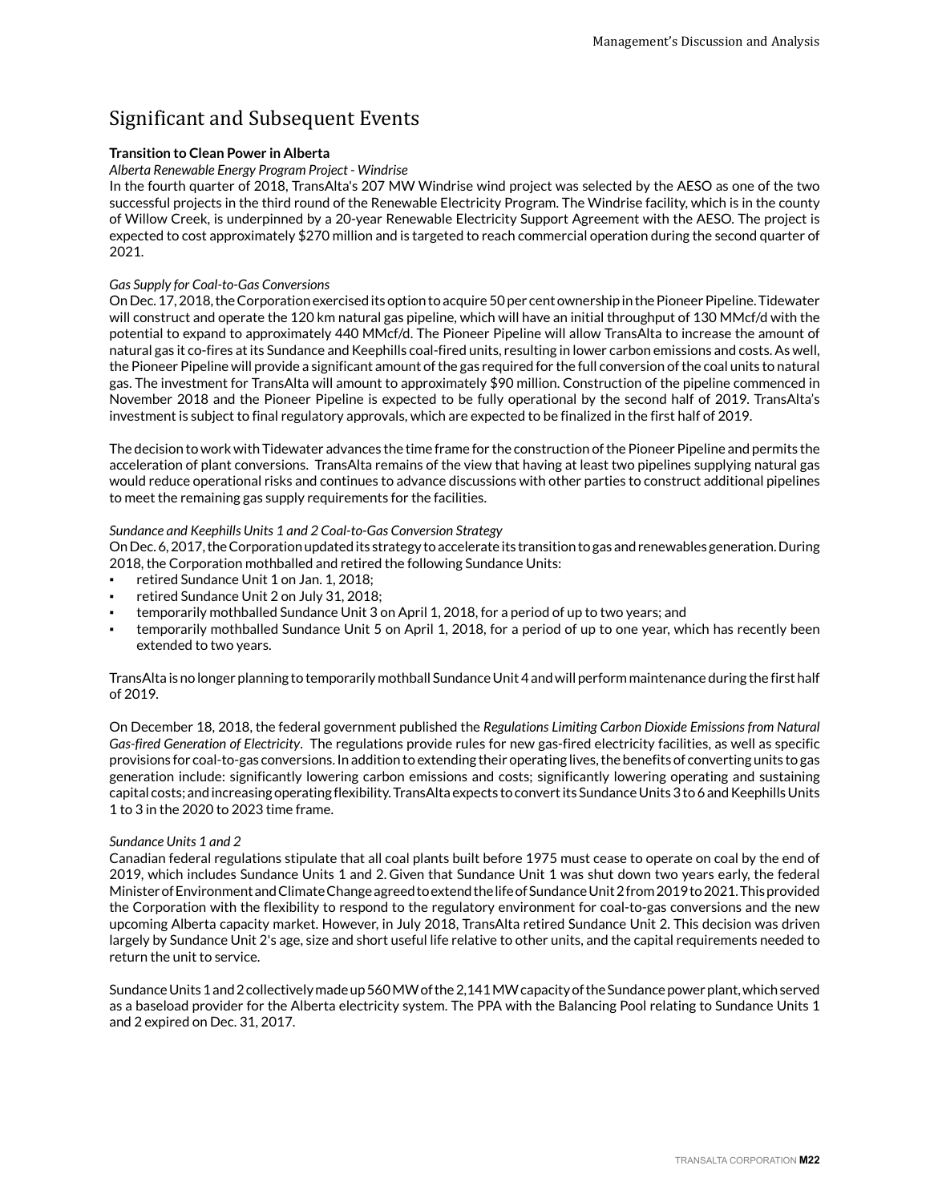# Significant and Subsequent Events

**Transition to Clean Power in Alberta**

*Alberta Renewable Energy Program Project - Windrise*

In the fourth quarter of 2018, TransAlta's 207 MW Windrise wind project was selected by the AESO as one of the two successful projects in the third round of the Renewable Electricity Program. The Windrise facility, which is in the county of Willow Creek, is underpinned by a 20-year Renewable Electricity Support Agreement with the AESO. The project is expected to cost approximately $270 million and is targeted to reach commercial operation during the second quarter of 2021.

*Gas Supply for Coal-to-Gas Conversions*

On Dec. 17, 2018, the Corporation exercised its option to acquire 50 per cent ownership in the Pioneer Pipeline. Tidewater will construct and operate the 120 km natural gas pipeline, which will have an initial throughput of 130 MMcf/d with the potential to expand to approximately 440 MMcf/d. The Pioneer Pipeline will allow TransAlta to increase the amount of natural gas it co-fires at its Sundance and Keephills coal-fired units, resulting in lower carbon emissions and costs. As well, the Pioneer Pipeline will provide a significant amount of the gas required for the full conversion of the coal units to natural gas. The investment for TransAlta will amount to approximately $90 million. Construction of the pipeline commenced in November 2018 and the Pioneer Pipeline is expected to be fully operational by the second half of 2019. TransAlta's investment is subject to final regulatory approvals, which are expected to be finalized in the first half of 2019.

The decision to work with Tidewater advances the time frame for the construction of the Pioneer Pipeline and permits the acceleration of plant conversions. TransAlta remains of the view that having at least two pipelines supplying natural gas would reduce operational risks and continues to advance discussions with other parties to construct additional pipelines to meet the remaining gas supply requirements for the facilities.

*Sundance and Keephills Units 1 and 2 Coal-to-Gas Conversion Strategy*

On Dec. 6, 2017, the Corporation updated its strategy to accelerate its transition to gas and renewables generation. During 2018, the Corporation mothballed and retired the following Sundance Units:

- retired Sundance Unit 1 on Jan. 1, 2018;
- retired Sundance Unit 2 on July 31, 2018;
- temporarily mothballed Sundance Unit 3 on April 1, 2018, for a period of up to two years; and
- temporarily mothballed Sundance Unit 5 on April 1, 2018, for a period of up to one year, which has recently been extended to two years.

TransAlta is no longer planning to temporarily mothball Sundance Unit 4 and will perform maintenance during the first half of 2019.

On December 18, 2018, the federal government published the *Regulations Limiting Carbon Dioxide Emissions from Natural Gas-fired Generation of Electricity*. The regulations provide rules for new gas-fired electricity facilities, as well as specific provisions for coal-to-gas conversions. In addition to extending their operating lives, the benefits of converting units to gas generation include: significantly lowering carbon emissions and costs; significantly lowering operating and sustaining capital costs; and increasing operating flexibility. TransAlta expects to convert its Sundance Units 3 to 6 and Keephills Units 1 to 3 in the 2020 to 2023 time frame.

*Sundance Units 1 and 2*

Canadian federal regulations stipulate that all coal plants built before 1975 must cease to operate on coal by the end of 2019, which includes Sundance Units 1 and 2. Given that Sundance Unit 1 was shut down two years early, the federal Minister of Environment and Climate Change agreed to extend the life of Sundance Unit 2 from 2019 to 2021. This provided the Corporation with the flexibility to respond to the regulatory environment for coal-to-gas conversions and the new upcoming Alberta capacity market. However, in July 2018, TransAlta retired Sundance Unit 2. This decision was driven largely by Sundance Unit 2's age, size and short useful life relative to other units, and the capital requirements needed to return the unit to service.

Sundance Units 1 and 2 collectively made up 560 MW of the 2,141 MW capacity of the Sundance power plant, which served as a baseload provider for the Alberta electricity system. The PPA with the Balancing Pool relating to Sundance Units 1 and 2 expired on Dec. 31, 2017.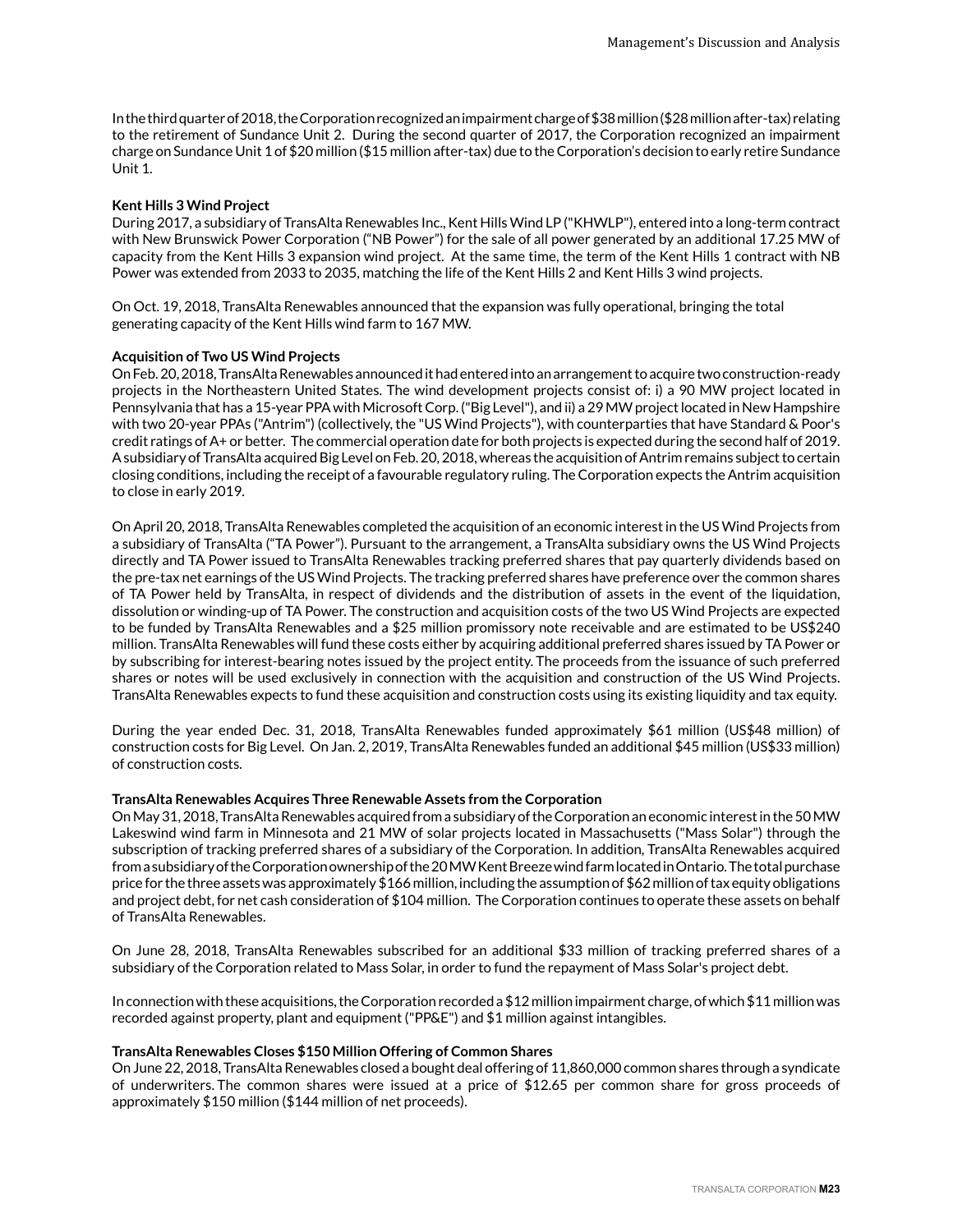In the third quarter of 2018, the Corporation recognized an impairment charge of $38 million ($28 million after-tax) relating to the retirement of Sundance Unit 2. During the second quarter of 2017, the Corporation recognized an impairment charge on Sundance Unit 1 of $20 million ($15 million after-tax) due to the Corporation's decision to early retire Sundance Unit 1.

**Kent Hills 3 Wind Project**

During 2017, a subsidiary of TransAlta Renewables Inc., Kent Hills Wind LP ("KHWLP"), entered into a long-term contract with New Brunswick Power Corporation ("NB Power") for the sale of all power generated by an additional 17.25 MW of capacity from the Kent Hills 3 expansion wind project. At the same time, the term of the Kent Hills 1 contract with NB Power was extended from 2033 to 2035, matching the life of the Kent Hills 2 and Kent Hills 3 wind projects.

On Oct. 19, 2018, TransAlta Renewables announced that the expansion was fully operational, bringing the total generating capacity of the Kent Hills wind farm to 167 MW.

**Acquisition of Two US Wind Projects**

On Feb. 20, 2018, TransAlta Renewables announced it had entered into an arrangement to acquire two construction-ready projects in the Northeastern United States. The wind development projects consist of: i) a 90 MW project located in Pennsylvania that has a 15-year PPA with Microsoft Corp. ("Big Level"), and ii) a 29 MW project located in New Hampshire with two 20-year PPAs ("Antrim") (collectively, the "US Wind Projects"), with counterparties that have Standard & Poor's credit ratings of A+ or better. The commercial operation date for both projects is expected during the second half of 2019. A subsidiary of TransAlta acquired Big Level on Feb. 20, 2018, whereas the acquisition of Antrim remains subject to certain closing conditions, including the receipt of a favourable regulatory ruling. The Corporation expects the Antrim acquisition to close in early 2019.

On April 20, 2018, TransAlta Renewables completed the acquisition of an economic interest in the US Wind Projects from a subsidiary of TransAlta ("TA Power"). Pursuant to the arrangement, a TransAlta subsidiary owns the US Wind Projects directly and TA Power issued to TransAlta Renewables tracking preferred shares that pay quarterly dividends based on the pre-tax net earnings of the US Wind Projects. The tracking preferred shares have preference over the common shares of TA Power held by TransAlta, in respect of dividends and the distribution of assets in the event of the liquidation, dissolution or winding-up of TA Power. The construction and acquisition costs of the two US Wind Projects are expected to be funded by TransAlta Renewables and a $25 million promissory note receivable and are estimated to be US$240 million. TransAlta Renewables will fund these costs either by acquiring additional preferred shares issued by TA Power or by subscribing for interest-bearing notes issued by the project entity. The proceeds from the issuance of such preferred shares or notes will be used exclusively in connection with the acquisition and construction of the US Wind Projects. TransAlta Renewables expects to fund these acquisition and construction costs using its existing liquidity and tax equity.

During the year ended Dec. 31, 2018, TransAlta Renewables funded approximately $61 million (US$48 million) of construction costs for Big Level. On Jan. 2, 2019, TransAlta Renewables funded an additional $45 million (US$33 million) of construction costs.

**TransAlta Renewables Acquires Three Renewable Assets from the Corporation**

On May 31, 2018, TransAlta Renewables acquired from a subsidiary of the Corporation an economic interest in the 50 MW Lakeswind wind farm in Minnesota and 21 MW of solar projects located in Massachusetts ("Mass Solar") through the subscription of tracking preferred shares of a subsidiary of the Corporation. In addition, TransAlta Renewables acquired from a subsidiary of the Corporation ownership of the 20 MW Kent Breeze wind farm located in Ontario. The total purchase price for the three assets was approximately $166 million, including the assumption of $62 million of tax equity obligations and project debt, for net cash consideration of $104 million. The Corporation continues to operate these assets on behalf of TransAlta Renewables.

On June 28, 2018, TransAlta Renewables subscribed for an additional $33 million of tracking preferred shares of a subsidiary of the Corporation related to Mass Solar, in order to fund the repayment of Mass Solar's project debt.

In connection with these acquisitions, the Corporation recorded a $12 million impairment charge, of which $11 million was recorded against property, plant and equipment ("PP&E") and $1 million against intangibles.

**TransAlta Renewables Closes $150 Million Offering of Common Shares**

On June 22, 2018, TransAlta Renewables closed a bought deal offering of 11,860,000 common shares through a syndicate of underwriters. The common shares were issued at a price of $12.65 per common share for gross proceeds of approximately $150 million ($144 million of net proceeds).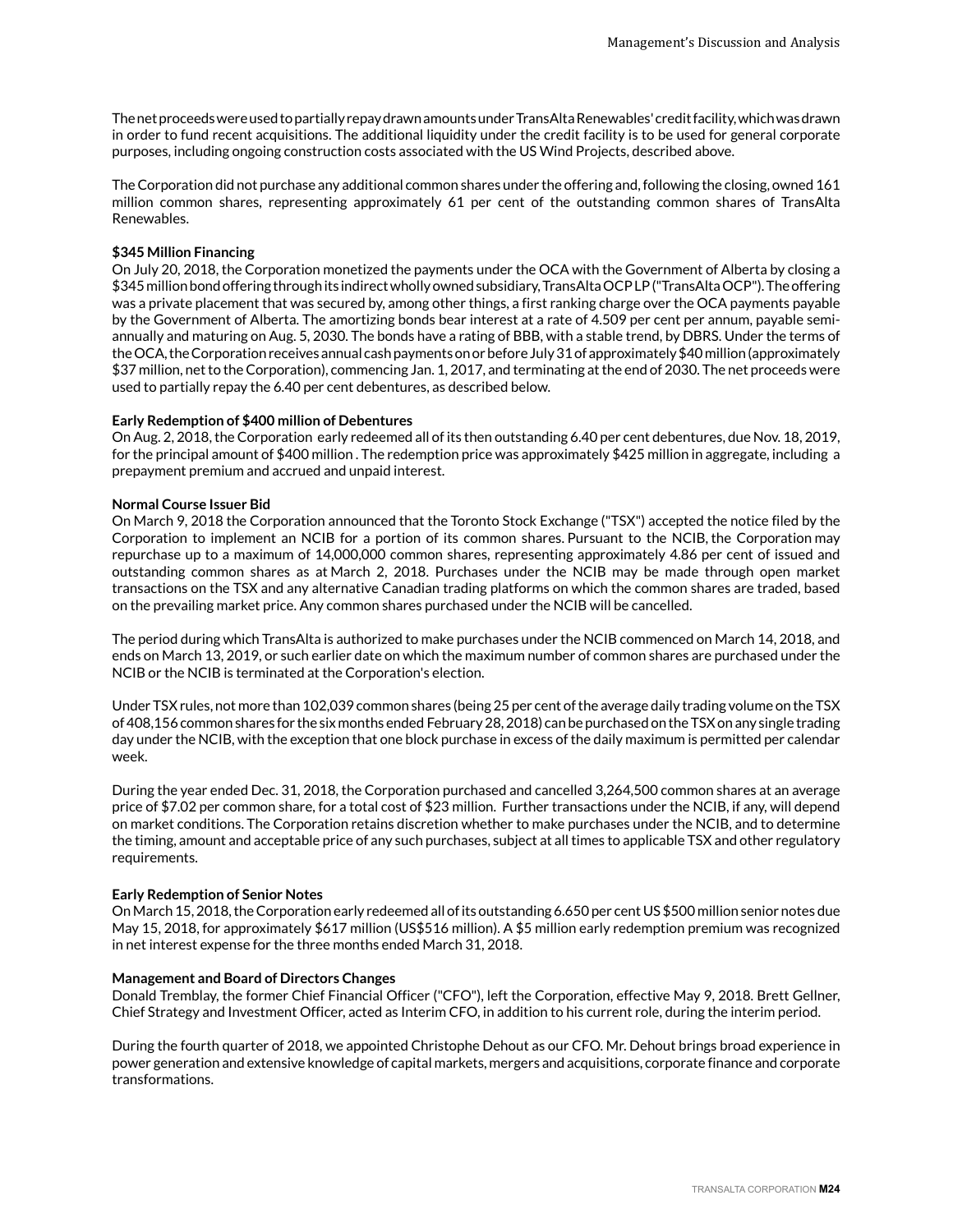The net proceeds were used to partially repay drawn amounts under TransAlta Renewables' credit facility, which was drawn in order to fund recent acquisitions. The additional liquidity under the credit facility is to be used for general corporate purposes, including ongoing construction costs associated with the US Wind Projects, described above.

The Corporation did not purchase any additional common shares under the offering and, following the closing, owned 161 million common shares, representing approximately 61 per cent of the outstanding common shares of TransAlta Renewables.

**$345 Million Financing**

On July 20, 2018, the Corporation monetized the payments under the OCA with the Government of Alberta by closing a $345 million bond offering through its indirect wholly owned subsidiary, TransAlta OCP LP ("TransAlta OCP"). The offering was a private placement that was secured by, among other things, a first ranking charge over the OCA payments payable by the Government of Alberta. The amortizing bonds bear interest at a rate of 4.509 per cent per annum, payable semi-annually and maturing on Aug. 5, 2030. The bonds have a rating of BBB, with a stable trend, by DBRS. Under the terms of the OCA, the Corporation receives annual cash payments on or before July 31 of approximately $40 million (approximately $37 million, net to the Corporation), commencing Jan. 1, 2017, and terminating at the end of 2030. The net proceeds were used to partially repay the 6.40 per cent debentures, as described below.

**Early Redemption of $400 million of Debentures**

On Aug. 2, 2018, the Corporation early redeemed all of its then outstanding 6.40 per cent debentures, due Nov. 18, 2019, for the principal amount of $400 million . The redemption price was approximately $425 million in aggregate, including a prepayment premium and accrued and unpaid interest.

**Normal Course Issuer Bid**

On March 9, 2018 the Corporation announced that the Toronto Stock Exchange ("TSX") accepted the notice filed by the Corporation to implement an NCIB for a portion of its common shares. Pursuant to the NCIB, the Corporation may repurchase up to a maximum of 14,000,000 common shares, representing approximately 4.86 per cent of issued and outstanding common shares as at March 2, 2018. Purchases under the NCIB may be made through open market transactions on the TSX and any alternative Canadian trading platforms on which the common shares are traded, based on the prevailing market price. Any common shares purchased under the NCIB will be cancelled.

The period during which TransAlta is authorized to make purchases under the NCIB commenced on March 14, 2018, and ends on March 13, 2019, or such earlier date on which the maximum number of common shares are purchased under the NCIB or the NCIB is terminated at the Corporation's election.

Under TSX rules, not more than 102,039 common shares (being 25 per cent of the average daily trading volume on the TSX of 408,156 common shares for the six months ended February 28, 2018) can be purchased on the TSX on any single trading day under the NCIB, with the exception that one block purchase in excess of the daily maximum is permitted per calendar week.

During the year ended Dec. 31, 2018, the Corporation purchased and cancelled 3,264,500 common shares at an average price of $7.02 per common share, for a total cost of $23 million. Further transactions under the NCIB, if any, will depend on market conditions. The Corporation retains discretion whether to make purchases under the NCIB, and to determine the timing, amount and acceptable price of any such purchases, subject at all times to applicable TSX and other regulatory requirements.

**Early Redemption of Senior Notes**

On March 15, 2018, the Corporation early redeemed all of its outstanding 6.650 per cent US $500 million senior notes due May 15, 2018, for approximately $617 million (US$516 million). A $5 million early redemption premium was recognized in net interest expense for the three months ended March 31, 2018.

**Management and Board of Directors Changes**

Donald Tremblay, the former Chief Financial Officer ("CFO"), left the Corporation, effective May 9, 2018. Brett Gellner, Chief Strategy and Investment Officer, acted as Interim CFO, in addition to his current role, during the interim period.

During the fourth quarter of 2018, we appointed Christophe Dehout as our CFO. Mr. Dehout brings broad experience in power generation and extensive knowledge of capital markets, mergers and acquisitions, corporate finance and corporate transformations.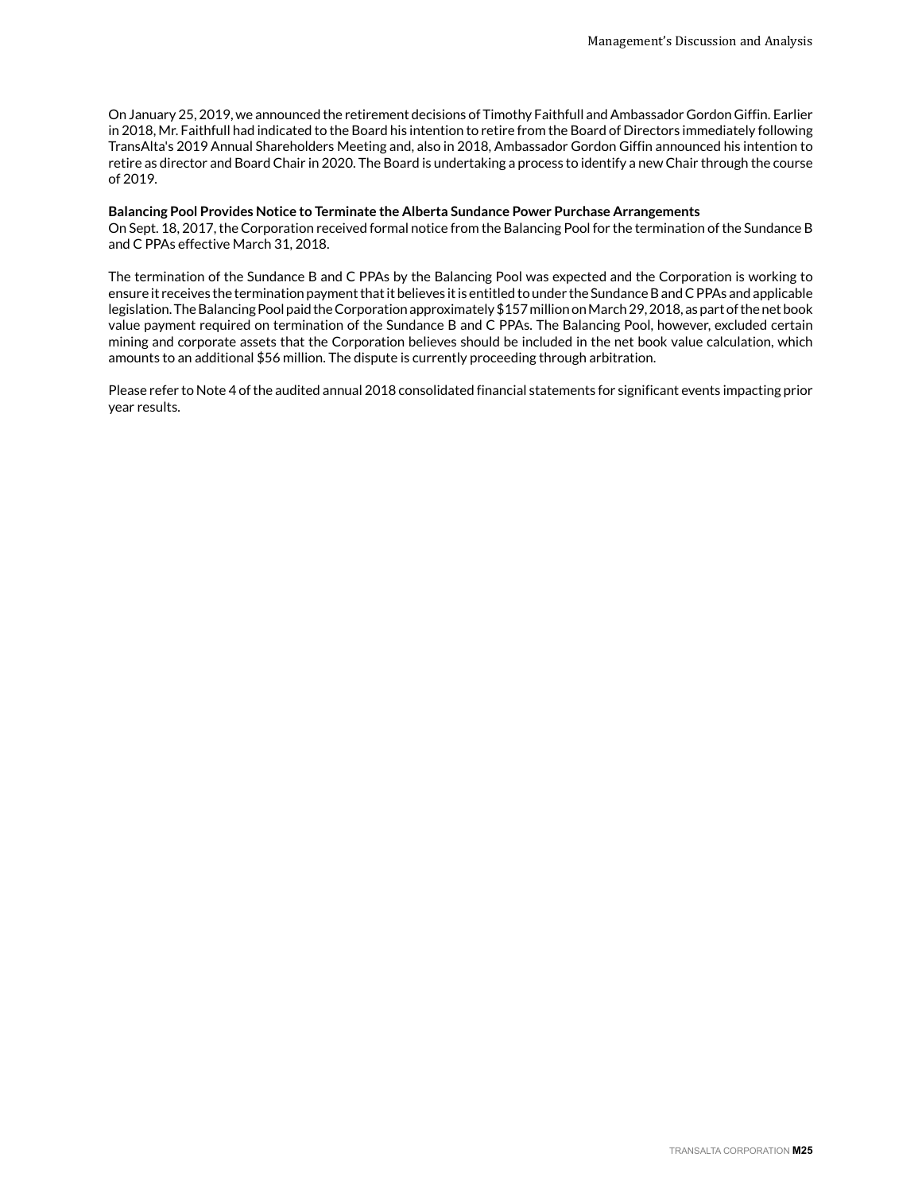On January 25, 2019, we announced the retirement decisions of Timothy Faithfull and Ambassador Gordon Giffin. Earlier in 2018, Mr. Faithfull had indicated to the Board his intention to retire from the Board of Directors immediately following TransAlta's 2019 Annual Shareholders Meeting and, also in 2018, Ambassador Gordon Giffin announced his intention to retire as director and Board Chair in 2020. The Board is undertaking a process to identify a new Chair through the course of 2019.

**Balancing Pool Provides Notice to Terminate the Alberta Sundance Power Purchase Arrangements**

On Sept. 18, 2017, the Corporation received formal notice from the Balancing Pool for the termination of the Sundance B and C PPAs effective March 31, 2018.

The termination of the Sundance B and C PPAs by the Balancing Pool was expected and the Corporation is working to ensure it receives the termination payment that it believes it is entitled to under the Sundance B and C PPAs and applicable legislation. The Balancing Pool paid the Corporation approximately $157 million on March 29, 2018, as part of the net book value payment required on termination of the Sundance B and C PPAs. The Balancing Pool, however, excluded certain mining and corporate assets that the Corporation believes should be included in the net book value calculation, which amounts to an additional $56 million. The dispute is currently proceeding through arbitration.

Please refer to Note 4 of the audited annual 2018 consolidated financial statements for significant events impacting prior year results.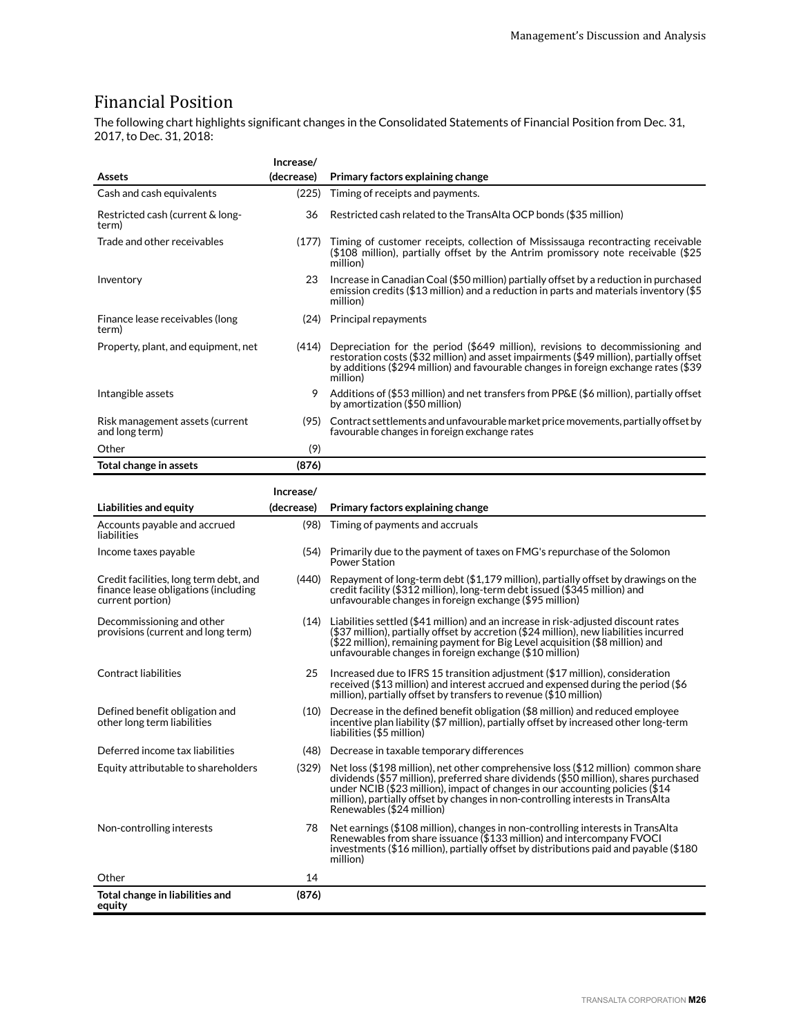## Financial Position

The following chart highlights significant changes in the Consolidated Statements of Financial Position from Dec. 31, 2017, to Dec. 31, 2018:

| Assets | Increase/ (decrease) | Primary factors explaining change |
|---|---|---|
| Cash and cash equivalents | (225) | Timing of receipts and payments. |
| Restricted cash (current & long-term) | 36 | Restricted cash related to the TransAlta OCP bonds ($35 million) |
| Trade and other receivables | (177) | Timing of customer receipts, collection of Mississauga recontracting receivable ($108 million), partially offset by the Antrim promissory note receivable ($25 million) |
| Inventory | 23 | Increase in Canadian Coal ($50 million) partially offset by a reduction in purchased emission credits ($13 million) and a reduction in parts and materials inventory ($5 million) |
| Finance lease receivables (long term) | (24) | Principal repayments |
| Property, plant, and equipment, net | (414) | Depreciation for the period ($649 million), revisions to decommissioning and restoration costs ($32 million) and asset impairments ($49 million), partially offset by additions ($294 million) and favourable changes in foreign exchange rates ($39 million) |
| Intangible assets | 9 | Additions of ($53 million) and net transfers from PP&E ($6 million), partially offset by amortization ($50 million) |
| Risk management assets (current and long term) | (95) | Contract settlements and unfavourable market price movements, partially offset by favourable changes in foreign exchange rates |
| Other | (9) | |
| **Total change in assets** | **(876)** | |

| Liabilities and equity | Increase/ (decrease) | Primary factors explaining change |
|---|---|---|
| Accounts payable and accrued liabilities | (98) | Timing of payments and accruals |
| Income taxes payable | (54) | Primarily due to the payment of taxes on FMG's repurchase of the Solomon Power Station |
| Credit facilities, long term debt, and finance lease obligations (including current portion) | (440) | Repayment of long-term debt ($1,179 million), partially offset by drawings on the credit facility ($312 million), long-term debt issued ($345 million) and unfavourable changes in foreign exchange ($95 million) |
| Decommissioning and other provisions (current and long term) | (14) | Liabilities settled ($41 million) and an increase in risk-adjusted discount rates ($37 million), partially offset by accretion ($24 million), new liabilities incurred ($22 million), remaining payment for Big Level acquisition ($8 million) and unfavourable changes in foreign exchange ($10 million) |
| Contract liabilities | 25 | Increased due to IFRS 15 transition adjustment ($17 million), consideration received ($13 million) and interest accrued and expensed during the period ($6 million), partially offset by transfers to revenue ($10 million) |
| Defined benefit obligation and other long term liabilities | (10) | Decrease in the defined benefit obligation ($8 million) and reduced employee incentive plan liability ($7 million), partially offset by increased other long-term liabilities ($5 million) |
| Deferred income tax liabilities | (48) | Decrease in taxable temporary differences |
| Equity attributable to shareholders | (329) | Net loss ($198 million), net other comprehensive loss ($12 million) common share dividends ($57 million), preferred share dividends ($50 million), shares purchased under NCIB ($23 million), impact of changes in our accounting policies ($14 million), partially offset by changes in non-controlling interests in TransAlta Renewables ($24 million) |
| Non-controlling interests | 78 | Net earnings ($108 million), changes in non-controlling interests in TransAlta Renewables from share issuance ($133 million) and intercompany FVOCI investments ($16 million), partially offset by distributions paid and payable ($180 million) |
| Other | 14 | |
| **Total change in liabilities and equity** | **(876)** | |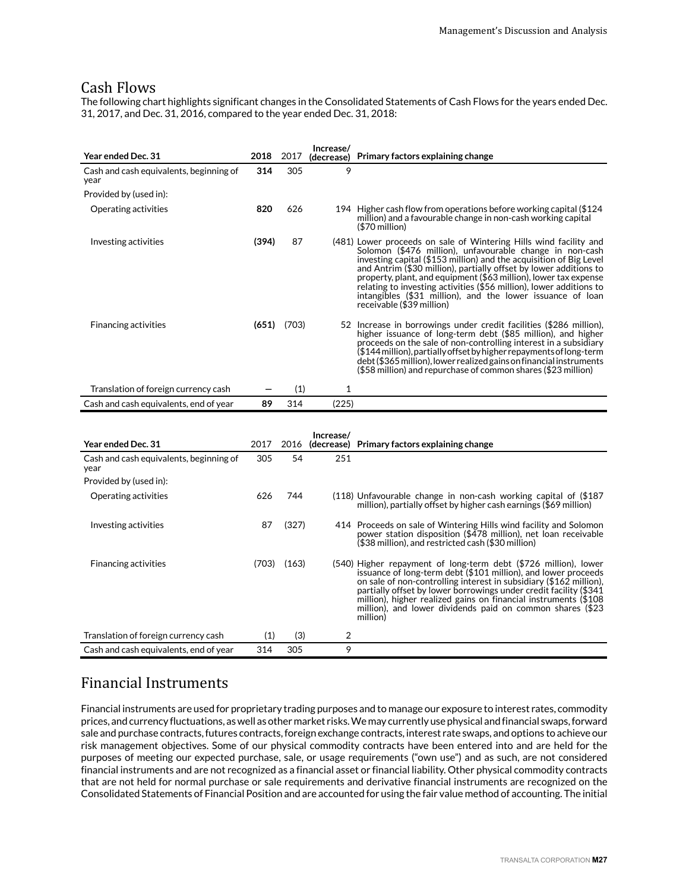## Cash Flows

The following chart highlights significant changes in the Consolidated Statements of Cash Flows for the years ended Dec. 31, 2017, and Dec. 31, 2016, compared to the year ended Dec. 31, 2018:

| Year ended Dec. 31 | 2018 | 2017 | Increase/ (decrease) | Primary factors explaining change |
|---|---|---|---|---|
| Cash and cash equivalents, beginning of year | **314** | 305 | 9 | |
| Provided by (used in): | | | | |
| Operating activities | **820** | 626 | 194 | Higher cash flow from operations before working capital ($124 million) and a favourable change in non-cash working capital ($70 million) |
| Investing activities | **(394)** | 87 | (481) | Lower proceeds on sale of Wintering Hills wind facility and Solomon ($476 million), unfavourable change in non-cash investing capital ($153 million) and the acquisition of Big Level and Antrim ($30 million), partially offset by lower additions to property, plant, and equipment ($63 million), lower tax expense relating to investing activities ($56 million), lower additions to intangibles ($31 million), and the lower issuance of loan receivable ($39 million) |
| Financing activities | **(651)** | (703) | 52 | Increase in borrowings under credit facilities ($286 million), higher issuance of long-term debt ($85 million), and higher proceeds on the sale of non-controlling interest in a subsidiary ($144 million), partially offset by higher repayments of long-term debt ($365 million), lower realized gains on financial instruments ($58 million) and repurchase of common shares ($23 million) |
| Translation of foreign currency cash | **—** | (1) | 1 | |
| Cash and cash equivalents, end of year | **89** | 314 | (225) | |

| Year ended Dec. 31 | 2017 | 2016 | Increase/ (decrease) | Primary factors explaining change |
|---|---|---|---|---|
| Cash and cash equivalents, beginning of year | 305 | 54 | 251 | |
| Provided by (used in): | | | | |
| Operating activities | 626 | 744 | (118) | Unfavourable change in non-cash working capital of ($187 million), partially offset by higher cash earnings ($69 million) |
| Investing activities | 87 | (327) | 414 | Proceeds on sale of Wintering Hills wind facility and Solomon power station disposition ($478 million), net loan receivable ($38 million), and restricted cash ($30 million) |
| Financing activities | (703) | (163) | (540) | Higher repayment of long-term debt ($726 million), lower issuance of long-term debt ($101 million), and lower proceeds on sale of non-controlling interest in subsidiary ($162 million), partially offset by lower borrowings under credit facility ($341 million), higher realized gains on financial instruments ($108 million), and lower dividends paid on common shares ($23 million) |
| Translation of foreign currency cash | (1) | (3) | 2 | |
| Cash and cash equivalents, end of year | 314 | 305 | 9 | |

## Financial Instruments

Financial instruments are used for proprietary trading purposes and to manage our exposure to interest rates, commodity prices, and currency fluctuations, as well as other market risks. We may currently use physical and financial swaps, forward sale and purchase contracts, futures contracts, foreign exchange contracts, interest rate swaps, and options to achieve our risk management objectives. Some of our physical commodity contracts have been entered into and are held for the purposes of meeting our expected purchase, sale, or usage requirements ("own use") and as such, are not considered financial instruments and are not recognized as a financial asset or financial liability. Other physical commodity contracts that are not held for normal purchase or sale requirements and derivative financial instruments are recognized on the Consolidated Statements of Financial Position and are accounted for using the fair value method of accounting. The initial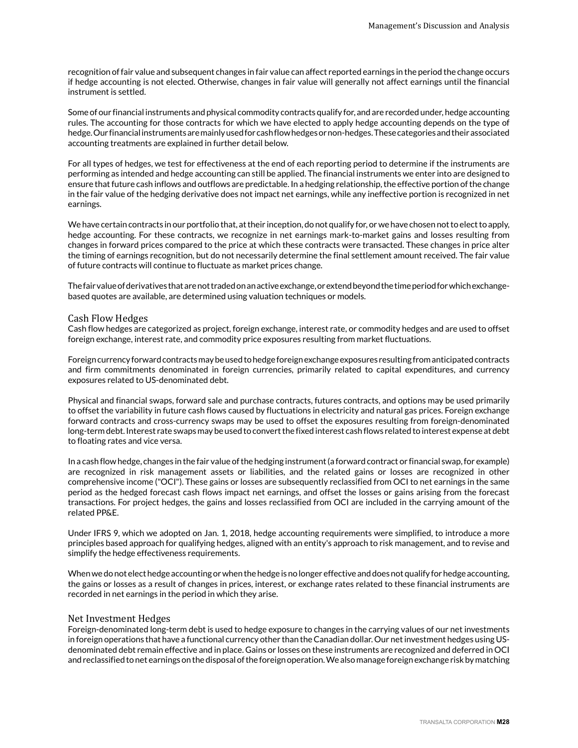recognition of fair value and subsequent changes in fair value can affect reported earnings in the period the change occurs if hedge accounting is not elected. Otherwise, changes in fair value will generally not affect earnings until the financial instrument is settled.

Some of our financial instruments and physical commodity contracts qualify for, and are recorded under, hedge accounting rules. The accounting for those contracts for which we have elected to apply hedge accounting depends on the type of hedge. Our financial instruments are mainly used for cash flow hedges or non-hedges. These categories and their associated accounting treatments are explained in further detail below.

For all types of hedges, we test for effectiveness at the end of each reporting period to determine if the instruments are performing as intended and hedge accounting can still be applied. The financial instruments we enter into are designed to ensure that future cash inflows and outflows are predictable. In a hedging relationship, the effective portion of the change in the fair value of the hedging derivative does not impact net earnings, while any ineffective portion is recognized in net earnings.

We have certain contracts in our portfolio that, at their inception, do not qualify for, or we have chosen not to elect to apply, hedge accounting. For these contracts, we recognize in net earnings mark-to-market gains and losses resulting from changes in forward prices compared to the price at which these contracts were transacted. These changes in price alter the timing of earnings recognition, but do not necessarily determine the final settlement amount received. The fair value of future contracts will continue to fluctuate as market prices change.

The fair value of derivatives that are not traded on an active exchange, or extend beyond the time period for which exchange-based quotes are available, are determined using valuation techniques or models.

## Cash Flow Hedges

Cash flow hedges are categorized as project, foreign exchange, interest rate, or commodity hedges and are used to offset foreign exchange, interest rate, and commodity price exposures resulting from market fluctuations.

Foreign currency forward contracts may be used to hedge foreign exchange exposures resulting from anticipated contracts and firm commitments denominated in foreign currencies, primarily related to capital expenditures, and currency exposures related to US-denominated debt.

Physical and financial swaps, forward sale and purchase contracts, futures contracts, and options may be used primarily to offset the variability in future cash flows caused by fluctuations in electricity and natural gas prices. Foreign exchange forward contracts and cross-currency swaps may be used to offset the exposures resulting from foreign-denominated long-term debt. Interest rate swaps may be used to convert the fixed interest cash flows related to interest expense at debt to floating rates and vice versa.

In a cash flow hedge, changes in the fair value of the hedging instrument (a forward contract or financial swap, for example) are recognized in risk management assets or liabilities, and the related gains or losses are recognized in other comprehensive income ("OCI"). These gains or losses are subsequently reclassified from OCI to net earnings in the same period as the hedged forecast cash flows impact net earnings, and offset the losses or gains arising from the forecast transactions. For project hedges, the gains and losses reclassified from OCI are included in the carrying amount of the related PP&E.

Under IFRS 9, which we adopted on Jan. 1, 2018, hedge accounting requirements were simplified, to introduce a more principles based approach for qualifying hedges, aligned with an entity's approach to risk management, and to revise and simplify the hedge effectiveness requirements.

When we do not elect hedge accounting or when the hedge is no longer effective and does not qualify for hedge accounting, the gains or losses as a result of changes in prices, interest, or exchange rates related to these financial instruments are recorded in net earnings in the period in which they arise.

## Net Investment Hedges

Foreign-denominated long-term debt is used to hedge exposure to changes in the carrying values of our net investments in foreign operations that have a functional currency other than the Canadian dollar. Our net investment hedges using US-denominated debt remain effective and in place. Gains or losses on these instruments are recognized and deferred in OCI and reclassified to net earnings on the disposal of the foreign operation. We also manage foreign exchange risk by matching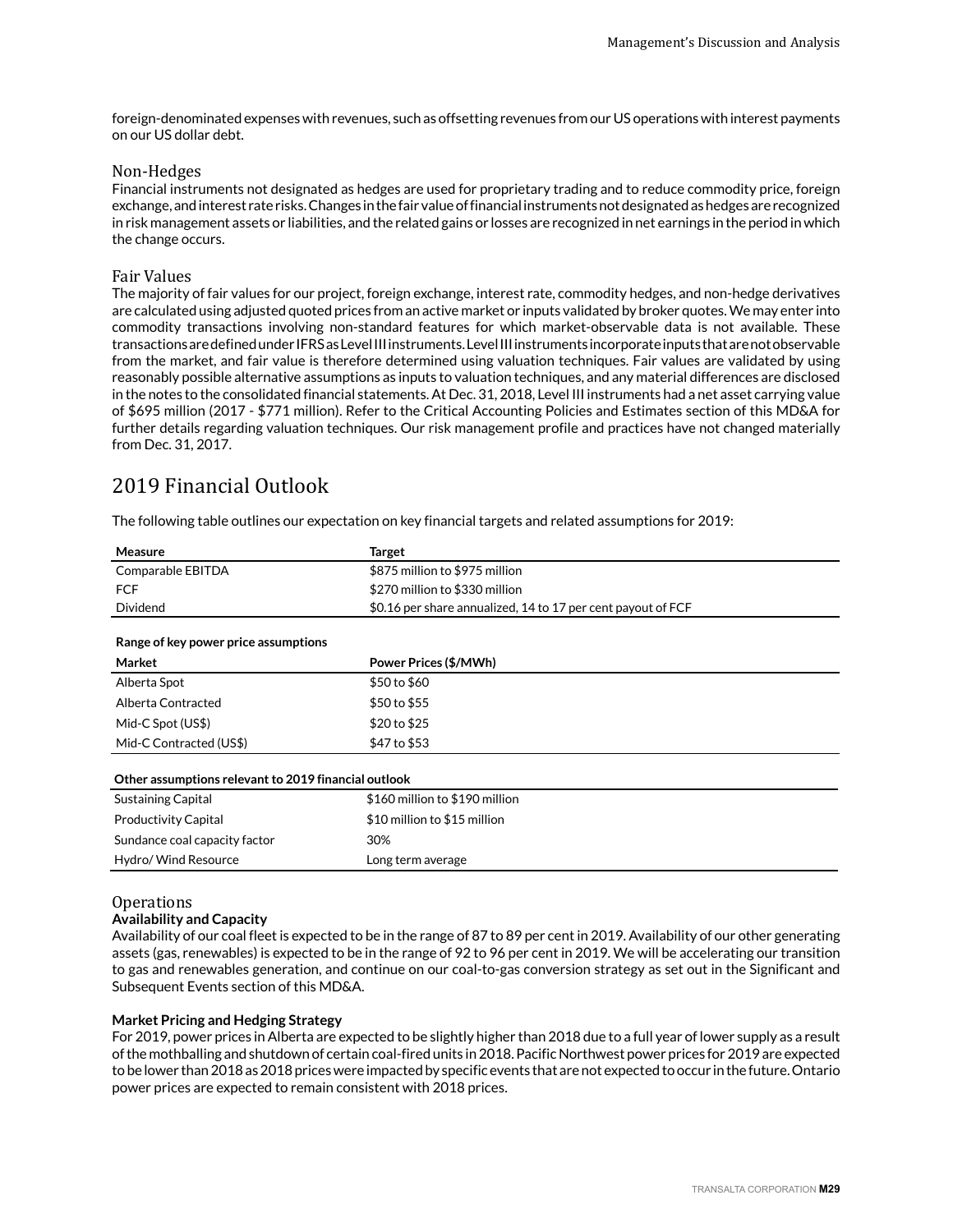foreign-denominated expenses with revenues, such as offsetting revenues from our US operations with interest payments on our US dollar debt.

### Non-Hedges

Financial instruments not designated as hedges are used for proprietary trading and to reduce commodity price, foreign exchange, and interest rate risks. Changes in the fair value of financial instruments not designated as hedges are recognized in risk management assets or liabilities, and the related gains or losses are recognized in net earnings in the period in which the change occurs.

### Fair Values

The majority of fair values for our project, foreign exchange, interest rate, commodity hedges, and non-hedge derivatives are calculated using adjusted quoted prices from an active market or inputs validated by broker quotes. We may enter into commodity transactions involving non-standard features for which market-observable data is not available. These transactions are defined under IFRS as Level III instruments. Level III instruments incorporate inputs that are not observable from the market, and fair value is therefore determined using valuation techniques. Fair values are validated by using reasonably possible alternative assumptions as inputs to valuation techniques, and any material differences are disclosed in the notes to the consolidated financial statements. At Dec. 31, 2018, Level III instruments had a net asset carrying value of $695 million (2017 - $771 million). Refer to the Critical Accounting Policies and Estimates section of this MD&A for further details regarding valuation techniques. Our risk management profile and practices have not changed materially from Dec. 31, 2017.

## 2019 Financial Outlook

The following table outlines our expectation on key financial targets and related assumptions for 2019:

| Measure | Target |
|---|---|
| Comparable EBITDA | $875 million to $975 million |
| FCF | $270 million to $330 million |
| Dividend | $0.16 per share annualized, 14 to 17 per cent payout of FCF |

**Range of key power price assumptions**

| Market | Power Prices ($/MWh) |
|---|---|
| Alberta Spot | $50 to $60 |
| Alberta Contracted | $50 to $55 |
| Mid-C Spot (US$) | $20 to $25 |
| Mid-C Contracted (US$) | $47 to $53 |

| Other assumptions relevant to 2019 financial outlook | |
|---|---|
| Sustaining Capital | $160 million to $190 million |
| Productivity Capital | $10 million to $15 million |
| Sundance coal capacity factor | 30% |
| Hydro/ Wind Resource | Long term average |

### Operations

**Availability and Capacity**

Availability of our coal fleet is expected to be in the range of 87 to 89 per cent in 2019. Availability of our other generating assets (gas, renewables) is expected to be in the range of 92 to 96 per cent in 2019. We will be accelerating our transition to gas and renewables generation, and continue on our coal-to-gas conversion strategy as set out in the Significant and Subsequent Events section of this MD&A.

**Market Pricing and Hedging Strategy**

For 2019, power prices in Alberta are expected to be slightly higher than 2018 due to a full year of lower supply as a result of the mothballing and shutdown of certain coal-fired units in 2018. Pacific Northwest power prices for 2019 are expected to be lower than 2018 as 2018 prices were impacted by specific events that are not expected to occur in the future. Ontario power prices are expected to remain consistent with 2018 prices.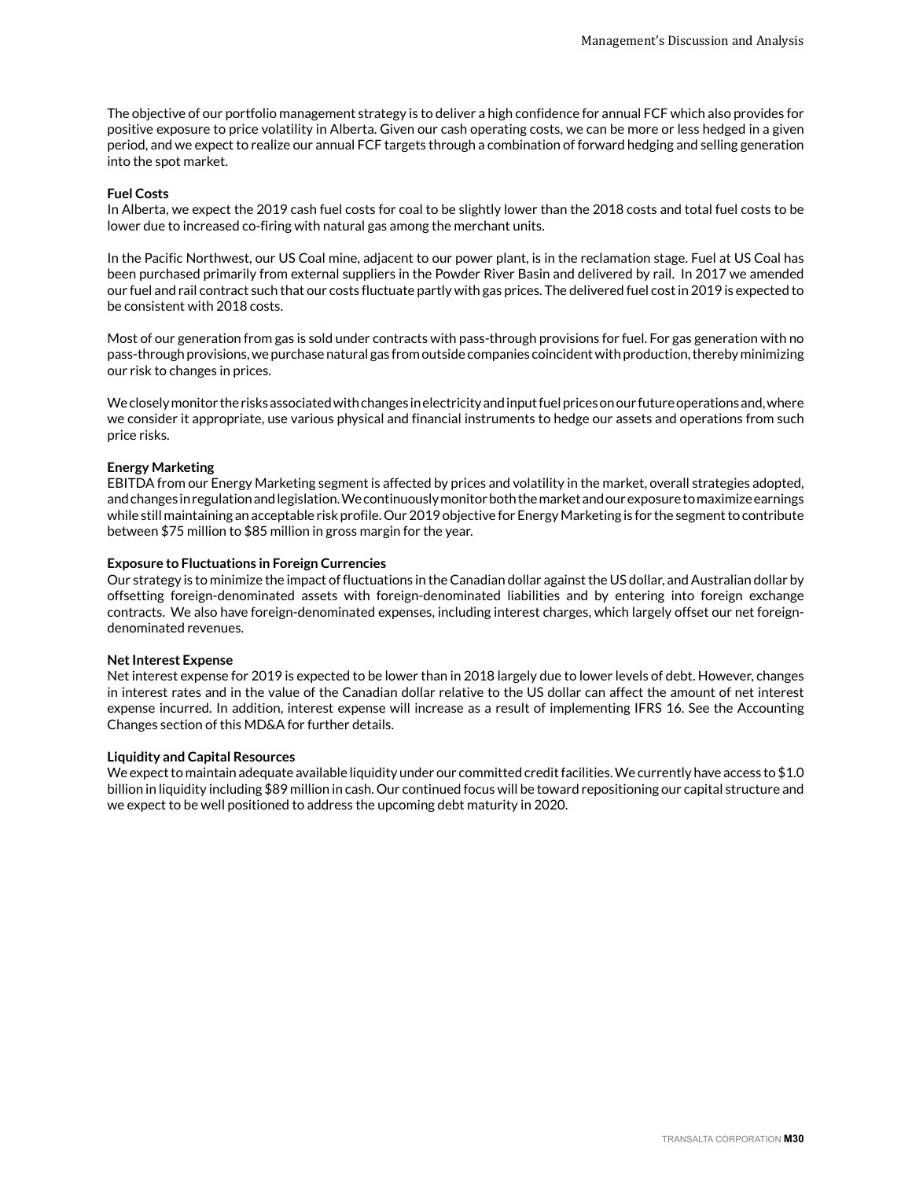The objective of our portfolio management strategy is to deliver a high confidence for annual FCF which also provides for positive exposure to price volatility in Alberta. Given our cash operating costs, we can be more or less hedged in a given period, and we expect to realize our annual FCF targets through a combination of forward hedging and selling generation into the spot market.

**Fuel Costs**

In Alberta, we expect the 2019 cash fuel costs for coal to be slightly lower than the 2018 costs and total fuel costs to be lower due to increased co-firing with natural gas among the merchant units.

In the Pacific Northwest, our US Coal mine, adjacent to our power plant, is in the reclamation stage. Fuel at US Coal has been purchased primarily from external suppliers in the Powder River Basin and delivered by rail. In 2017 we amended our fuel and rail contract such that our costs fluctuate partly with gas prices. The delivered fuel cost in 2019 is expected to be consistent with 2018 costs.

Most of our generation from gas is sold under contracts with pass-through provisions for fuel. For gas generation with no pass-through provisions, we purchase natural gas from outside companies coincident with production, thereby minimizing our risk to changes in prices.

We closely monitor the risks associated with changes in electricity and input fuel prices on our future operations and, where we consider it appropriate, use various physical and financial instruments to hedge our assets and operations from such price risks.

**Energy Marketing**

EBITDA from our Energy Marketing segment is affected by prices and volatility in the market, overall strategies adopted, and changes in regulation and legislation. We continuously monitor both the market and our exposure to maximize earnings while still maintaining an acceptable risk profile. Our 2019 objective for Energy Marketing is for the segment to contribute between $75 million to $85 million in gross margin for the year.

**Exposure to Fluctuations in Foreign Currencies**

Our strategy is to minimize the impact of fluctuations in the Canadian dollar against the US dollar, and Australian dollar by offsetting foreign-denominated assets with foreign-denominated liabilities and by entering into foreign exchange contracts. We also have foreign-denominated expenses, including interest charges, which largely offset our net foreign-denominated revenues.

**Net Interest Expense**

Net interest expense for 2019 is expected to be lower than in 2018 largely due to lower levels of debt. However, changes in interest rates and in the value of the Canadian dollar relative to the US dollar can affect the amount of net interest expense incurred. In addition, interest expense will increase as a result of implementing IFRS 16. See the Accounting Changes section of this MD&A for further details.

**Liquidity and Capital Resources**

We expect to maintain adequate available liquidity under our committed credit facilities. We currently have access to $1.0 billion in liquidity including $89 million in cash. Our continued focus will be toward repositioning our capital structure and we expect to be well positioned to address the upcoming debt maturity in 2020.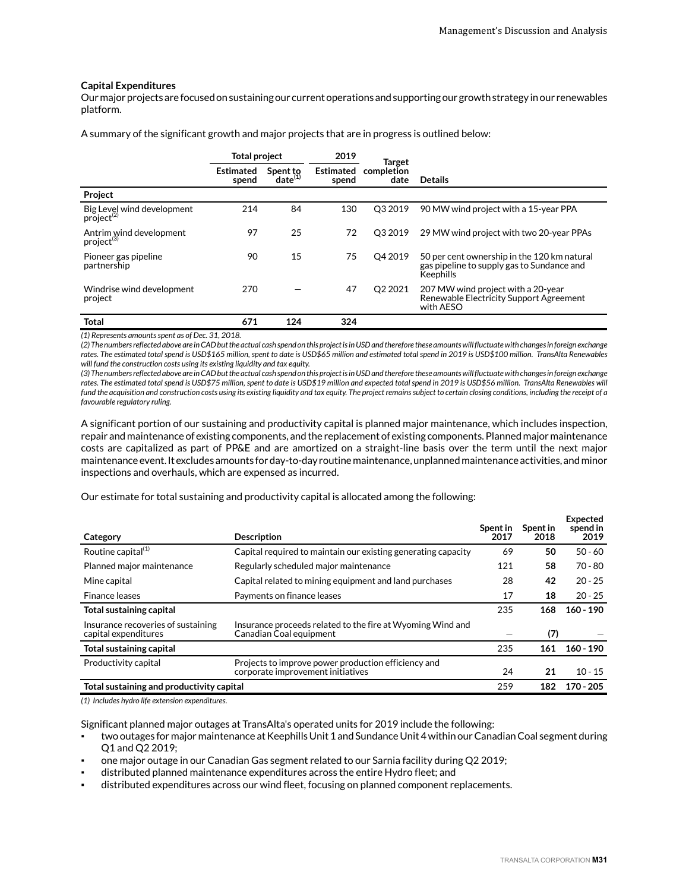### Capital Expenditures

Our major projects are focused on sustaining our current operations and supporting our growth strategy in our renewables platform.

A summary of the significant growth and major projects that are in progress is outlined below:

| | Total project | | 2019 | Target completion date | Details |
|---|---|---|---|---|---|
| | Estimated spend | Spent to date[1] | Estimated spend | | |
| **Project** | | | | | |
| Big Level wind development project[2] | 214 | 84 | 130 | Q3 2019 | 90 MW wind project with a 15-year PPA |
| Antrim wind development project[3] | 97 | 25 | 72 | Q3 2019 | 29 MW wind project with two 20-year PPAs |
| Pioneer gas pipeline partnership | 90 | 15 | 75 | Q4 2019 | 50 per cent ownership in the 120 km natural gas pipeline to supply gas to Sundance and Keephills |
| Windrise wind development project | 270 | — | 47 | Q2 2021 | 207 MW wind project with a 20-year Renewable Electricity Support Agreement with AESO |
| **Total** | **671** | **124** | **324** | | |

*(1) Represents amounts spent as of Dec. 31, 2018.*

*(2) The numbers reflected above are in CAD but the actual cash spend on this project is in USD and therefore these amounts will fluctuate with changes in foreign exchange rates. The estimated total spend is USD$165 million, spent to date is USD$65 million and estimated total spend in 2019 is USD$100 million. TransAlta Renewables will fund the construction costs using its existing liquidity and tax equity.*

*(3) The numbers reflected above are in CAD but the actual cash spend on this project is in USD and therefore these amounts will fluctuate with changes in foreign exchange rates. The estimated total spend is USD$75 million, spent to date is USD$19 million and expected total spend in 2019 is USD$56 million. TransAlta Renewables will fund the acquisition and construction costs using its existing liquidity and tax equity. The project remains subject to certain closing conditions, including the receipt of a favourable regulatory ruling.*

A significant portion of our sustaining and productivity capital is planned major maintenance, which includes inspection, repair and maintenance of existing components, and the replacement of existing components. Planned major maintenance costs are capitalized as part of PP&E and are amortized on a straight-line basis over the term until the next major maintenance event. It excludes amounts for day-to-day routine maintenance, unplanned maintenance activities, and minor inspections and overhauls, which are expensed as incurred.

Our estimate for total sustaining and productivity capital is allocated among the following:

| Category | Description | Spent in 2017 | Spent in 2018 | Expected spend in 2019 |
|---|---|---|---|---|
| Routine capital[1] | Capital required to maintain our existing generating capacity | 69 | **50** | 50 - 60 |
| Planned major maintenance | Regularly scheduled major maintenance | 121 | **58** | 70 - 80 |
| Mine capital | Capital related to mining equipment and land purchases | 28 | **42** | 20 - 25 |
| Finance leases | Payments on finance leases | 17 | **18** | 20 - 25 |
| **Total sustaining capital** | | 235 | **168** | **160 - 190** |
| Insurance recoveries of sustaining capital expenditures | Insurance proceeds related to the fire at Wyoming Wind and Canadian Coal equipment | — | **(7)** | — |
| **Total sustaining capital** | | 235 | **161** | **160 - 190** |
| Productivity capital | Projects to improve power production efficiency and corporate improvement initiatives | 24 | **21** | 10 - 15 |
| **Total sustaining and productivity capital** | | 259 | **182** | **170 - 205** |

*(1) Includes hydro life extension expenditures.*

Significant planned major outages at TransAlta's operated units for 2019 include the following:

- two outages for major maintenance at Keephills Unit 1 and Sundance Unit 4 within our Canadian Coal segment during Q1 and Q2 2019;
- one major outage in our Canadian Gas segment related to our Sarnia facility during Q2 2019;
- distributed planned maintenance expenditures across the entire Hydro fleet; and
- distributed expenditures across our wind fleet, focusing on planned component replacements.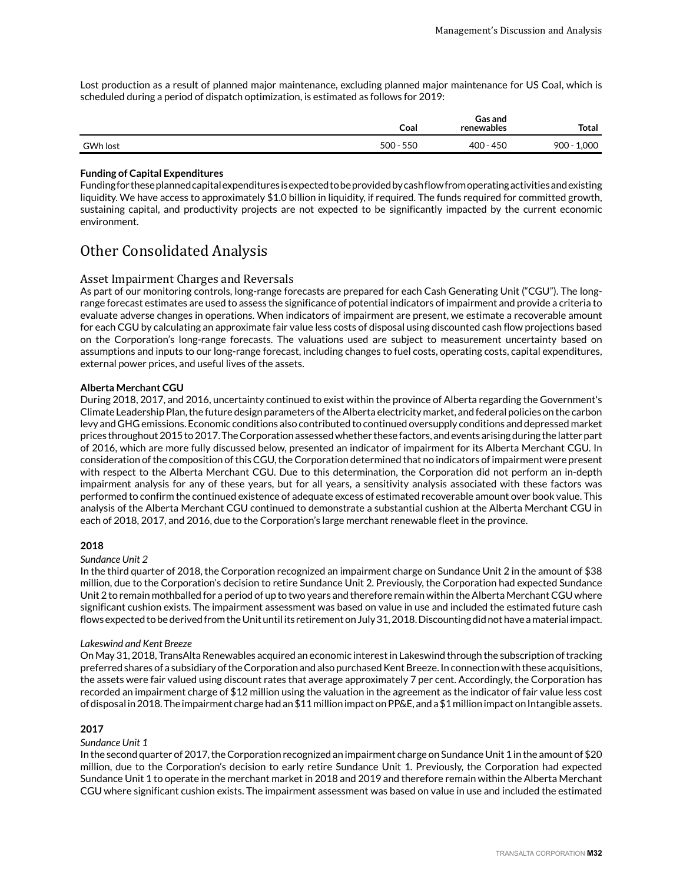Lost production as a result of planned major maintenance, excluding planned major maintenance for US Coal, which is scheduled during a period of dispatch optimization, is estimated as follows for 2019:

| | Coal | Gas and renewables | Total |
|---|---|---|---|
| GWh lost | 500 - 550 | 400 - 450 | 900 - 1,000 |

**Funding of Capital Expenditures**

Funding for these planned capital expenditures is expected to be provided by cash flow from operating activities and existing liquidity. We have access to approximately $1.0 billion in liquidity, if required. The funds required for committed growth, sustaining capital, and productivity projects are not expected to be significantly impacted by the current economic environment.

# Other Consolidated Analysis

## Asset Impairment Charges and Reversals

As part of our monitoring controls, long-range forecasts are prepared for each Cash Generating Unit ("CGU"). The long-range forecast estimates are used to assess the significance of potential indicators of impairment and provide a criteria to evaluate adverse changes in operations. When indicators of impairment are present, we estimate a recoverable amount for each CGU by calculating an approximate fair value less costs of disposal using discounted cash flow projections based on the Corporation's long-range forecasts. The valuations used are subject to measurement uncertainty based on assumptions and inputs to our long-range forecast, including changes to fuel costs, operating costs, capital expenditures, external power prices, and useful lives of the assets.

**Alberta Merchant CGU**

During 2018, 2017, and 2016, uncertainty continued to exist within the province of Alberta regarding the Government's Climate Leadership Plan, the future design parameters of the Alberta electricity market, and federal policies on the carbon levy and GHG emissions. Economic conditions also contributed to continued oversupply conditions and depressed market prices throughout 2015 to 2017. The Corporation assessed whether these factors, and events arising during the latter part of 2016, which are more fully discussed below, presented an indicator of impairment for its Alberta Merchant CGU. In consideration of the composition of this CGU, the Corporation determined that no indicators of impairment were present with respect to the Alberta Merchant CGU. Due to this determination, the Corporation did not perform an in-depth impairment analysis for any of these years, but for all years, a sensitivity analysis associated with these factors was performed to confirm the continued existence of adequate excess of estimated recoverable amount over book value. This analysis of the Alberta Merchant CGU continued to demonstrate a substantial cushion at the Alberta Merchant CGU in each of 2018, 2017, and 2016, due to the Corporation's large merchant renewable fleet in the province.

**2018**

*Sundance Unit 2*

In the third quarter of 2018, the Corporation recognized an impairment charge on Sundance Unit 2 in the amount of $38 million, due to the Corporation's decision to retire Sundance Unit 2. Previously, the Corporation had expected Sundance Unit 2 to remain mothballed for a period of up to two years and therefore remain within the Alberta Merchant CGU where significant cushion exists. The impairment assessment was based on value in use and included the estimated future cash flows expected to be derived from the Unit until its retirement on July 31, 2018. Discounting did not have a material impact.

*Lakeswind and Kent Breeze*

On May 31, 2018, TransAlta Renewables acquired an economic interest in Lakeswind through the subscription of tracking preferred shares of a subsidiary of the Corporation and also purchased Kent Breeze. In connection with these acquisitions, the assets were fair valued using discount rates that average approximately 7 per cent. Accordingly, the Corporation has recorded an impairment charge of $12 million using the valuation in the agreement as the indicator of fair value less cost of disposal in 2018. The impairment charge had an $11 million impact on PP&E, and a $1 million impact on Intangible assets.

**2017**

*Sundance Unit 1*

In the second quarter of 2017, the Corporation recognized an impairment charge on Sundance Unit 1 in the amount of $20 million, due to the Corporation's decision to early retire Sundance Unit 1. Previously, the Corporation had expected Sundance Unit 1 to operate in the merchant market in 2018 and 2019 and therefore remain within the Alberta Merchant CGU where significant cushion exists. The impairment assessment was based on value in use and included the estimated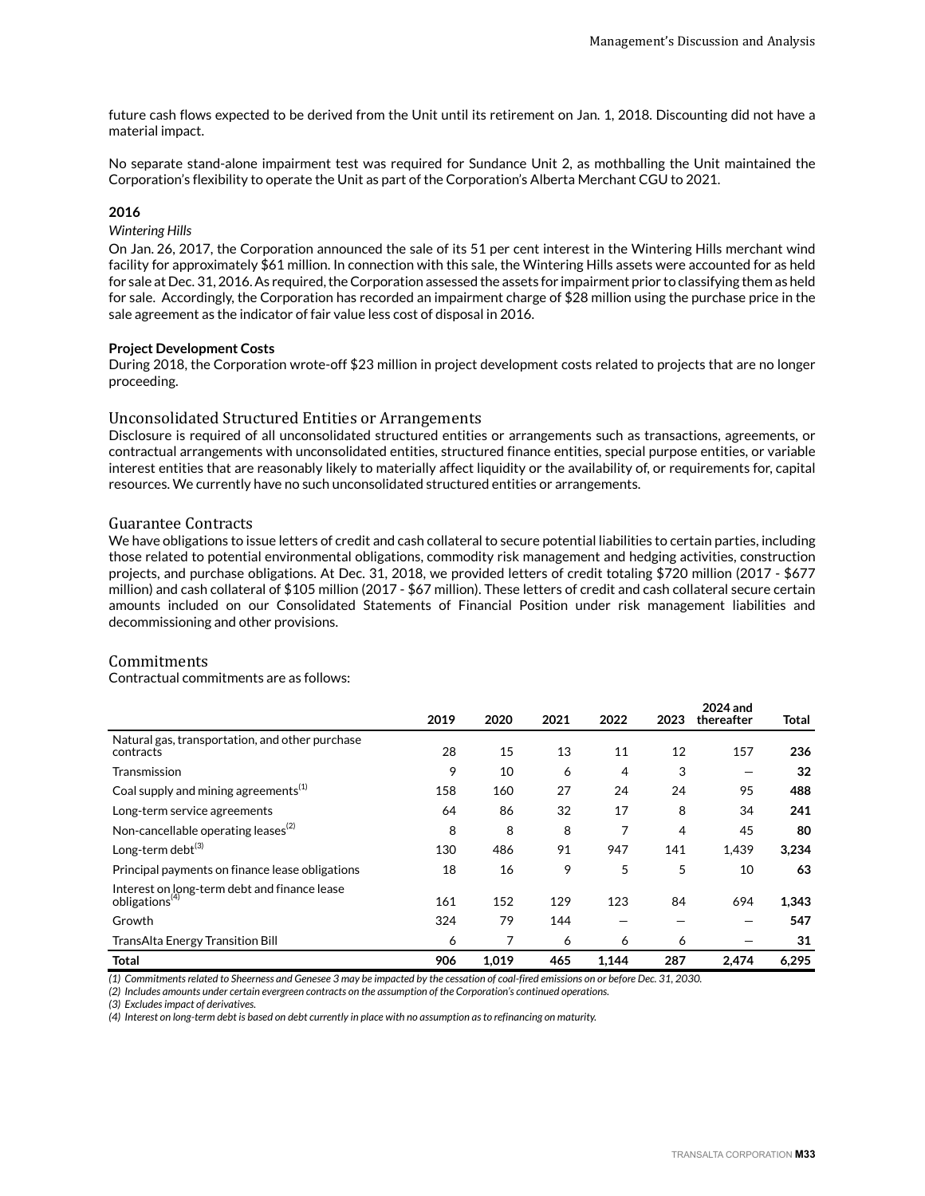future cash flows expected to be derived from the Unit until its retirement on Jan. 1, 2018. Discounting did not have a material impact.

No separate stand-alone impairment test was required for Sundance Unit 2, as mothballing the Unit maintained the Corporation's flexibility to operate the Unit as part of the Corporation's Alberta Merchant CGU to 2021.

**2016**

*Wintering Hills*

On Jan. 26, 2017, the Corporation announced the sale of its 51 per cent interest in the Wintering Hills merchant wind facility for approximately $61 million. In connection with this sale, the Wintering Hills assets were accounted for as held for sale at Dec. 31, 2016. As required, the Corporation assessed the assets for impairment prior to classifying them as held for sale. Accordingly, the Corporation has recorded an impairment charge of $28 million using the purchase price in the sale agreement as the indicator of fair value less cost of disposal in 2016.

**Project Development Costs**

During 2018, the Corporation wrote-off $23 million in project development costs related to projects that are no longer proceeding.

## Unconsolidated Structured Entities or Arrangements

Disclosure is required of all unconsolidated structured entities or arrangements such as transactions, agreements, or contractual arrangements with unconsolidated entities, structured finance entities, special purpose entities, or variable interest entities that are reasonably likely to materially affect liquidity or the availability of, or requirements for, capital resources. We currently have no such unconsolidated structured entities or arrangements.

## Guarantee Contracts

We have obligations to issue letters of credit and cash collateral to secure potential liabilities to certain parties, including those related to potential environmental obligations, commodity risk management and hedging activities, construction projects, and purchase obligations. At Dec. 31, 2018, we provided letters of credit totaling $720 million (2017 - $677 million) and cash collateral of $105 million (2017 - $67 million). These letters of credit and cash collateral secure certain amounts included on our Consolidated Statements of Financial Position under risk management liabilities and decommissioning and other provisions.

## Commitments

Contractual commitments are as follows:

| | 2019 | 2020 | 2021 | 2022 | 2023 | 2024 and thereafter | Total |
|---|---|---|---|---|---|---|---|
| Natural gas, transportation, and other purchase contracts | 28 | 15 | 13 | 11 | 12 | 157 | **236** |
| Transmission | 9 | 10 | 6 | 4 | 3 | — | **32** |
| Coal supply and mining agreements[(1)] | 158 | 160 | 27 | 24 | 24 | 95 | **488** |
| Long-term service agreements | 64 | 86 | 32 | 17 | 8 | 34 | **241** |
| Non-cancellable operating leases[(2)] | 8 | 8 | 8 | 7 | 4 | 45 | **80** |
| Long-term debt[(3)] | 130 | 486 | 91 | 947 | 141 | 1,439 | **3,234** |
| Principal payments on finance lease obligations | 18 | 16 | 9 | 5 | 5 | 10 | **63** |
| Interest on long-term debt and finance lease obligations[(4)] | 161 | 152 | 129 | 123 | 84 | 694 | **1,343** |
| Growth | 324 | 79 | 144 | — | — | — | **547** |
| TransAlta Energy Transition Bill | 6 | 7 | 6 | 6 | 6 | — | **31** |
| **Total** | **906** | **1,019** | **465** | **1,144** | **287** | **2,474** | **6,295** |

*(1) Commitments related to Sheerness and Genesee 3 may be impacted by the cessation of coal-fired emissions on or before Dec. 31, 2030.*
*(2) Includes amounts under certain evergreen contracts on the assumption of the Corporation's continued operations.*
*(3) Excludes impact of derivatives.*
*(4) Interest on long-term debt is based on debt currently in place with no assumption as to refinancing on maturity.*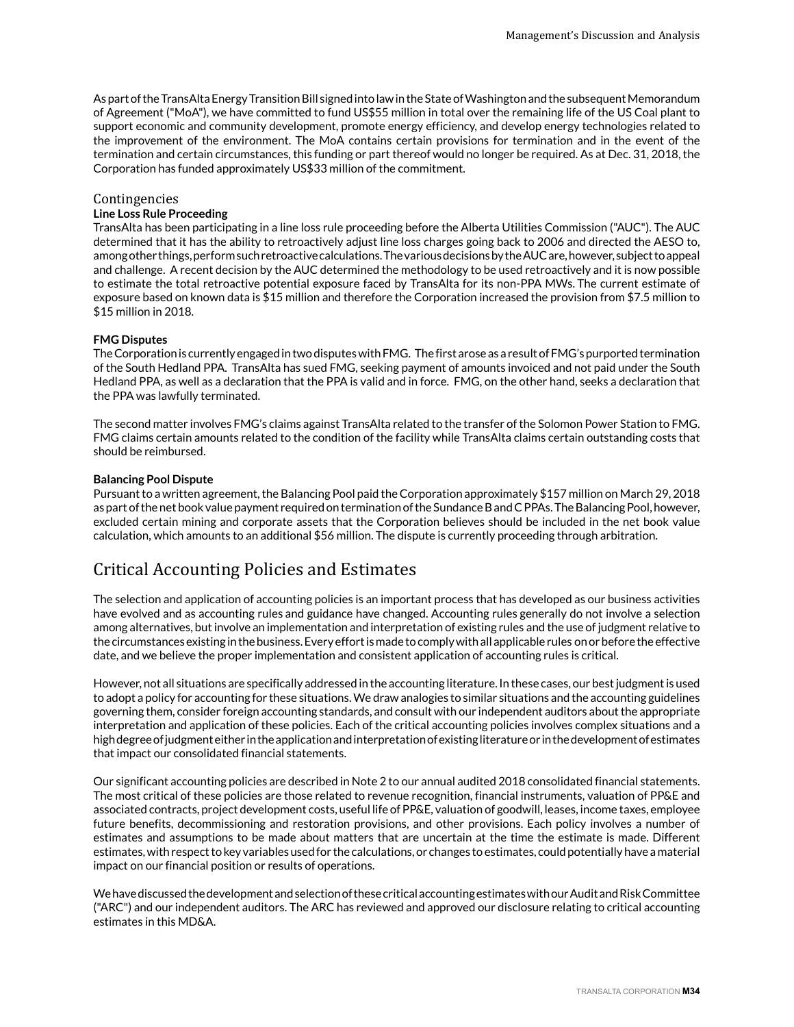As part of the TransAlta Energy Transition Bill signed into law in the State of Washington and the subsequent Memorandum of Agreement ("MoA"), we have committed to fund US$55 million in total over the remaining life of the US Coal plant to support economic and community development, promote energy efficiency, and develop energy technologies related to the improvement of the environment. The MoA contains certain provisions for termination and in the event of the termination and certain circumstances, this funding or part thereof would no longer be required. As at Dec. 31, 2018, the Corporation has funded approximately US$33 million of the commitment.

### Contingencies

**Line Loss Rule Proceeding**

TransAlta has been participating in a line loss rule proceeding before the Alberta Utilities Commission ("AUC"). The AUC determined that it has the ability to retroactively adjust line loss charges going back to 2006 and directed the AESO to, among other things, perform such retroactive calculations. The various decisions by the AUC are, however, subject to appeal and challenge. A recent decision by the AUC determined the methodology to be used retroactively and it is now possible to estimate the total retroactive potential exposure faced by TransAlta for its non-PPA MWs. The current estimate of exposure based on known data is $15 million and therefore the Corporation increased the provision from $7.5 million to $15 million in 2018.

**FMG Disputes**

The Corporation is currently engaged in two disputes with FMG. The first arose as a result of FMG's purported termination of the South Hedland PPA. TransAlta has sued FMG, seeking payment of amounts invoiced and not paid under the South Hedland PPA, as well as a declaration that the PPA is valid and in force. FMG, on the other hand, seeks a declaration that the PPA was lawfully terminated.

The second matter involves FMG's claims against TransAlta related to the transfer of the Solomon Power Station to FMG. FMG claims certain amounts related to the condition of the facility while TransAlta claims certain outstanding costs that should be reimbursed.

**Balancing Pool Dispute**

Pursuant to a written agreement, the Balancing Pool paid the Corporation approximately $157 million on March 29, 2018 as part of the net book value payment required on termination of the Sundance B and C PPAs. The Balancing Pool, however, excluded certain mining and corporate assets that the Corporation believes should be included in the net book value calculation, which amounts to an additional $56 million. The dispute is currently proceeding through arbitration.

## Critical Accounting Policies and Estimates

The selection and application of accounting policies is an important process that has developed as our business activities have evolved and as accounting rules and guidance have changed. Accounting rules generally do not involve a selection among alternatives, but involve an implementation and interpretation of existing rules and the use of judgment relative to the circumstances existing in the business. Every effort is made to comply with all applicable rules on or before the effective date, and we believe the proper implementation and consistent application of accounting rules is critical.

However, not all situations are specifically addressed in the accounting literature. In these cases, our best judgment is used to adopt a policy for accounting for these situations. We draw analogies to similar situations and the accounting guidelines governing them, consider foreign accounting standards, and consult with our independent auditors about the appropriate interpretation and application of these policies. Each of the critical accounting policies involves complex situations and a high degree of judgment either in the application and interpretation of existing literature or in the development of estimates that impact our consolidated financial statements.

Our significant accounting policies are described in Note 2 to our annual audited 2018 consolidated financial statements. The most critical of these policies are those related to revenue recognition, financial instruments, valuation of PP&E and associated contracts, project development costs, useful life of PP&E, valuation of goodwill, leases, income taxes, employee future benefits, decommissioning and restoration provisions, and other provisions. Each policy involves a number of estimates and assumptions to be made about matters that are uncertain at the time the estimate is made. Different estimates, with respect to key variables used for the calculations, or changes to estimates, could potentially have a material impact on our financial position or results of operations.

We have discussed the development and selection of these critical accounting estimates with our Audit and Risk Committee ("ARC") and our independent auditors. The ARC has reviewed and approved our disclosure relating to critical accounting estimates in this MD&A.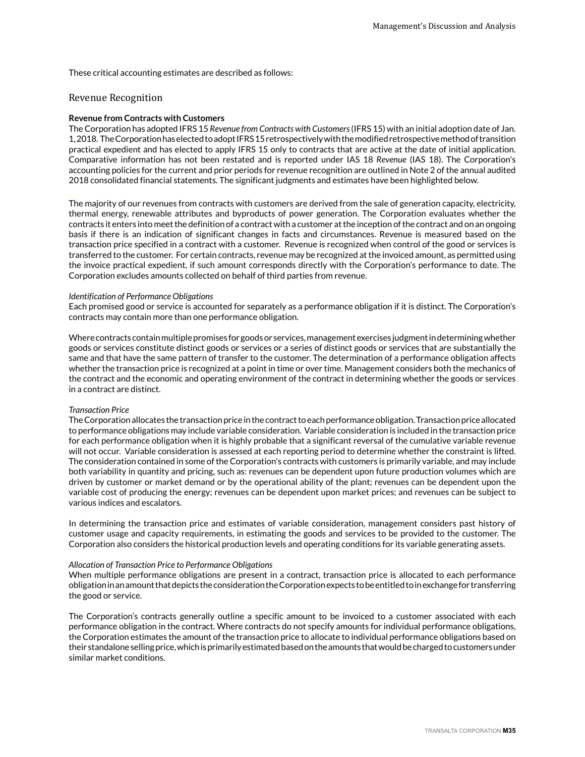These critical accounting estimates are described as follows:

## Revenue Recognition

**Revenue from Contracts with Customers**

The Corporation has adopted IFRS 15 *Revenue from Contracts with Customers* (IFRS 15) with an initial adoption date of Jan. 1, 2018. The Corporation has elected to adopt IFRS 15 retrospectively with the modified retrospective method of transition practical expedient and has elected to apply IFRS 15 only to contracts that are active at the date of initial application. Comparative information has not been restated and is reported under IAS 18 *Revenue* (IAS 18). The Corporation's accounting policies for the current and prior periods for revenue recognition are outlined in Note 2 of the annual audited 2018 consolidated financial statements. The significant judgments and estimates have been highlighted below.

The majority of our revenues from contracts with customers are derived from the sale of generation capacity, electricity, thermal energy, renewable attributes and byproducts of power generation. The Corporation evaluates whether the contracts it enters into meet the definition of a contract with a customer at the inception of the contract and on an ongoing basis if there is an indication of significant changes in facts and circumstances. Revenue is measured based on the transaction price specified in a contract with a customer. Revenue is recognized when control of the good or services is transferred to the customer. For certain contracts, revenue may be recognized at the invoiced amount, as permitted using the invoice practical expedient, if such amount corresponds directly with the Corporation's performance to date. The Corporation excludes amounts collected on behalf of third parties from revenue.

*Identification of Performance Obligations*

Each promised good or service is accounted for separately as a performance obligation if it is distinct. The Corporation's contracts may contain more than one performance obligation.

Where contracts contain multiple promises for goods or services, management exercises judgment in determining whether goods or services constitute distinct goods or services or a series of distinct goods or services that are substantially the same and that have the same pattern of transfer to the customer. The determination of a performance obligation affects whether the transaction price is recognized at a point in time or over time. Management considers both the mechanics of the contract and the economic and operating environment of the contract in determining whether the goods or services in a contract are distinct.

*Transaction Price*

The Corporation allocates the transaction price in the contract to each performance obligation. Transaction price allocated to performance obligations may include variable consideration. Variable consideration is included in the transaction price for each performance obligation when it is highly probable that a significant reversal of the cumulative variable revenue will not occur. Variable consideration is assessed at each reporting period to determine whether the constraint is lifted. The consideration contained in some of the Corporation's contracts with customers is primarily variable, and may include both variability in quantity and pricing, such as: revenues can be dependent upon future production volumes which are driven by customer or market demand or by the operational ability of the plant; revenues can be dependent upon the variable cost of producing the energy; revenues can be dependent upon market prices; and revenues can be subject to various indices and escalators.

In determining the transaction price and estimates of variable consideration, management considers past history of customer usage and capacity requirements, in estimating the goods and services to be provided to the customer. The Corporation also considers the historical production levels and operating conditions for its variable generating assets.

*Allocation of Transaction Price to Performance Obligations*

When multiple performance obligations are present in a contract, transaction price is allocated to each performance obligation in an amount that depicts the consideration the Corporation expects to be entitled to in exchange for transferring the good or service.

The Corporation's contracts generally outline a specific amount to be invoiced to a customer associated with each performance obligation in the contract. Where contracts do not specify amounts for individual performance obligations, the Corporation estimates the amount of the transaction price to allocate to individual performance obligations based on their standalone selling price, which is primarily estimated based on the amounts that would be charged to customers under similar market conditions.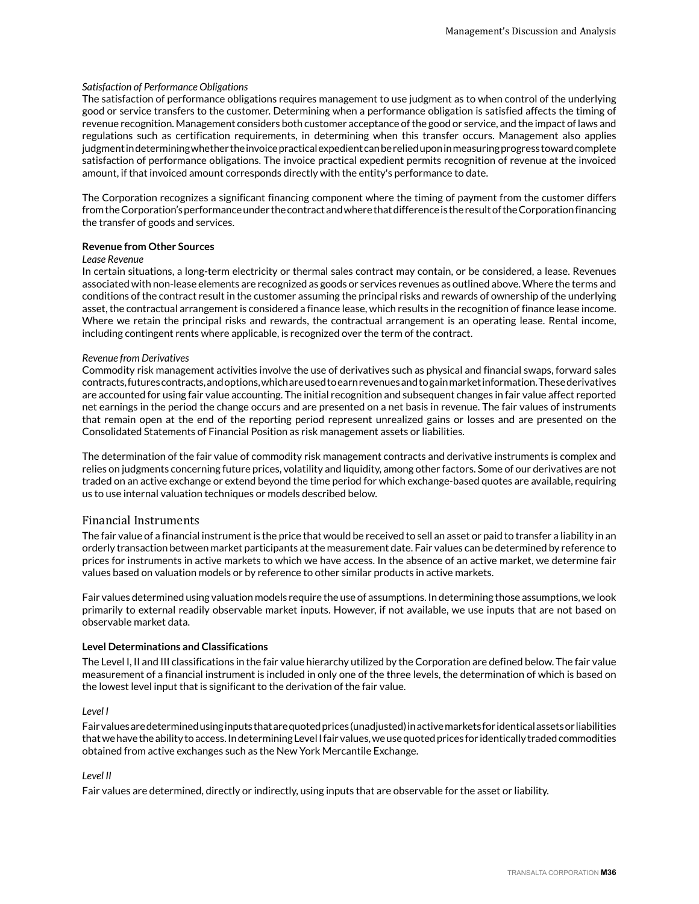*Satisfaction of Performance Obligations*

The satisfaction of performance obligations requires management to use judgment as to when control of the underlying good or service transfers to the customer. Determining when a performance obligation is satisfied affects the timing of revenue recognition. Management considers both customer acceptance of the good or service, and the impact of laws and regulations such as certification requirements, in determining when this transfer occurs. Management also applies judgment in determining whether the invoice practical expedient can be relied upon in measuring progress toward complete satisfaction of performance obligations. The invoice practical expedient permits recognition of revenue at the invoiced amount, if that invoiced amount corresponds directly with the entity's performance to date.

The Corporation recognizes a significant financing component where the timing of payment from the customer differs from the Corporation's performance under the contract and where that difference is the result of the Corporation financing the transfer of goods and services.

**Revenue from Other Sources**

*Lease Revenue*

In certain situations, a long-term electricity or thermal sales contract may contain, or be considered, a lease. Revenues associated with non-lease elements are recognized as goods or services revenues as outlined above. Where the terms and conditions of the contract result in the customer assuming the principal risks and rewards of ownership of the underlying asset, the contractual arrangement is considered a finance lease, which results in the recognition of finance lease income. Where we retain the principal risks and rewards, the contractual arrangement is an operating lease. Rental income, including contingent rents where applicable, is recognized over the term of the contract.

*Revenue from Derivatives*

Commodity risk management activities involve the use of derivatives such as physical and financial swaps, forward sales contracts, futures contracts, and options, which are used to earn revenues and to gain market information. These derivatives are accounted for using fair value accounting. The initial recognition and subsequent changes in fair value affect reported net earnings in the period the change occurs and are presented on a net basis in revenue. The fair values of instruments that remain open at the end of the reporting period represent unrealized gains or losses and are presented on the Consolidated Statements of Financial Position as risk management assets or liabilities.

The determination of the fair value of commodity risk management contracts and derivative instruments is complex and relies on judgments concerning future prices, volatility and liquidity, among other factors. Some of our derivatives are not traded on an active exchange or extend beyond the time period for which exchange-based quotes are available, requiring us to use internal valuation techniques or models described below.

## Financial Instruments

The fair value of a financial instrument is the price that would be received to sell an asset or paid to transfer a liability in an orderly transaction between market participants at the measurement date. Fair values can be determined by reference to prices for instruments in active markets to which we have access. In the absence of an active market, we determine fair values based on valuation models or by reference to other similar products in active markets.

Fair values determined using valuation models require the use of assumptions. In determining those assumptions, we look primarily to external readily observable market inputs. However, if not available, we use inputs that are not based on observable market data.

**Level Determinations and Classifications**

The Level I, II and III classifications in the fair value hierarchy utilized by the Corporation are defined below. The fair value measurement of a financial instrument is included in only one of the three levels, the determination of which is based on the lowest level input that is significant to the derivation of the fair value.

*Level I*

Fair values are determined using inputs that are quoted prices (unadjusted) in active markets for identical assets or liabilities that we have the ability to access. In determining Level I fair values, we use quoted prices for identically traded commodities obtained from active exchanges such as the New York Mercantile Exchange.

*Level II*

Fair values are determined, directly or indirectly, using inputs that are observable for the asset or liability.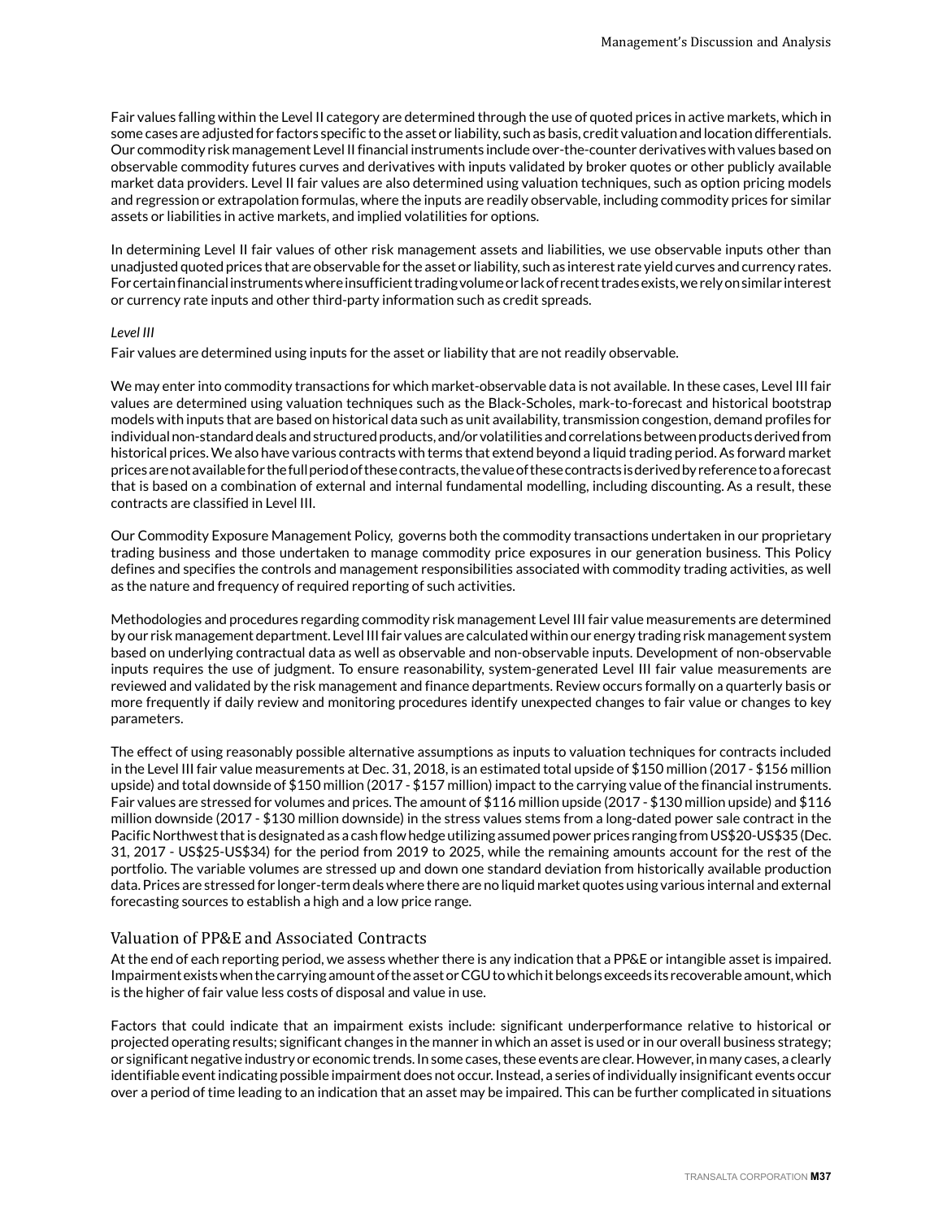Fair values falling within the Level II category are determined through the use of quoted prices in active markets, which in some cases are adjusted for factors specific to the asset or liability, such as basis, credit valuation and location differentials. Our commodity risk management Level II financial instruments include over-the-counter derivatives with values based on observable commodity futures curves and derivatives with inputs validated by broker quotes or other publicly available market data providers. Level II fair values are also determined using valuation techniques, such as option pricing models and regression or extrapolation formulas, where the inputs are readily observable, including commodity prices for similar assets or liabilities in active markets, and implied volatilities for options.

In determining Level II fair values of other risk management assets and liabilities, we use observable inputs other than unadjusted quoted prices that are observable for the asset or liability, such as interest rate yield curves and currency rates. For certain financial instruments where insufficient trading volume or lack of recent trades exists, we rely on similar interest or currency rate inputs and other third-party information such as credit spreads.

*Level III*

Fair values are determined using inputs for the asset or liability that are not readily observable.

We may enter into commodity transactions for which market-observable data is not available. In these cases, Level III fair values are determined using valuation techniques such as the Black-Scholes, mark-to-forecast and historical bootstrap models with inputs that are based on historical data such as unit availability, transmission congestion, demand profiles for individual non-standard deals and structured products, and/or volatilities and correlations between products derived from historical prices. We also have various contracts with terms that extend beyond a liquid trading period. As forward market prices are not available for the full period of these contracts, the value of these contracts is derived by reference to a forecast that is based on a combination of external and internal fundamental modelling, including discounting. As a result, these contracts are classified in Level III.

Our Commodity Exposure Management Policy, governs both the commodity transactions undertaken in our proprietary trading business and those undertaken to manage commodity price exposures in our generation business. This Policy defines and specifies the controls and management responsibilities associated with commodity trading activities, as well as the nature and frequency of required reporting of such activities.

Methodologies and procedures regarding commodity risk management Level III fair value measurements are determined by our risk management department. Level III fair values are calculated within our energy trading risk management system based on underlying contractual data as well as observable and non-observable inputs. Development of non-observable inputs requires the use of judgment. To ensure reasonability, system-generated Level III fair value measurements are reviewed and validated by the risk management and finance departments. Review occurs formally on a quarterly basis or more frequently if daily review and monitoring procedures identify unexpected changes to fair value or changes to key parameters.

The effect of using reasonably possible alternative assumptions as inputs to valuation techniques for contracts included in the Level III fair value measurements at Dec. 31, 2018, is an estimated total upside of $150 million (2017 - $156 million upside) and total downside of $150 million (2017 - $157 million) impact to the carrying value of the financial instruments. Fair values are stressed for volumes and prices. The amount of $116 million upside (2017 - $130 million upside) and $116 million downside (2017 - $130 million downside) in the stress values stems from a long-dated power sale contract in the Pacific Northwest that is designated as a cash flow hedge utilizing assumed power prices ranging from US$20-US$35 (Dec. 31, 2017 - US$25-US$34) for the period from 2019 to 2025, while the remaining amounts account for the rest of the portfolio. The variable volumes are stressed up and down one standard deviation from historically available production data. Prices are stressed for longer-term deals where there are no liquid market quotes using various internal and external forecasting sources to establish a high and a low price range.

## Valuation of PP&E and Associated Contracts

At the end of each reporting period, we assess whether there is any indication that a PP&E or intangible asset is impaired. Impairment exists when the carrying amount of the asset or CGU to which it belongs exceeds its recoverable amount, which is the higher of fair value less costs of disposal and value in use.

Factors that could indicate that an impairment exists include: significant underperformance relative to historical or projected operating results; significant changes in the manner in which an asset is used or in our overall business strategy; or significant negative industry or economic trends. In some cases, these events are clear. However, in many cases, a clearly identifiable event indicating possible impairment does not occur. Instead, a series of individually insignificant events occur over a period of time leading to an indication that an asset may be impaired. This can be further complicated in situations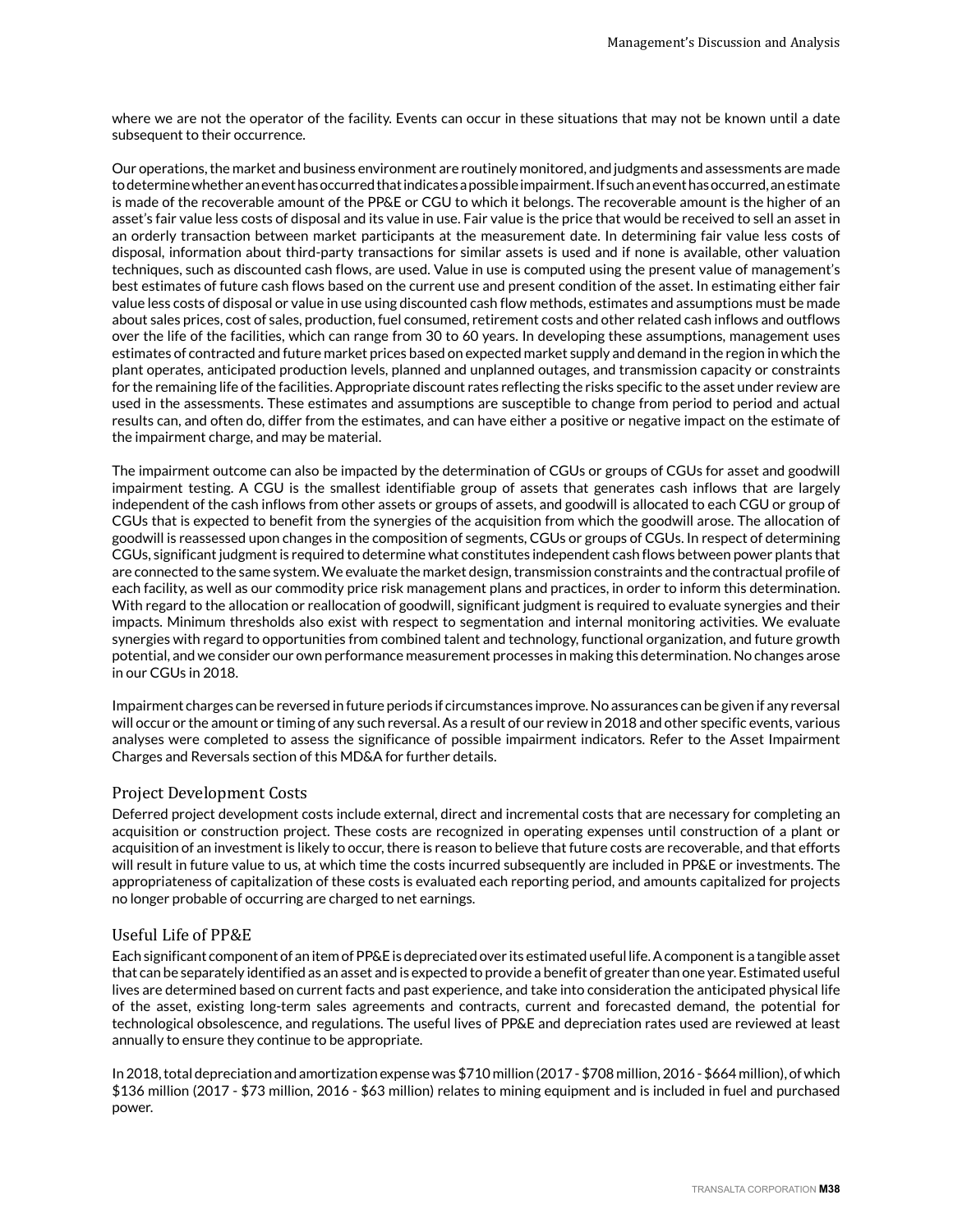where we are not the operator of the facility. Events can occur in these situations that may not be known until a date subsequent to their occurrence.

Our operations, the market and business environment are routinely monitored, and judgments and assessments are made to determine whether an event has occurred that indicates a possible impairment. If such an event has occurred, an estimate is made of the recoverable amount of the PP&E or CGU to which it belongs. The recoverable amount is the higher of an asset's fair value less costs of disposal and its value in use. Fair value is the price that would be received to sell an asset in an orderly transaction between market participants at the measurement date. In determining fair value less costs of disposal, information about third-party transactions for similar assets is used and if none is available, other valuation techniques, such as discounted cash flows, are used. Value in use is computed using the present value of management's best estimates of future cash flows based on the current use and present condition of the asset. In estimating either fair value less costs of disposal or value in use using discounted cash flow methods, estimates and assumptions must be made about sales prices, cost of sales, production, fuel consumed, retirement costs and other related cash inflows and outflows over the life of the facilities, which can range from 30 to 60 years. In developing these assumptions, management uses estimates of contracted and future market prices based on expected market supply and demand in the region in which the plant operates, anticipated production levels, planned and unplanned outages, and transmission capacity or constraints for the remaining life of the facilities. Appropriate discount rates reflecting the risks specific to the asset under review are used in the assessments. These estimates and assumptions are susceptible to change from period to period and actual results can, and often do, differ from the estimates, and can have either a positive or negative impact on the estimate of the impairment charge, and may be material.

The impairment outcome can also be impacted by the determination of CGUs or groups of CGUs for asset and goodwill impairment testing. A CGU is the smallest identifiable group of assets that generates cash inflows that are largely independent of the cash inflows from other assets or groups of assets, and goodwill is allocated to each CGU or group of CGUs that is expected to benefit from the synergies of the acquisition from which the goodwill arose. The allocation of goodwill is reassessed upon changes in the composition of segments, CGUs or groups of CGUs. In respect of determining CGUs, significant judgment is required to determine what constitutes independent cash flows between power plants that are connected to the same system. We evaluate the market design, transmission constraints and the contractual profile of each facility, as well as our commodity price risk management plans and practices, in order to inform this determination. With regard to the allocation or reallocation of goodwill, significant judgment is required to evaluate synergies and their impacts. Minimum thresholds also exist with respect to segmentation and internal monitoring activities. We evaluate synergies with regard to opportunities from combined talent and technology, functional organization, and future growth potential, and we consider our own performance measurement processes in making this determination. No changes arose in our CGUs in 2018.

Impairment charges can be reversed in future periods if circumstances improve. No assurances can be given if any reversal will occur or the amount or timing of any such reversal. As a result of our review in 2018 and other specific events, various analyses were completed to assess the significance of possible impairment indicators. Refer to the Asset Impairment Charges and Reversals section of this MD&A for further details.

## Project Development Costs

Deferred project development costs include external, direct and incremental costs that are necessary for completing an acquisition or construction project. These costs are recognized in operating expenses until construction of a plant or acquisition of an investment is likely to occur, there is reason to believe that future costs are recoverable, and that efforts will result in future value to us, at which time the costs incurred subsequently are included in PP&E or investments. The appropriateness of capitalization of these costs is evaluated each reporting period, and amounts capitalized for projects no longer probable of occurring are charged to net earnings.

## Useful Life of PP&E

Each significant component of an item of PP&E is depreciated over its estimated useful life. A component is a tangible asset that can be separately identified as an asset and is expected to provide a benefit of greater than one year. Estimated useful lives are determined based on current facts and past experience, and take into consideration the anticipated physical life of the asset, existing long-term sales agreements and contracts, current and forecasted demand, the potential for technological obsolescence, and regulations. The useful lives of PP&E and depreciation rates used are reviewed at least annually to ensure they continue to be appropriate.

In 2018, total depreciation and amortization expense was $710 million (2017 - $708 million, 2016 - $664 million), of which $136 million (2017 - $73 million, 2016 - $63 million) relates to mining equipment and is included in fuel and purchased power.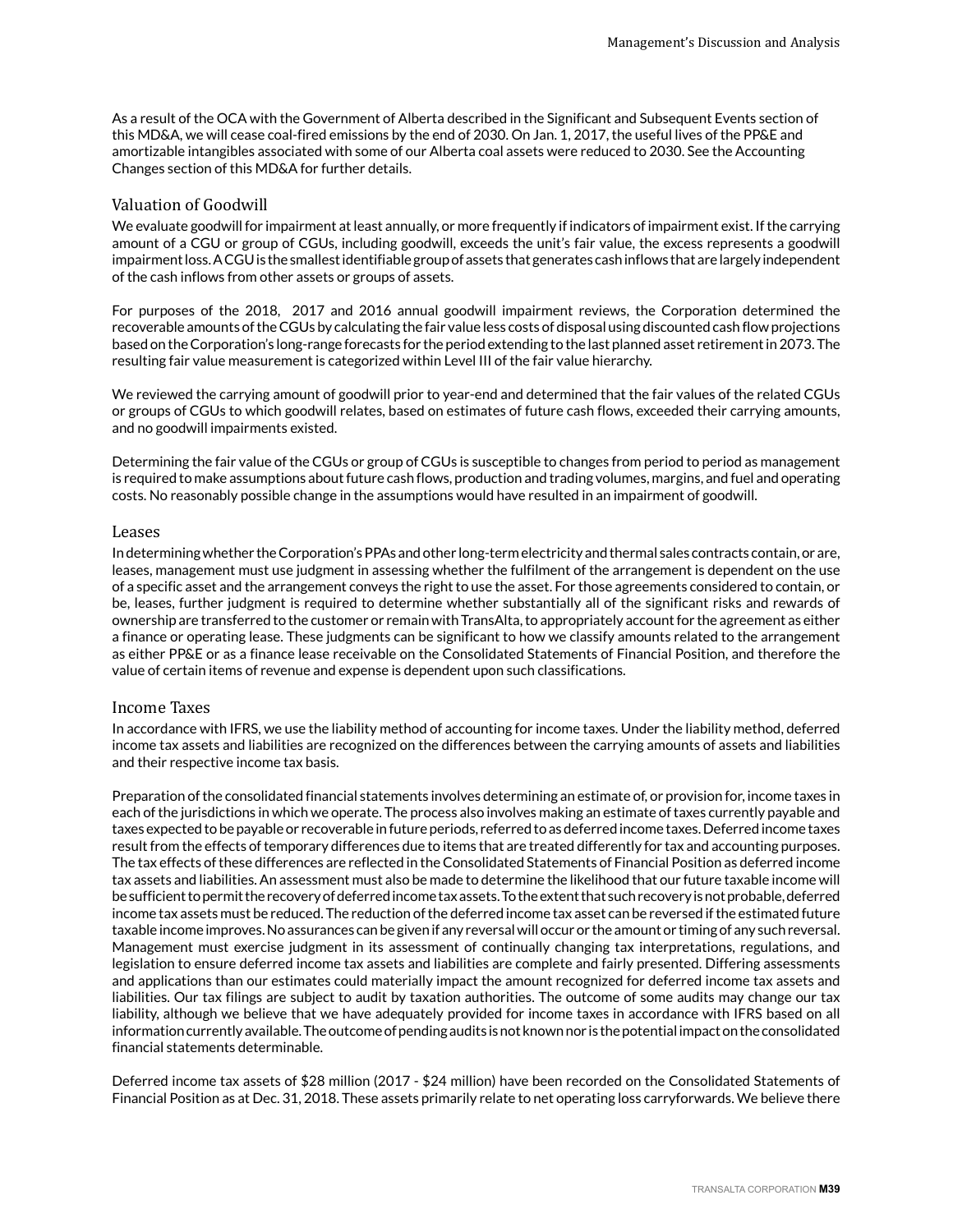As a result of the OCA with the Government of Alberta described in the Significant and Subsequent Events section of this MD&A, we will cease coal-fired emissions by the end of 2030. On Jan. 1, 2017, the useful lives of the PP&E and amortizable intangibles associated with some of our Alberta coal assets were reduced to 2030. See the Accounting Changes section of this MD&A for further details.

### Valuation of Goodwill

We evaluate goodwill for impairment at least annually, or more frequently if indicators of impairment exist. If the carrying amount of a CGU or group of CGUs, including goodwill, exceeds the unit's fair value, the excess represents a goodwill impairment loss. A CGU is the smallest identifiable group of assets that generates cash inflows that are largely independent of the cash inflows from other assets or groups of assets.

For purposes of the 2018, 2017 and 2016 annual goodwill impairment reviews, the Corporation determined the recoverable amounts of the CGUs by calculating the fair value less costs of disposal using discounted cash flow projections based on the Corporation's long-range forecasts for the period extending to the last planned asset retirement in 2073. The resulting fair value measurement is categorized within Level III of the fair value hierarchy.

We reviewed the carrying amount of goodwill prior to year-end and determined that the fair values of the related CGUs or groups of CGUs to which goodwill relates, based on estimates of future cash flows, exceeded their carrying amounts, and no goodwill impairments existed.

Determining the fair value of the CGUs or group of CGUs is susceptible to changes from period to period as management is required to make assumptions about future cash flows, production and trading volumes, margins, and fuel and operating costs. No reasonably possible change in the assumptions would have resulted in an impairment of goodwill.

### Leases

In determining whether the Corporation's PPAs and other long-term electricity and thermal sales contracts contain, or are, leases, management must use judgment in assessing whether the fulfilment of the arrangement is dependent on the use of a specific asset and the arrangement conveys the right to use the asset. For those agreements considered to contain, or be, leases, further judgment is required to determine whether substantially all of the significant risks and rewards of ownership are transferred to the customer or remain with TransAlta, to appropriately account for the agreement as either a finance or operating lease. These judgments can be significant to how we classify amounts related to the arrangement as either PP&E or as a finance lease receivable on the Consolidated Statements of Financial Position, and therefore the value of certain items of revenue and expense is dependent upon such classifications.

### Income Taxes

In accordance with IFRS, we use the liability method of accounting for income taxes. Under the liability method, deferred income tax assets and liabilities are recognized on the differences between the carrying amounts of assets and liabilities and their respective income tax basis.

Preparation of the consolidated financial statements involves determining an estimate of, or provision for, income taxes in each of the jurisdictions in which we operate. The process also involves making an estimate of taxes currently payable and taxes expected to be payable or recoverable in future periods, referred to as deferred income taxes. Deferred income taxes result from the effects of temporary differences due to items that are treated differently for tax and accounting purposes. The tax effects of these differences are reflected in the Consolidated Statements of Financial Position as deferred income tax assets and liabilities. An assessment must also be made to determine the likelihood that our future taxable income will be sufficient to permit the recovery of deferred income tax assets. To the extent that such recovery is not probable, deferred income tax assets must be reduced. The reduction of the deferred income tax asset can be reversed if the estimated future taxable income improves. No assurances can be given if any reversal will occur or the amount or timing of any such reversal. Management must exercise judgment in its assessment of continually changing tax interpretations, regulations, and legislation to ensure deferred income tax assets and liabilities are complete and fairly presented. Differing assessments and applications than our estimates could materially impact the amount recognized for deferred income tax assets and liabilities. Our tax filings are subject to audit by taxation authorities. The outcome of some audits may change our tax liability, although we believe that we have adequately provided for income taxes in accordance with IFRS based on all information currently available. The outcome of pending audits is not known nor is the potential impact on the consolidated financial statements determinable.

Deferred income tax assets of $28 million (2017 - $24 million) have been recorded on the Consolidated Statements of Financial Position as at Dec. 31, 2018. These assets primarily relate to net operating loss carryforwards. We believe there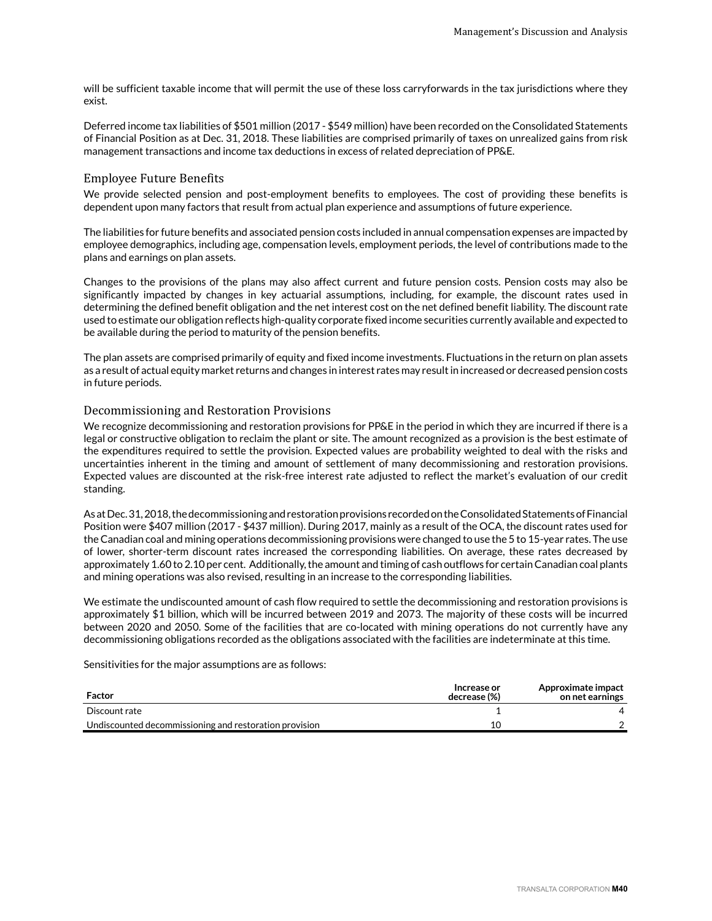will be sufficient taxable income that will permit the use of these loss carryforwards in the tax jurisdictions where they exist.

Deferred income tax liabilities of $501 million (2017 - $549 million) have been recorded on the Consolidated Statements of Financial Position as at Dec. 31, 2018. These liabilities are comprised primarily of taxes on unrealized gains from risk management transactions and income tax deductions in excess of related depreciation of PP&E.

### Employee Future Benefits

We provide selected pension and post-employment benefits to employees. The cost of providing these benefits is dependent upon many factors that result from actual plan experience and assumptions of future experience.

The liabilities for future benefits and associated pension costs included in annual compensation expenses are impacted by employee demographics, including age, compensation levels, employment periods, the level of contributions made to the plans and earnings on plan assets.

Changes to the provisions of the plans may also affect current and future pension costs. Pension costs may also be significantly impacted by changes in key actuarial assumptions, including, for example, the discount rates used in determining the defined benefit obligation and the net interest cost on the net defined benefit liability. The discount rate used to estimate our obligation reflects high-quality corporate fixed income securities currently available and expected to be available during the period to maturity of the pension benefits.

The plan assets are comprised primarily of equity and fixed income investments. Fluctuations in the return on plan assets as a result of actual equity market returns and changes in interest rates may result in increased or decreased pension costs in future periods.

### Decommissioning and Restoration Provisions

We recognize decommissioning and restoration provisions for PP&E in the period in which they are incurred if there is a legal or constructive obligation to reclaim the plant or site. The amount recognized as a provision is the best estimate of the expenditures required to settle the provision. Expected values are probability weighted to deal with the risks and uncertainties inherent in the timing and amount of settlement of many decommissioning and restoration provisions. Expected values are discounted at the risk-free interest rate adjusted to reflect the market's evaluation of our credit standing.

As at Dec. 31, 2018, the decommissioning and restoration provisions recorded on the Consolidated Statements of Financial Position were $407 million (2017 - $437 million). During 2017, mainly as a result of the OCA, the discount rates used for the Canadian coal and mining operations decommissioning provisions were changed to use the 5 to 15-year rates. The use of lower, shorter-term discount rates increased the corresponding liabilities. On average, these rates decreased by approximately 1.60 to 2.10 per cent. Additionally, the amount and timing of cash outflows for certain Canadian coal plants and mining operations was also revised, resulting in an increase to the corresponding liabilities.

We estimate the undiscounted amount of cash flow required to settle the decommissioning and restoration provisions is approximately $1 billion, which will be incurred between 2019 and 2073. The majority of these costs will be incurred between 2020 and 2050. Some of the facilities that are co-located with mining operations do not currently have any decommissioning obligations recorded as the obligations associated with the facilities are indeterminate at this time.

Sensitivities for the major assumptions are as follows:

| Factor | Increase or decrease (%) | Approximate impact on net earnings |
|---|---|---|
| Discount rate | 1 | 4 |
| Undiscounted decommissioning and restoration provision | 10 | 2 |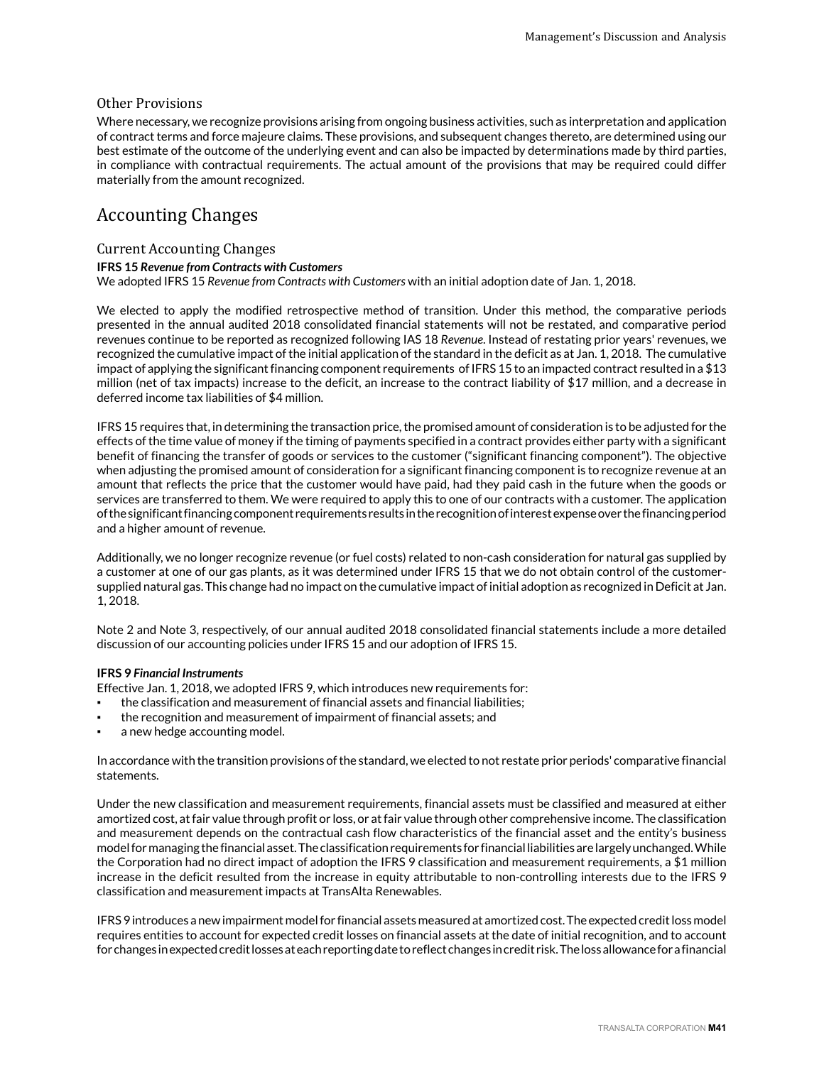### Other Provisions

Where necessary, we recognize provisions arising from ongoing business activities, such as interpretation and application of contract terms and force majeure claims. These provisions, and subsequent changes thereto, are determined using our best estimate of the outcome of the underlying event and can also be impacted by determinations made by third parties, in compliance with contractual requirements. The actual amount of the provisions that may be required could differ materially from the amount recognized.

## Accounting Changes

### Current Accounting Changes

**IFRS 15 *Revenue from Contracts with Customers***

We adopted IFRS 15 *Revenue from Contracts with Customers* with an initial adoption date of Jan. 1, 2018.

We elected to apply the modified retrospective method of transition. Under this method, the comparative periods presented in the annual audited 2018 consolidated financial statements will not be restated, and comparative period revenues continue to be reported as recognized following IAS 18 *Revenue*. Instead of restating prior years' revenues, we recognized the cumulative impact of the initial application of the standard in the deficit as at Jan. 1, 2018. The cumulative impact of applying the significant financing component requirements of IFRS 15 to an impacted contract resulted in a $13 million (net of tax impacts) increase to the deficit, an increase to the contract liability of $17 million, and a decrease in deferred income tax liabilities of $4 million.

IFRS 15 requires that, in determining the transaction price, the promised amount of consideration is to be adjusted for the effects of the time value of money if the timing of payments specified in a contract provides either party with a significant benefit of financing the transfer of goods or services to the customer ("significant financing component"). The objective when adjusting the promised amount of consideration for a significant financing component is to recognize revenue at an amount that reflects the price that the customer would have paid, had they paid cash in the future when the goods or services are transferred to them. We were required to apply this to one of our contracts with a customer. The application of the significant financing component requirements results in the recognition of interest expense over the financing period and a higher amount of revenue.

Additionally, we no longer recognize revenue (or fuel costs) related to non-cash consideration for natural gas supplied by a customer at one of our gas plants, as it was determined under IFRS 15 that we do not obtain control of the customer-supplied natural gas. This change had no impact on the cumulative impact of initial adoption as recognized in Deficit at Jan. 1, 2018.

Note 2 and Note 3, respectively, of our annual audited 2018 consolidated financial statements include a more detailed discussion of our accounting policies under IFRS 15 and our adoption of IFRS 15.

**IFRS 9 *Financial Instruments***

Effective Jan. 1, 2018, we adopted IFRS 9, which introduces new requirements for:

- the classification and measurement of financial assets and financial liabilities;
- the recognition and measurement of impairment of financial assets; and
- a new hedge accounting model.

In accordance with the transition provisions of the standard, we elected to not restate prior periods' comparative financial statements.

Under the new classification and measurement requirements, financial assets must be classified and measured at either amortized cost, at fair value through profit or loss, or at fair value through other comprehensive income. The classification and measurement depends on the contractual cash flow characteristics of the financial asset and the entity's business model for managing the financial asset. The classification requirements for financial liabilities are largely unchanged. While the Corporation had no direct impact of adoption the IFRS 9 classification and measurement requirements, a $1 million increase in the deficit resulted from the increase in equity attributable to non-controlling interests due to the IFRS 9 classification and measurement impacts at TransAlta Renewables.

IFRS 9 introduces a new impairment model for financial assets measured at amortized cost. The expected credit loss model requires entities to account for expected credit losses on financial assets at the date of initial recognition, and to account for changes in expected credit losses at each reporting date to reflect changes in credit risk. The loss allowance for a financial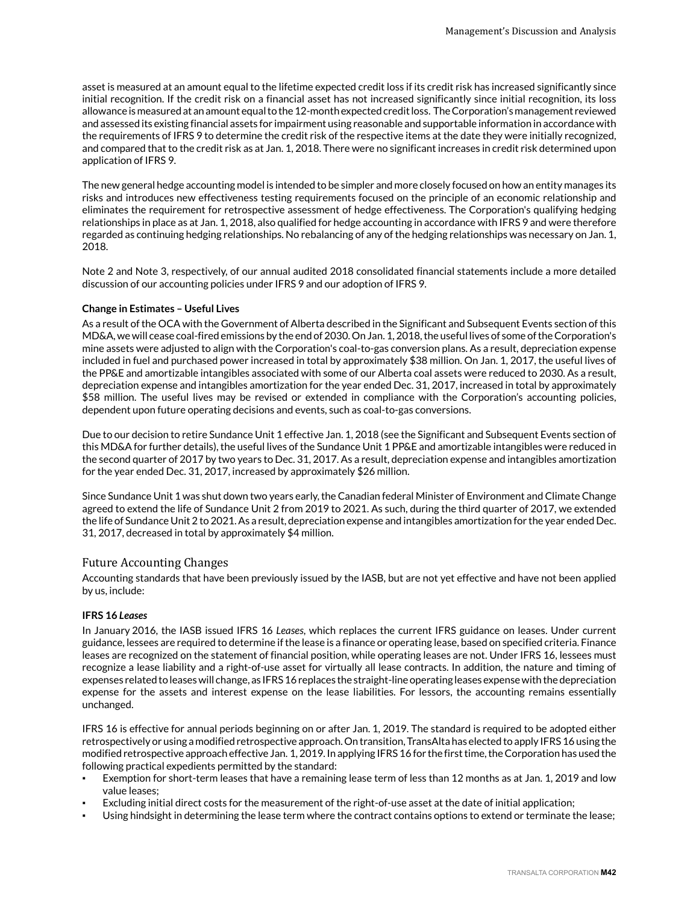asset is measured at an amount equal to the lifetime expected credit loss if its credit risk has increased significantly since initial recognition. If the credit risk on a financial asset has not increased significantly since initial recognition, its loss allowance is measured at an amount equal to the 12-month expected credit loss. The Corporation's management reviewed and assessed its existing financial assets for impairment using reasonable and supportable information in accordance with the requirements of IFRS 9 to determine the credit risk of the respective items at the date they were initially recognized, and compared that to the credit risk as at Jan. 1, 2018. There were no significant increases in credit risk determined upon application of IFRS 9.

The new general hedge accounting model is intended to be simpler and more closely focused on how an entity manages its risks and introduces new effectiveness testing requirements focused on the principle of an economic relationship and eliminates the requirement for retrospective assessment of hedge effectiveness. The Corporation's qualifying hedging relationships in place as at Jan. 1, 2018, also qualified for hedge accounting in accordance with IFRS 9 and were therefore regarded as continuing hedging relationships. No rebalancing of any of the hedging relationships was necessary on Jan. 1, 2018.

Note 2 and Note 3, respectively, of our annual audited 2018 consolidated financial statements include a more detailed discussion of our accounting policies under IFRS 9 and our adoption of IFRS 9.

**Change in Estimates – Useful Lives**

As a result of the OCA with the Government of Alberta described in the Significant and Subsequent Events section of this MD&A, we will cease coal-fired emissions by the end of 2030. On Jan. 1, 2018, the useful lives of some of the Corporation's mine assets were adjusted to align with the Corporation's coal-to-gas conversion plans. As a result, depreciation expense included in fuel and purchased power increased in total by approximately $38 million. On Jan. 1, 2017, the useful lives of the PP&E and amortizable intangibles associated with some of our Alberta coal assets were reduced to 2030. As a result, depreciation expense and intangibles amortization for the year ended Dec. 31, 2017, increased in total by approximately $58 million. The useful lives may be revised or extended in compliance with the Corporation's accounting policies, dependent upon future operating decisions and events, such as coal-to-gas conversions.

Due to our decision to retire Sundance Unit 1 effective Jan. 1, 2018 (see the Significant and Subsequent Events section of this MD&A for further details), the useful lives of the Sundance Unit 1 PP&E and amortizable intangibles were reduced in the second quarter of 2017 by two years to Dec. 31, 2017. As a result, depreciation expense and intangibles amortization for the year ended Dec. 31, 2017, increased by approximately $26 million.

Since Sundance Unit 1 was shut down two years early, the Canadian federal Minister of Environment and Climate Change agreed to extend the life of Sundance Unit 2 from 2019 to 2021. As such, during the third quarter of 2017, we extended the life of Sundance Unit 2 to 2021. As a result, depreciation expense and intangibles amortization for the year ended Dec. 31, 2017, decreased in total by approximately $4 million.

## Future Accounting Changes

Accounting standards that have been previously issued by the IASB, but are not yet effective and have not been applied by us, include:

**IFRS 16 *Leases***

In January 2016, the IASB issued IFRS 16 *Leases*, which replaces the current IFRS guidance on leases. Under current guidance, lessees are required to determine if the lease is a finance or operating lease, based on specified criteria. Finance leases are recognized on the statement of financial position, while operating leases are not. Under IFRS 16, lessees must recognize a lease liability and a right-of-use asset for virtually all lease contracts. In addition, the nature and timing of expenses related to leases will change, as IFRS 16 replaces the straight-line operating leases expense with the depreciation expense for the assets and interest expense on the lease liabilities. For lessors, the accounting remains essentially unchanged.

IFRS 16 is effective for annual periods beginning on or after Jan. 1, 2019. The standard is required to be adopted either retrospectively or using a modified retrospective approach. On transition, TransAlta has elected to apply IFRS 16 using the modified retrospective approach effective Jan. 1, 2019. In applying IFRS 16 for the first time, the Corporation has used the following practical expedients permitted by the standard:

- Exemption for short-term leases that have a remaining lease term of less than 12 months as at Jan. 1, 2019 and low value leases;
- Excluding initial direct costs for the measurement of the right-of-use asset at the date of initial application;
- Using hindsight in determining the lease term where the contract contains options to extend or terminate the lease;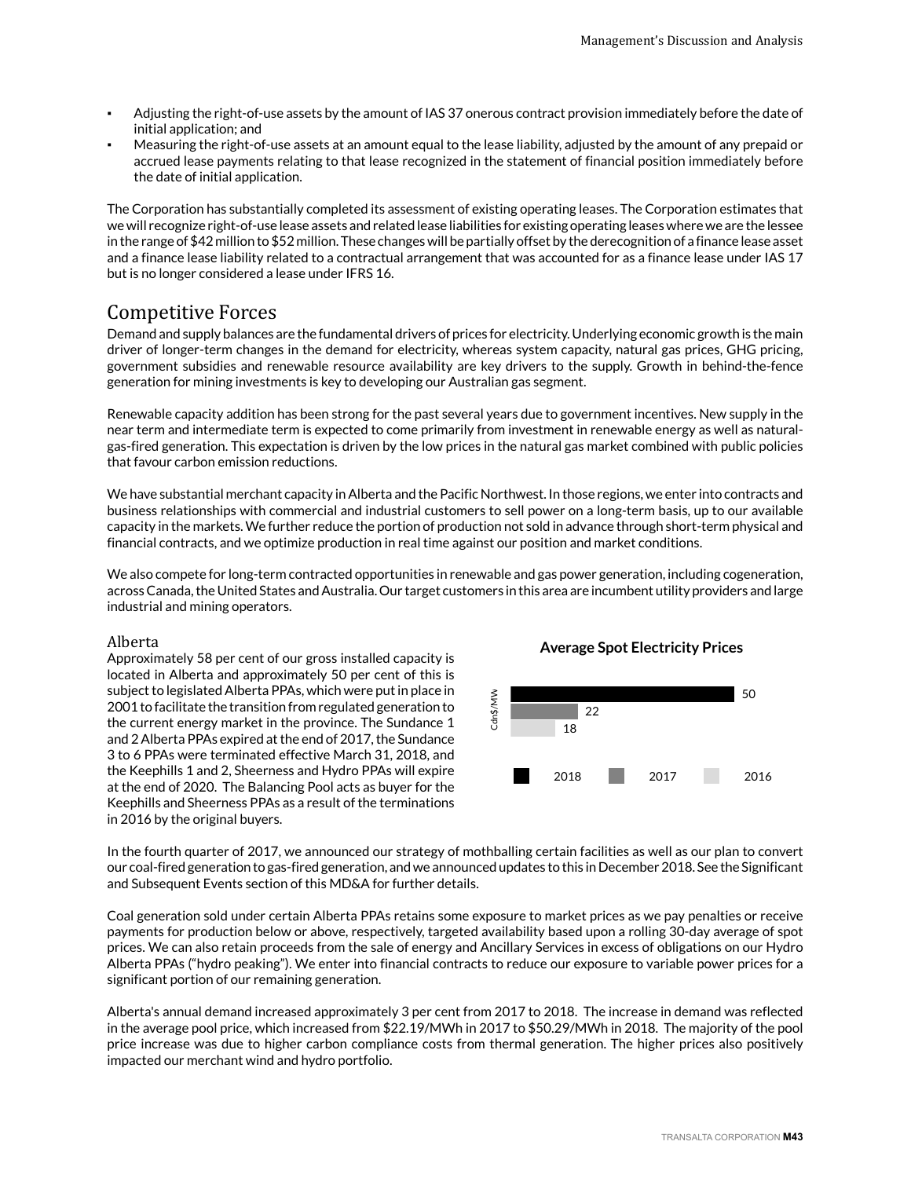- Adjusting the right-of-use assets by the amount of IAS 37 onerous contract provision immediately before the date of initial application; and
- Measuring the right-of-use assets at an amount equal to the lease liability, adjusted by the amount of any prepaid or accrued lease payments relating to that lease recognized in the statement of financial position immediately before the date of initial application.

The Corporation has substantially completed its assessment of existing operating leases. The Corporation estimates that we will recognize right-of-use lease assets and related lease liabilities for existing operating leases where we are the lessee in the range of $42 million to $52 million. These changes will be partially offset by the derecognition of a finance lease asset and a finance lease liability related to a contractual arrangement that was accounted for as a finance lease under IAS 17 but is no longer considered a lease under IFRS 16.

## Competitive Forces

Demand and supply balances are the fundamental drivers of prices for electricity. Underlying economic growth is the main driver of longer-term changes in the demand for electricity, whereas system capacity, natural gas prices, GHG pricing, government subsidies and renewable resource availability are key drivers to the supply. Growth in behind-the-fence generation for mining investments is key to developing our Australian gas segment.

Renewable capacity addition has been strong for the past several years due to government incentives. New supply in the near term and intermediate term is expected to come primarily from investment in renewable energy as well as natural-gas-fired generation. This expectation is driven by the low prices in the natural gas market combined with public policies that favour carbon emission reductions.

We have substantial merchant capacity in Alberta and the Pacific Northwest. In those regions, we enter into contracts and business relationships with commercial and industrial customers to sell power on a long-term basis, up to our available capacity in the markets. We further reduce the portion of production not sold in advance through short-term physical and financial contracts, and we optimize production in real time against our position and market conditions.

We also compete for long-term contracted opportunities in renewable and gas power generation, including cogeneration, across Canada, the United States and Australia. Our target customers in this area are incumbent utility providers and large industrial and mining operators.

### Alberta

Approximately 58 per cent of our gross installed capacity is located in Alberta and approximately 50 per cent of this is subject to legislated Alberta PPAs, which were put in place in 2001 to facilitate the transition from regulated generation to the current energy market in the province. The Sundance 1 and 2 Alberta PPAs expired at the end of 2017, the Sundance 3 to 6 PPAs were terminated effective March 31, 2018, and the Keephills 1 and 2, Sheerness and Hydro PPAs will expire at the end of 2020. The Balancing Pool acts as buyer for the Keephills and Sheerness PPAs as a result of the terminations in 2016 by the original buyers.

**Average Spot Electricity Prices**

| Year | Cdn$/MW |
|---|---|
| 2018 | 50 |
| 2017 | 22 |
| 2016 | 18 |

In the fourth quarter of 2017, we announced our strategy of mothballing certain facilities as well as our plan to convert our coal-fired generation to gas-fired generation, and we announced updates to this in December 2018. See the Significant and Subsequent Events section of this MD&A for further details.

Coal generation sold under certain Alberta PPAs retains some exposure to market prices as we pay penalties or receive payments for production below or above, respectively, targeted availability based upon a rolling 30-day average of spot prices. We can also retain proceeds from the sale of energy and Ancillary Services in excess of obligations on our Hydro Alberta PPAs ("hydro peaking"). We enter into financial contracts to reduce our exposure to variable power prices for a significant portion of our remaining generation.

Alberta's annual demand increased approximately 3 per cent from 2017 to 2018. The increase in demand was reflected in the average pool price, which increased from $22.19/MWh in 2017 to $50.29/MWh in 2018. The majority of the pool price increase was due to higher carbon compliance costs from thermal generation. The higher prices also positively impacted our merchant wind and hydro portfolio.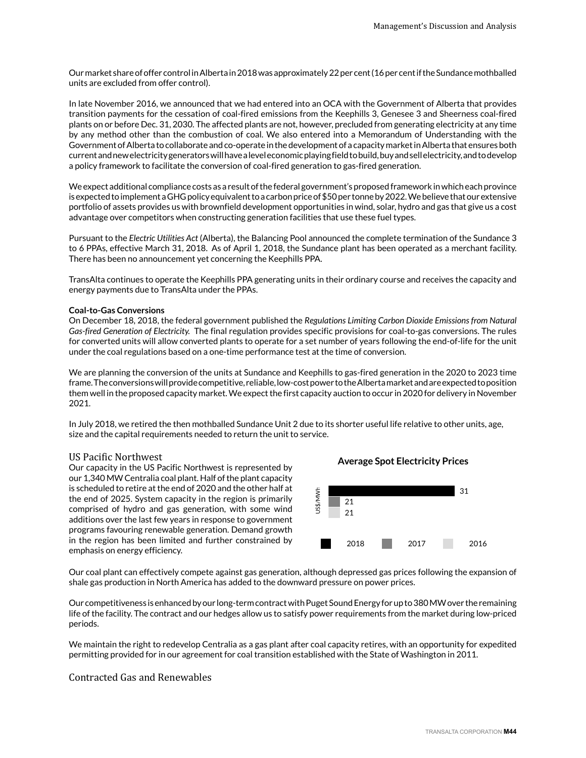Our market share of offer control in Alberta in 2018 was approximately 22 per cent (16 per cent if the Sundance mothballed units are excluded from offer control).

In late November 2016, we announced that we had entered into an OCA with the Government of Alberta that provides transition payments for the cessation of coal-fired emissions from the Keephills 3, Genesee 3 and Sheerness coal-fired plants on or before Dec. 31, 2030. The affected plants are not, however, precluded from generating electricity at any time by any method other than the combustion of coal. We also entered into a Memorandum of Understanding with the Government of Alberta to collaborate and co-operate in the development of a capacity market in Alberta that ensures both current and new electricity generators will have a level economic playing field to build, buy and sell electricity, and to develop a policy framework to facilitate the conversion of coal-fired generation to gas-fired generation.

We expect additional compliance costs as a result of the federal government's proposed framework in which each province is expected to implement a GHG policy equivalent to a carbon price of $50 per tonne by 2022. We believe that our extensive portfolio of assets provides us with brownfield development opportunities in wind, solar, hydro and gas that give us a cost advantage over competitors when constructing generation facilities that use these fuel types.

Pursuant to the *Electric Utilities Act* (Alberta), the Balancing Pool announced the complete termination of the Sundance 3 to 6 PPAs, effective March 31, 2018. As of April 1, 2018, the Sundance plant has been operated as a merchant facility. There has been no announcement yet concerning the Keephills PPA.

TransAlta continues to operate the Keephills PPA generating units in their ordinary course and receives the capacity and energy payments due to TransAlta under the PPAs.

**Coal-to-Gas Conversions**

On December 18, 2018, the federal government published the *Regulations Limiting Carbon Dioxide Emissions from Natural Gas-fired Generation of Electricity.* The final regulation provides specific provisions for coal-to-gas conversions. The rules for converted units will allow converted plants to operate for a set number of years following the end-of-life for the unit under the coal regulations based on a one-time performance test at the time of conversion.

We are planning the conversion of the units at Sundance and Keephills to gas-fired generation in the 2020 to 2023 time frame. The conversions will provide competitive, reliable, low-cost power to the Alberta market and are expected to position them well in the proposed capacity market. We expect the first capacity auction to occur in 2020 for delivery in November 2021.

In July 2018, we retired the then mothballed Sundance Unit 2 due to its shorter useful life relative to other units, age, size and the capital requirements needed to return the unit to service.

## US Pacific Northwest

Our capacity in the US Pacific Northwest is represented by our 1,340 MW Centralia coal plant. Half of the plant capacity is scheduled to retire at the end of 2020 and the other half at the end of 2025. System capacity in the region is primarily comprised of hydro and gas generation, with some wind additions over the last few years in response to government programs favouring renewable generation. Demand growth in the region has been limited and further constrained by emphasis on energy efficiency.

**Average Spot Electricity Prices**

| Year | US$/MWh |
| --- | --- |
| 2018 | 31 |
| 2017 | 21 |
| 2016 | 21 |

Our coal plant can effectively compete against gas generation, although depressed gas prices following the expansion of shale gas production in North America has added to the downward pressure on power prices.

Our competitiveness is enhanced by our long-term contract with Puget Sound Energy for up to 380 MW over the remaining life of the facility. The contract and our hedges allow us to satisfy power requirements from the market during low-priced periods.

We maintain the right to redevelop Centralia as a gas plant after coal capacity retires, with an opportunity for expedited permitting provided for in our agreement for coal transition established with the State of Washington in 2011.

## Contracted Gas and Renewables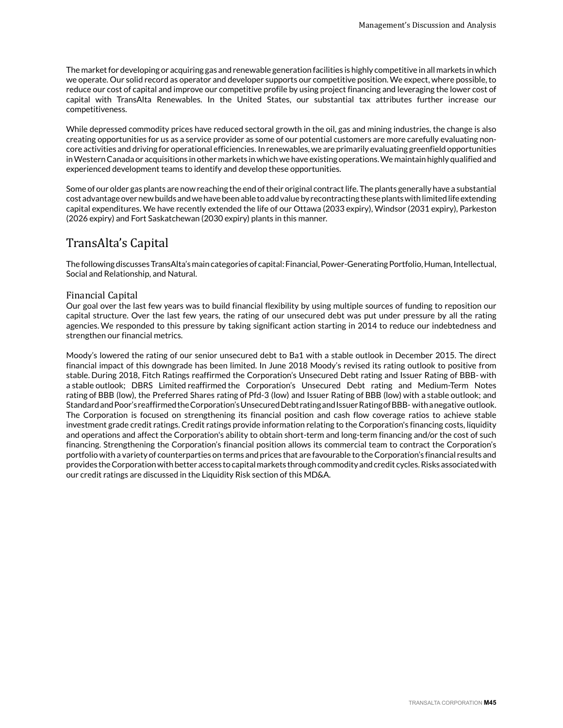The market for developing or acquiring gas and renewable generation facilities is highly competitive in all markets in which we operate. Our solid record as operator and developer supports our competitive position. We expect, where possible, to reduce our cost of capital and improve our competitive profile by using project financing and leveraging the lower cost of capital with TransAlta Renewables. In the United States, our substantial tax attributes further increase our competitiveness.

While depressed commodity prices have reduced sectoral growth in the oil, gas and mining industries, the change is also creating opportunities for us as a service provider as some of our potential customers are more carefully evaluating non-core activities and driving for operational efficiencies. In renewables, we are primarily evaluating greenfield opportunities in Western Canada or acquisitions in other markets in which we have existing operations. We maintain highly qualified and experienced development teams to identify and develop these opportunities.

Some of our older gas plants are now reaching the end of their original contract life. The plants generally have a substantial cost advantage over new builds and we have been able to add value by recontracting these plants with limited life extending capital expenditures. We have recently extended the life of our Ottawa (2033 expiry), Windsor (2031 expiry), Parkeston (2026 expiry) and Fort Saskatchewan (2030 expiry) plants in this manner.

# TransAlta's Capital

The following discusses TransAlta's main categories of capital: Financial, Power-Generating Portfolio, Human, Intellectual, Social and Relationship, and Natural.

## Financial Capital

Our goal over the last few years was to build financial flexibility by using multiple sources of funding to reposition our capital structure. Over the last few years, the rating of our unsecured debt was put under pressure by all the rating agencies. We responded to this pressure by taking significant action starting in 2014 to reduce our indebtedness and strengthen our financial metrics.

Moody's lowered the rating of our senior unsecured debt to Ba1 with a stable outlook in December 2015. The direct financial impact of this downgrade has been limited. In June 2018 Moody's revised its rating outlook to positive from stable. During 2018, Fitch Ratings reaffirmed the Corporation's Unsecured Debt rating and Issuer Rating of BBB- with a stable outlook; DBRS Limited reaffirmed the Corporation's Unsecured Debt rating and Medium-Term Notes rating of BBB (low), the Preferred Shares rating of Pfd-3 (low) and Issuer Rating of BBB (low) with a stable outlook; and Standard and Poor's reaffirmed the Corporation's Unsecured Debt rating and Issuer Rating of BBB- with a negative outlook. The Corporation is focused on strengthening its financial position and cash flow coverage ratios to achieve stable investment grade credit ratings. Credit ratings provide information relating to the Corporation's financing costs, liquidity and operations and affect the Corporation's ability to obtain short-term and long-term financing and/or the cost of such financing. Strengthening the Corporation's financial position allows its commercial team to contract the Corporation's portfolio with a variety of counterparties on terms and prices that are favourable to the Corporation's financial results and provides the Corporation with better access to capital markets through commodity and credit cycles. Risks associated with our credit ratings are discussed in the Liquidity Risk section of this MD&A.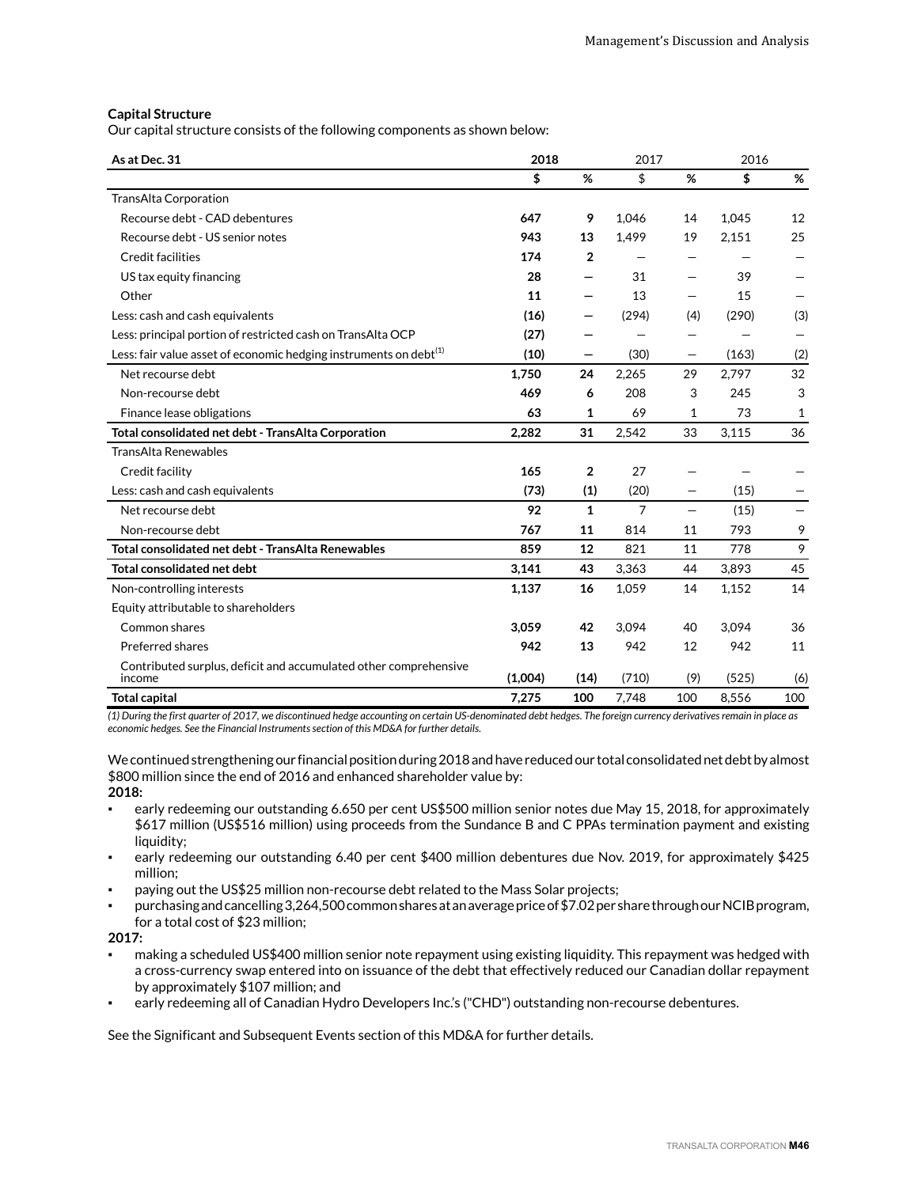### Capital Structure

Our capital structure consists of the following components as shown below:

| As at Dec. 31 | 2018 | | 2017 | | 2016 | |
|---|---|---|---|---|---|---|
| | $ | % | $ | % | $ | % |
| TransAlta Corporation | | | | | | |
| Recourse debt - CAD debentures | **647** | **9** | 1,046 | 14 | 1,045 | 12 |
| Recourse debt - US senior notes | **943** | **13** | 1,499 | 19 | 2,151 | 25 |
| Credit facilities | **174** | **2** | — | — | — | — |
| US tax equity financing | **28** | **—** | 31 | — | 39 | — |
| Other | **11** | **—** | 13 | — | 15 | — |
| Less: cash and cash equivalents | **(16)** | **—** | (294) | (4) | (290) | (3) |
| Less: principal portion of restricted cash on TransAlta OCP | **(27)** | **—** | — | — | — | — |
| Less: fair value asset of economic hedging instruments on debt[1] | **(10)** | **—** | (30) | — | (163) | (2) |
| Net recourse debt | **1,750** | **24** | 2,265 | 29 | 2,797 | 32 |
| Non-recourse debt | **469** | **6** | 208 | 3 | 245 | 3 |
| Finance lease obligations | **63** | **1** | 69 | 1 | 73 | 1 |
| **Total consolidated net debt - TransAlta Corporation** | **2,282** | **31** | 2,542 | 33 | 3,115 | 36 |
| TransAlta Renewables | | | | | | |
| Credit facility | **165** | **2** | 27 | — | — | — |
| Less: cash and cash equivalents | **(73)** | **(1)** | (20) | — | (15) | — |
| Net recourse debt | **92** | **1** | 7 | — | (15) | — |
| Non-recourse debt | **767** | **11** | 814 | 11 | 793 | 9 |
| **Total consolidated net debt - TransAlta Renewables** | **859** | **12** | 821 | 11 | 778 | 9 |
| **Total consolidated net debt** | **3,141** | **43** | 3,363 | 44 | 3,893 | 45 |
| Non-controlling interests | **1,137** | **16** | 1,059 | 14 | 1,152 | 14 |
| Equity attributable to shareholders | | | | | | |
| Common shares | **3,059** | **42** | 3,094 | 40 | 3,094 | 36 |
| Preferred shares | **942** | **13** | 942 | 12 | 942 | 11 |
| Contributed surplus, deficit and accumulated other comprehensive income | **(1,004)** | **(14)** | (710) | (9) | (525) | (6) |
| **Total capital** | **7,275** | **100** | 7,748 | 100 | 8,556 | 100 |

*(1) During the first quarter of 2017, we discontinued hedge accounting on certain US-denominated debt hedges. The foreign currency derivatives remain in place as economic hedges. See the Financial Instruments section of this MD&A for further details.*

We continued strengthening our financial position during 2018 and have reduced our total consolidated net debt by almost $800 million since the end of 2016 and enhanced shareholder value by:

**2018:**

- early redeeming our outstanding 6.650 per cent US$500 million senior notes due May 15, 2018, for approximately $617 million (US$516 million) using proceeds from the Sundance B and C PPAs termination payment and existing liquidity;
- early redeeming our outstanding 6.40 per cent $400 million debentures due Nov. 2019, for approximately $425 million;
- paying out the US$25 million non-recourse debt related to the Mass Solar projects;
- purchasing and cancelling 3,264,500 common shares at an average price of $7.02 per share through our NCIB program, for a total cost of $23 million;

**2017:**

- making a scheduled US$400 million senior note repayment using existing liquidity. This repayment was hedged with a cross-currency swap entered into on issuance of the debt that effectively reduced our Canadian dollar repayment by approximately $107 million; and
- early redeeming all of Canadian Hydro Developers Inc.'s ("CHD") outstanding non-recourse debentures.

See the Significant and Subsequent Events section of this MD&A for further details.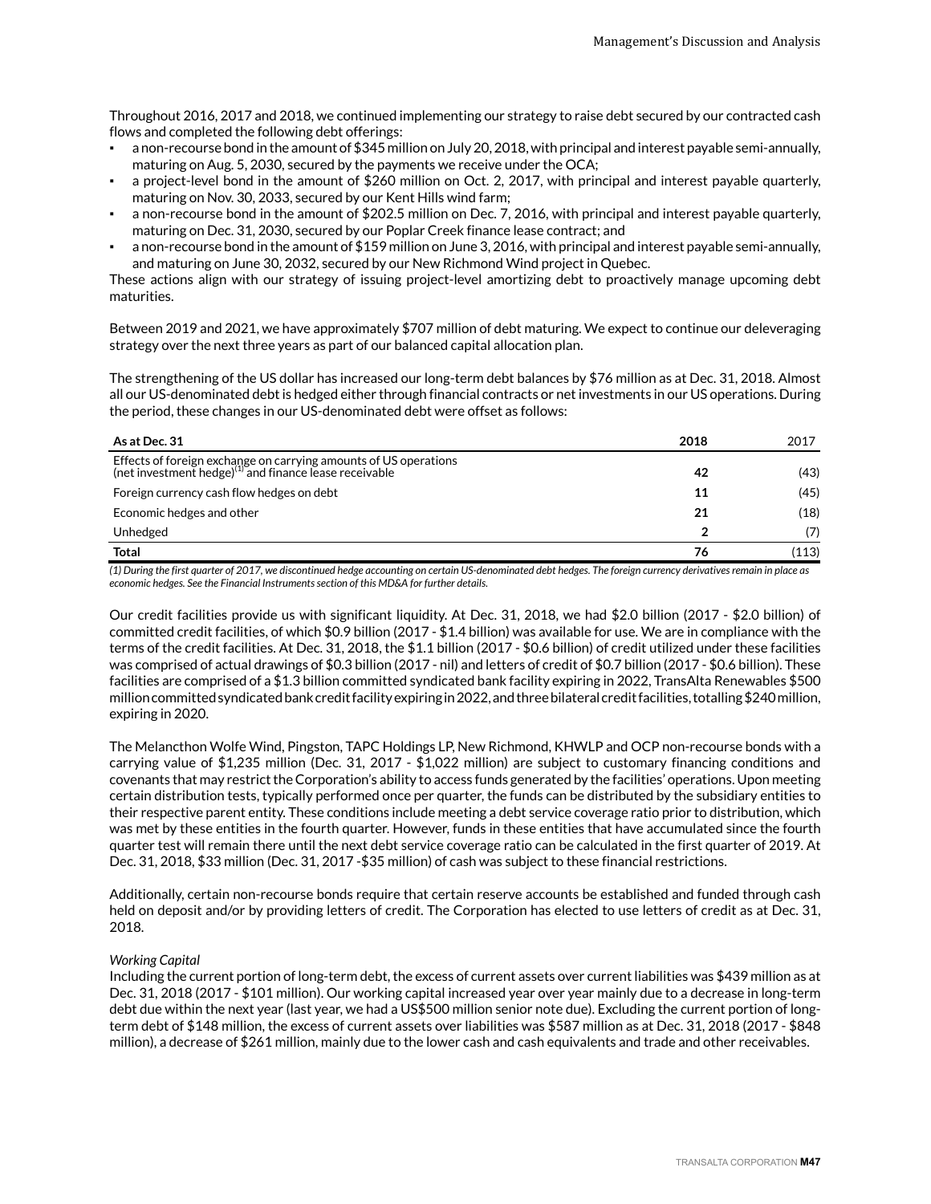Throughout 2016, 2017 and 2018, we continued implementing our strategy to raise debt secured by our contracted cash flows and completed the following debt offerings:

- a non-recourse bond in the amount of $345 million on July 20, 2018, with principal and interest payable semi-annually, maturing on Aug. 5, 2030, secured by the payments we receive under the OCA;
- a project-level bond in the amount of $260 million on Oct. 2, 2017, with principal and interest payable quarterly, maturing on Nov. 30, 2033, secured by our Kent Hills wind farm;
- a non-recourse bond in the amount of $202.5 million on Dec. 7, 2016, with principal and interest payable quarterly, maturing on Dec. 31, 2030, secured by our Poplar Creek finance lease contract; and
- a non-recourse bond in the amount of $159 million on June 3, 2016, with principal and interest payable semi-annually, and maturing on June 30, 2032, secured by our New Richmond Wind project in Quebec.

These actions align with our strategy of issuing project-level amortizing debt to proactively manage upcoming debt maturities.

Between 2019 and 2021, we have approximately $707 million of debt maturing. We expect to continue our deleveraging strategy over the next three years as part of our balanced capital allocation plan.

The strengthening of the US dollar has increased our long-term debt balances by $76 million as at Dec. 31, 2018. Almost all our US-denominated debt is hedged either through financial contracts or net investments in our US operations. During the period, these changes in our US-denominated debt were offset as follows:

| As at Dec. 31 | 2018 | 2017 |
|---|---|---|
| Effects of foreign exchange on carrying amounts of US operations (net investment hedge)[1] and finance lease receivable | **42** | (43) |
| Foreign currency cash flow hedges on debt | **11** | (45) |
| Economic hedges and other | **21** | (18) |
| Unhedged | **2** | (7) |
| **Total** | **76** | (113) |

*(1) During the first quarter of 2017, we discontinued hedge accounting on certain US-denominated debt hedges. The foreign currency derivatives remain in place as economic hedges. See the Financial Instruments section of this MD&A for further details.*

Our credit facilities provide us with significant liquidity. At Dec. 31, 2018, we had $2.0 billion (2017 - $2.0 billion) of committed credit facilities, of which $0.9 billion (2017 - $1.4 billion) was available for use. We are in compliance with the terms of the credit facilities. At Dec. 31, 2018, the $1.1 billion (2017 - $0.6 billion) of credit utilized under these facilities was comprised of actual drawings of $0.3 billion (2017 - nil) and letters of credit of $0.7 billion (2017 - $0.6 billion). These facilities are comprised of a $1.3 billion committed syndicated bank facility expiring in 2022, TransAlta Renewables $500 million committed syndicated bank credit facility expiring in 2022, and three bilateral credit facilities, totalling $240 million, expiring in 2020.

The Melancthon Wolfe Wind, Pingston, TAPC Holdings LP, New Richmond, KHWLP and OCP non-recourse bonds with a carrying value of $1,235 million (Dec. 31, 2017 - $1,022 million) are subject to customary financing conditions and covenants that may restrict the Corporation's ability to access funds generated by the facilities' operations. Upon meeting certain distribution tests, typically performed once per quarter, the funds can be distributed by the subsidiary entities to their respective parent entity. These conditions include meeting a debt service coverage ratio prior to distribution, which was met by these entities in the fourth quarter. However, funds in these entities that have accumulated since the fourth quarter test will remain there until the next debt service coverage ratio can be calculated in the first quarter of 2019. At Dec. 31, 2018, $33 million (Dec. 31, 2017 -$35 million) of cash was subject to these financial restrictions.

Additionally, certain non-recourse bonds require that certain reserve accounts be established and funded through cash held on deposit and/or by providing letters of credit. The Corporation has elected to use letters of credit as at Dec. 31, 2018.

*Working Capital*

Including the current portion of long-term debt, the excess of current assets over current liabilities was $439 million as at Dec. 31, 2018 (2017 - $101 million). Our working capital increased year over year mainly due to a decrease in long-term debt due within the next year (last year, we had a US$500 million senior note due). Excluding the current portion of long-term debt of $148 million, the excess of current assets over liabilities was $587 million as at Dec. 31, 2018 (2017 - $848 million), a decrease of $261 million, mainly due to the lower cash and cash equivalents and trade and other receivables.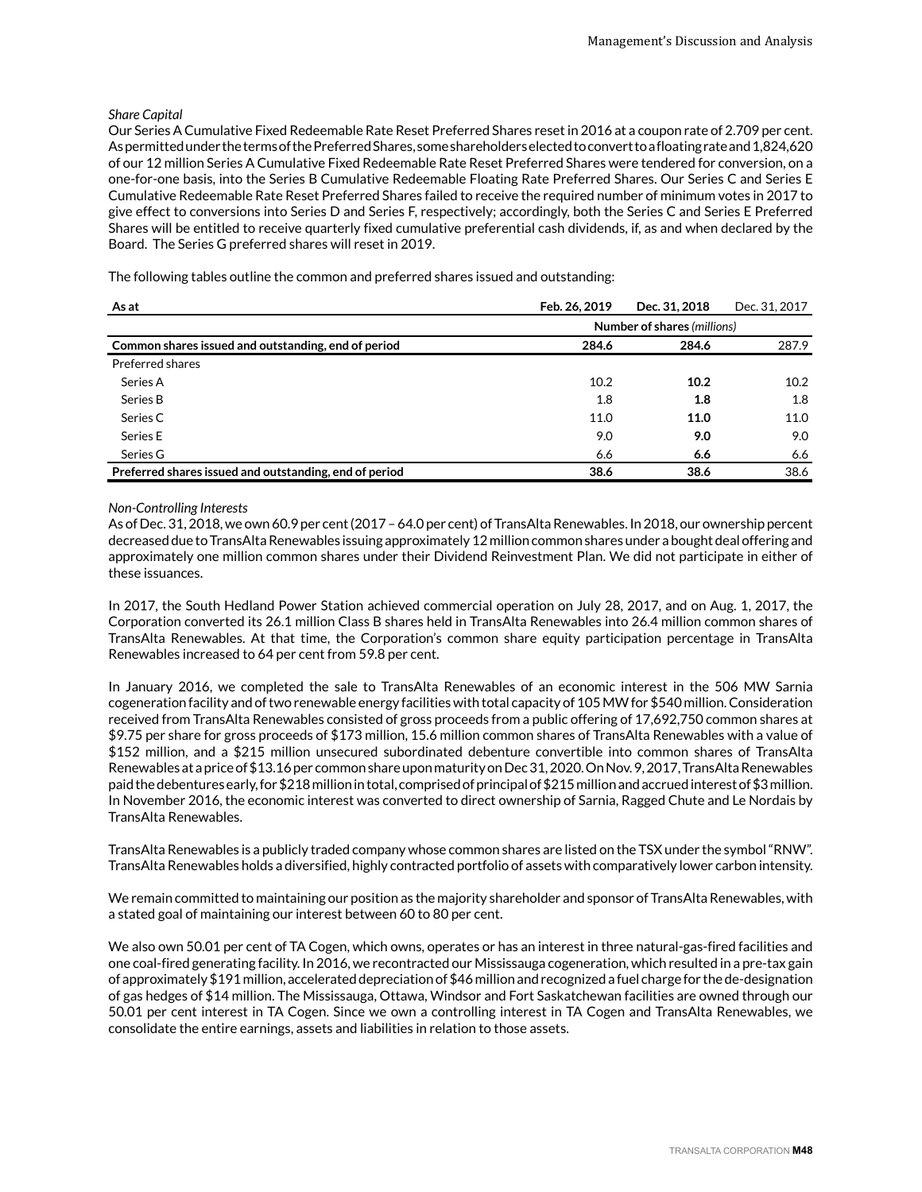*Share Capital*

Our Series A Cumulative Fixed Redeemable Rate Reset Preferred Shares reset in 2016 at a coupon rate of 2.709 per cent. As permitted under the terms of the Preferred Shares, some shareholders elected to convert to a floating rate and 1,824,620 of our 12 million Series A Cumulative Fixed Redeemable Rate Reset Preferred Shares were tendered for conversion, on a one-for-one basis, into the Series B Cumulative Redeemable Floating Rate Preferred Shares. Our Series C and Series E Cumulative Redeemable Rate Reset Preferred Shares failed to receive the required number of minimum votes in 2017 to give effect to conversions into Series D and Series F, respectively; accordingly, both the Series C and Series E Preferred Shares will be entitled to receive quarterly fixed cumulative preferential cash dividends, if, as and when declared by the Board. The Series G preferred shares will reset in 2019.

The following tables outline the common and preferred shares issued and outstanding:

| As at | Feb. 26, 2019 | Dec. 31, 2018 | Dec. 31, 2017 |
|---|---|---|---|
| | Number of shares *(millions)* | | |
| **Common shares issued and outstanding, end of period** | **284.6** | **284.6** | 287.9 |
| Preferred shares | | | |
| Series A | 10.2 | **10.2** | 10.2 |
| Series B | 1.8 | **1.8** | 1.8 |
| Series C | 11.0 | **11.0** | 11.0 |
| Series E | 9.0 | **9.0** | 9.0 |
| Series G | 6.6 | **6.6** | 6.6 |
| **Preferred shares issued and outstanding, end of period** | **38.6** | **38.6** | 38.6 |

*Non-Controlling Interests*

As of Dec. 31, 2018, we own 60.9 per cent (2017 – 64.0 per cent) of TransAlta Renewables. In 2018, our ownership percent decreased due to TransAlta Renewables issuing approximately 12 million common shares under a bought deal offering and approximately one million common shares under their Dividend Reinvestment Plan. We did not participate in either of these issuances.

In 2017, the South Hedland Power Station achieved commercial operation on July 28, 2017, and on Aug. 1, 2017, the Corporation converted its 26.1 million Class B shares held in TransAlta Renewables into 26.4 million common shares of TransAlta Renewables. At that time, the Corporation's common share equity participation percentage in TransAlta Renewables increased to 64 per cent from 59.8 per cent.

In January 2016, we completed the sale to TransAlta Renewables of an economic interest in the 506 MW Sarnia cogeneration facility and of two renewable energy facilities with total capacity of 105 MW for $540 million. Consideration received from TransAlta Renewables consisted of gross proceeds from a public offering of 17,692,750 common shares at $9.75 per share for gross proceeds of $173 million, 15.6 million common shares of TransAlta Renewables with a value of $152 million, and a $215 million unsecured subordinated debenture convertible into common shares of TransAlta Renewables at a price of $13.16 per common share upon maturity on Dec 31, 2020. On Nov. 9, 2017, TransAlta Renewables paid the debentures early, for $218 million in total, comprised of principal of $215 million and accrued interest of $3 million. In November 2016, the economic interest was converted to direct ownership of Sarnia, Ragged Chute and Le Nordais by TransAlta Renewables.

TransAlta Renewables is a publicly traded company whose common shares are listed on the TSX under the symbol "RNW". TransAlta Renewables holds a diversified, highly contracted portfolio of assets with comparatively lower carbon intensity.

We remain committed to maintaining our position as the majority shareholder and sponsor of TransAlta Renewables, with a stated goal of maintaining our interest between 60 to 80 per cent.

We also own 50.01 per cent of TA Cogen, which owns, operates or has an interest in three natural-gas-fired facilities and one coal-fired generating facility. In 2016, we recontracted our Mississauga cogeneration, which resulted in a pre-tax gain of approximately $191 million, accelerated depreciation of $46 million and recognized a fuel charge for the de-designation of gas hedges of $14 million. The Mississauga, Ottawa, Windsor and Fort Saskatchewan facilities are owned through our 50.01 per cent interest in TA Cogen. Since we own a controlling interest in TA Cogen and TransAlta Renewables, we consolidate the entire earnings, assets and liabilities in relation to those assets.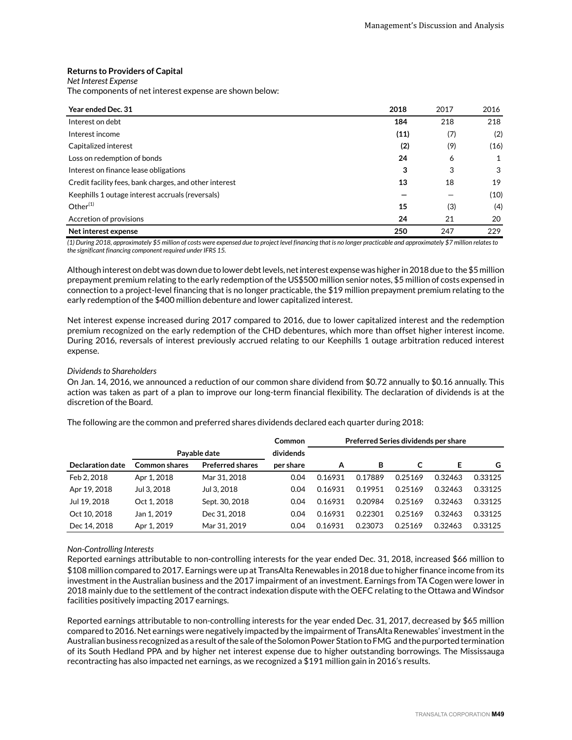### Returns to Providers of Capital

*Net Interest Expense*

The components of net interest expense are shown below:

| Year ended Dec. 31 | 2018 | 2017 | 2016 |
|---|---|---|---|
| Interest on debt | **184** | 218 | 218 |
| Interest income | **(11)** | (7) | (2) |
| Capitalized interest | **(2)** | (9) | (16) |
| Loss on redemption of bonds | **24** | 6 | 1 |
| Interest on finance lease obligations | **3** | 3 | 3 |
| Credit facility fees, bank charges, and other interest | **13** | 18 | 19 |
| Keephills 1 outage interest accruals (reversals) | **—** | — | (10) |
| Other[1] | **15** | (3) | (4) |
| Accretion of provisions | **24** | 21 | 20 |
| **Net interest expense** | **250** | 247 | 229 |

*(1) During 2018, approximately $5 million of costs were expensed due to project level financing that is no longer practicable and approximately $7 million relates to the significant financing component required under IFRS 15.*

Although interest on debt was down due to lower debt levels, net interest expense was higher in 2018 due to the $5 million prepayment premium relating to the early redemption of the US$500 million senior notes, $5 million of costs expensed in connection to a project-level financing that is no longer practicable, the $19 million prepayment premium relating to the early redemption of the $400 million debenture and lower capitalized interest.

Net interest expense increased during 2017 compared to 2016, due to lower capitalized interest and the redemption premium recognized on the early redemption of the CHD debentures, which more than offset higher interest income. During 2016, reversals of interest previously accrued relating to our Keephills 1 outage arbitration reduced interest expense.

*Dividends to Shareholders*

On Jan. 14, 2016, we announced a reduction of our common share dividend from $0.72 annually to $0.16 annually. This action was taken as part of a plan to improve our long-term financial flexibility. The declaration of dividends is at the discretion of the Board.

The following are the common and preferred shares dividends declared each quarter during 2018:

| | Payable date | | Common dividends | Preferred Series dividends per share | | | | |
|---|---|---|---|---|---|---|---|---|
| Declaration date | Common shares | Preferred shares | per share | A | B | C | E | G |
| Feb 2, 2018 | Apr 1, 2018 | Mar 31, 2018 | 0.04 | 0.16931 | 0.17889 | 0.25169 | 0.32463 | 0.33125 |
| Apr 19, 2018 | Jul 3, 2018 | Jul 3, 2018 | 0.04 | 0.16931 | 0.19951 | 0.25169 | 0.32463 | 0.33125 |
| Jul 19, 2018 | Oct 1, 2018 | Sept. 30, 2018 | 0.04 | 0.16931 | 0.20984 | 0.25169 | 0.32463 | 0.33125 |
| Oct 10, 2018 | Jan 1, 2019 | Dec 31, 2018 | 0.04 | 0.16931 | 0.22301 | 0.25169 | 0.32463 | 0.33125 |
| Dec 14, 2018 | Apr 1, 2019 | Mar 31, 2019 | 0.04 | 0.16931 | 0.23073 | 0.25169 | 0.32463 | 0.33125 |

*Non-Controlling Interests*

Reported earnings attributable to non-controlling interests for the year ended Dec. 31, 2018, increased $66 million to $108 million compared to 2017. Earnings were up at TransAlta Renewables in 2018 due to higher finance income from its investment in the Australian business and the 2017 impairment of an investment. Earnings from TA Cogen were lower in 2018 mainly due to the settlement of the contract indexation dispute with the OEFC relating to the Ottawa and Windsor facilities positively impacting 2017 earnings.

Reported earnings attributable to non-controlling interests for the year ended Dec. 31, 2017, decreased by $65 million compared to 2016. Net earnings were negatively impacted by the impairment of TransAlta Renewables' investment in the Australian business recognized as a result of the sale of the Solomon Power Station to FMG and the purported termination of its South Hedland PPA and by higher net interest expense due to higher outstanding borrowings. The Mississauga recontracting has also impacted net earnings, as we recognized a $191 million gain in 2016's results.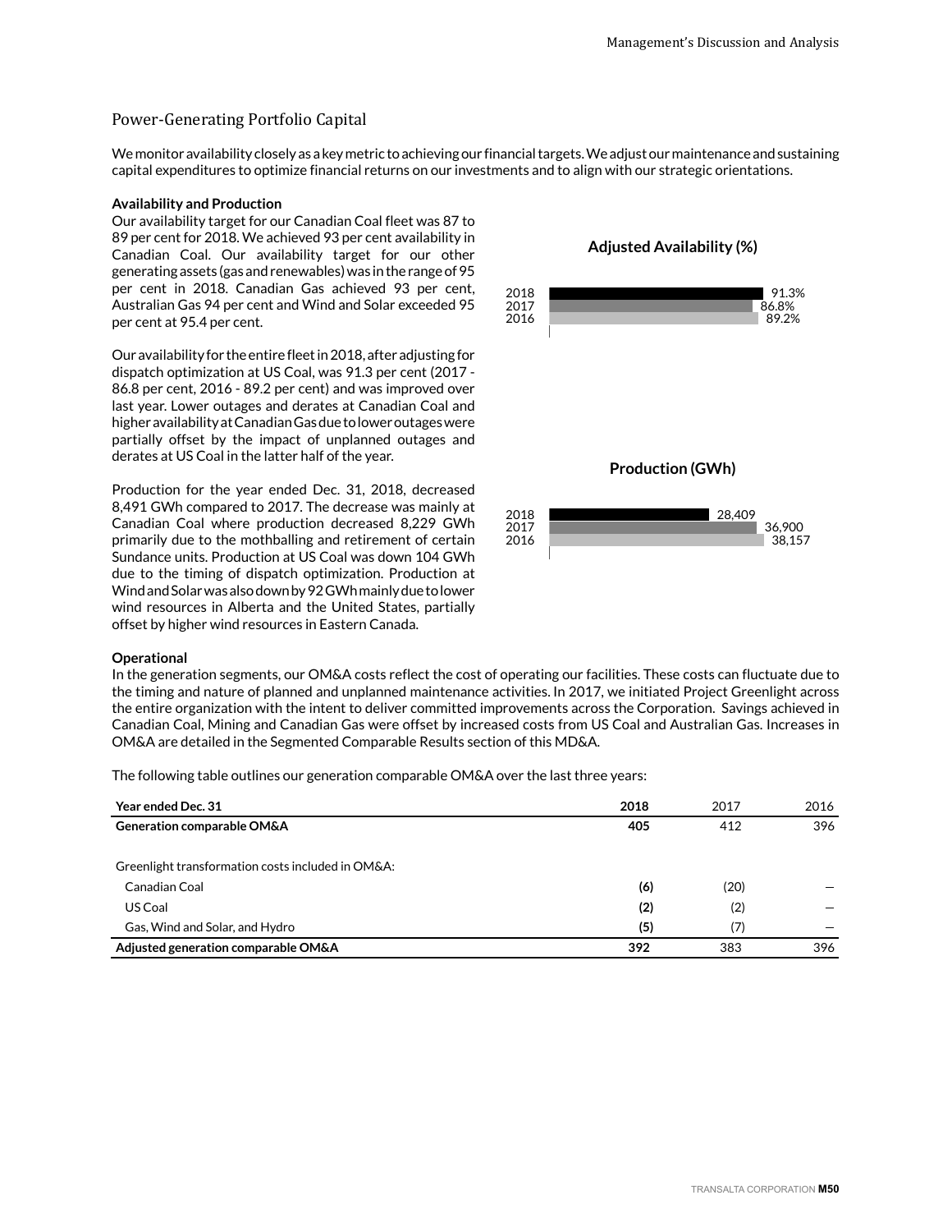## Power-Generating Portfolio Capital

We monitor availability closely as a key metric to achieving our financial targets. We adjust our maintenance and sustaining capital expenditures to optimize financial returns on our investments and to align with our strategic orientations.

**Availability and Production**

Our availability target for our Canadian Coal fleet was 87 to 89 per cent for 2018. We achieved 93 per cent availability in Canadian Coal. Our availability target for our other generating assets (gas and renewables) was in the range of 95 per cent in 2018. Canadian Gas achieved 93 per cent, Australian Gas 94 per cent and Wind and Solar exceeded 95 per cent at 95.4 per cent.

Our availability for the entire fleet in 2018, after adjusting for dispatch optimization at US Coal, was 91.3 per cent (2017 - 86.8 per cent, 2016 - 89.2 per cent) and was improved over last year. Lower outages and derates at Canadian Coal and higher availability at Canadian Gas due to lower outages were partially offset by the impact of unplanned outages and derates at US Coal in the latter half of the year.

Production for the year ended Dec. 31, 2018, decreased 8,491 GWh compared to 2017. The decrease was mainly at Canadian Coal where production decreased 8,229 GWh primarily due to the mothballing and retirement of certain Sundance units. Production at US Coal was down 104 GWh due to the timing of dispatch optimization. Production at Wind and Solar was also down by 92 GWh mainly due to lower wind resources in Alberta and the United States, partially offset by higher wind resources in Eastern Canada.

**Adjusted Availability (%)**

| Year | Adjusted Availability (%) |
|---|---|
| 2018 | 91.3% |
| 2017 | 86.8% |
| 2016 | 89.2% |

**Production (GWh)**

| Year | Production (GWh) |
|---|---|
| 2018 | 28,409 |
| 2017 | 36,900 |
| 2016 | 38,157 |

**Operational**

In the generation segments, our OM&A costs reflect the cost of operating our facilities. These costs can fluctuate due to the timing and nature of planned and unplanned maintenance activities. In 2017, we initiated Project Greenlight across the entire organization with the intent to deliver committed improvements across the Corporation. Savings achieved in Canadian Coal, Mining and Canadian Gas were offset by increased costs from US Coal and Australian Gas. Increases in OM&A are detailed in the Segmented Comparable Results section of this MD&A.

The following table outlines our generation comparable OM&A over the last three years:

| Year ended Dec. 31 | 2018 | 2017 | 2016 |
|---|---|---|---|
| **Generation comparable OM&A** | **405** | 412 | 396 |
| | | | |
| Greenlight transformation costs included in OM&A: | | | |
| Canadian Coal | **(6)** | (20) | — |
| US Coal | **(2)** | (2) | — |
| Gas, Wind and Solar, and Hydro | **(5)** | (7) | — |
| **Adjusted generation comparable OM&A** | **392** | 383 | 396 |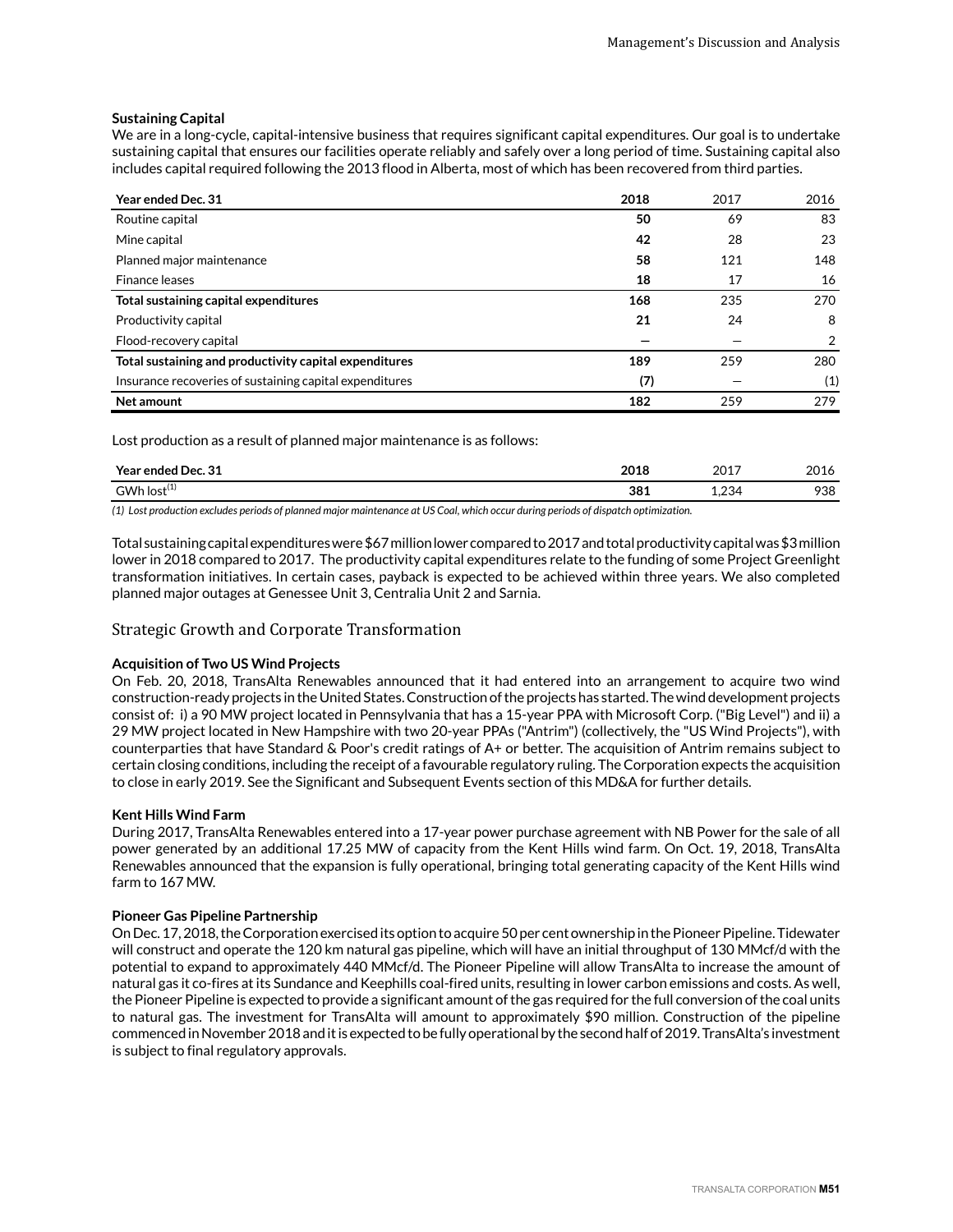**Sustaining Capital**
We are in a long-cycle, capital-intensive business that requires significant capital expenditures. Our goal is to undertake sustaining capital that ensures our facilities operate reliably and safely over a long period of time. Sustaining capital also includes capital required following the 2013 flood in Alberta, most of which has been recovered from third parties.

| Year ended Dec. 31 | 2018 | 2017 | 2016 |
|---|---|---|---|
| Routine capital | **50** | 69 | 83 |
| Mine capital | **42** | 28 | 23 |
| Planned major maintenance | **58** | 121 | 148 |
| Finance leases | **18** | 17 | 16 |
| **Total sustaining capital expenditures** | **168** | 235 | 270 |
| Productivity capital | **21** | 24 | 8 |
| Flood-recovery capital | **—** | — | 2 |
| **Total sustaining and productivity capital expenditures** | **189** | 259 | 280 |
| Insurance recoveries of sustaining capital expenditures | **(7)** | — | (1) |
| **Net amount** | **182** | 259 | 279 |

Lost production as a result of planned major maintenance is as follows:

| Year ended Dec. 31 | 2018 | 2017 | 2016 |
|---|---|---|---|
| GWh lost[1] | **381** | 1,234 | 938 |

*(1) Lost production excludes periods of planned major maintenance at US Coal, which occur during periods of dispatch optimization.*

Total sustaining capital expenditures were $67 million lower compared to 2017 and total productivity capital was $3 million lower in 2018 compared to 2017. The productivity capital expenditures relate to the funding of some Project Greenlight transformation initiatives. In certain cases, payback is expected to be achieved within three years. We also completed planned major outages at Genessee Unit 3, Centralia Unit 2 and Sarnia.

## Strategic Growth and Corporate Transformation

**Acquisition of Two US Wind Projects**
On Feb. 20, 2018, TransAlta Renewables announced that it had entered into an arrangement to acquire two wind construction-ready projects in the United States. Construction of the projects has started. The wind development projects consist of: i) a 90 MW project located in Pennsylvania that has a 15-year PPA with Microsoft Corp. ("Big Level") and ii) a 29 MW project located in New Hampshire with two 20-year PPAs ("Antrim") (collectively, the "US Wind Projects"), with counterparties that have Standard & Poor's credit ratings of A+ or better. The acquisition of Antrim remains subject to certain closing conditions, including the receipt of a favourable regulatory ruling. The Corporation expects the acquisition to close in early 2019. See the Significant and Subsequent Events section of this MD&A for further details.

**Kent Hills Wind Farm**
During 2017, TransAlta Renewables entered into a 17-year power purchase agreement with NB Power for the sale of all power generated by an additional 17.25 MW of capacity from the Kent Hills wind farm. On Oct. 19, 2018, TransAlta Renewables announced that the expansion is fully operational, bringing total generating capacity of the Kent Hills wind farm to 167 MW.

**Pioneer Gas Pipeline Partnership**
On Dec. 17, 2018, the Corporation exercised its option to acquire 50 per cent ownership in the Pioneer Pipeline. Tidewater will construct and operate the 120 km natural gas pipeline, which will have an initial throughput of 130 MMcf/d with the potential to expand to approximately 440 MMcf/d. The Pioneer Pipeline will allow TransAlta to increase the amount of natural gas it co-fires at its Sundance and Keephills coal-fired units, resulting in lower carbon emissions and costs. As well, the Pioneer Pipeline is expected to provide a significant amount of the gas required for the full conversion of the coal units to natural gas. The investment for TransAlta will amount to approximately $90 million. Construction of the pipeline commenced in November 2018 and it is expected to be fully operational by the second half of 2019. TransAlta's investment is subject to final regulatory approvals.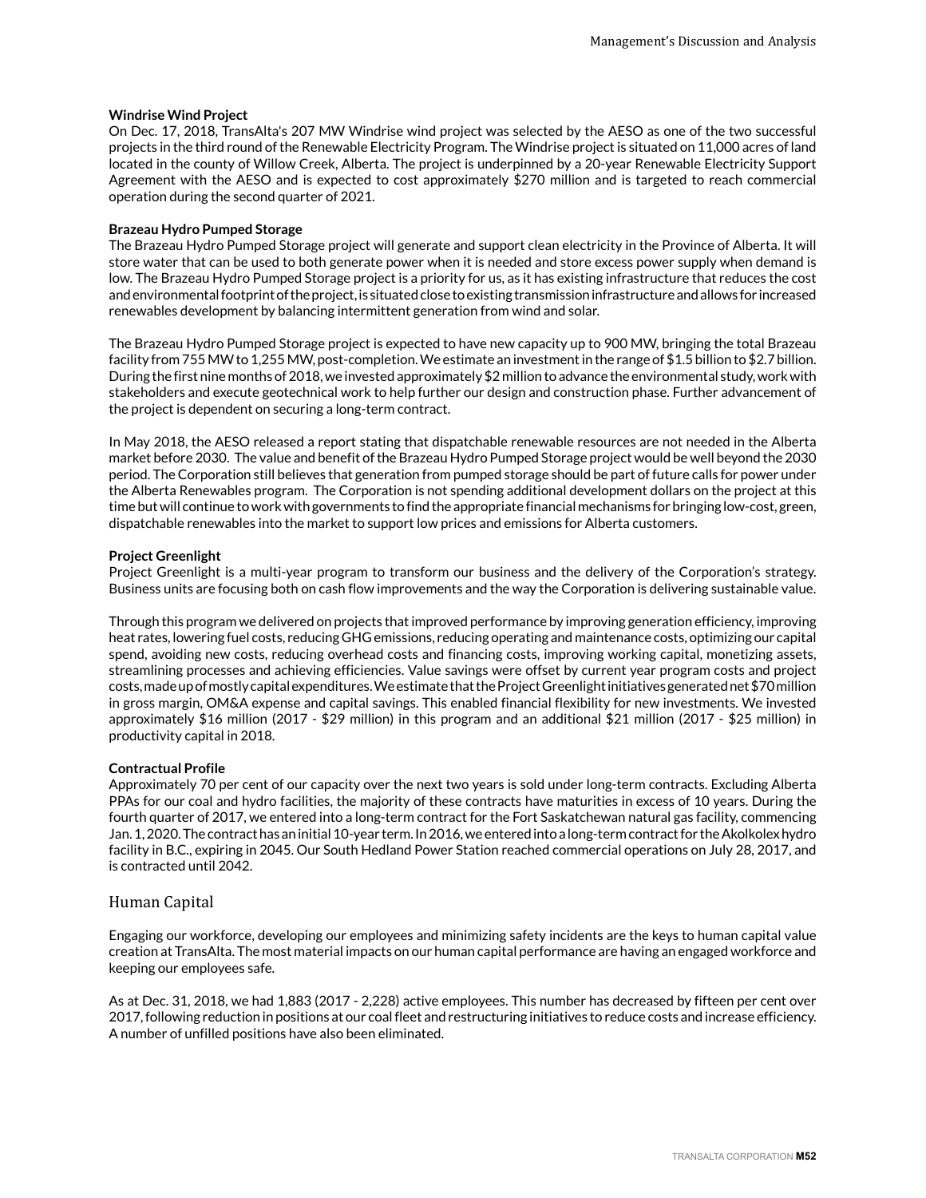**Windrise Wind Project**

On Dec. 17, 2018, TransAlta's 207 MW Windrise wind project was selected by the AESO as one of the two successful projects in the third round of the Renewable Electricity Program. The Windrise project is situated on 11,000 acres of land located in the county of Willow Creek, Alberta. The project is underpinned by a 20-year Renewable Electricity Support Agreement with the AESO and is expected to cost approximately $270 million and is targeted to reach commercial operation during the second quarter of 2021.

**Brazeau Hydro Pumped Storage**

The Brazeau Hydro Pumped Storage project will generate and support clean electricity in the Province of Alberta. It will store water that can be used to both generate power when it is needed and store excess power supply when demand is low. The Brazeau Hydro Pumped Storage project is a priority for us, as it has existing infrastructure that reduces the cost and environmental footprint of the project, is situated close to existing transmission infrastructure and allows for increased renewables development by balancing intermittent generation from wind and solar.

The Brazeau Hydro Pumped Storage project is expected to have new capacity up to 900 MW, bringing the total Brazeau facility from 755 MW to 1,255 MW, post-completion. We estimate an investment in the range of $1.5 billion to $2.7 billion. During the first nine months of 2018, we invested approximately $2 million to advance the environmental study, work with stakeholders and execute geotechnical work to help further our design and construction phase. Further advancement of the project is dependent on securing a long-term contract.

In May 2018, the AESO released a report stating that dispatchable renewable resources are not needed in the Alberta market before 2030. The value and benefit of the Brazeau Hydro Pumped Storage project would be well beyond the 2030 period. The Corporation still believes that generation from pumped storage should be part of future calls for power under the Alberta Renewables program. The Corporation is not spending additional development dollars on the project at this time but will continue to work with governments to find the appropriate financial mechanisms for bringing low-cost, green, dispatchable renewables into the market to support low prices and emissions for Alberta customers.

**Project Greenlight**

Project Greenlight is a multi-year program to transform our business and the delivery of the Corporation's strategy. Business units are focusing both on cash flow improvements and the way the Corporation is delivering sustainable value.

Through this program we delivered on projects that improved performance by improving generation efficiency, improving heat rates, lowering fuel costs, reducing GHG emissions, reducing operating and maintenance costs, optimizing our capital spend, avoiding new costs, reducing overhead costs and financing costs, improving working capital, monetizing assets, streamlining processes and achieving efficiencies. Value savings were offset by current year program costs and project costs, made up of mostly capital expenditures. We estimate that the Project Greenlight initiatives generated net $70 million in gross margin, OM&A expense and capital savings. This enabled financial flexibility for new investments. We invested approximately $16 million (2017 - $29 million) in this program and an additional $21 million (2017 - $25 million) in productivity capital in 2018.

**Contractual Profile**

Approximately 70 per cent of our capacity over the next two years is sold under long-term contracts. Excluding Alberta PPAs for our coal and hydro facilities, the majority of these contracts have maturities in excess of 10 years. During the fourth quarter of 2017, we entered into a long-term contract for the Fort Saskatchewan natural gas facility, commencing Jan. 1, 2020. The contract has an initial 10-year term. In 2016, we entered into a long-term contract for the Akolkolex hydro facility in B.C., expiring in 2045. Our South Hedland Power Station reached commercial operations on July 28, 2017, and is contracted until 2042.

## Human Capital

Engaging our workforce, developing our employees and minimizing safety incidents are the keys to human capital value creation at TransAlta. The most material impacts on our human capital performance are having an engaged workforce and keeping our employees safe.

As at Dec. 31, 2018, we had 1,883 (2017 - 2,228) active employees. This number has decreased by fifteen per cent over 2017, following reduction in positions at our coal fleet and restructuring initiatives to reduce costs and increase efficiency. A number of unfilled positions have also been eliminated.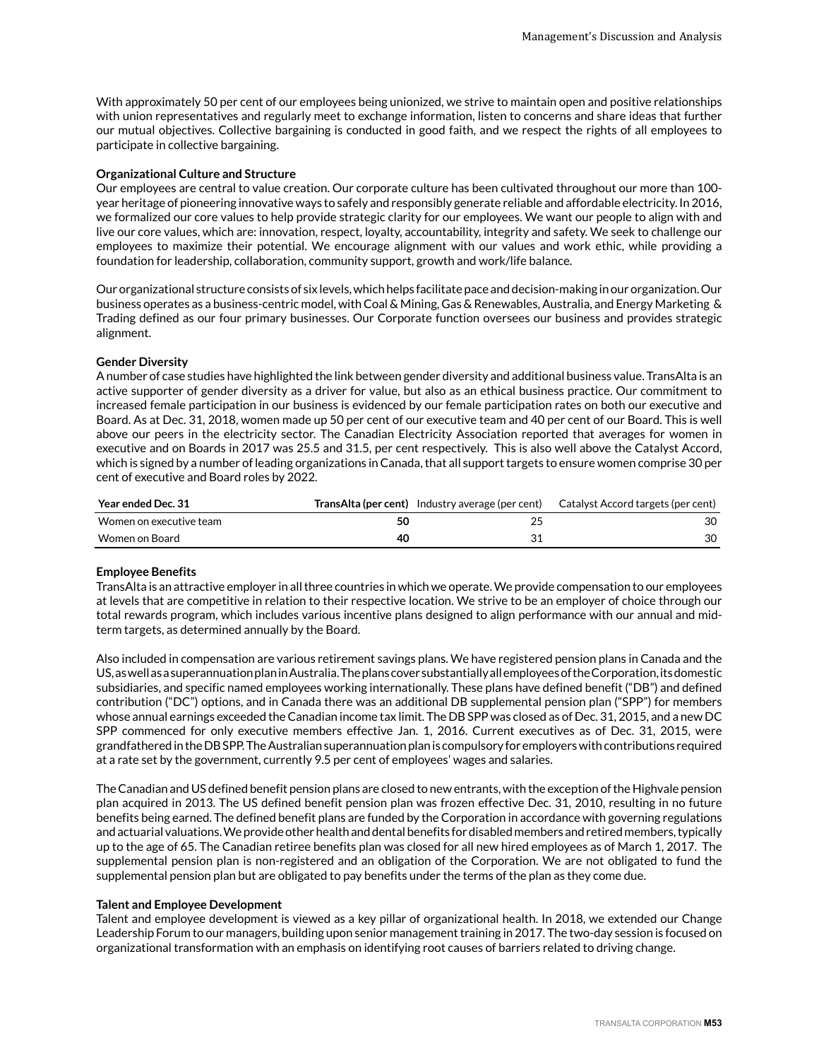With approximately 50 per cent of our employees being unionized, we strive to maintain open and positive relationships with union representatives and regularly meet to exchange information, listen to concerns and share ideas that further our mutual objectives. Collective bargaining is conducted in good faith, and we respect the rights of all employees to participate in collective bargaining.

**Organizational Culture and Structure**

Our employees are central to value creation. Our corporate culture has been cultivated throughout our more than 100-year heritage of pioneering innovative ways to safely and responsibly generate reliable and affordable electricity. In 2016, we formalized our core values to help provide strategic clarity for our employees. We want our people to align with and live our core values, which are: innovation, respect, loyalty, accountability, integrity and safety. We seek to challenge our employees to maximize their potential. We encourage alignment with our values and work ethic, while providing a foundation for leadership, collaboration, community support, growth and work/life balance.

Our organizational structure consists of six levels, which helps facilitate pace and decision-making in our organization. Our business operates as a business-centric model, with Coal & Mining, Gas & Renewables, Australia, and Energy Marketing & Trading defined as our four primary businesses. Our Corporate function oversees our business and provides strategic alignment.

**Gender Diversity**

A number of case studies have highlighted the link between gender diversity and additional business value. TransAlta is an active supporter of gender diversity as a driver for value, but also as an ethical business practice. Our commitment to increased female participation in our business is evidenced by our female participation rates on both our executive and Board. As at Dec. 31, 2018, women made up 50 per cent of our executive team and 40 per cent of our Board. This is well above our peers in the electricity sector. The Canadian Electricity Association reported that averages for women in executive and on Boards in 2017 was 25.5 and 31.5, per cent respectively. This is also well above the Catalyst Accord, which is signed by a number of leading organizations in Canada, that all support targets to ensure women comprise 30 per cent of executive and Board roles by 2022.

| Year ended Dec. 31 | TransAlta (per cent) | Industry average (per cent) | Catalyst Accord targets (per cent) |
|---|---|---|---|
| Women on executive team | **50** | 25 | 30 |
| Women on Board | **40** | 31 | 30 |

**Employee Benefits**

TransAlta is an attractive employer in all three countries in which we operate. We provide compensation to our employees at levels that are competitive in relation to their respective location. We strive to be an employer of choice through our total rewards program, which includes various incentive plans designed to align performance with our annual and mid-term targets, as determined annually by the Board.

Also included in compensation are various retirement savings plans. We have registered pension plans in Canada and the US, as well as a superannuation plan in Australia. The plans cover substantially all employees of the Corporation, its domestic subsidiaries, and specific named employees working internationally. These plans have defined benefit ("DB") and defined contribution ("DC") options, and in Canada there was an additional DB supplemental pension plan ("SPP") for members whose annual earnings exceeded the Canadian income tax limit. The DB SPP was closed as of Dec. 31, 2015, and a new DC SPP commenced for only executive members effective Jan. 1, 2016. Current executives as of Dec. 31, 2015, were grandfathered in the DB SPP. The Australian superannuation plan is compulsory for employers with contributions required at a rate set by the government, currently 9.5 per cent of employees' wages and salaries.

The Canadian and US defined benefit pension plans are closed to new entrants, with the exception of the Highvale pension plan acquired in 2013. The US defined benefit pension plan was frozen effective Dec. 31, 2010, resulting in no future benefits being earned. The defined benefit plans are funded by the Corporation in accordance with governing regulations and actuarial valuations. We provide other health and dental benefits for disabled members and retired members, typically up to the age of 65. The Canadian retiree benefits plan was closed for all new hired employees as of March 1, 2017. The supplemental pension plan is non-registered and an obligation of the Corporation. We are not obligated to fund the supplemental pension plan but are obligated to pay benefits under the terms of the plan as they come due.

**Talent and Employee Development**

Talent and employee development is viewed as a key pillar of organizational health. In 2018, we extended our Change Leadership Forum to our managers, building upon senior management training in 2017. The two-day session is focused on organizational transformation with an emphasis on identifying root causes of barriers related to driving change.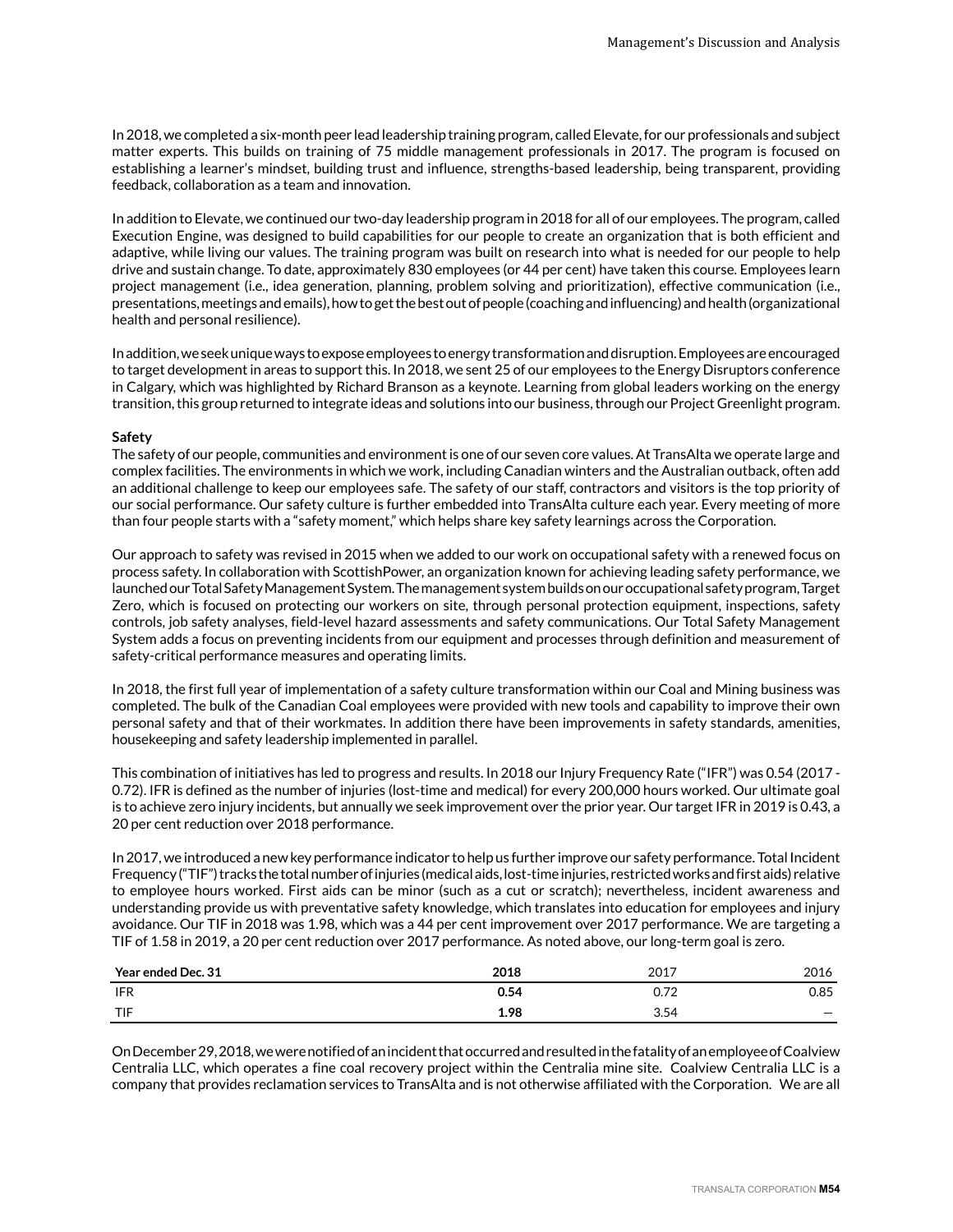In 2018, we completed a six-month peer lead leadership training program, called Elevate, for our professionals and subject matter experts. This builds on training of 75 middle management professionals in 2017. The program is focused on establishing a learner's mindset, building trust and influence, strengths-based leadership, being transparent, providing feedback, collaboration as a team and innovation.

In addition to Elevate, we continued our two-day leadership program in 2018 for all of our employees. The program, called Execution Engine, was designed to build capabilities for our people to create an organization that is both efficient and adaptive, while living our values. The training program was built on research into what is needed for our people to help drive and sustain change. To date, approximately 830 employees (or 44 per cent) have taken this course. Employees learn project management (i.e., idea generation, planning, problem solving and prioritization), effective communication (i.e., presentations, meetings and emails), how to get the best out of people (coaching and influencing) and health (organizational health and personal resilience).

In addition, we seek unique ways to expose employees to energy transformation and disruption. Employees are encouraged to target development in areas to support this. In 2018, we sent 25 of our employees to the Energy Disruptors conference in Calgary, which was highlighted by Richard Branson as a keynote. Learning from global leaders working on the energy transition, this group returned to integrate ideas and solutions into our business, through our Project Greenlight program.

**Safety**

The safety of our people, communities and environment is one of our seven core values. At TransAlta we operate large and complex facilities. The environments in which we work, including Canadian winters and the Australian outback, often add an additional challenge to keep our employees safe. The safety of our staff, contractors and visitors is the top priority of our social performance. Our safety culture is further embedded into TransAlta culture each year. Every meeting of more than four people starts with a "safety moment," which helps share key safety learnings across the Corporation.

Our approach to safety was revised in 2015 when we added to our work on occupational safety with a renewed focus on process safety. In collaboration with ScottishPower, an organization known for achieving leading safety performance, we launched our Total Safety Management System. The management system builds on our occupational safety program, Target Zero, which is focused on protecting our workers on site, through personal protection equipment, inspections, safety controls, job safety analyses, field-level hazard assessments and safety communications. Our Total Safety Management System adds a focus on preventing incidents from our equipment and processes through definition and measurement of safety-critical performance measures and operating limits.

In 2018, the first full year of implementation of a safety culture transformation within our Coal and Mining business was completed. The bulk of the Canadian Coal employees were provided with new tools and capability to improve their own personal safety and that of their workmates. In addition there have been improvements in safety standards, amenities, housekeeping and safety leadership implemented in parallel.

This combination of initiatives has led to progress and results. In 2018 our Injury Frequency Rate ("IFR") was 0.54 (2017 - 0.72). IFR is defined as the number of injuries (lost-time and medical) for every 200,000 hours worked. Our ultimate goal is to achieve zero injury incidents, but annually we seek improvement over the prior year. Our target IFR in 2019 is 0.43, a 20 per cent reduction over 2018 performance.

In 2017, we introduced a new key performance indicator to help us further improve our safety performance. Total Incident Frequency ("TIF") tracks the total number of injuries (medical aids, lost-time injuries, restricted works and first aids) relative to employee hours worked. First aids can be minor (such as a cut or scratch); nevertheless, incident awareness and understanding provide us with preventative safety knowledge, which translates into education for employees and injury avoidance. Our TIF in 2018 was 1.98, which was a 44 per cent improvement over 2017 performance. We are targeting a TIF of 1.58 in 2019, a 20 per cent reduction over 2017 performance. As noted above, our long-term goal is zero.

| Year ended Dec. 31 | 2018 | 2017 | 2016 |
|---|---|---|---|
| IFR | **0.54** | 0.72 | 0.85 |
| TIF | **1.98** | 3.54 | — |

On December 29, 2018, we were notified of an incident that occurred and resulted in the fatality of an employee of Coalview Centralia LLC, which operates a fine coal recovery project within the Centralia mine site. Coalview Centralia LLC is a company that provides reclamation services to TransAlta and is not otherwise affiliated with the Corporation. We are all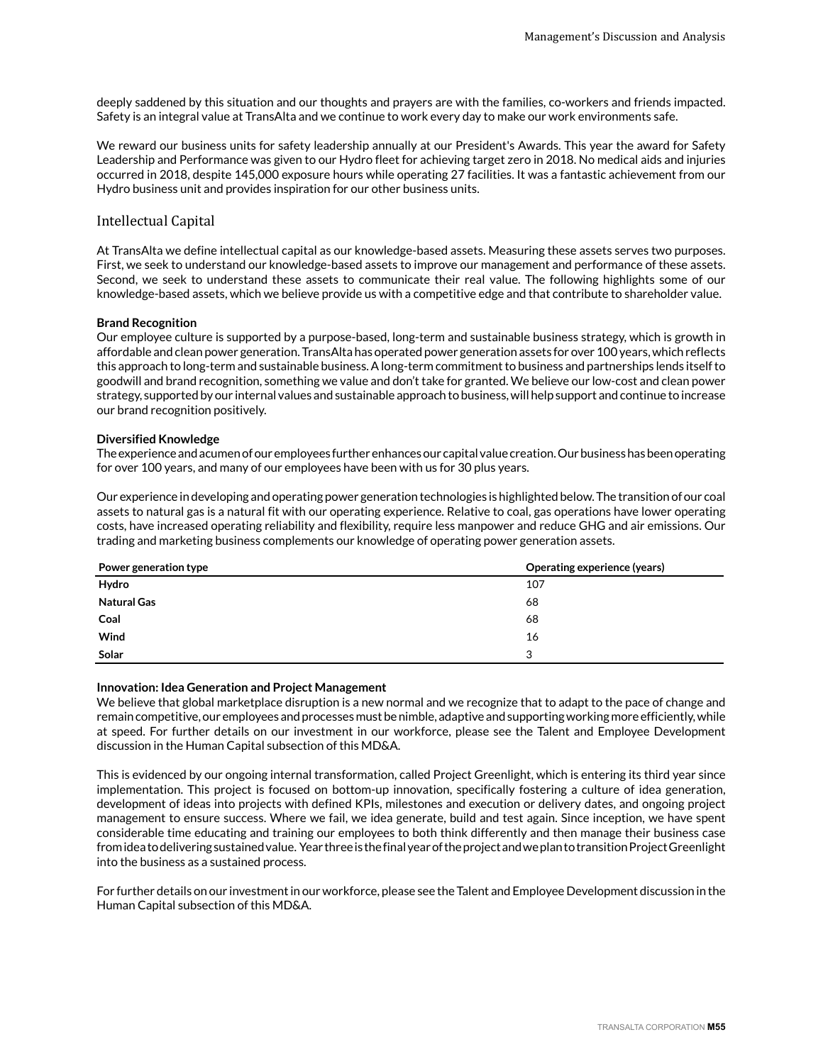deeply saddened by this situation and our thoughts and prayers are with the families, co-workers and friends impacted. Safety is an integral value at TransAlta and we continue to work every day to make our work environments safe.

We reward our business units for safety leadership annually at our President's Awards. This year the award for Safety Leadership and Performance was given to our Hydro fleet for achieving target zero in 2018. No medical aids and injuries occurred in 2018, despite 145,000 exposure hours while operating 27 facilities. It was a fantastic achievement from our Hydro business unit and provides inspiration for our other business units.

## Intellectual Capital

At TransAlta we define intellectual capital as our knowledge-based assets. Measuring these assets serves two purposes. First, we seek to understand our knowledge-based assets to improve our management and performance of these assets. Second, we seek to understand these assets to communicate their real value. The following highlights some of our knowledge-based assets, which we believe provide us with a competitive edge and that contribute to shareholder value.

**Brand Recognition**

Our employee culture is supported by a purpose-based, long-term and sustainable business strategy, which is growth in affordable and clean power generation. TransAlta has operated power generation assets for over 100 years, which reflects this approach to long-term and sustainable business. A long-term commitment to business and partnerships lends itself to goodwill and brand recognition, something we value and don't take for granted. We believe our low-cost and clean power strategy, supported by our internal values and sustainable approach to business, will help support and continue to increase our brand recognition positively.

**Diversified Knowledge**

The experience and acumen of our employees further enhances our capital value creation. Our business has been operating for over 100 years, and many of our employees have been with us for 30 plus years.

Our experience in developing and operating power generation technologies is highlighted below. The transition of our coal assets to natural gas is a natural fit with our operating experience. Relative to coal, gas operations have lower operating costs, have increased operating reliability and flexibility, require less manpower and reduce GHG and air emissions. Our trading and marketing business complements our knowledge of operating power generation assets.

| Power generation type | Operating experience (years) |
|---|---|
| **Hydro** | 107 |
| **Natural Gas** | 68 |
| **Coal** | 68 |
| **Wind** | 16 |
| **Solar** | 3 |

**Innovation: Idea Generation and Project Management**

We believe that global marketplace disruption is a new normal and we recognize that to adapt to the pace of change and remain competitive, our employees and processes must be nimble, adaptive and supporting working more efficiently, while at speed. For further details on our investment in our workforce, please see the Talent and Employee Development discussion in the Human Capital subsection of this MD&A.

This is evidenced by our ongoing internal transformation, called Project Greenlight, which is entering its third year since implementation. This project is focused on bottom-up innovation, specifically fostering a culture of idea generation, development of ideas into projects with defined KPIs, milestones and execution or delivery dates, and ongoing project management to ensure success. Where we fail, we idea generate, build and test again. Since inception, we have spent considerable time educating and training our employees to both think differently and then manage their business case from idea to delivering sustained value. Year three is the final year of the project and we plan to transition Project Greenlight into the business as a sustained process.

For further details on our investment in our workforce, please see the Talent and Employee Development discussion in the Human Capital subsection of this MD&A.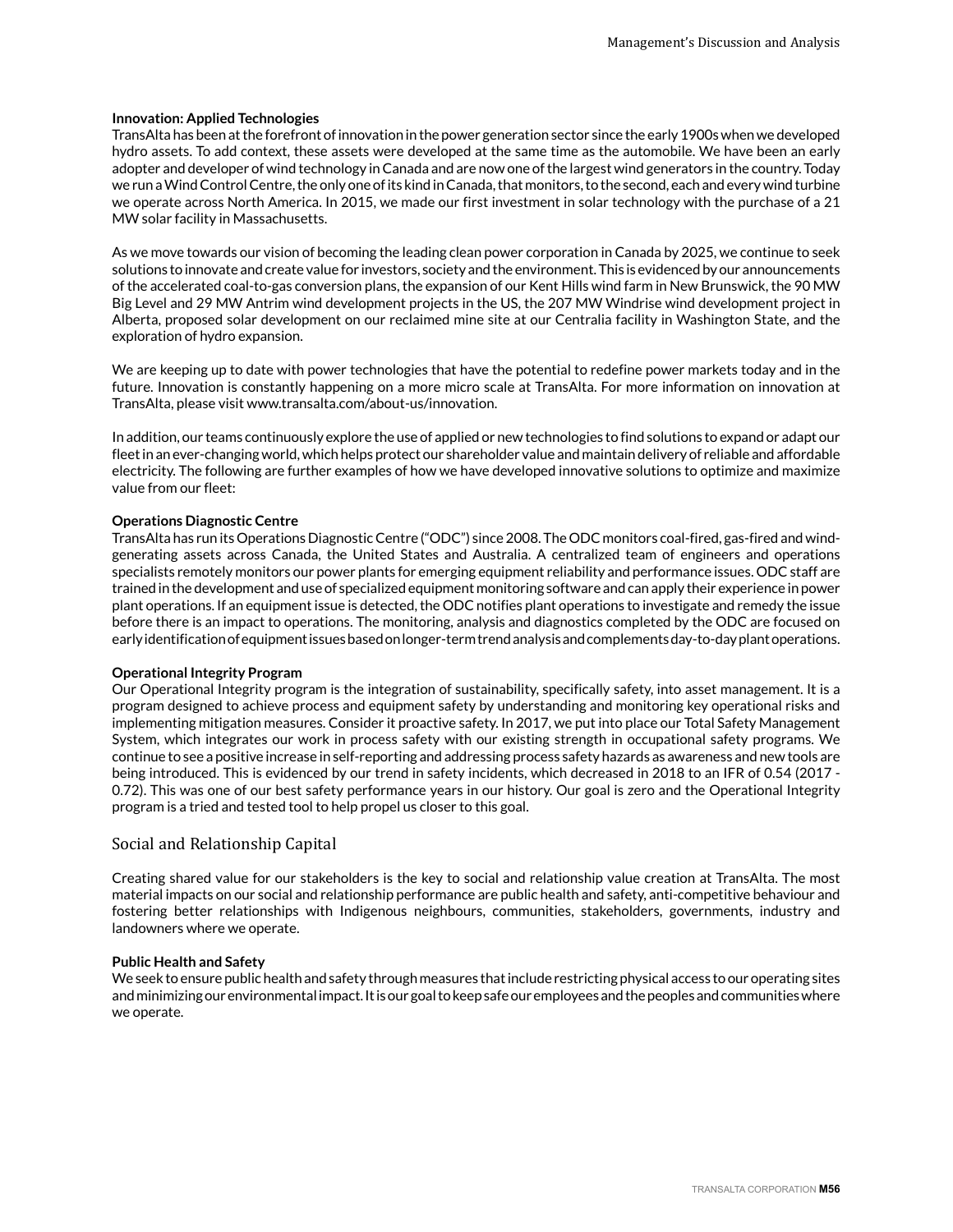### Innovation: Applied Technologies

TransAlta has been at the forefront of innovation in the power generation sector since the early 1900s when we developed hydro assets. To add context, these assets were developed at the same time as the automobile. We have been an early adopter and developer of wind technology in Canada and are now one of the largest wind generators in the country. Today we run a Wind Control Centre, the only one of its kind in Canada, that monitors, to the second, each and every wind turbine we operate across North America. In 2015, we made our first investment in solar technology with the purchase of a 21 MW solar facility in Massachusetts.

As we move towards our vision of becoming the leading clean power corporation in Canada by 2025, we continue to seek solutions to innovate and create value for investors, society and the environment. This is evidenced by our announcements of the accelerated coal-to-gas conversion plans, the expansion of our Kent Hills wind farm in New Brunswick, the 90 MW Big Level and 29 MW Antrim wind development projects in the US, the 207 MW Windrise wind development project in Alberta, proposed solar development on our reclaimed mine site at our Centralia facility in Washington State, and the exploration of hydro expansion.

We are keeping up to date with power technologies that have the potential to redefine power markets today and in the future. Innovation is constantly happening on a more micro scale at TransAlta. For more information on innovation at TransAlta, please visit www.transalta.com/about-us/innovation.

In addition, our teams continuously explore the use of applied or new technologies to find solutions to expand or adapt our fleet in an ever-changing world, which helps protect our shareholder value and maintain delivery of reliable and affordable electricity. The following are further examples of how we have developed innovative solutions to optimize and maximize value from our fleet:

### Operations Diagnostic Centre

TransAlta has run its Operations Diagnostic Centre ("ODC") since 2008. The ODC monitors coal-fired, gas-fired and wind-generating assets across Canada, the United States and Australia. A centralized team of engineers and operations specialists remotely monitors our power plants for emerging equipment reliability and performance issues. ODC staff are trained in the development and use of specialized equipment monitoring software and can apply their experience in power plant operations. If an equipment issue is detected, the ODC notifies plant operations to investigate and remedy the issue before there is an impact to operations. The monitoring, analysis and diagnostics completed by the ODC are focused on early identification of equipment issues based on longer-term trend analysis and complements day-to-day plant operations.

### Operational Integrity Program

Our Operational Integrity program is the integration of sustainability, specifically safety, into asset management. It is a program designed to achieve process and equipment safety by understanding and monitoring key operational risks and implementing mitigation measures. Consider it proactive safety. In 2017, we put into place our Total Safety Management System, which integrates our work in process safety with our existing strength in occupational safety programs. We continue to see a positive increase in self-reporting and addressing process safety hazards as awareness and new tools are being introduced. This is evidenced by our trend in safety incidents, which decreased in 2018 to an IFR of 0.54 (2017 - 0.72). This was one of our best safety performance years in our history. Our goal is zero and the Operational Integrity program is a tried and tested tool to help propel us closer to this goal.

## Social and Relationship Capital

Creating shared value for our stakeholders is the key to social and relationship value creation at TransAlta. The most material impacts on our social and relationship performance are public health and safety, anti-competitive behaviour and fostering better relationships with Indigenous neighbours, communities, stakeholders, governments, industry and landowners where we operate.

### Public Health and Safety

We seek to ensure public health and safety through measures that include restricting physical access to our operating sites and minimizing our environmental impact. It is our goal to keep safe our employees and the peoples and communities where we operate.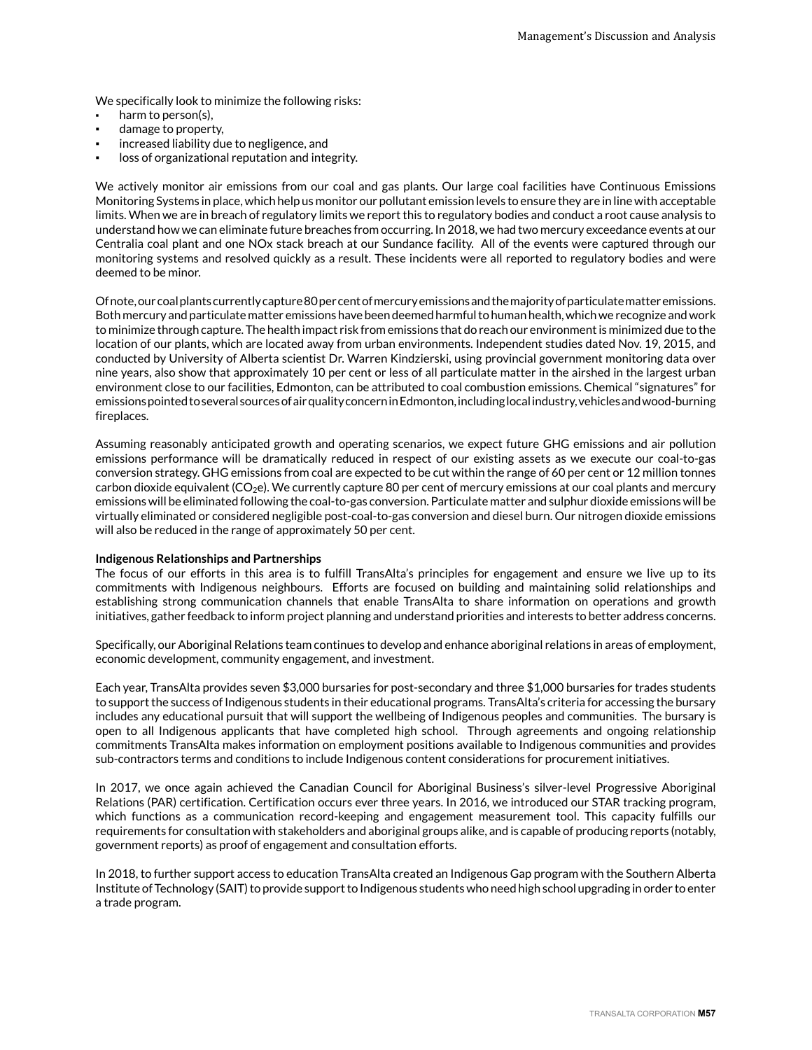We specifically look to minimize the following risks:

- harm to person(s),
- damage to property,
- increased liability due to negligence, and
- loss of organizational reputation and integrity.

We actively monitor air emissions from our coal and gas plants. Our large coal facilities have Continuous Emissions Monitoring Systems in place, which help us monitor our pollutant emission levels to ensure they are in line with acceptable limits. When we are in breach of regulatory limits we report this to regulatory bodies and conduct a root cause analysis to understand how we can eliminate future breaches from occurring. In 2018, we had two mercury exceedance events at our Centralia coal plant and one NOx stack breach at our Sundance facility. All of the events were captured through our monitoring systems and resolved quickly as a result. These incidents were all reported to regulatory bodies and were deemed to be minor.

Of note, our coal plants currently capture 80 per cent of mercury emissions and the majority of particulate matter emissions. Both mercury and particulate matter emissions have been deemed harmful to human health, which we recognize and work to minimize through capture. The health impact risk from emissions that do reach our environment is minimized due to the location of our plants, which are located away from urban environments. Independent studies dated Nov. 19, 2015, and conducted by University of Alberta scientist Dr. Warren Kindzierski, using provincial government monitoring data over nine years, also show that approximately 10 per cent or less of all particulate matter in the airshed in the largest urban environment close to our facilities, Edmonton, can be attributed to coal combustion emissions. Chemical "signatures" for emissions pointed to several sources of air quality concern in Edmonton, including local industry, vehicles and wood-burning fireplaces.

Assuming reasonably anticipated growth and operating scenarios, we expect future GHG emissions and air pollution emissions performance will be dramatically reduced in respect of our existing assets as we execute our coal-to-gas conversion strategy. GHG emissions from coal are expected to be cut within the range of 60 per cent or 12 million tonnes carbon dioxide equivalent ($CO_2e$). We currently capture 80 per cent of mercury emissions at our coal plants and mercury emissions will be eliminated following the coal-to-gas conversion. Particulate matter and sulphur dioxide emissions will be virtually eliminated or considered negligible post-coal-to-gas conversion and diesel burn. Our nitrogen dioxide emissions will also be reduced in the range of approximately 50 per cent.

**Indigenous Relationships and Partnerships**

The focus of our efforts in this area is to fulfill TransAlta's principles for engagement and ensure we live up to its commitments with Indigenous neighbours. Efforts are focused on building and maintaining solid relationships and establishing strong communication channels that enable TransAlta to share information on operations and growth initiatives, gather feedback to inform project planning and understand priorities and interests to better address concerns.

Specifically, our Aboriginal Relations team continues to develop and enhance aboriginal relations in areas of employment, economic development, community engagement, and investment.

Each year, TransAlta provides seven $3,000 bursaries for post-secondary and three $1,000 bursaries for trades students to support the success of Indigenous students in their educational programs. TransAlta's criteria for accessing the bursary includes any educational pursuit that will support the wellbeing of Indigenous peoples and communities. The bursary is open to all Indigenous applicants that have completed high school. Through agreements and ongoing relationship commitments TransAlta makes information on employment positions available to Indigenous communities and provides sub-contractors terms and conditions to include Indigenous content considerations for procurement initiatives.

In 2017, we once again achieved the Canadian Council for Aboriginal Business's silver-level Progressive Aboriginal Relations (PAR) certification. Certification occurs ever three years. In 2016, we introduced our STAR tracking program, which functions as a communication record-keeping and engagement measurement tool. This capacity fulfills our requirements for consultation with stakeholders and aboriginal groups alike, and is capable of producing reports (notably, government reports) as proof of engagement and consultation efforts.

In 2018, to further support access to education TransAlta created an Indigenous Gap program with the Southern Alberta Institute of Technology (SAIT) to provide support to Indigenous students who need high school upgrading in order to enter a trade program.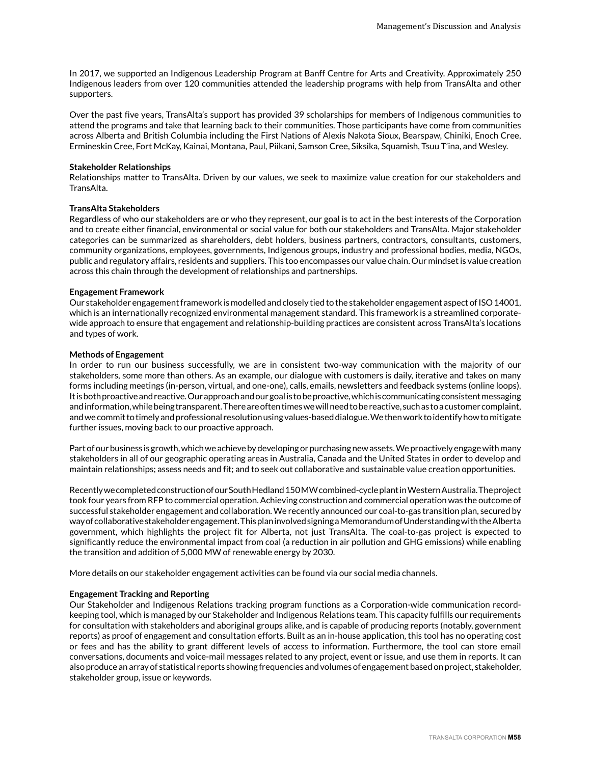In 2017, we supported an Indigenous Leadership Program at Banff Centre for Arts and Creativity. Approximately 250 Indigenous leaders from over 120 communities attended the leadership programs with help from TransAlta and other supporters.

Over the past five years, TransAlta's support has provided 39 scholarships for members of Indigenous communities to attend the programs and take that learning back to their communities. Those participants have come from communities across Alberta and British Columbia including the First Nations of Alexis Nakota Sioux, Bearspaw, Chiniki, Enoch Cree, Ermineskin Cree, Fort McKay, Kainai, Montana, Paul, Piikani, Samson Cree, Siksika, Squamish, Tsuu T'ina, and Wesley.

**Stakeholder Relationships**

Relationships matter to TransAlta. Driven by our values, we seek to maximize value creation for our stakeholders and TransAlta.

**TransAlta Stakeholders**

Regardless of who our stakeholders are or who they represent, our goal is to act in the best interests of the Corporation and to create either financial, environmental or social value for both our stakeholders and TransAlta. Major stakeholder categories can be summarized as shareholders, debt holders, business partners, contractors, consultants, customers, community organizations, employees, governments, Indigenous groups, industry and professional bodies, media, NGOs, public and regulatory affairs, residents and suppliers. This too encompasses our value chain. Our mindset is value creation across this chain through the development of relationships and partnerships.

**Engagement Framework**

Our stakeholder engagement framework is modelled and closely tied to the stakeholder engagement aspect of ISO 14001, which is an internationally recognized environmental management standard. This framework is a streamlined corporate-wide approach to ensure that engagement and relationship-building practices are consistent across TransAlta's locations and types of work.

**Methods of Engagement**

In order to run our business successfully, we are in consistent two-way communication with the majority of our stakeholders, some more than others. As an example, our dialogue with customers is daily, iterative and takes on many forms including meetings (in-person, virtual, and one-one), calls, emails, newsletters and feedback systems (online loops). It is both proactive and reactive. Our approach and our goal is to be proactive, which is communicating consistent messaging and information, while being transparent. There are often times we will need to be reactive, such as to a customer complaint, and we commit to timely and professional resolution using values-based dialogue. We then work to identify how to mitigate further issues, moving back to our proactive approach.

Part of our business is growth, which we achieve by developing or purchasing new assets. We proactively engage with many stakeholders in all of our geographic operating areas in Australia, Canada and the United States in order to develop and maintain relationships; assess needs and fit; and to seek out collaborative and sustainable value creation opportunities.

Recently we completed construction of our South Hedland 150 MW combined-cycle plant in Western Australia. The project took four years from RFP to commercial operation. Achieving construction and commercial operation was the outcome of successful stakeholder engagement and collaboration. We recently announced our coal-to-gas transition plan, secured by way of collaborative stakeholder engagement. This plan involved signing a Memorandum of Understanding with the Alberta government, which highlights the project fit for Alberta, not just TransAlta. The coal-to-gas project is expected to significantly reduce the environmental impact from coal (a reduction in air pollution and GHG emissions) while enabling the transition and addition of 5,000 MW of renewable energy by 2030.

More details on our stakeholder engagement activities can be found via our social media channels.

**Engagement Tracking and Reporting**

Our Stakeholder and Indigenous Relations tracking program functions as a Corporation-wide communication record-keeping tool, which is managed by our Stakeholder and Indigenous Relations team. This capacity fulfills our requirements for consultation with stakeholders and aboriginal groups alike, and is capable of producing reports (notably, government reports) as proof of engagement and consultation efforts. Built as an in-house application, this tool has no operating cost or fees and has the ability to grant different levels of access to information. Furthermore, the tool can store email conversations, documents and voice-mail messages related to any project, event or issue, and use them in reports. It can also produce an array of statistical reports showing frequencies and volumes of engagement based on project, stakeholder, stakeholder group, issue or keywords.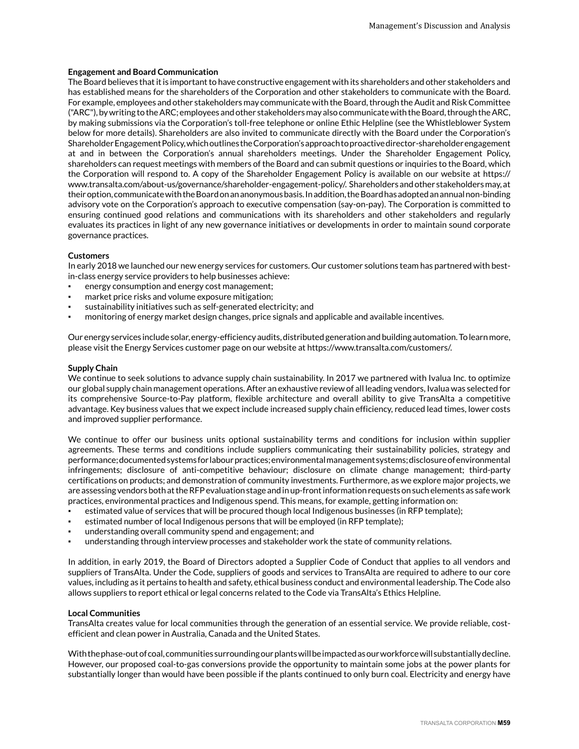**Engagement and Board Communication**

The Board believes that it is important to have constructive engagement with its shareholders and other stakeholders and has established means for the shareholders of the Corporation and other stakeholders to communicate with the Board. For example, employees and other stakeholders may communicate with the Board, through the Audit and Risk Committee ("ARC"), by writing to the ARC; employees and other stakeholders may also communicate with the Board, through the ARC, by making submissions via the Corporation's toll-free telephone or online Ethic Helpline (see the Whistleblower System below for more details). Shareholders are also invited to communicate directly with the Board under the Corporation's Shareholder Engagement Policy, which outlines the Corporation's approach to proactive director-shareholder engagement at and in between the Corporation's annual shareholders meetings. Under the Shareholder Engagement Policy, shareholders can request meetings with members of the Board and can submit questions or inquiries to the Board, which the Corporation will respond to. A copy of the Shareholder Engagement Policy is available on our website at https://www.transalta.com/about-us/governance/shareholder-engagement-policy/. Shareholders and other stakeholders may, at their option, communicate with the Board on an anonymous basis. In addition, the Board has adopted an annual non-binding advisory vote on the Corporation's approach to executive compensation (say-on-pay). The Corporation is committed to ensuring continued good relations and communications with its shareholders and other stakeholders and regularly evaluates its practices in light of any new governance initiatives or developments in order to maintain sound corporate governance practices.

**Customers**

In early 2018 we launched our new energy services for customers. Our customer solutions team has partnered with best-in-class energy service providers to help businesses achieve:

- energy consumption and energy cost management;
- market price risks and volume exposure mitigation;
- sustainability initiatives such as self-generated electricity; and
- monitoring of energy market design changes, price signals and applicable and available incentives.

Our energy services include solar, energy-efficiency audits, distributed generation and building automation. To learn more, please visit the Energy Services customer page on our website at https://www.transalta.com/customers/.

**Supply Chain**

We continue to seek solutions to advance supply chain sustainability. In 2017 we partnered with Ivalua Inc. to optimize our global supply chain management operations. After an exhaustive review of all leading vendors, Ivalua was selected for its comprehensive Source-to-Pay platform, flexible architecture and overall ability to give TransAlta a competitive advantage. Key business values that we expect include increased supply chain efficiency, reduced lead times, lower costs and improved supplier performance.

We continue to offer our business units optional sustainability terms and conditions for inclusion within supplier agreements. These terms and conditions include suppliers communicating their sustainability policies, strategy and performance; documented systems for labour practices; environmental management systems; disclosure of environmental infringements; disclosure of anti-competitive behaviour; disclosure on climate change management; third-party certifications on products; and demonstration of community investments. Furthermore, as we explore major projects, we are assessing vendors both at the RFP evaluation stage and in up-front information requests on such elements as safe work practices, environmental practices and Indigenous spend. This means, for example, getting information on:

- estimated value of services that will be procured though local Indigenous businesses (in RFP template);
- estimated number of local Indigenous persons that will be employed (in RFP template);
- understanding overall community spend and engagement; and
- understanding through interview processes and stakeholder work the state of community relations.

In addition, in early 2019, the Board of Directors adopted a Supplier Code of Conduct that applies to all vendors and suppliers of TransAlta. Under the Code, suppliers of goods and services to TransAlta are required to adhere to our core values, including as it pertains to health and safety, ethical business conduct and environmental leadership. The Code also allows suppliers to report ethical or legal concerns related to the Code via TransAlta's Ethics Helpline.

**Local Communities**

TransAlta creates value for local communities through the generation of an essential service. We provide reliable, cost-efficient and clean power in Australia, Canada and the United States.

With the phase-out of coal, communities surrounding our plants will be impacted as our workforce will substantially decline. However, our proposed coal-to-gas conversions provide the opportunity to maintain some jobs at the power plants for substantially longer than would have been possible if the plants continued to only burn coal. Electricity and energy have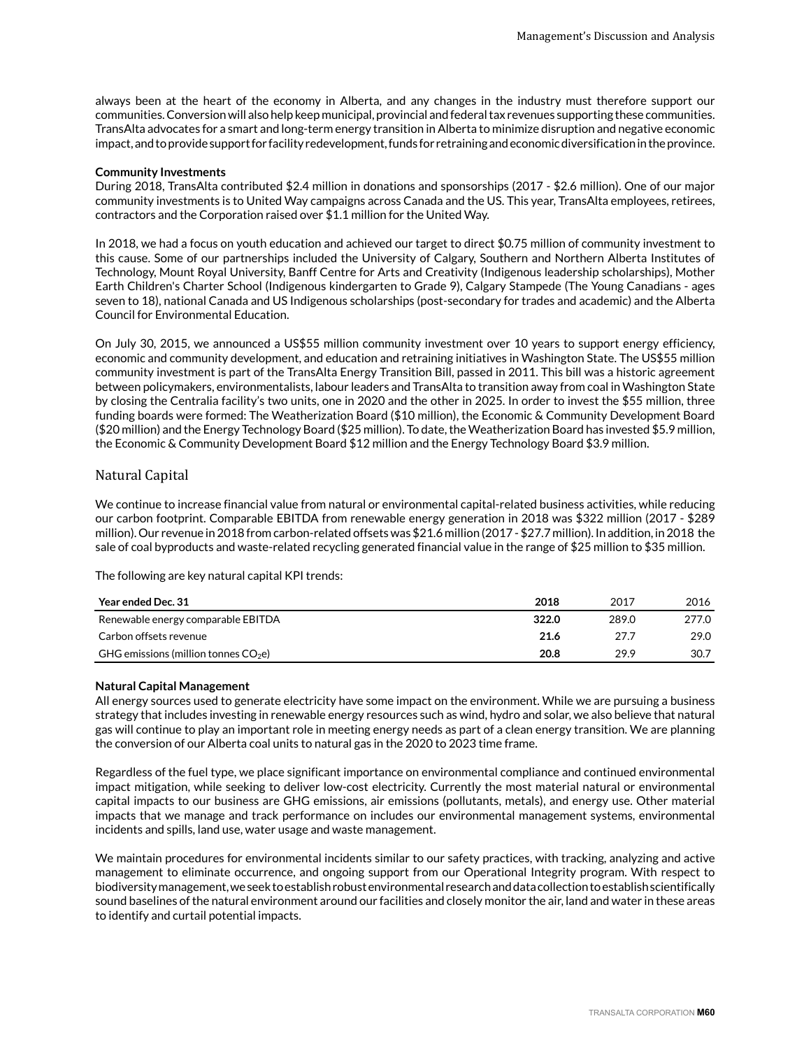always been at the heart of the economy in Alberta, and any changes in the industry must therefore support our communities. Conversion will also help keep municipal, provincial and federal tax revenues supporting these communities. TransAlta advocates for a smart and long-term energy transition in Alberta to minimize disruption and negative economic impact, and to provide support for facility redevelopment, funds for retraining and economic diversification in the province.

**Community Investments**

During 2018, TransAlta contributed $2.4 million in donations and sponsorships (2017 - $2.6 million). One of our major community investments is to United Way campaigns across Canada and the US. This year, TransAlta employees, retirees, contractors and the Corporation raised over $1.1 million for the United Way.

In 2018, we had a focus on youth education and achieved our target to direct $0.75 million of community investment to this cause. Some of our partnerships included the University of Calgary, Southern and Northern Alberta Institutes of Technology, Mount Royal University, Banff Centre for Arts and Creativity (Indigenous leadership scholarships), Mother Earth Children's Charter School (Indigenous kindergarten to Grade 9), Calgary Stampede (The Young Canadians - ages seven to 18), national Canada and US Indigenous scholarships (post-secondary for trades and academic) and the Alberta Council for Environmental Education.

On July 30, 2015, we announced a US$55 million community investment over 10 years to support energy efficiency, economic and community development, and education and retraining initiatives in Washington State. The US$55 million community investment is part of the TransAlta Energy Transition Bill, passed in 2011. This bill was a historic agreement between policymakers, environmentalists, labour leaders and TransAlta to transition away from coal in Washington State by closing the Centralia facility's two units, one in 2020 and the other in 2025. In order to invest the $55 million, three funding boards were formed: The Weatherization Board ($10 million), the Economic & Community Development Board ($20 million) and the Energy Technology Board ($25 million). To date, the Weatherization Board has invested $5.9 million, the Economic & Community Development Board $12 million and the Energy Technology Board $3.9 million.

## Natural Capital

We continue to increase financial value from natural or environmental capital-related business activities, while reducing our carbon footprint. Comparable EBITDA from renewable energy generation in 2018 was $322 million (2017 - $289 million). Our revenue in 2018 from carbon-related offsets was $21.6 million (2017 - $27.7 million). In addition, in 2018 the sale of coal byproducts and waste-related recycling generated financial value in the range of $25 million to $35 million.

The following are key natural capital KPI trends:

| Year ended Dec. 31 | 2018 | 2017 | 2016 |
|---|---|---|---|
| Renewable energy comparable EBITDA | **322.0** | 289.0 | 277.0 |
| Carbon offsets revenue | **21.6** | 27.7 | 29.0 |
| GHG emissions (million tonnes $CO_2$e) | **20.8** | 29.9 | 30.7 |

**Natural Capital Management**

All energy sources used to generate electricity have some impact on the environment. While we are pursuing a business strategy that includes investing in renewable energy resources such as wind, hydro and solar, we also believe that natural gas will continue to play an important role in meeting energy needs as part of a clean energy transition. We are planning the conversion of our Alberta coal units to natural gas in the 2020 to 2023 time frame.

Regardless of the fuel type, we place significant importance on environmental compliance and continued environmental impact mitigation, while seeking to deliver low-cost electricity. Currently the most material natural or environmental capital impacts to our business are GHG emissions, air emissions (pollutants, metals), and energy use. Other material impacts that we manage and track performance on includes our environmental management systems, environmental incidents and spills, land use, water usage and waste management.

We maintain procedures for environmental incidents similar to our safety practices, with tracking, analyzing and active management to eliminate occurrence, and ongoing support from our Operational Integrity program. With respect to biodiversity management, we seek to establish robust environmental research and data collection to establish scientifically sound baselines of the natural environment around our facilities and closely monitor the air, land and water in these areas to identify and curtail potential impacts.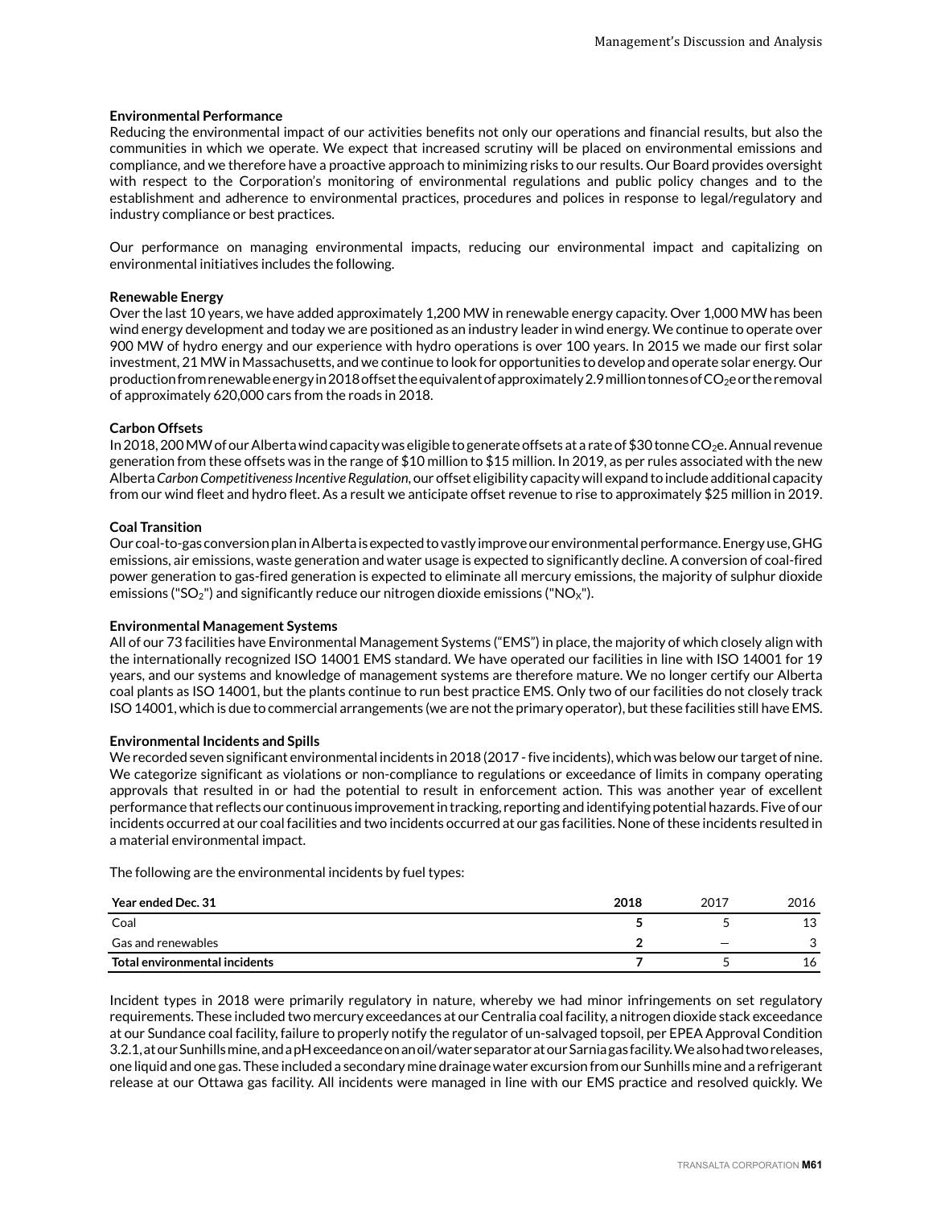### Environmental Performance

Reducing the environmental impact of our activities benefits not only our operations and financial results, but also the communities in which we operate. We expect that increased scrutiny will be placed on environmental emissions and compliance, and we therefore have a proactive approach to minimizing risks to our results. Our Board provides oversight with respect to the Corporation's monitoring of environmental regulations and public policy changes and to the establishment and adherence to environmental practices, procedures and polices in response to legal/regulatory and industry compliance or best practices.

Our performance on managing environmental impacts, reducing our environmental impact and capitalizing on environmental initiatives includes the following.

### Renewable Energy

Over the last 10 years, we have added approximately 1,200 MW in renewable energy capacity. Over 1,000 MW has been wind energy development and today we are positioned as an industry leader in wind energy. We continue to operate over 900 MW of hydro energy and our experience with hydro operations is over 100 years. In 2015 we made our first solar investment, 21 MW in Massachusetts, and we continue to look for opportunities to develop and operate solar energy. Our production from renewable energy in 2018 offset the equivalent of approximately 2.9 million tonnes of $CO_2e$ or the removal of approximately 620,000 cars from the roads in 2018.

### Carbon Offsets

In 2018, 200 MW of our Alberta wind capacity was eligible to generate offsets at a rate of $30 tonne $CO_2e$. Annual revenue generation from these offsets was in the range of $10 million to $15 million. In 2019, as per rules associated with the new Alberta *Carbon Competitiveness Incentive Regulation*, our offset eligibility capacity will expand to include additional capacity from our wind fleet and hydro fleet. As a result we anticipate offset revenue to rise to approximately $25 million in 2019.

### Coal Transition

Our coal-to-gas conversion plan in Alberta is expected to vastly improve our environmental performance. Energy use, GHG emissions, air emissions, waste generation and water usage is expected to significantly decline. A conversion of coal-fired power generation to gas-fired generation is expected to eliminate all mercury emissions, the majority of sulphur dioxide emissions ("$SO_2$") and significantly reduce our nitrogen dioxide emissions ("$NO_X$").

### Environmental Management Systems

All of our 73 facilities have Environmental Management Systems ("EMS") in place, the majority of which closely align with the internationally recognized ISO 14001 EMS standard. We have operated our facilities in line with ISO 14001 for 19 years, and our systems and knowledge of management systems are therefore mature. We no longer certify our Alberta coal plants as ISO 14001, but the plants continue to run best practice EMS. Only two of our facilities do not closely track ISO 14001, which is due to commercial arrangements (we are not the primary operator), but these facilities still have EMS.

### Environmental Incidents and Spills

We recorded seven significant environmental incidents in 2018 (2017 - five incidents), which was below our target of nine. We categorize significant as violations or non-compliance to regulations or exceedance of limits in company operating approvals that resulted in or had the potential to result in enforcement action. This was another year of excellent performance that reflects our continuous improvement in tracking, reporting and identifying potential hazards. Five of our incidents occurred at our coal facilities and two incidents occurred at our gas facilities. None of these incidents resulted in a material environmental impact.

The following are the environmental incidents by fuel types:

| Year ended Dec. 31 | 2018 | 2017 | 2016 |
|---|---|---|---|
| Coal | **5** | 5 | 13 |
| Gas and renewables | **2** | — | 3 |
| **Total environmental incidents** | **7** | 5 | 16 |

Incident types in 2018 were primarily regulatory in nature, whereby we had minor infringements on set regulatory requirements. These included two mercury exceedances at our Centralia coal facility, a nitrogen dioxide stack exceedance at our Sundance coal facility, failure to properly notify the regulator of un-salvaged topsoil, per EPEA Approval Condition 3.2.1, at our Sunhills mine, and a pH exceedance on an oil/water separator at our Sarnia gas facility. We also had two releases, one liquid and one gas. These included a secondary mine drainage water excursion from our Sunhills mine and a refrigerant release at our Ottawa gas facility. All incidents were managed in line with our EMS practice and resolved quickly. We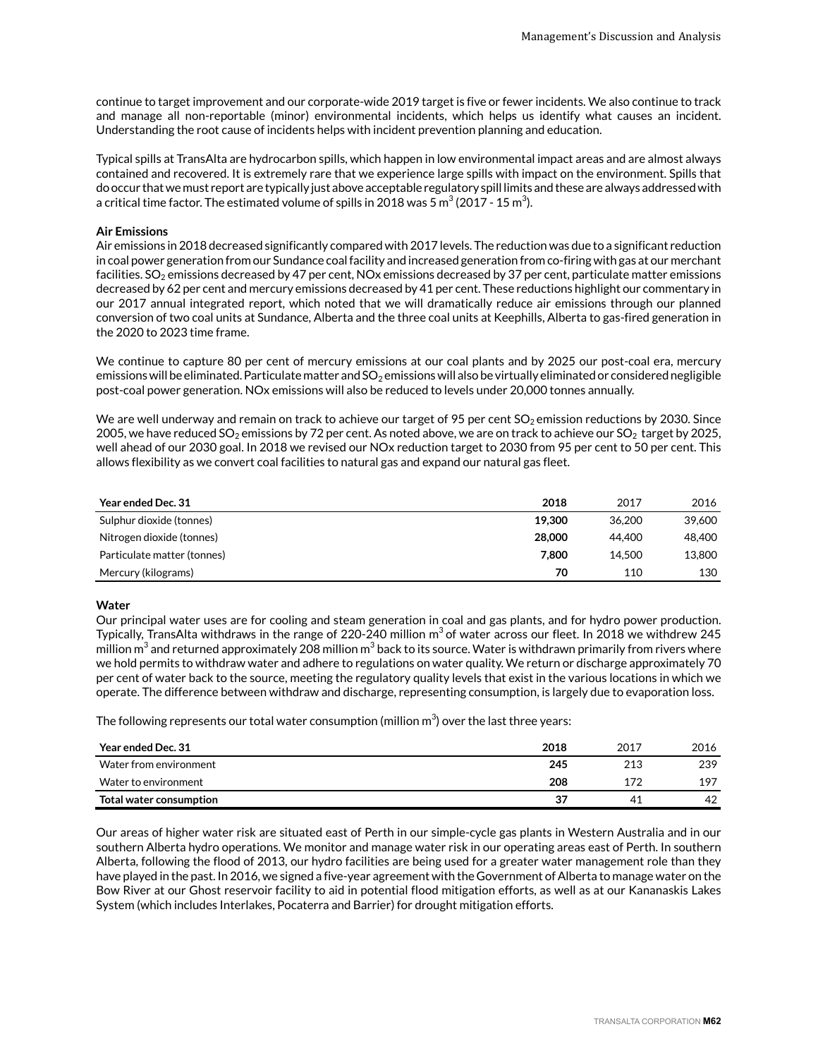continue to target improvement and our corporate-wide 2019 target is five or fewer incidents. We also continue to track and manage all non-reportable (minor) environmental incidents, which helps us identify what causes an incident. Understanding the root cause of incidents helps with incident prevention planning and education.

Typical spills at TransAlta are hydrocarbon spills, which happen in low environmental impact areas and are almost always contained and recovered. It is extremely rare that we experience large spills with impact on the environment. Spills that do occur that we must report are typically just above acceptable regulatory spill limits and these are always addressed with a critical time factor. The estimated volume of spills in 2018 was 5 $m^3$ (2017 - 15 $m^3$).

**Air Emissions**

Air emissions in 2018 decreased significantly compared with 2017 levels. The reduction was due to a significant reduction in coal power generation from our Sundance coal facility and increased generation from co-firing with gas at our merchant facilities. $SO_2$ emissions decreased by 47 per cent, NOx emissions decreased by 37 per cent, particulate matter emissions decreased by 62 per cent and mercury emissions decreased by 41 per cent. These reductions highlight our commentary in our 2017 annual integrated report, which noted that we will dramatically reduce air emissions through our planned conversion of two coal units at Sundance, Alberta and the three coal units at Keephills, Alberta to gas-fired generation in the 2020 to 2023 time frame.

We continue to capture 80 per cent of mercury emissions at our coal plants and by 2025 our post-coal era, mercury emissions will be eliminated. Particulate matter and $SO_2$ emissions will also be virtually eliminated or considered negligible post-coal power generation. NOx emissions will also be reduced to levels under 20,000 tonnes annually.

We are well underway and remain on track to achieve our target of 95 per cent $SO_2$ emission reductions by 2030. Since 2005, we have reduced $SO_2$ emissions by 72 per cent. As noted above, we are on track to achieve our $SO_2$ target by 2025, well ahead of our 2030 goal. In 2018 we revised our NOx reduction target to 2030 from 95 per cent to 50 per cent. This allows flexibility as we convert coal facilities to natural gas and expand our natural gas fleet.

| Year ended Dec. 31 | 2018 | 2017 | 2016 |
|---|---|---|---|
| Sulphur dioxide (tonnes) | **19,300** | 36,200 | 39,600 |
| Nitrogen dioxide (tonnes) | **28,000** | 44,400 | 48,400 |
| Particulate matter (tonnes) | **7,800** | 14,500 | 13,800 |
| Mercury (kilograms) | **70** | 110 | 130 |

**Water**

Our principal water uses are for cooling and steam generation in coal and gas plants, and for hydro power production. Typically, TransAlta withdraws in the range of 220-240 million $m^3$ of water across our fleet. In 2018 we withdrew 245 million $m^3$ and returned approximately 208 million $m^3$ back to its source. Water is withdrawn primarily from rivers where we hold permits to withdraw water and adhere to regulations on water quality. We return or discharge approximately 70 per cent of water back to the source, meeting the regulatory quality levels that exist in the various locations in which we operate. The difference between withdraw and discharge, representing consumption, is largely due to evaporation loss.

The following represents our total water consumption (million $m^3$) over the last three years:

| Year ended Dec. 31 | 2018 | 2017 | 2016 |
|---|---|---|---|
| Water from environment | **245** | 213 | 239 |
| Water to environment | **208** | 172 | 197 |
| **Total water consumption** | **37** | 41 | 42 |

Our areas of higher water risk are situated east of Perth in our simple-cycle gas plants in Western Australia and in our southern Alberta hydro operations. We monitor and manage water risk in our operating areas east of Perth. In southern Alberta, following the flood of 2013, our hydro facilities are being used for a greater water management role than they have played in the past. In 2016, we signed a five-year agreement with the Government of Alberta to manage water on the Bow River at our Ghost reservoir facility to aid in potential flood mitigation efforts, as well as at our Kananaskis Lakes System (which includes Interlakes, Pocaterra and Barrier) for drought mitigation efforts.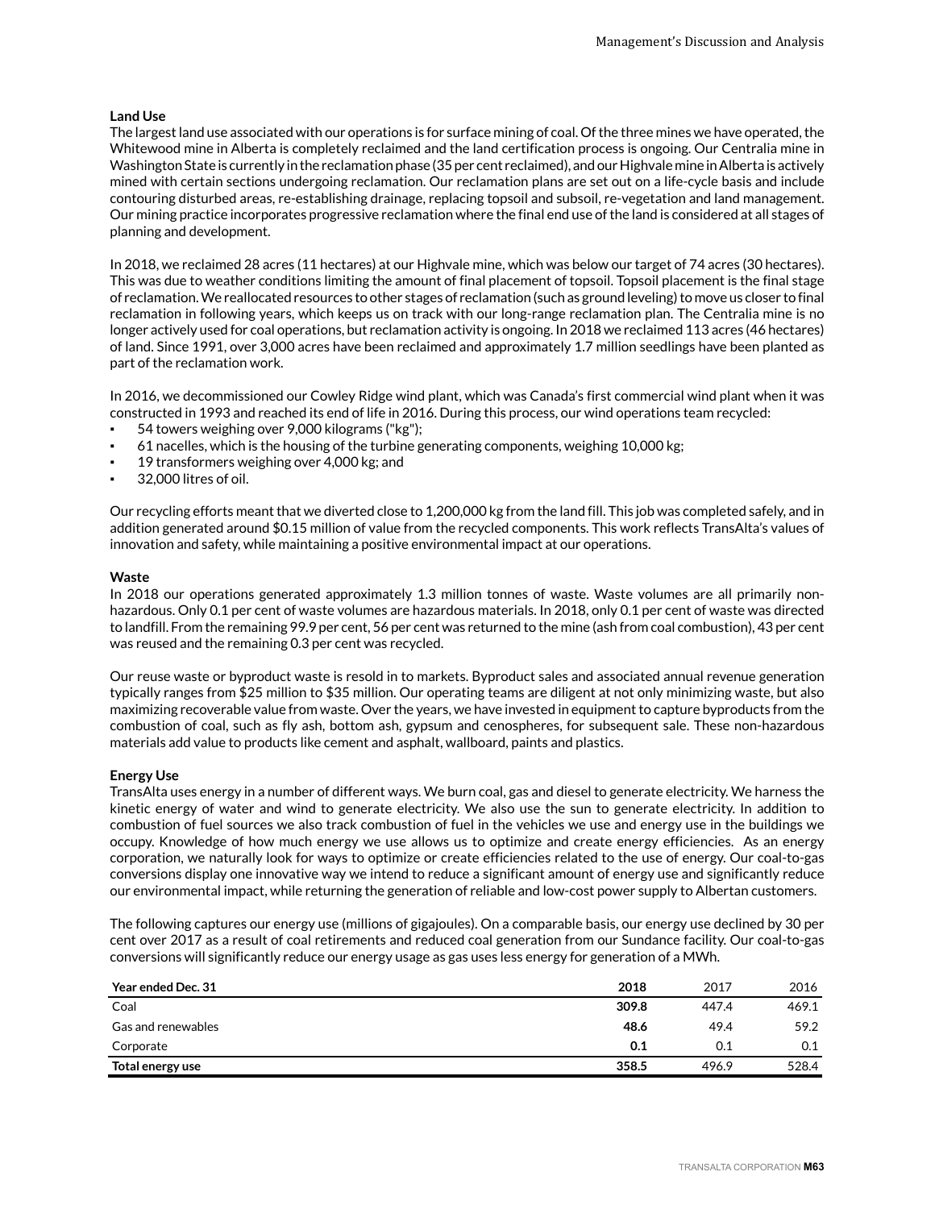**Land Use**

The largest land use associated with our operations is for surface mining of coal. Of the three mines we have operated, the Whitewood mine in Alberta is completely reclaimed and the land certification process is ongoing. Our Centralia mine in Washington State is currently in the reclamation phase (35 per cent reclaimed), and our Highvale mine in Alberta is actively mined with certain sections undergoing reclamation. Our reclamation plans are set out on a life-cycle basis and include contouring disturbed areas, re-establishing drainage, replacing topsoil and subsoil, re-vegetation and land management. Our mining practice incorporates progressive reclamation where the final end use of the land is considered at all stages of planning and development.

In 2018, we reclaimed 28 acres (11 hectares) at our Highvale mine, which was below our target of 74 acres (30 hectares). This was due to weather conditions limiting the amount of final placement of topsoil. Topsoil placement is the final stage of reclamation. We reallocated resources to other stages of reclamation (such as ground leveling) to move us closer to final reclamation in following years, which keeps us on track with our long-range reclamation plan. The Centralia mine is no longer actively used for coal operations, but reclamation activity is ongoing. In 2018 we reclaimed 113 acres (46 hectares) of land. Since 1991, over 3,000 acres have been reclaimed and approximately 1.7 million seedlings have been planted as part of the reclamation work.

In 2016, we decommissioned our Cowley Ridge wind plant, which was Canada's first commercial wind plant when it was constructed in 1993 and reached its end of life in 2016. During this process, our wind operations team recycled:

- 54 towers weighing over 9,000 kilograms ("kg");
- 61 nacelles, which is the housing of the turbine generating components, weighing 10,000 kg;
- 19 transformers weighing over 4,000 kg; and
- 32,000 litres of oil.

Our recycling efforts meant that we diverted close to 1,200,000 kg from the land fill. This job was completed safely, and in addition generated around $0.15 million of value from the recycled components. This work reflects TransAlta's values of innovation and safety, while maintaining a positive environmental impact at our operations.

**Waste**

In 2018 our operations generated approximately 1.3 million tonnes of waste. Waste volumes are all primarily non-hazardous. Only 0.1 per cent of waste volumes are hazardous materials. In 2018, only 0.1 per cent of waste was directed to landfill. From the remaining 99.9 per cent, 56 per cent was returned to the mine (ash from coal combustion), 43 per cent was reused and the remaining 0.3 per cent was recycled.

Our reuse waste or byproduct waste is resold in to markets. Byproduct sales and associated annual revenue generation typically ranges from $25 million to $35 million. Our operating teams are diligent at not only minimizing waste, but also maximizing recoverable value from waste. Over the years, we have invested in equipment to capture byproducts from the combustion of coal, such as fly ash, bottom ash, gypsum and cenospheres, for subsequent sale. These non-hazardous materials add value to products like cement and asphalt, wallboard, paints and plastics.

**Energy Use**

TransAlta uses energy in a number of different ways. We burn coal, gas and diesel to generate electricity. We harness the kinetic energy of water and wind to generate electricity. We also use the sun to generate electricity. In addition to combustion of fuel sources we also track combustion of fuel in the vehicles we use and energy use in the buildings we occupy. Knowledge of how much energy we use allows us to optimize and create energy efficiencies. As an energy corporation, we naturally look for ways to optimize or create efficiencies related to the use of energy. Our coal-to-gas conversions display one innovative way we intend to reduce a significant amount of energy use and significantly reduce our environmental impact, while returning the generation of reliable and low-cost power supply to Albertan customers.

The following captures our energy use (millions of gigajoules). On a comparable basis, our energy use declined by 30 per cent over 2017 as a result of coal retirements and reduced coal generation from our Sundance facility. Our coal-to-gas conversions will significantly reduce our energy usage as gas uses less energy for generation of a MWh.

| Year ended Dec. 31 | 2018 | 2017 | 2016 |
|---|---|---|---|
| Coal | **309.8** | 447.4 | 469.1 |
| Gas and renewables | **48.6** | 49.4 | 59.2 |
| Corporate | **0.1** | 0.1 | 0.1 |
| **Total energy use** | **358.5** | 496.9 | 528.4 |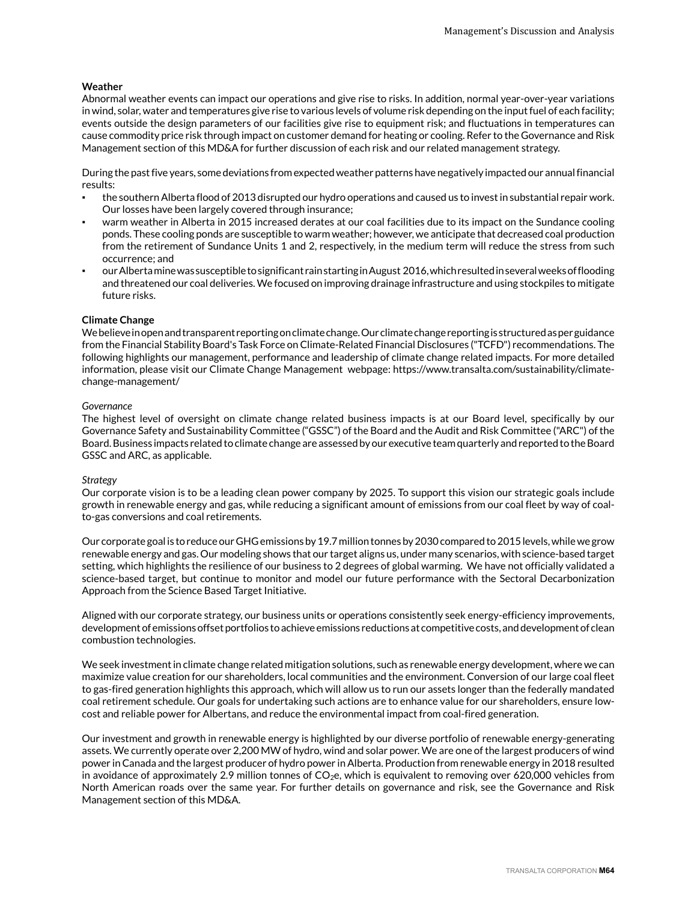**Weather**

Abnormal weather events can impact our operations and give rise to risks. In addition, normal year-over-year variations in wind, solar, water and temperatures give rise to various levels of volume risk depending on the input fuel of each facility; events outside the design parameters of our facilities give rise to equipment risk; and fluctuations in temperatures can cause commodity price risk through impact on customer demand for heating or cooling. Refer to the Governance and Risk Management section of this MD&A for further discussion of each risk and our related management strategy.

During the past five years, some deviations from expected weather patterns have negatively impacted our annual financial results:

- the southern Alberta flood of 2013 disrupted our hydro operations and caused us to invest in substantial repair work. Our losses have been largely covered through insurance;
- warm weather in Alberta in 2015 increased derates at our coal facilities due to its impact on the Sundance cooling ponds. These cooling ponds are susceptible to warm weather; however, we anticipate that decreased coal production from the retirement of Sundance Units 1 and 2, respectively, in the medium term will reduce the stress from such occurrence; and
- our Alberta mine was susceptible to significant rain starting in August 2016, which resulted in several weeks of flooding and threatened our coal deliveries. We focused on improving drainage infrastructure and using stockpiles to mitigate future risks.

**Climate Change**

We believe in open and transparent reporting on climate change. Our climate change reporting is structured as per guidance from the Financial Stability Board's Task Force on Climate-Related Financial Disclosures ("TCFD") recommendations. The following highlights our management, performance and leadership of climate change related impacts. For more detailed information, please visit our Climate Change Management webpage: https://www.transalta.com/sustainability/climate-change-management/

*Governance*

The highest level of oversight on climate change related business impacts is at our Board level, specifically by our Governance Safety and Sustainability Committee ("GSSC") of the Board and the Audit and Risk Committee ("ARC") of the Board. Business impacts related to climate change are assessed by our executive team quarterly and reported to the Board GSSC and ARC, as applicable.

*Strategy*

Our corporate vision is to be a leading clean power company by 2025. To support this vision our strategic goals include growth in renewable energy and gas, while reducing a significant amount of emissions from our coal fleet by way of coal-to-gas conversions and coal retirements.

Our corporate goal is to reduce our GHG emissions by 19.7 million tonnes by 2030 compared to 2015 levels, while we grow renewable energy and gas. Our modeling shows that our target aligns us, under many scenarios, with science-based target setting, which highlights the resilience of our business to 2 degrees of global warming. We have not officially validated a science-based target, but continue to monitor and model our future performance with the Sectoral Decarbonization Approach from the Science Based Target Initiative.

Aligned with our corporate strategy, our business units or operations consistently seek energy-efficiency improvements, development of emissions offset portfolios to achieve emissions reductions at competitive costs, and development of clean combustion technologies.

We seek investment in climate change related mitigation solutions, such as renewable energy development, where we can maximize value creation for our shareholders, local communities and the environment. Conversion of our large coal fleet to gas-fired generation highlights this approach, which will allow us to run our assets longer than the federally mandated coal retirement schedule. Our goals for undertaking such actions are to enhance value for our shareholders, ensure low-cost and reliable power for Albertans, and reduce the environmental impact from coal-fired generation.

Our investment and growth in renewable energy is highlighted by our diverse portfolio of renewable energy-generating assets. We currently operate over 2,200 MW of hydro, wind and solar power. We are one of the largest producers of wind power in Canada and the largest producer of hydro power in Alberta. Production from renewable energy in 2018 resulted in avoidance of approximately 2.9 million tonnes of $CO_2$e, which is equivalent to removing over 620,000 vehicles from North American roads over the same year. For further details on governance and risk, see the Governance and Risk Management section of this MD&A.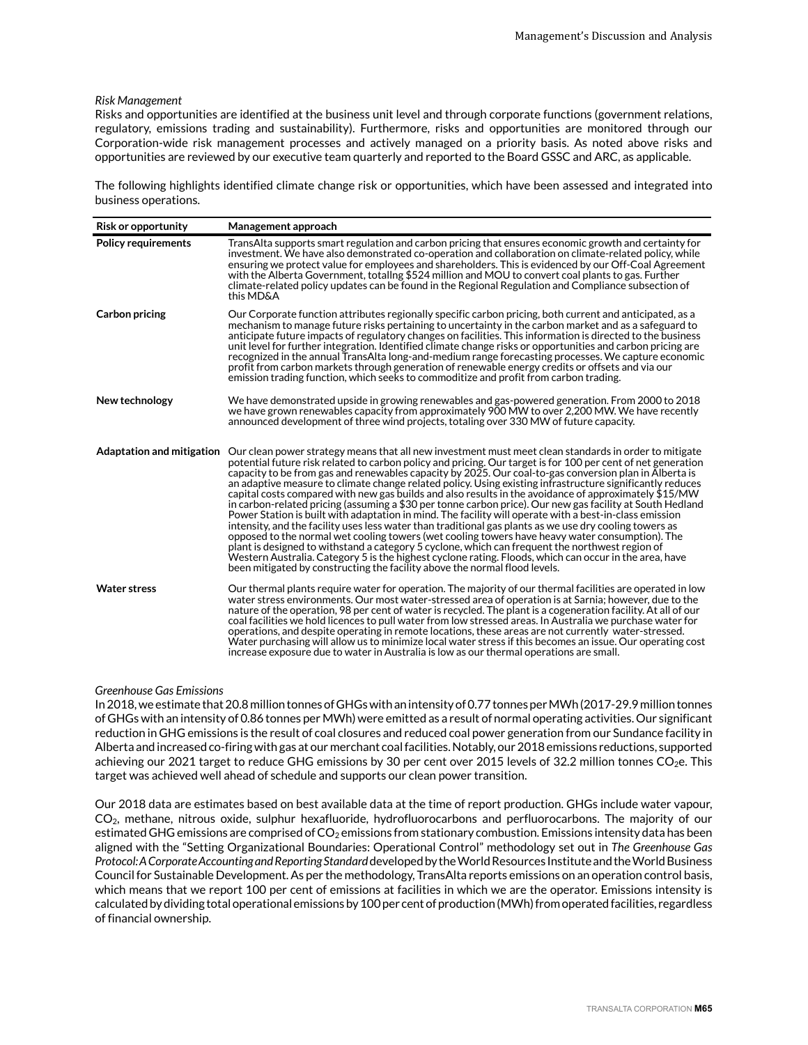*Risk Management*

Risks and opportunities are identified at the business unit level and through corporate functions (government relations, regulatory, emissions trading and sustainability). Furthermore, risks and opportunities are monitored through our Corporation-wide risk management processes and actively managed on a priority basis. As noted above risks and opportunities are reviewed by our executive team quarterly and reported to the Board GSSC and ARC, as applicable.

The following highlights identified climate change risk or opportunities, which have been assessed and integrated into business operations.

| Risk or opportunity | Management approach |
|---|---|
| **Policy requirements** | TransAlta supports smart regulation and carbon pricing that ensures economic growth and certainty for investment. We have also demonstrated co-operation and collaboration on climate-related policy, while ensuring we protect value for employees and shareholders. This is evidenced by our Off-Coal Agreement with the Alberta Government, totallng $524 million and MOU to convert coal plants to gas. Further climate-related policy updates can be found in the Regional Regulation and Compliance subsection of this MD&A |
| **Carbon pricing** | Our Corporate function attributes regionally specific carbon pricing, both current and anticipated, as a mechanism to manage future risks pertaining to uncertainty in the carbon market and as a safeguard to anticipate future impacts of regulatory changes on facilities. This information is directed to the business unit level for further integration. Identified climate change risks or opportunities and carbon pricing are recognized in the annual TransAlta long-and-medium range forecasting processes. We capture economic profit from carbon markets through generation of renewable energy credits or offsets and via our emission trading function, which seeks to commoditize and profit from carbon trading. |
| **New technology** | We have demonstrated upside in growing renewables and gas-powered generation. From 2000 to 2018 we have grown renewables capacity from approximately 900 MW to over 2,200 MW. We have recently announced development of three wind projects, totaling over 330 MW of future capacity. |
| **Adaptation and mitigation** | Our clean power strategy means that all new investment must meet clean standards in order to mitigate potential future risk related to carbon policy and pricing. Our target is for 100 per cent of net generation capacity to be from gas and renewables capacity by 2025. Our coal-to-gas conversion plan in Alberta is an adaptive measure to climate change related policy. Using existing infrastructure significantly reduces capital costs compared with new gas builds and also results in the avoidance of approximately $15/MW in carbon-related pricing (assuming a $30 per tonne carbon price). Our new gas facility at South Hedland Power Station is built with adaptation in mind. The facility will operate with a best-in-class emission intensity, and the facility uses less water than traditional gas plants as we use dry cooling towers as opposed to the normal wet cooling towers (wet cooling towers have heavy water consumption). The plant is designed to withstand a category 5 cyclone, which can frequent the northwest region of Western Australia. Category 5 is the highest cyclone rating. Floods, which can occur in the area, have been mitigated by constructing the facility above the normal flood levels. |
| **Water stress** | Our thermal plants require water for operation. The majority of our thermal facilities are operated in low water stress environments. Our most water-stressed area of operation is at Sarnia; however, due to the nature of the operation, 98 per cent of water is recycled. The plant is a cogeneration facility. At all of our coal facilities we hold licences to pull water from low stressed areas. In Australia we purchase water for operations, and despite operating in remote locations, these areas are not currently water-stressed. Water purchasing will allow us to minimize local water stress if this becomes an issue. Our operating cost increase exposure due to water in Australia is low as our thermal operations are small. |

*Greenhouse Gas Emissions*

In 2018, we estimate that 20.8 million tonnes of GHGs with an intensity of 0.77 tonnes per MWh (2017-29.9 million tonnes of GHGs with an intensity of 0.86 tonnes per MWh) were emitted as a result of normal operating activities. Our significant reduction in GHG emissions is the result of coal closures and reduced coal power generation from our Sundance facility in Alberta and increased co-firing with gas at our merchant coal facilities. Notably, our 2018 emissions reductions, supported achieving our 2021 target to reduce GHG emissions by 30 per cent over 2015 levels of 32.2 million tonnes $CO_2$e. This target was achieved well ahead of schedule and supports our clean power transition.

Our 2018 data are estimates based on best available data at the time of report production. GHGs include water vapour, $CO_2$, methane, nitrous oxide, sulphur hexafluoride, hydrofluorocarbons and perfluorocarbons. The majority of our estimated GHG emissions are comprised of $CO_2$ emissions from stationary combustion. Emissions intensity data has been aligned with the "Setting Organizational Boundaries: Operational Control" methodology set out in *The Greenhouse Gas Protocol: A Corporate Accounting and Reporting Standard* developed by the World Resources Institute and the World Business Council for Sustainable Development. As per the methodology, TransAlta reports emissions on an operation control basis, which means that we report 100 per cent of emissions at facilities in which we are the operator. Emissions intensity is calculated by dividing total operational emissions by 100 per cent of production (MWh) from operated facilities, regardless of financial ownership.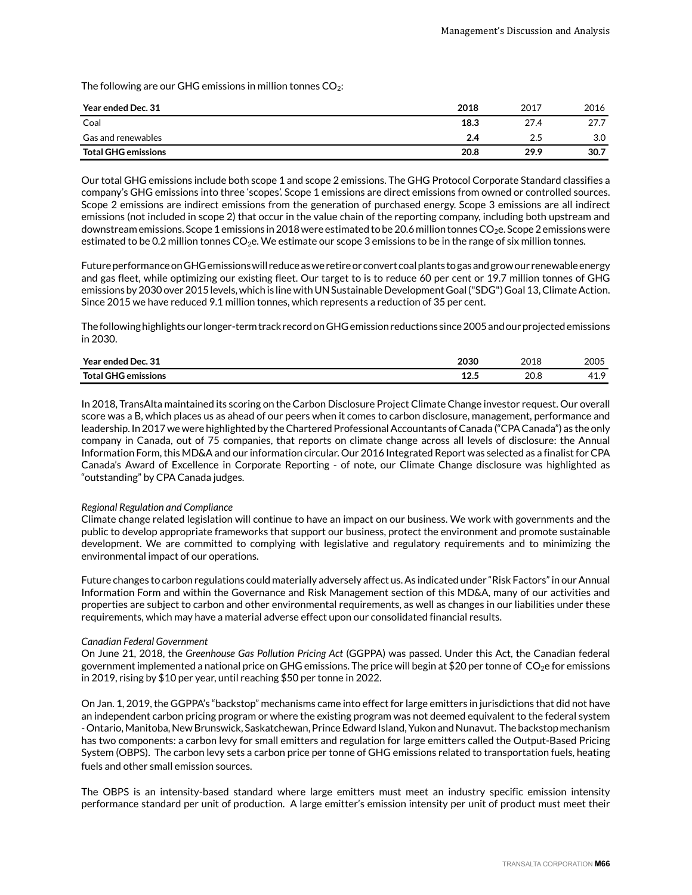The following are our GHG emissions in million tonnes $CO_2$:

| Year ended Dec. 31 | 2018 | 2017 | 2016 |
| --- | --- | --- | --- |
| Coal | **18.3** | 27.4 | 27.7 |
| Gas and renewables | **2.4** | 2.5 | 3.0 |
| **Total GHG emissions** | **20.8** | **29.9** | **30.7** |

Our total GHG emissions include both scope 1 and scope 2 emissions. The GHG Protocol Corporate Standard classifies a company's GHG emissions into three 'scopes'. Scope 1 emissions are direct emissions from owned or controlled sources. Scope 2 emissions are indirect emissions from the generation of purchased energy. Scope 3 emissions are all indirect emissions (not included in scope 2) that occur in the value chain of the reporting company, including both upstream and downstream emissions. Scope 1 emissions in 2018 were estimated to be 20.6 million tonnes $CO_2e$. Scope 2 emissions were estimated to be 0.2 million tonnes $CO_2e$. We estimate our scope 3 emissions to be in the range of six million tonnes.

Future performance on GHG emissions will reduce as we retire or convert coal plants to gas and grow our renewable energy and gas fleet, while optimizing our existing fleet. Our target to is to reduce 60 per cent or 19.7 million tonnes of GHG emissions by 2030 over 2015 levels, which is line with UN Sustainable Development Goal ("SDG") Goal 13, Climate Action. Since 2015 we have reduced 9.1 million tonnes, which represents a reduction of 35 per cent.

The following highlights our longer-term track record on GHG emission reductions since 2005 and our projected emissions in 2030.

| Year ended Dec. 31 | 2030 | 2018 | 2005 |
| --- | --- | --- | --- |
| **Total GHG emissions** | **12.5** | 20.8 | 41.9 |

In 2018, TransAlta maintained its scoring on the Carbon Disclosure Project Climate Change investor request. Our overall score was a B, which places us as ahead of our peers when it comes to carbon disclosure, management, performance and leadership. In 2017 we were highlighted by the Chartered Professional Accountants of Canada ("CPA Canada") as the only company in Canada, out of 75 companies, that reports on climate change across all levels of disclosure: the Annual Information Form, this MD&A and our information circular. Our 2016 Integrated Report was selected as a finalist for CPA Canada's Award of Excellence in Corporate Reporting - of note, our Climate Change disclosure was highlighted as "outstanding" by CPA Canada judges.

*Regional Regulation and Compliance*

Climate change related legislation will continue to have an impact on our business. We work with governments and the public to develop appropriate frameworks that support our business, protect the environment and promote sustainable development. We are committed to complying with legislative and regulatory requirements and to minimizing the environmental impact of our operations.

Future changes to carbon regulations could materially adversely affect us. As indicated under "Risk Factors" in our Annual Information Form and within the Governance and Risk Management section of this MD&A, many of our activities and properties are subject to carbon and other environmental requirements, as well as changes in our liabilities under these requirements, which may have a material adverse effect upon our consolidated financial results.

*Canadian Federal Government*

On June 21, 2018, the *Greenhouse Gas Pollution Pricing Act* (GGPPA) was passed. Under this Act, the Canadian federal government implemented a national price on GHG emissions. The price will begin at \$20 per tonne of $CO_2e$ for emissions in 2019, rising by \$10 per year, until reaching \$50 per tonne in 2022.

On Jan. 1, 2019, the GGPPA's "backstop" mechanisms came into effect for large emitters in jurisdictions that did not have an independent carbon pricing program or where the existing program was not deemed equivalent to the federal system - Ontario, Manitoba, New Brunswick, Saskatchewan, Prince Edward Island, Yukon and Nunavut. The backstop mechanism has two components: a carbon levy for small emitters and regulation for large emitters called the Output-Based Pricing System (OBPS). The carbon levy sets a carbon price per tonne of GHG emissions related to transportation fuels, heating fuels and other small emission sources.

The OBPS is an intensity-based standard where large emitters must meet an industry specific emission intensity performance standard per unit of production. A large emitter's emission intensity per unit of product must meet their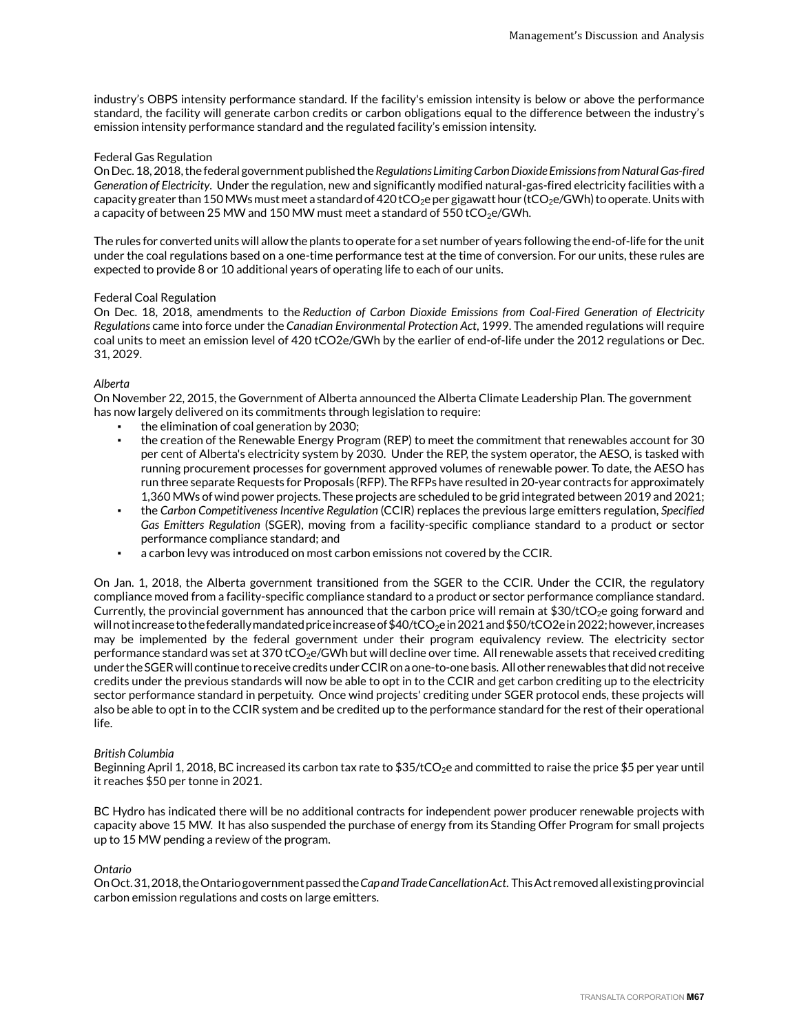industry's OBPS intensity performance standard. If the facility's emission intensity is below or above the performance standard, the facility will generate carbon credits or carbon obligations equal to the difference between the industry's emission intensity performance standard and the regulated facility's emission intensity.

Federal Gas Regulation

On Dec. 18, 2018, the federal government published the *Regulations Limiting Carbon Dioxide Emissions from Natural Gas-fired Generation of Electricity*. Under the regulation, new and significantly modified natural-gas-fired electricity facilities with a capacity greater than 150 MWs must meet a standard of 420 $tCO_2e$ per gigawatt hour ($tCO_2e$/GWh) to operate. Units with a capacity of between 25 MW and 150 MW must meet a standard of 550 $tCO_2e$/GWh.

The rules for converted units will allow the plants to operate for a set number of years following the end-of-life for the unit under the coal regulations based on a one-time performance test at the time of conversion. For our units, these rules are expected to provide 8 or 10 additional years of operating life to each of our units.

Federal Coal Regulation

On Dec. 18, 2018, amendments to the *Reduction of Carbon Dioxide Emissions from Coal-Fired Generation of Electricity Regulations* came into force under the *Canadian Environmental Protection Act*, 1999. The amended regulations will require coal units to meet an emission level of 420 tCO2e/GWh by the earlier of end-of-life under the 2012 regulations or Dec. 31, 2029.

*Alberta*

On November 22, 2015, the Government of Alberta announced the Alberta Climate Leadership Plan. The government has now largely delivered on its commitments through legislation to require:

- the elimination of coal generation by 2030;
- the creation of the Renewable Energy Program (REP) to meet the commitment that renewables account for 30 per cent of Alberta's electricity system by 2030. Under the REP, the system operator, the AESO, is tasked with running procurement processes for government approved volumes of renewable power. To date, the AESO has run three separate Requests for Proposals (RFP). The RFPs have resulted in 20-year contracts for approximately 1,360 MWs of wind power projects. These projects are scheduled to be grid integrated between 2019 and 2021;
- the *Carbon Competitiveness Incentive Regulation* (CCIR) replaces the previous large emitters regulation, *Specified Gas Emitters Regulation* (SGER), moving from a facility-specific compliance standard to a product or sector performance compliance standard; and
- a carbon levy was introduced on most carbon emissions not covered by the CCIR.

On Jan. 1, 2018, the Alberta government transitioned from the SGER to the CCIR. Under the CCIR, the regulatory compliance moved from a facility-specific compliance standard to a product or sector performance compliance standard. Currently, the provincial government has announced that the carbon price will remain at \$30/$tCO_2e$ going forward and will not increase to the federally mandated price increase of \$40/$tCO_2e$ in 2021 and \$50/tCO2e in 2022; however, increases may be implemented by the federal government under their program equivalency review. The electricity sector performance standard was set at 370 $tCO_2e$/GWh but will decline over time. All renewable assets that received crediting under the SGER will continue to receive credits under CCIR on a one-to-one basis. All other renewables that did not receive credits under the previous standards will now be able to opt in to the CCIR and get carbon crediting up to the electricity sector performance standard in perpetuity. Once wind projects' crediting under SGER protocol ends, these projects will also be able to opt in to the CCIR system and be credited up to the performance standard for the rest of their operational life.

*British Columbia*

Beginning April 1, 2018, BC increased its carbon tax rate to \$35/$tCO_2e$ and committed to raise the price \$5 per year until it reaches \$50 per tonne in 2021.

BC Hydro has indicated there will be no additional contracts for independent power producer renewable projects with capacity above 15 MW. It has also suspended the purchase of energy from its Standing Offer Program for small projects up to 15 MW pending a review of the program.

*Ontario*

On Oct. 31, 2018, the Ontario government passed the *Cap and Trade Cancellation Act*. This Act removed all existing provincial carbon emission regulations and costs on large emitters.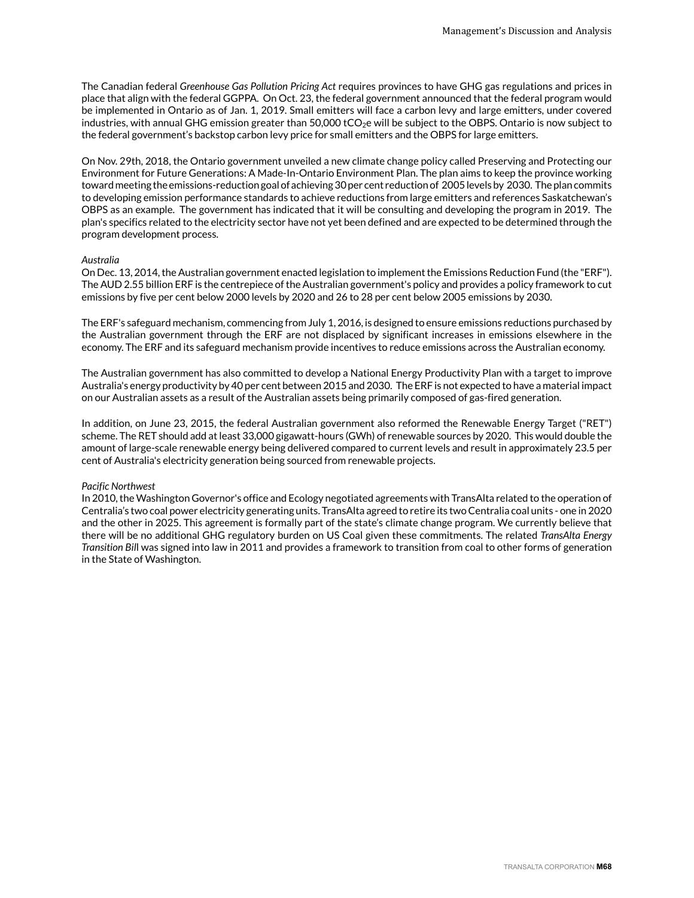The Canadian federal *Greenhouse Gas Pollution Pricing Act* requires provinces to have GHG gas regulations and prices in place that align with the federal GGPPA. On Oct. 23, the federal government announced that the federal program would be implemented in Ontario as of Jan. 1, 2019. Small emitters will face a carbon levy and large emitters, under covered industries, with annual GHG emission greater than 50,000 $tCO_2e$ will be subject to the OBPS. Ontario is now subject to the federal government's backstop carbon levy price for small emitters and the OBPS for large emitters.

On Nov. 29th, 2018, the Ontario government unveiled a new climate change policy called Preserving and Protecting our Environment for Future Generations: A Made-In-Ontario Environment Plan. The plan aims to keep the province working toward meeting the emissions-reduction goal of achieving 30 per cent reduction of 2005 levels by 2030. The plan commits to developing emission performance standards to achieve reductions from large emitters and references Saskatchewan's OBPS as an example. The government has indicated that it will be consulting and developing the program in 2019. The plan's specifics related to the electricity sector have not yet been defined and are expected to be determined through the program development process.

*Australia*

On Dec. 13, 2014, the Australian government enacted legislation to implement the Emissions Reduction Fund (the "ERF"). The AUD 2.55 billion ERF is the centrepiece of the Australian government's policy and provides a policy framework to cut emissions by five per cent below 2000 levels by 2020 and 26 to 28 per cent below 2005 emissions by 2030.

The ERF's safeguard mechanism, commencing from July 1, 2016, is designed to ensure emissions reductions purchased by the Australian government through the ERF are not displaced by significant increases in emissions elsewhere in the economy. The ERF and its safeguard mechanism provide incentives to reduce emissions across the Australian economy.

The Australian government has also committed to develop a National Energy Productivity Plan with a target to improve Australia's energy productivity by 40 per cent between 2015 and 2030. The ERF is not expected to have a material impact on our Australian assets as a result of the Australian assets being primarily composed of gas-fired generation.

In addition, on June 23, 2015, the federal Australian government also reformed the Renewable Energy Target ("RET") scheme. The RET should add at least 33,000 gigawatt-hours (GWh) of renewable sources by 2020. This would double the amount of large-scale renewable energy being delivered compared to current levels and result in approximately 23.5 per cent of Australia's electricity generation being sourced from renewable projects.

*Pacific Northwest*

In 2010, the Washington Governor's office and Ecology negotiated agreements with TransAlta related to the operation of Centralia's two coal power electricity generating units. TransAlta agreed to retire its two Centralia coal units - one in 2020 and the other in 2025. This agreement is formally part of the state's climate change program. We currently believe that there will be no additional GHG regulatory burden on US Coal given these commitments. The related *TransAlta Energy Transition Bill* was signed into law in 2011 and provides a framework to transition from coal to other forms of generation in the State of Washington.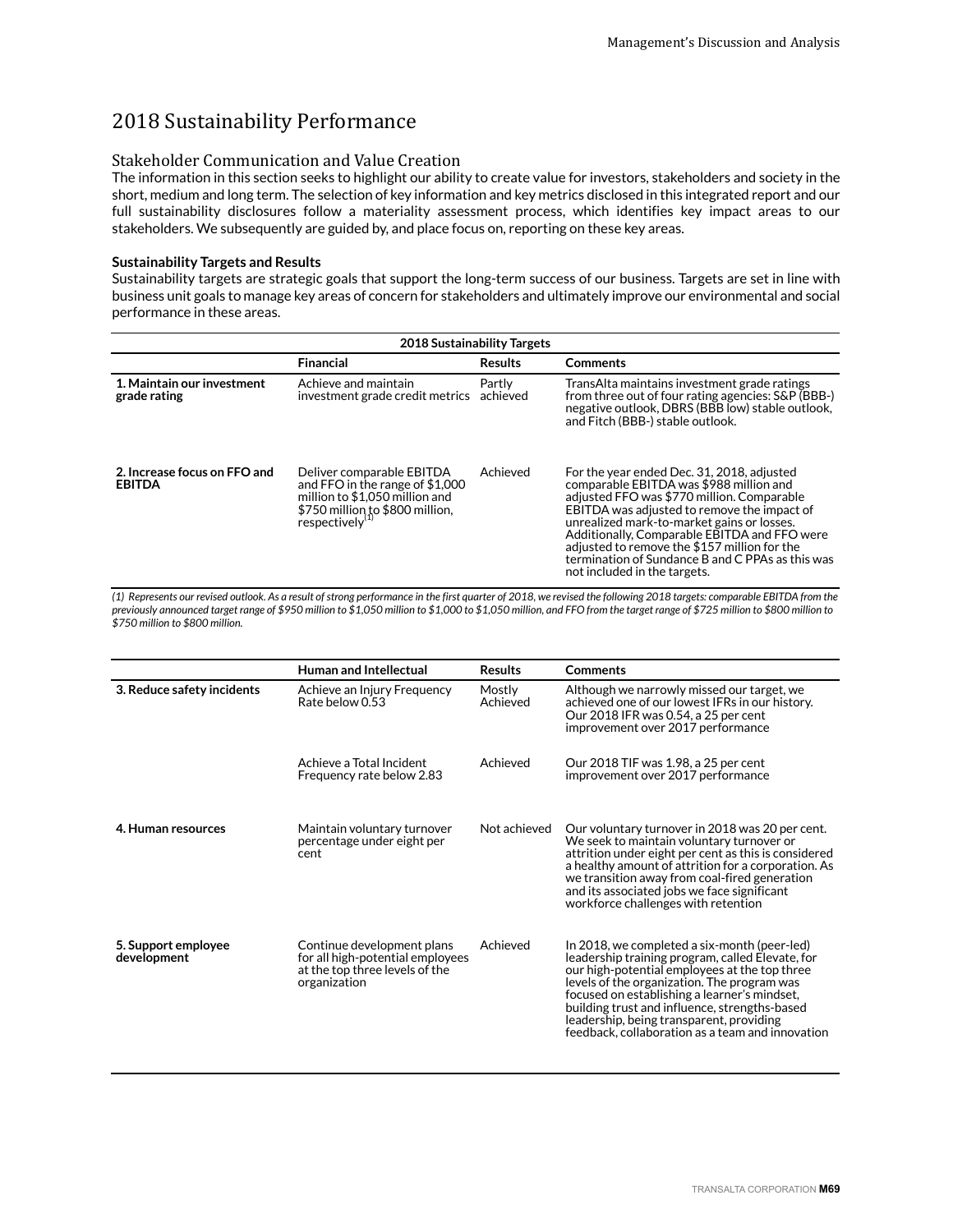# 2018 Sustainability Performance

## Stakeholder Communication and Value Creation

The information in this section seeks to highlight our ability to create value for investors, stakeholders and society in the short, medium and long term. The selection of key information and key metrics disclosed in this integrated report and our full sustainability disclosures follow a materiality assessment process, which identifies key impact areas to our stakeholders. We subsequently are guided by, and place focus on, reporting on these key areas.

**Sustainability Targets and Results**

Sustainability targets are strategic goals that support the long-term success of our business. Targets are set in line with business unit goals to manage key areas of concern for stakeholders and ultimately improve our environmental and social performance in these areas.

| 2018 Sustainability Targets | | | |
|---|---|---|---|
| | **Financial** | **Results** | **Comments** |
| **1. Maintain our investment grade rating** | Achieve and maintain investment grade credit metrics | Partly achieved | TransAlta maintains investment grade ratings from three out of four rating agencies: S&P (BBB-) negative outlook, DBRS (BBB low) stable outlook, and Fitch (BBB-) stable outlook. |
| **2. Increase focus on FFO and EBITDA** | Deliver comparable EBITDA and FFO in the range of \$1,000 million to \$1,050 million and \$750 million to \$800 million, respectively[1] | Achieved | For the year ended Dec. 31, 2018, adjusted comparable EBITDA was \$988 million and adjusted FFO was \$770 million. Comparable EBITDA was adjusted to remove the impact of unrealized mark-to-market gains or losses. Additionally, Comparable EBITDA and FFO were adjusted to remove the \$157 million for the termination of Sundance B and C PPAs as this was not included in the targets. |

*(1) Represents our revised outlook. As a result of strong performance in the first quarter of 2018, we revised the following 2018 targets: comparable EBITDA from the previously announced target range of \$950 million to \$1,050 million to \$1,000 to \$1,050 million, and FFO from the target range of \$725 million to \$800 million to \$750 million to \$800 million.*

| | **Human and Intellectual** | **Results** | **Comments** |
|---|---|---|---|
| **3. Reduce safety incidents** | Achieve an Injury Frequency Rate below 0.53 | Mostly Achieved | Although we narrowly missed our target, we achieved one of our lowest IFRs in our history. Our 2018 IFR was 0.54, a 25 per cent improvement over 2017 performance |
| | Achieve a Total Incident Frequency rate below 2.83 | Achieved | Our 2018 TIF was 1.98, a 25 per cent improvement over 2017 performance |
| **4. Human resources** | Maintain voluntary turnover percentage under eight per cent | Not achieved | Our voluntary turnover in 2018 was 20 per cent. We seek to maintain voluntary turnover or attrition under eight per cent as this is considered a healthy amount of attrition for a corporation. As we transition away from coal-fired generation and its associated jobs we face significant workforce challenges with retention |
| **5. Support employee development** | Continue development plans for all high-potential employees at the top three levels of the organization | Achieved | In 2018, we completed a six-month (peer-led) leadership training program, called Elevate, for our high-potential employees at the top three levels of the organization. The program was focused on establishing a learner's mindset, building trust and influence, strengths-based leadership, being transparent, providing feedback, collaboration as a team and innovation |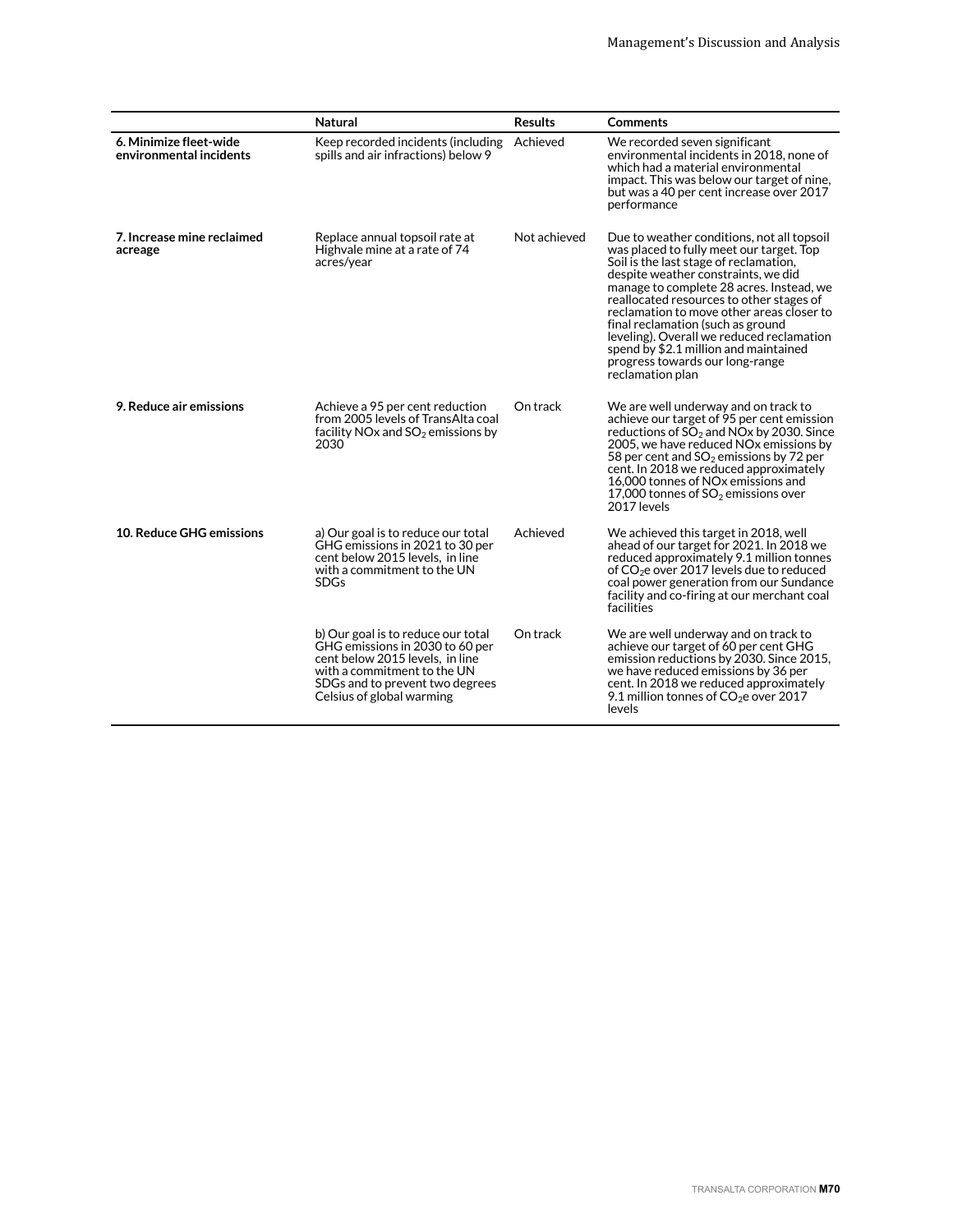| | Natural | Results | Comments |
|---|---|---|---|
| **6. Minimize fleet-wide environmental incidents** | Keep recorded incidents (including spills and air infractions) below 9 | Achieved | We recorded seven significant environmental incidents in 2018, none of which had a material environmental impact. This was below our target of nine, but was a 40 per cent increase over 2017 performance |
| **7. Increase mine reclaimed acreage** | Replace annual topsoil rate at Highvale mine at a rate of 74 acres/year | Not achieved | Due to weather conditions, not all topsoil was placed to fully meet our target. Top Soil is the last stage of reclamation, despite weather constraints, we did manage to complete 28 acres. Instead, we reallocated resources to other stages of reclamation to move other areas closer to final reclamation (such as ground leveling). Overall we reduced reclamation spend by $2.1 million and maintained progress towards our long-range reclamation plan |
| **9. Reduce air emissions** | Achieve a 95 per cent reduction from 2005 levels of TransAlta coal facility NOx and $SO_2$ emissions by 2030 | On track | We are well underway and on track to achieve our target of 95 per cent emission reductions of $SO_2$ and NOx by 2030. Since 2005, we have reduced NOx emissions by 58 per cent and $SO_2$ emissions by 72 per cent. In 2018 we reduced approximately 16,000 tonnes of NOx emissions and 17,000 tonnes of $SO_2$ emissions over 2017 levels |
| **10. Reduce GHG emissions** | a) Our goal is to reduce our total GHG emissions in 2021 to 30 per cent below 2015 levels, in line with a commitment to the UN SDGs | Achieved | We achieved this target in 2018, well ahead of our target for 2021. In 2018 we reduced approximately 9.1 million tonnes of $CO_2$e over 2017 levels due to reduced coal power generation from our Sundance facility and co-firing at our merchant coal facilities |
| | b) Our goal is to reduce our total GHG emissions in 2030 to 60 per cent below 2015 levels, in line with a commitment to the UN SDGs and to prevent two degrees Celsius of global warming | On track | We are well underway and on track to achieve our target of 60 per cent GHG emission reductions by 2030. Since 2015, we have reduced emissions by 36 per cent. In 2018 we reduced approximately 9.1 million tonnes of $CO_2$e over 2017 levels |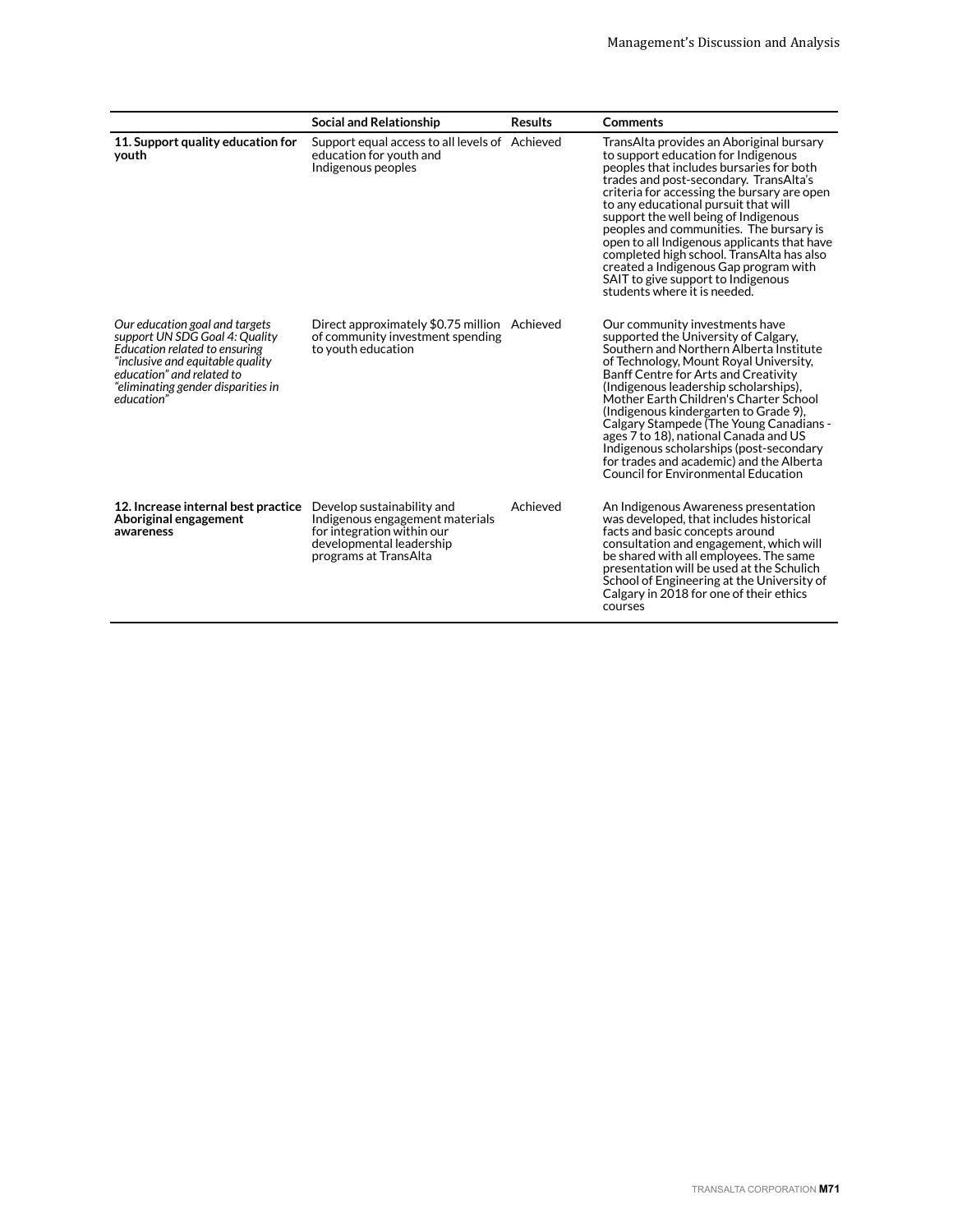| | Social and Relationship | Results | Comments |
|---|---|---|---|
| **11. Support quality education for youth** | Support equal access to all levels of education for youth and Indigenous peoples | Achieved | TransAlta provides an Aboriginal bursary to support education for Indigenous peoples that includes bursaries for both trades and post-secondary. TransAlta's criteria for accessing the bursary are open to any educational pursuit that will support the well being of Indigenous peoples and communities. The bursary is open to all Indigenous applicants that have completed high school. TransAlta has also created a Indigenous Gap program with SAIT to give support to Indigenous students where it is needed. |
| *Our education goal and targets support UN SDG Goal 4: Quality Education related to ensuring "inclusive and equitable quality education" and related to "eliminating gender disparities in education"* | Direct approximately $0.75 million of community investment spending to youth education | Achieved | Our community investments have supported the University of Calgary, Southern and Northern Alberta Institute of Technology, Mount Royal University, Banff Centre for Arts and Creativity (Indigenous leadership scholarships), Mother Earth Children's Charter School (Indigenous kindergarten to Grade 9), Calgary Stampede (The Young Canadians - ages 7 to 18), national Canada and US Indigenous scholarships (post-secondary for trades and academic) and the Alberta Council for Environmental Education |
| **12. Increase internal best practice Aboriginal engagement awareness** | Develop sustainability and Indigenous engagement materials for integration within our developmental leadership programs at TransAlta | Achieved | An Indigenous Awareness presentation was developed, that includes historical facts and basic concepts around consultation and engagement, which will be shared with all employees. The same presentation will be used at the Schulich School of Engineering at the University of Calgary in 2018 for one of their ethics courses |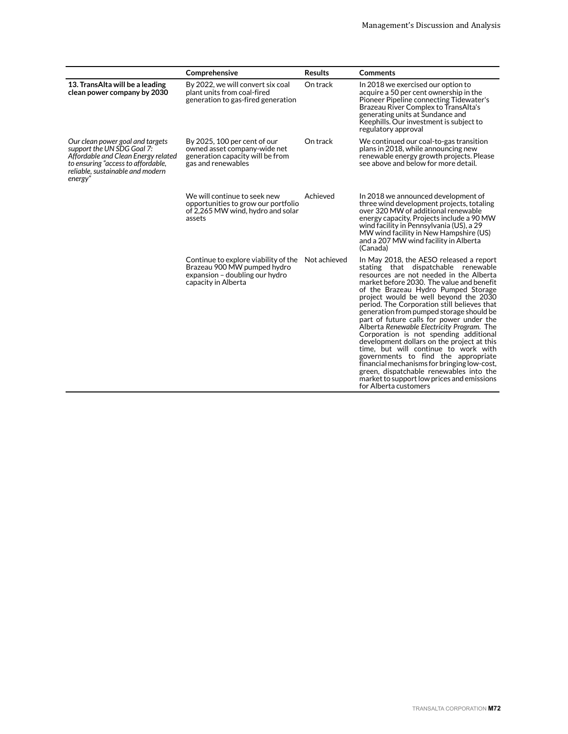| | Comprehensive | Results | Comments |
|---|---|---|---|
| **13. TransAlta will be a leading clean power company by 2030** | By 2022, we will convert six coal plant units from coal-fired generation to gas-fired generation | On track | In 2018 we exercised our option to acquire a 50 per cent ownership in the Pioneer Pipeline connecting Tidewater's Brazeau River Complex to TransAlta's generating units at Sundance and Keephills. Our investment is subject to regulatory approval |
| *Our clean power goal and targets support the UN SDG Goal 7: Affordable and Clean Energy related to ensuring "access to affordable, reliable, sustainable and modern energy"* | By 2025, 100 per cent of our owned asset company-wide net generation capacity will be from gas and renewables | On track | We continued our coal-to-gas transition plans in 2018, while announcing new renewable energy growth projects. Please see above and below for more detail. |
| | We will continue to seek new opportunities to grow our portfolio of 2,265 MW wind, hydro and solar assets | Achieved | In 2018 we announced development of three wind development projects, totaling over 320 MW of additional renewable energy capacity. Projects include a 90 MW wind facility in Pennsylvania (US), a 29 MW wind facility in New Hampshire (US) and a 207 MW wind facility in Alberta (Canada) |
| | Continue to explore viability of the Brazeau 900 MW pumped hydro expansion – doubling our hydro capacity in Alberta | Not achieved | In May 2018, the AESO released a report stating that dispatchable renewable resources are not needed in the Alberta market before 2030. The value and benefit of the Brazeau Hydro Pumped Storage project would be well beyond the 2030 period. The Corporation still believes that generation from pumped storage should be part of future calls for power under the Alberta *Renewable Electricity Program*. The Corporation is not spending additional development dollars on the project at this time, but will continue to work with governments to find the appropriate financial mechanisms for bringing low-cost, green, dispatchable renewables into the market to support low prices and emissions for Alberta customers |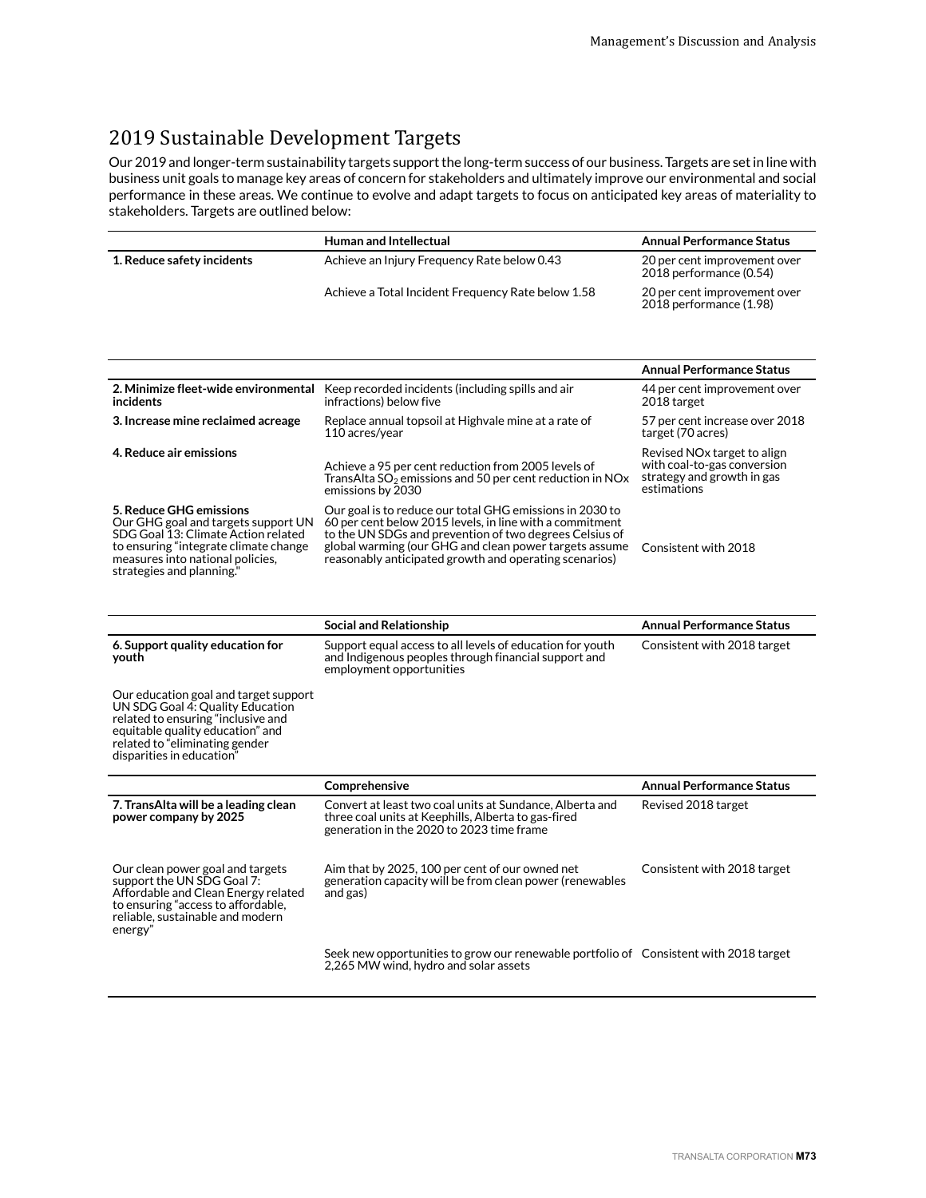## 2019 Sustainable Development Targets

Our 2019 and longer-term sustainability targets support the long-term success of our business. Targets are set in line with business unit goals to manage key areas of concern for stakeholders and ultimately improve our environmental and social performance in these areas. We continue to evolve and adapt targets to focus on anticipated key areas of materiality to stakeholders. Targets are outlined below:

| | Human and Intellectual | Annual Performance Status |
|---|---|---|
| **1. Reduce safety incidents** | Achieve an Injury Frequency Rate below 0.43 | 20 per cent improvement over 2018 performance (0.54) |
| | Achieve a Total Incident Frequency Rate below 1.58 | 20 per cent improvement over 2018 performance (1.98) |

| | | Annual Performance Status |
|---|---|---|
| **2. Minimize fleet-wide environmental incidents** | Keep recorded incidents (including spills and air infractions) below five | 44 per cent improvement over 2018 target |
| **3. Increase mine reclaimed acreage** | Replace annual topsoil at Highvale mine at a rate of 110 acres/year | 57 per cent increase over 2018 target (70 acres) |
| **4. Reduce air emissions** | Achieve a 95 per cent reduction from 2005 levels of TransAlta $SO_2$ emissions and 50 per cent reduction in NOx emissions by 2030 | Revised NOx target to align with coal-to-gas conversion strategy and growth in gas estimations |
| **5. Reduce GHG emissions** Our GHG goal and targets support UN SDG Goal 13: Climate Action related to ensuring "integrate climate change measures into national policies, strategies and planning." | Our goal is to reduce our total GHG emissions in 2030 to 60 per cent below 2015 levels, in line with a commitment to the UN SDGs and prevention of two degrees Celsius of global warming (our GHG and clean power targets assume reasonably anticipated growth and operating scenarios) | Consistent with 2018 |

| | Social and Relationship | Annual Performance Status |
|---|---|---|
| **6. Support quality education for youth** | Support equal access to all levels of education for youth and Indigenous peoples through financial support and employment opportunities | Consistent with 2018 target |
| Our education goal and target support UN SDG Goal 4: Quality Education related to ensuring "inclusive and equitable quality education" and related to "eliminating gender disparities in education" | | |

| | Comprehensive | Annual Performance Status |
|---|---|---|
| **7. TransAlta will be a leading clean power company by 2025** | Convert at least two coal units at Sundance, Alberta and three coal units at Keephills, Alberta to gas-fired generation in the 2020 to 2023 time frame | Revised 2018 target |
| Our clean power goal and targets support the UN SDG Goal 7: Affordable and Clean Energy related to ensuring "access to affordable, reliable, sustainable and modern energy" | Aim that by 2025, 100 per cent of our owned net generation capacity will be from clean power (renewables and gas) | Consistent with 2018 target |
| | Seek new opportunities to grow our renewable portfolio of 2,265 MW wind, hydro and solar assets | Consistent with 2018 target |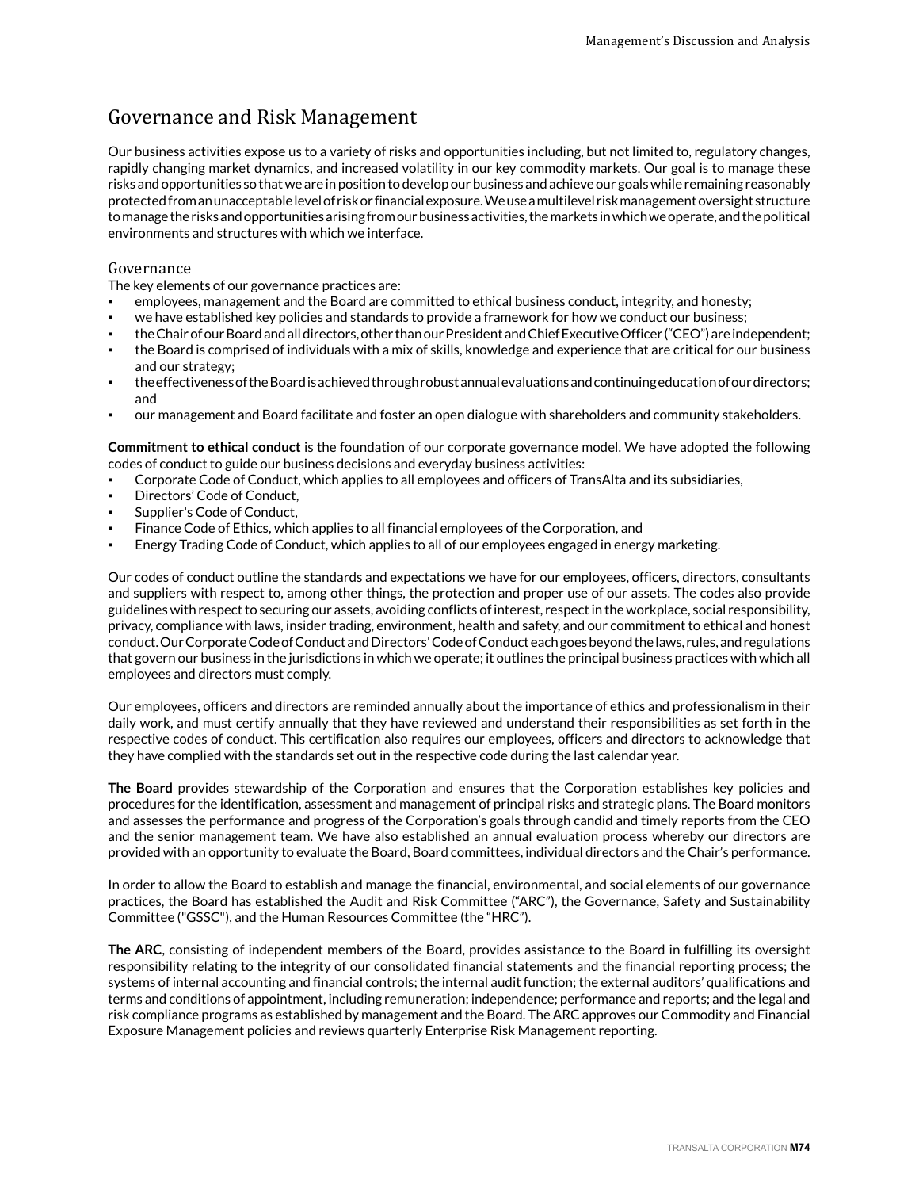# Governance and Risk Management

Our business activities expose us to a variety of risks and opportunities including, but not limited to, regulatory changes, rapidly changing market dynamics, and increased volatility in our key commodity markets. Our goal is to manage these risks and opportunities so that we are in position to develop our business and achieve our goals while remaining reasonably protected from an unacceptable level of risk or financial exposure. We use a multilevel risk management oversight structure to manage the risks and opportunities arising from our business activities, the markets in which we operate, and the political environments and structures with which we interface.

## Governance

The key elements of our governance practices are:

- employees, management and the Board are committed to ethical business conduct, integrity, and honesty;
- we have established key policies and standards to provide a framework for how we conduct our business;
- the Chair of our Board and all directors, other than our President and Chief Executive Officer ("CEO") are independent;
- the Board is comprised of individuals with a mix of skills, knowledge and experience that are critical for our business and our strategy;
- the effectiveness of the Board is achieved through robust annual evaluations and continuing education of our directors; and
- our management and Board facilitate and foster an open dialogue with shareholders and community stakeholders.

**Commitment to ethical conduct** is the foundation of our corporate governance model. We have adopted the following codes of conduct to guide our business decisions and everyday business activities:

- Corporate Code of Conduct, which applies to all employees and officers of TransAlta and its subsidiaries,
- Directors' Code of Conduct,
- Supplier's Code of Conduct,
- Finance Code of Ethics, which applies to all financial employees of the Corporation, and
- Energy Trading Code of Conduct, which applies to all of our employees engaged in energy marketing.

Our codes of conduct outline the standards and expectations we have for our employees, officers, directors, consultants and suppliers with respect to, among other things, the protection and proper use of our assets. The codes also provide guidelines with respect to securing our assets, avoiding conflicts of interest, respect in the workplace, social responsibility, privacy, compliance with laws, insider trading, environment, health and safety, and our commitment to ethical and honest conduct. Our Corporate Code of Conduct and Directors' Code of Conduct each goes beyond the laws, rules, and regulations that govern our business in the jurisdictions in which we operate; it outlines the principal business practices with which all employees and directors must comply.

Our employees, officers and directors are reminded annually about the importance of ethics and professionalism in their daily work, and must certify annually that they have reviewed and understand their responsibilities as set forth in the respective codes of conduct. This certification also requires our employees, officers and directors to acknowledge that they have complied with the standards set out in the respective code during the last calendar year.

**The Board** provides stewardship of the Corporation and ensures that the Corporation establishes key policies and procedures for the identification, assessment and management of principal risks and strategic plans. The Board monitors and assesses the performance and progress of the Corporation's goals through candid and timely reports from the CEO and the senior management team. We have also established an annual evaluation process whereby our directors are provided with an opportunity to evaluate the Board, Board committees, individual directors and the Chair's performance.

In order to allow the Board to establish and manage the financial, environmental, and social elements of our governance practices, the Board has established the Audit and Risk Committee ("ARC"), the Governance, Safety and Sustainability Committee ("GSSC"), and the Human Resources Committee (the "HRC").

**The ARC**, consisting of independent members of the Board, provides assistance to the Board in fulfilling its oversight responsibility relating to the integrity of our consolidated financial statements and the financial reporting process; the systems of internal accounting and financial controls; the internal audit function; the external auditors' qualifications and terms and conditions of appointment, including remuneration; independence; performance and reports; and the legal and risk compliance programs as established by management and the Board. The ARC approves our Commodity and Financial Exposure Management policies and reviews quarterly Enterprise Risk Management reporting.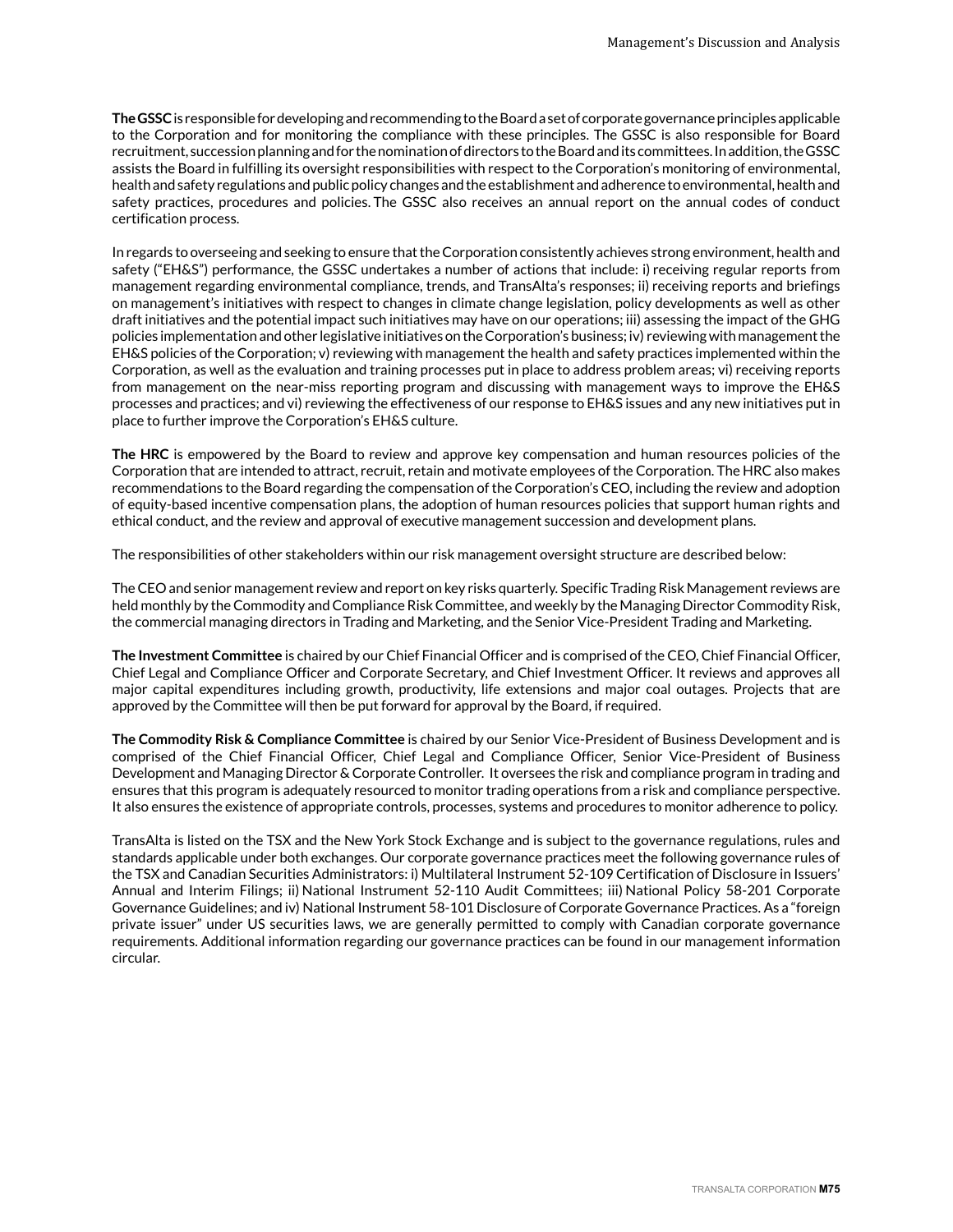**The GSSC** is responsible for developing and recommending to the Board a set of corporate governance principles applicable to the Corporation and for monitoring the compliance with these principles. The GSSC is also responsible for Board recruitment, succession planning and for the nomination of directors to the Board and its committees. In addition, the GSSC assists the Board in fulfilling its oversight responsibilities with respect to the Corporation's monitoring of environmental, health and safety regulations and public policy changes and the establishment and adherence to environmental, health and safety practices, procedures and policies. The GSSC also receives an annual report on the annual codes of conduct certification process.

In regards to overseeing and seeking to ensure that the Corporation consistently achieves strong environment, health and safety ("EH&S") performance, the GSSC undertakes a number of actions that include: i) receiving regular reports from management regarding environmental compliance, trends, and TransAlta's responses; ii) receiving reports and briefings on management's initiatives with respect to changes in climate change legislation, policy developments as well as other draft initiatives and the potential impact such initiatives may have on our operations; iii) assessing the impact of the GHG policies implementation and other legislative initiatives on the Corporation's business; iv) reviewing with management the EH&S policies of the Corporation; v) reviewing with management the health and safety practices implemented within the Corporation, as well as the evaluation and training processes put in place to address problem areas; vi) receiving reports from management on the near-miss reporting program and discussing with management ways to improve the EH&S processes and practices; and vi) reviewing the effectiveness of our response to EH&S issues and any new initiatives put in place to further improve the Corporation's EH&S culture.

**The HRC** is empowered by the Board to review and approve key compensation and human resources policies of the Corporation that are intended to attract, recruit, retain and motivate employees of the Corporation. The HRC also makes recommendations to the Board regarding the compensation of the Corporation's CEO, including the review and adoption of equity-based incentive compensation plans, the adoption of human resources policies that support human rights and ethical conduct, and the review and approval of executive management succession and development plans.

The responsibilities of other stakeholders within our risk management oversight structure are described below:

The CEO and senior management review and report on key risks quarterly. Specific Trading Risk Management reviews are held monthly by the Commodity and Compliance Risk Committee, and weekly by the Managing Director Commodity Risk, the commercial managing directors in Trading and Marketing, and the Senior Vice-President Trading and Marketing.

**The Investment Committee** is chaired by our Chief Financial Officer and is comprised of the CEO, Chief Financial Officer, Chief Legal and Compliance Officer and Corporate Secretary, and Chief Investment Officer. It reviews and approves all major capital expenditures including growth, productivity, life extensions and major coal outages. Projects that are approved by the Committee will then be put forward for approval by the Board, if required.

**The Commodity Risk & Compliance Committee** is chaired by our Senior Vice-President of Business Development and is comprised of the Chief Financial Officer, Chief Legal and Compliance Officer, Senior Vice-President of Business Development and Managing Director & Corporate Controller. It oversees the risk and compliance program in trading and ensures that this program is adequately resourced to monitor trading operations from a risk and compliance perspective. It also ensures the existence of appropriate controls, processes, systems and procedures to monitor adherence to policy.

TransAlta is listed on the TSX and the New York Stock Exchange and is subject to the governance regulations, rules and standards applicable under both exchanges. Our corporate governance practices meet the following governance rules of the TSX and Canadian Securities Administrators: i) Multilateral Instrument 52-109 Certification of Disclosure in Issuers' Annual and Interim Filings; ii) National Instrument 52-110 Audit Committees; iii) National Policy 58-201 Corporate Governance Guidelines; and iv) National Instrument 58-101 Disclosure of Corporate Governance Practices. As a "foreign private issuer" under US securities laws, we are generally permitted to comply with Canadian corporate governance requirements. Additional information regarding our governance practices can be found in our management information circular.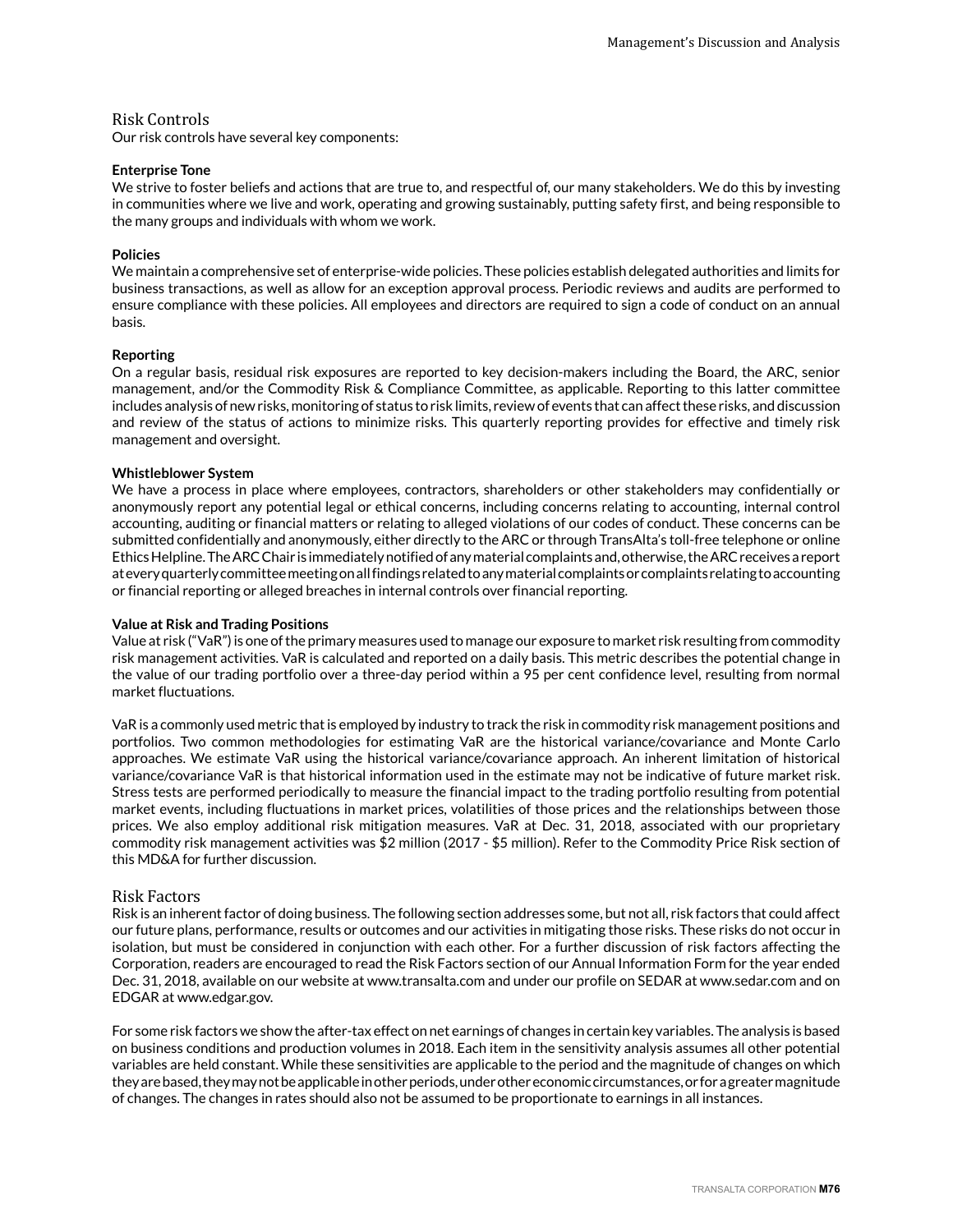## Risk Controls

Our risk controls have several key components:

**Enterprise Tone**

We strive to foster beliefs and actions that are true to, and respectful of, our many stakeholders. We do this by investing in communities where we live and work, operating and growing sustainably, putting safety first, and being responsible to the many groups and individuals with whom we work.

**Policies**

We maintain a comprehensive set of enterprise-wide policies. These policies establish delegated authorities and limits for business transactions, as well as allow for an exception approval process. Periodic reviews and audits are performed to ensure compliance with these policies. All employees and directors are required to sign a code of conduct on an annual basis.

**Reporting**

On a regular basis, residual risk exposures are reported to key decision-makers including the Board, the ARC, senior management, and/or the Commodity Risk & Compliance Committee, as applicable. Reporting to this latter committee includes analysis of new risks, monitoring of status to risk limits, review of events that can affect these risks, and discussion and review of the status of actions to minimize risks. This quarterly reporting provides for effective and timely risk management and oversight.

**Whistleblower System**

We have a process in place where employees, contractors, shareholders or other stakeholders may confidentially or anonymously report any potential legal or ethical concerns, including concerns relating to accounting, internal control accounting, auditing or financial matters or relating to alleged violations of our codes of conduct. These concerns can be submitted confidentially and anonymously, either directly to the ARC or through TransAlta's toll-free telephone or online Ethics Helpline. The ARC Chair is immediately notified of any material complaints and, otherwise, the ARC receives a report at every quarterly committee meeting on all findings related to any material complaints or complaints relating to accounting or financial reporting or alleged breaches in internal controls over financial reporting.

**Value at Risk and Trading Positions**

Value at risk ("VaR") is one of the primary measures used to manage our exposure to market risk resulting from commodity risk management activities. VaR is calculated and reported on a daily basis. This metric describes the potential change in the value of our trading portfolio over a three-day period within a 95 per cent confidence level, resulting from normal market fluctuations.

VaR is a commonly used metric that is employed by industry to track the risk in commodity risk management positions and portfolios. Two common methodologies for estimating VaR are the historical variance/covariance and Monte Carlo approaches. We estimate VaR using the historical variance/covariance approach. An inherent limitation of historical variance/covariance VaR is that historical information used in the estimate may not be indicative of future market risk. Stress tests are performed periodically to measure the financial impact to the trading portfolio resulting from potential market events, including fluctuations in market prices, volatilities of those prices and the relationships between those prices. We also employ additional risk mitigation measures. VaR at Dec. 31, 2018, associated with our proprietary commodity risk management activities was $2 million (2017 - $5 million). Refer to the Commodity Price Risk section of this MD&A for further discussion.

## Risk Factors

Risk is an inherent factor of doing business. The following section addresses some, but not all, risk factors that could affect our future plans, performance, results or outcomes and our activities in mitigating those risks. These risks do not occur in isolation, but must be considered in conjunction with each other. For a further discussion of risk factors affecting the Corporation, readers are encouraged to read the Risk Factors section of our Annual Information Form for the year ended Dec. 31, 2018, available on our website at www.transalta.com and under our profile on SEDAR at www.sedar.com and on EDGAR at www.edgar.gov.

For some risk factors we show the after-tax effect on net earnings of changes in certain key variables. The analysis is based on business conditions and production volumes in 2018. Each item in the sensitivity analysis assumes all other potential variables are held constant. While these sensitivities are applicable to the period and the magnitude of changes on which they are based, they may not be applicable in other periods, under other economic circumstances, or for a greater magnitude of changes. The changes in rates should also not be assumed to be proportionate to earnings in all instances.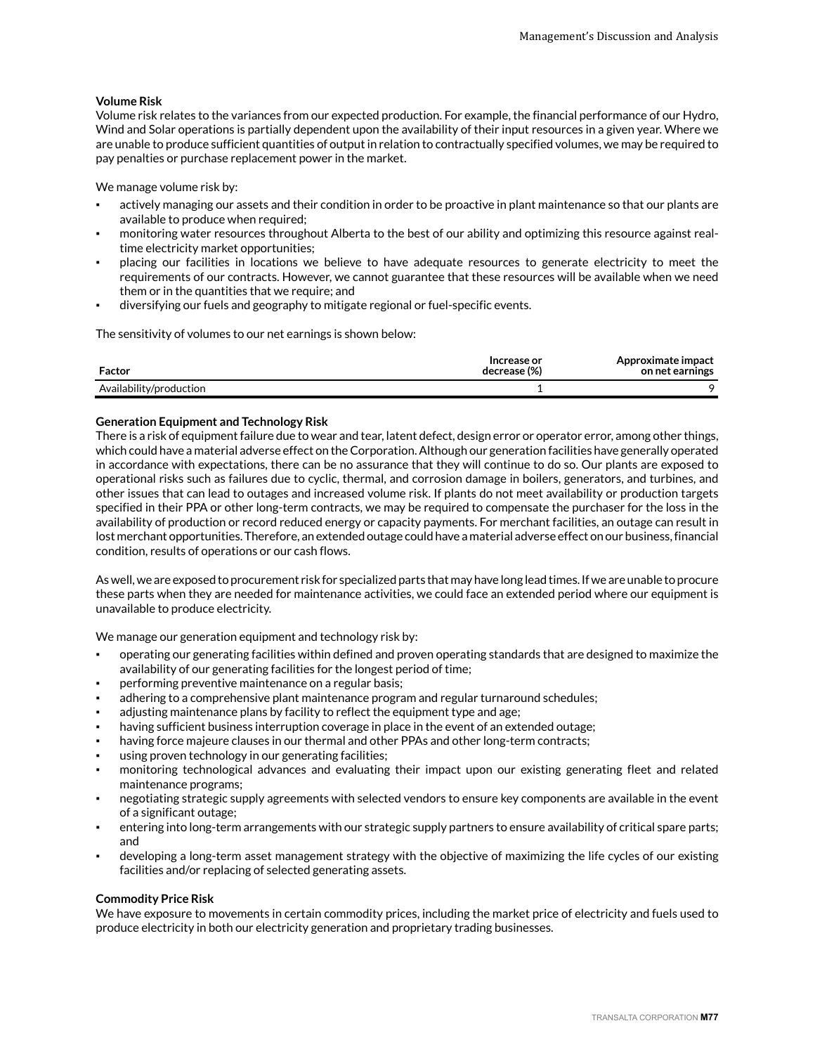**Volume Risk**

Volume risk relates to the variances from our expected production. For example, the financial performance of our Hydro, Wind and Solar operations is partially dependent upon the availability of their input resources in a given year. Where we are unable to produce sufficient quantities of output in relation to contractually specified volumes, we may be required to pay penalties or purchase replacement power in the market.

We manage volume risk by:

- actively managing our assets and their condition in order to be proactive in plant maintenance so that our plants are available to produce when required;
- monitoring water resources throughout Alberta to the best of our ability and optimizing this resource against real-time electricity market opportunities;
- placing our facilities in locations we believe to have adequate resources to generate electricity to meet the requirements of our contracts. However, we cannot guarantee that these resources will be available when we need them or in the quantities that we require; and
- diversifying our fuels and geography to mitigate regional or fuel-specific events.

The sensitivity of volumes to our net earnings is shown below:

| Factor | Increase or decrease (%) | Approximate impact on net earnings |
|---|---|---|
| Availability/production | 1 | 9 |

**Generation Equipment and Technology Risk**

There is a risk of equipment failure due to wear and tear, latent defect, design error or operator error, among other things, which could have a material adverse effect on the Corporation. Although our generation facilities have generally operated in accordance with expectations, there can be no assurance that they will continue to do so. Our plants are exposed to operational risks such as failures due to cyclic, thermal, and corrosion damage in boilers, generators, and turbines, and other issues that can lead to outages and increased volume risk. If plants do not meet availability or production targets specified in their PPA or other long-term contracts, we may be required to compensate the purchaser for the loss in the availability of production or record reduced energy or capacity payments. For merchant facilities, an outage can result in lost merchant opportunities. Therefore, an extended outage could have a material adverse effect on our business, financial condition, results of operations or our cash flows.

As well, we are exposed to procurement risk for specialized parts that may have long lead times. If we are unable to procure these parts when they are needed for maintenance activities, we could face an extended period where our equipment is unavailable to produce electricity.

We manage our generation equipment and technology risk by:

- operating our generating facilities within defined and proven operating standards that are designed to maximize the availability of our generating facilities for the longest period of time;
- performing preventive maintenance on a regular basis;
- adhering to a comprehensive plant maintenance program and regular turnaround schedules;
- adjusting maintenance plans by facility to reflect the equipment type and age;
- having sufficient business interruption coverage in place in the event of an extended outage;
- having force majeure clauses in our thermal and other PPAs and other long-term contracts;
- using proven technology in our generating facilities;
- monitoring technological advances and evaluating their impact upon our existing generating fleet and related maintenance programs;
- negotiating strategic supply agreements with selected vendors to ensure key components are available in the event of a significant outage;
- entering into long-term arrangements with our strategic supply partners to ensure availability of critical spare parts; and
- developing a long-term asset management strategy with the objective of maximizing the life cycles of our existing facilities and/or replacing of selected generating assets.

**Commodity Price Risk**

We have exposure to movements in certain commodity prices, including the market price of electricity and fuels used to produce electricity in both our electricity generation and proprietary trading businesses.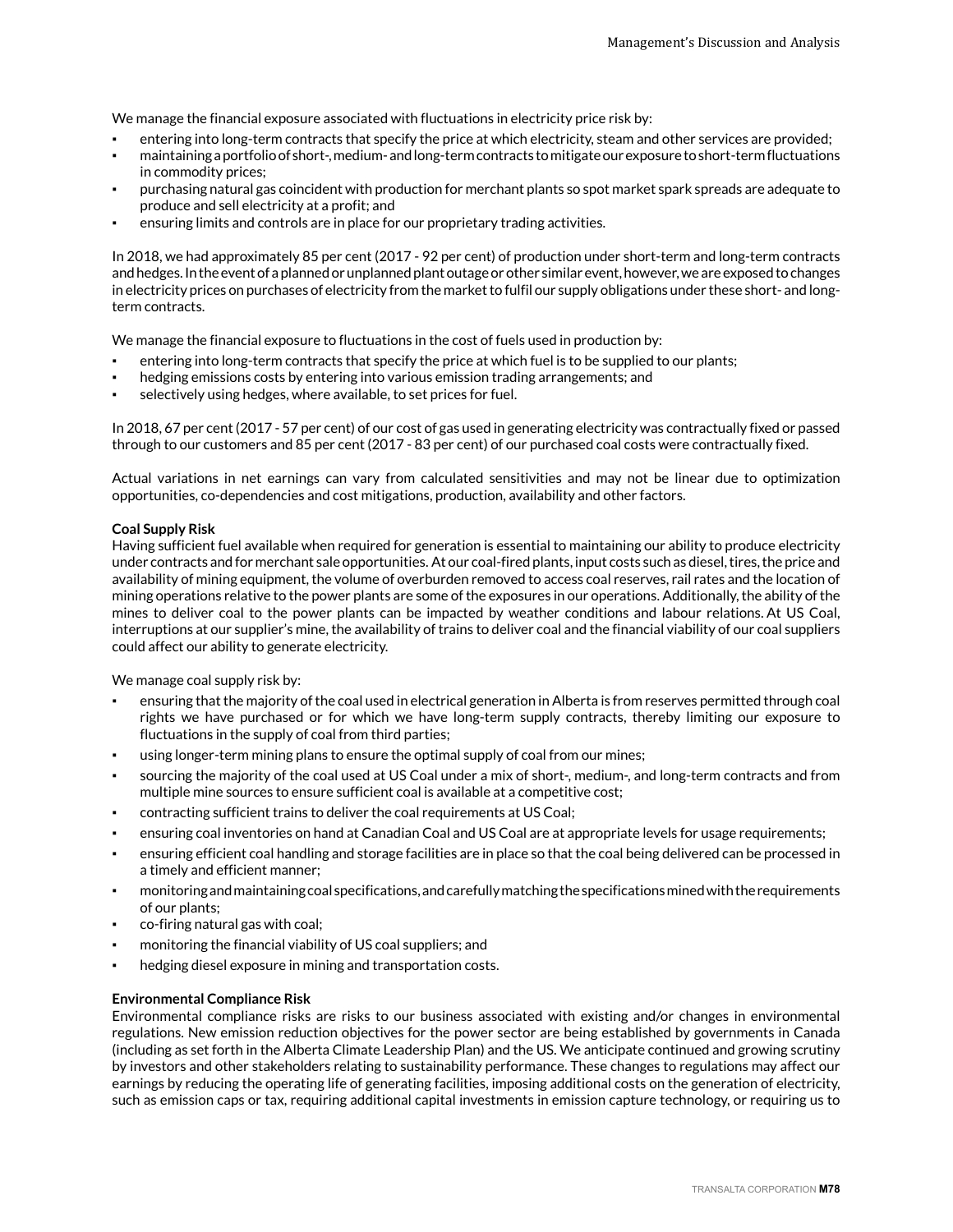We manage the financial exposure associated with fluctuations in electricity price risk by:

- entering into long-term contracts that specify the price at which electricity, steam and other services are provided;
- maintaining a portfolio of short-, medium- and long-term contracts to mitigate our exposure to short-term fluctuations in commodity prices;
- purchasing natural gas coincident with production for merchant plants so spot market spark spreads are adequate to produce and sell electricity at a profit; and
- ensuring limits and controls are in place for our proprietary trading activities.

In 2018, we had approximately 85 per cent (2017 - 92 per cent) of production under short-term and long-term contracts and hedges. In the event of a planned or unplanned plant outage or other similar event, however, we are exposed to changes in electricity prices on purchases of electricity from the market to fulfil our supply obligations under these short- and long-term contracts.

We manage the financial exposure to fluctuations in the cost of fuels used in production by:

- entering into long-term contracts that specify the price at which fuel is to be supplied to our plants;
- hedging emissions costs by entering into various emission trading arrangements; and
- selectively using hedges, where available, to set prices for fuel.

In 2018, 67 per cent (2017 - 57 per cent) of our cost of gas used in generating electricity was contractually fixed or passed through to our customers and 85 per cent (2017 - 83 per cent) of our purchased coal costs were contractually fixed.

Actual variations in net earnings can vary from calculated sensitivities and may not be linear due to optimization opportunities, co-dependencies and cost mitigations, production, availability and other factors.

**Coal Supply Risk**

Having sufficient fuel available when required for generation is essential to maintaining our ability to produce electricity under contracts and for merchant sale opportunities. At our coal-fired plants, input costs such as diesel, tires, the price and availability of mining equipment, the volume of overburden removed to access coal reserves, rail rates and the location of mining operations relative to the power plants are some of the exposures in our operations. Additionally, the ability of the mines to deliver coal to the power plants can be impacted by weather conditions and labour relations. At US Coal, interruptions at our supplier's mine, the availability of trains to deliver coal and the financial viability of our coal suppliers could affect our ability to generate electricity.

We manage coal supply risk by:

- ensuring that the majority of the coal used in electrical generation in Alberta is from reserves permitted through coal rights we have purchased or for which we have long-term supply contracts, thereby limiting our exposure to fluctuations in the supply of coal from third parties;
- using longer-term mining plans to ensure the optimal supply of coal from our mines;
- sourcing the majority of the coal used at US Coal under a mix of short-, medium-, and long-term contracts and from multiple mine sources to ensure sufficient coal is available at a competitive cost;
- contracting sufficient trains to deliver the coal requirements at US Coal;
- ensuring coal inventories on hand at Canadian Coal and US Coal are at appropriate levels for usage requirements;
- ensuring efficient coal handling and storage facilities are in place so that the coal being delivered can be processed in a timely and efficient manner;
- monitoring and maintaining coal specifications, and carefully matching the specifications mined with the requirements of our plants;
- co-firing natural gas with coal;
- monitoring the financial viability of US coal suppliers; and
- hedging diesel exposure in mining and transportation costs.

**Environmental Compliance Risk**

Environmental compliance risks are risks to our business associated with existing and/or changes in environmental regulations. New emission reduction objectives for the power sector are being established by governments in Canada (including as set forth in the Alberta Climate Leadership Plan) and the US. We anticipate continued and growing scrutiny by investors and other stakeholders relating to sustainability performance. These changes to regulations may affect our earnings by reducing the operating life of generating facilities, imposing additional costs on the generation of electricity, such as emission caps or tax, requiring additional capital investments in emission capture technology, or requiring us to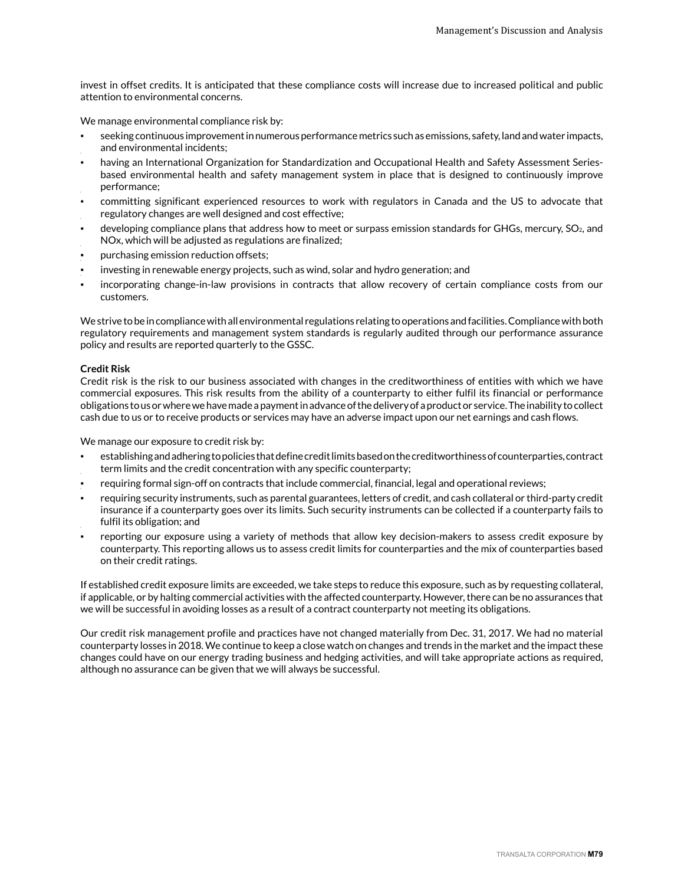invest in offset credits. It is anticipated that these compliance costs will increase due to increased political and public attention to environmental concerns.

We manage environmental compliance risk by:

- seeking continuous improvement in numerous performance metrics such as emissions, safety, land and water impacts, and environmental incidents;
- having an International Organization for Standardization and Occupational Health and Safety Assessment Series-based environmental health and safety management system in place that is designed to continuously improve performance;
- committing significant experienced resources to work with regulators in Canada and the US to advocate that regulatory changes are well designed and cost effective;
- developing compliance plans that address how to meet or surpass emission standards for GHGs, mercury, $SO_2$, and NOx, which will be adjusted as regulations are finalized;
- purchasing emission reduction offsets;
- investing in renewable energy projects, such as wind, solar and hydro generation; and
- incorporating change-in-law provisions in contracts that allow recovery of certain compliance costs from our customers.

We strive to be in compliance with all environmental regulations relating to operations and facilities. Compliance with both regulatory requirements and management system standards is regularly audited through our performance assurance policy and results are reported quarterly to the GSSC.

**Credit Risk**

Credit risk is the risk to our business associated with changes in the creditworthiness of entities with which we have commercial exposures. This risk results from the ability of a counterparty to either fulfil its financial or performance obligations to us or where we have made a payment in advance of the delivery of a product or service. The inability to collect cash due to us or to receive products or services may have an adverse impact upon our net earnings and cash flows.

We manage our exposure to credit risk by:

- establishing and adhering to policies that define credit limits based on the creditworthiness of counterparties, contract term limits and the credit concentration with any specific counterparty;
- requiring formal sign-off on contracts that include commercial, financial, legal and operational reviews;
- requiring security instruments, such as parental guarantees, letters of credit, and cash collateral or third-party credit insurance if a counterparty goes over its limits. Such security instruments can be collected if a counterparty fails to fulfil its obligation; and
- reporting our exposure using a variety of methods that allow key decision-makers to assess credit exposure by counterparty. This reporting allows us to assess credit limits for counterparties and the mix of counterparties based on their credit ratings.

If established credit exposure limits are exceeded, we take steps to reduce this exposure, such as by requesting collateral, if applicable, or by halting commercial activities with the affected counterparty. However, there can be no assurances that we will be successful in avoiding losses as a result of a contract counterparty not meeting its obligations.

Our credit risk management profile and practices have not changed materially from Dec. 31, 2017. We had no material counterparty losses in 2018. We continue to keep a close watch on changes and trends in the market and the impact these changes could have on our energy trading business and hedging activities, and will take appropriate actions as required, although no assurance can be given that we will always be successful.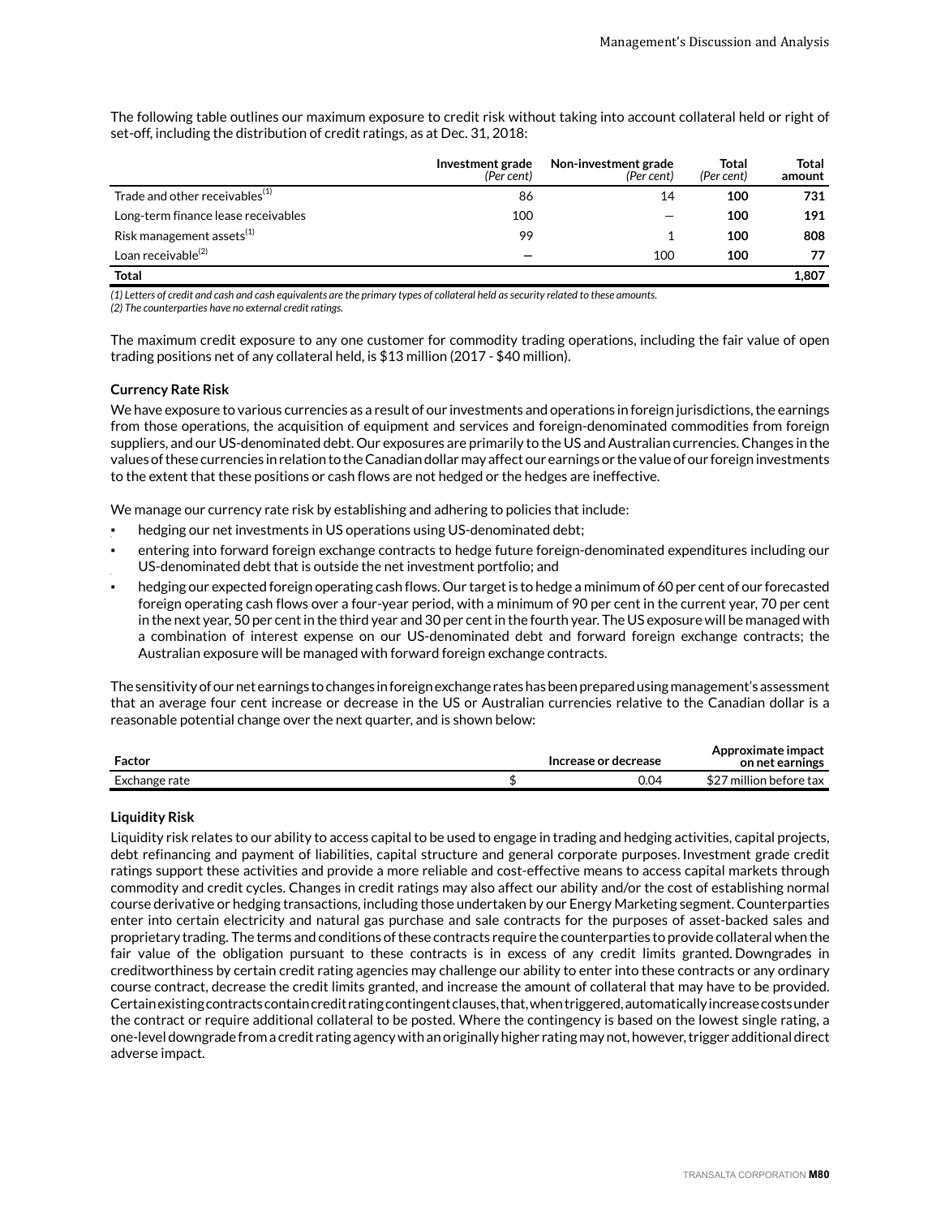The following table outlines our maximum exposure to credit risk without taking into account collateral held or right of set-off, including the distribution of credit ratings, as at Dec. 31, 2018:

| | Investment grade *(Per cent)* | Non-investment grade *(Per cent)* | Total *(Per cent)* | Total amount |
|---|---|---|---|---|
| Trade and other receivables[(1)] | 86 | 14 | **100** | **731** |
| Long-term finance lease receivables | 100 | — | **100** | **191** |
| Risk management assets[(1)] | 99 | 1 | **100** | **808** |
| Loan receivable[(2)] | — | 100 | **100** | **77** |
| **Total** | | | | **1,807** |

*(1) Letters of credit and cash and cash equivalents are the primary types of collateral held as security related to these amounts.*
*(2) The counterparties have no external credit ratings.*

The maximum credit exposure to any one customer for commodity trading operations, including the fair value of open trading positions net of any collateral held, is $13 million (2017 - $40 million).

**Currency Rate Risk**

We have exposure to various currencies as a result of our investments and operations in foreign jurisdictions, the earnings from those operations, the acquisition of equipment and services and foreign-denominated commodities from foreign suppliers, and our US-denominated debt. Our exposures are primarily to the US and Australian currencies. Changes in the values of these currencies in relation to the Canadian dollar may affect our earnings or the value of our foreign investments to the extent that these positions or cash flows are not hedged or the hedges are ineffective.

We manage our currency rate risk by establishing and adhering to policies that include:

- hedging our net investments in US operations using US-denominated debt;
- entering into forward foreign exchange contracts to hedge future foreign-denominated expenditures including our US-denominated debt that is outside the net investment portfolio; and
- hedging our expected foreign operating cash flows. Our target is to hedge a minimum of 60 per cent of our forecasted foreign operating cash flows over a four-year period, with a minimum of 90 per cent in the current year, 70 per cent in the next year, 50 per cent in the third year and 30 per cent in the fourth year. The US exposure will be managed with a combination of interest expense on our US-denominated debt and forward foreign exchange contracts; the Australian exposure will be managed with forward foreign exchange contracts.

The sensitivity of our net earnings to changes in foreign exchange rates has been prepared using management's assessment that an average four cent increase or decrease in the US or Australian currencies relative to the Canadian dollar is a reasonable potential change over the next quarter, and is shown below:

| Factor | Increase or decrease | Approximate impact on net earnings |
|---|---|---|
| Exchange rate | $ 0.04 | $27 million before tax |

**Liquidity Risk**

Liquidity risk relates to our ability to access capital to be used to engage in trading and hedging activities, capital projects, debt refinancing and payment of liabilities, capital structure and general corporate purposes. Investment grade credit ratings support these activities and provide a more reliable and cost-effective means to access capital markets through commodity and credit cycles. Changes in credit ratings may also affect our ability and/or the cost of establishing normal course derivative or hedging transactions, including those undertaken by our Energy Marketing segment. Counterparties enter into certain electricity and natural gas purchase and sale contracts for the purposes of asset-backed sales and proprietary trading. The terms and conditions of these contracts require the counterparties to provide collateral when the fair value of the obligation pursuant to these contracts is in excess of any credit limits granted. Downgrades in creditworthiness by certain credit rating agencies may challenge our ability to enter into these contracts or any ordinary course contract, decrease the credit limits granted, and increase the amount of collateral that may have to be provided. Certain existing contracts contain credit rating contingent clauses, that, when triggered, automatically increase costs under the contract or require additional collateral to be posted. Where the contingency is based on the lowest single rating, a one-level downgrade from a credit rating agency with an originally higher rating may not, however, trigger additional direct adverse impact.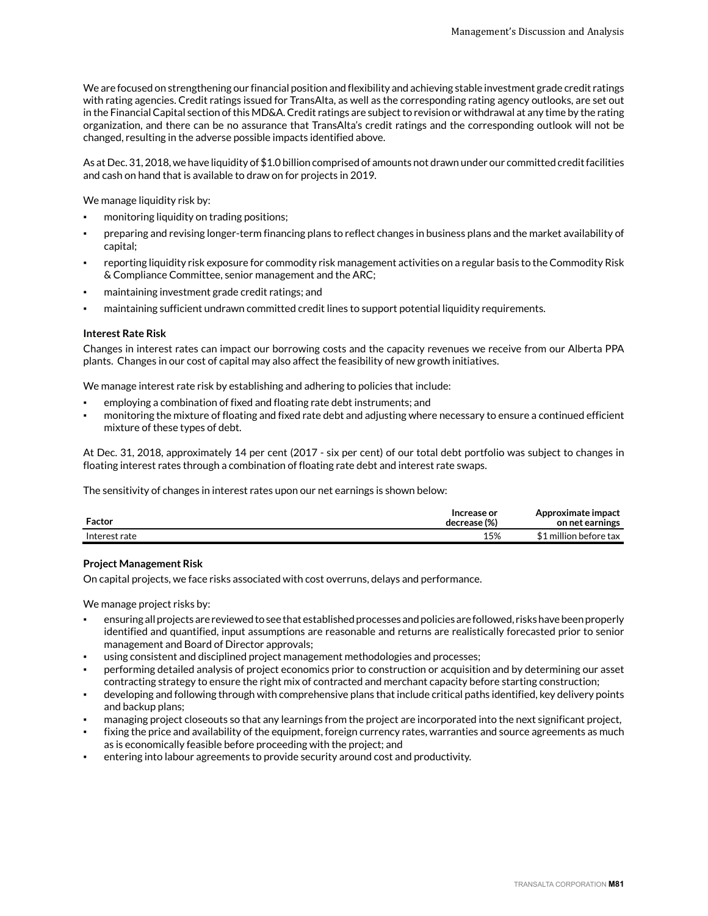We are focused on strengthening our financial position and flexibility and achieving stable investment grade credit ratings with rating agencies. Credit ratings issued for TransAlta, as well as the corresponding rating agency outlooks, are set out in the Financial Capital section of this MD&A. Credit ratings are subject to revision or withdrawal at any time by the rating organization, and there can be no assurance that TransAlta's credit ratings and the corresponding outlook will not be changed, resulting in the adverse possible impacts identified above.

As at Dec. 31, 2018, we have liquidity of $1.0 billion comprised of amounts not drawn under our committed credit facilities and cash on hand that is available to draw on for projects in 2019.

We manage liquidity risk by:

- monitoring liquidity on trading positions;
- preparing and revising longer-term financing plans to reflect changes in business plans and the market availability of capital;
- reporting liquidity risk exposure for commodity risk management activities on a regular basis to the Commodity Risk & Compliance Committee, senior management and the ARC;
- maintaining investment grade credit ratings; and
- maintaining sufficient undrawn committed credit lines to support potential liquidity requirements.

**Interest Rate Risk**

Changes in interest rates can impact our borrowing costs and the capacity revenues we receive from our Alberta PPA plants. Changes in our cost of capital may also affect the feasibility of new growth initiatives.

We manage interest rate risk by establishing and adhering to policies that include:

- employing a combination of fixed and floating rate debt instruments; and
- monitoring the mixture of floating and fixed rate debt and adjusting where necessary to ensure a continued efficient mixture of these types of debt.

At Dec. 31, 2018, approximately 14 per cent (2017 - six per cent) of our total debt portfolio was subject to changes in floating interest rates through a combination of floating rate debt and interest rate swaps.

The sensitivity of changes in interest rates upon our net earnings is shown below:

| Factor | Increase or decrease (%) | Approximate impact on net earnings |
|---|---|---|
| Interest rate | 15% | $1 million before tax |

**Project Management Risk**

On capital projects, we face risks associated with cost overruns, delays and performance.

We manage project risks by:

- ensuring all projects are reviewed to see that established processes and policies are followed, risks have been properly identified and quantified, input assumptions are reasonable and returns are realistically forecasted prior to senior management and Board of Director approvals;
- using consistent and disciplined project management methodologies and processes;
- performing detailed analysis of project economics prior to construction or acquisition and by determining our asset contracting strategy to ensure the right mix of contracted and merchant capacity before starting construction;
- developing and following through with comprehensive plans that include critical paths identified, key delivery points and backup plans;
- managing project closeouts so that any learnings from the project are incorporated into the next significant project,
- fixing the price and availability of the equipment, foreign currency rates, warranties and source agreements as much as is economically feasible before proceeding with the project; and
- entering into labour agreements to provide security around cost and productivity.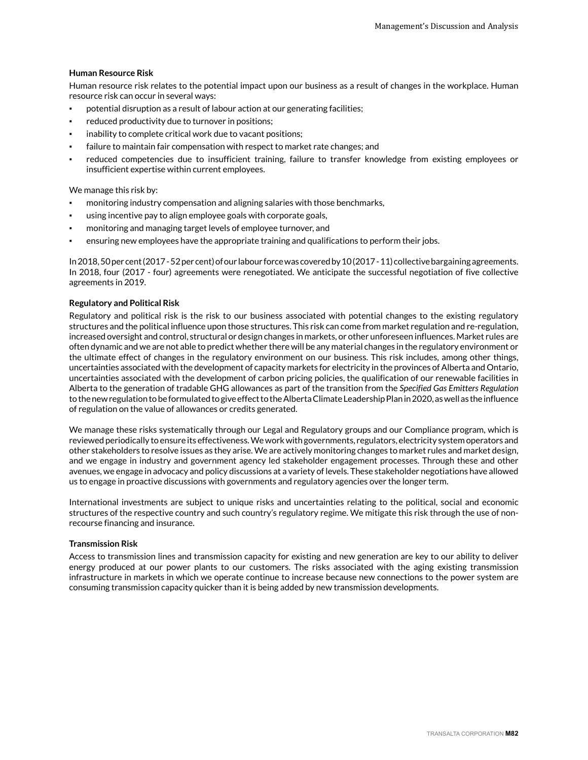### Human Resource Risk

Human resource risk relates to the potential impact upon our business as a result of changes in the workplace. Human resource risk can occur in several ways:

- potential disruption as a result of labour action at our generating facilities;
- reduced productivity due to turnover in positions;
- inability to complete critical work due to vacant positions;
- failure to maintain fair compensation with respect to market rate changes; and
- reduced competencies due to insufficient training, failure to transfer knowledge from existing employees or insufficient expertise within current employees.

We manage this risk by:

- monitoring industry compensation and aligning salaries with those benchmarks,
- using incentive pay to align employee goals with corporate goals,
- monitoring and managing target levels of employee turnover, and
- ensuring new employees have the appropriate training and qualifications to perform their jobs.

In 2018, 50 per cent (2017 - 52 per cent) of our labour force was covered by 10 (2017 - 11) collective bargaining agreements. In 2018, four (2017 - four) agreements were renegotiated. We anticipate the successful negotiation of five collective agreements in 2019.

### Regulatory and Political Risk

Regulatory and political risk is the risk to our business associated with potential changes to the existing regulatory structures and the political influence upon those structures. This risk can come from market regulation and re-regulation, increased oversight and control, structural or design changes in markets, or other unforeseen influences. Market rules are often dynamic and we are not able to predict whether there will be any material changes in the regulatory environment or the ultimate effect of changes in the regulatory environment on our business. This risk includes, among other things, uncertainties associated with the development of capacity markets for electricity in the provinces of Alberta and Ontario, uncertainties associated with the development of carbon pricing policies, the qualification of our renewable facilities in Alberta to the generation of tradable GHG allowances as part of the transition from the *Specified Gas Emitters Regulation* to the new regulation to be formulated to give effect to the Alberta Climate Leadership Plan in 2020, as well as the influence of regulation on the value of allowances or credits generated.

We manage these risks systematically through our Legal and Regulatory groups and our Compliance program, which is reviewed periodically to ensure its effectiveness. We work with governments, regulators, electricity system operators and other stakeholders to resolve issues as they arise. We are actively monitoring changes to market rules and market design, and we engage in industry and government agency led stakeholder engagement processes. Through these and other avenues, we engage in advocacy and policy discussions at a variety of levels. These stakeholder negotiations have allowed us to engage in proactive discussions with governments and regulatory agencies over the longer term.

International investments are subject to unique risks and uncertainties relating to the political, social and economic structures of the respective country and such country's regulatory regime. We mitigate this risk through the use of non-recourse financing and insurance.

### Transmission Risk

Access to transmission lines and transmission capacity for existing and new generation are key to our ability to deliver energy produced at our power plants to our customers. The risks associated with the aging existing transmission infrastructure in markets in which we operate continue to increase because new connections to the power system are consuming transmission capacity quicker than it is being added by new transmission developments.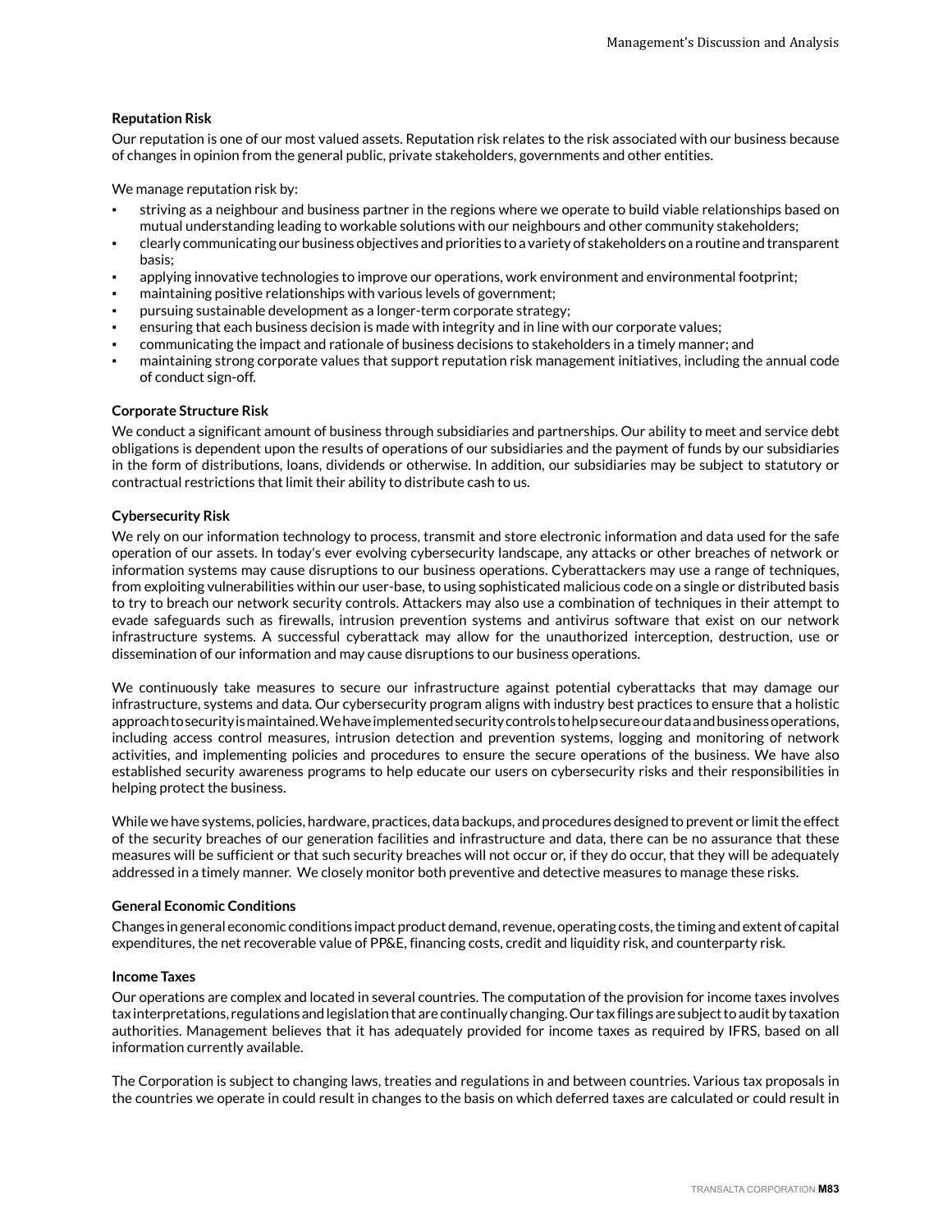**Reputation Risk**

Our reputation is one of our most valued assets. Reputation risk relates to the risk associated with our business because of changes in opinion from the general public, private stakeholders, governments and other entities.

We manage reputation risk by:

- striving as a neighbour and business partner in the regions where we operate to build viable relationships based on mutual understanding leading to workable solutions with our neighbours and other community stakeholders;
- clearly communicating our business objectives and priorities to a variety of stakeholders on a routine and transparent basis;
- applying innovative technologies to improve our operations, work environment and environmental footprint;
- maintaining positive relationships with various levels of government;
- pursuing sustainable development as a longer-term corporate strategy;
- ensuring that each business decision is made with integrity and in line with our corporate values;
- communicating the impact and rationale of business decisions to stakeholders in a timely manner; and
- maintaining strong corporate values that support reputation risk management initiatives, including the annual code of conduct sign-off.

**Corporate Structure Risk**

We conduct a significant amount of business through subsidiaries and partnerships. Our ability to meet and service debt obligations is dependent upon the results of operations of our subsidiaries and the payment of funds by our subsidiaries in the form of distributions, loans, dividends or otherwise. In addition, our subsidiaries may be subject to statutory or contractual restrictions that limit their ability to distribute cash to us.

**Cybersecurity Risk**

We rely on our information technology to process, transmit and store electronic information and data used for the safe operation of our assets. In today's ever evolving cybersecurity landscape, any attacks or other breaches of network or information systems may cause disruptions to our business operations. Cyberattackers may use a range of techniques, from exploiting vulnerabilities within our user-base, to using sophisticated malicious code on a single or distributed basis to try to breach our network security controls. Attackers may also use a combination of techniques in their attempt to evade safeguards such as firewalls, intrusion prevention systems and antivirus software that exist on our network infrastructure systems. A successful cyberattack may allow for the unauthorized interception, destruction, use or dissemination of our information and may cause disruptions to our business operations.

We continuously take measures to secure our infrastructure against potential cyberattacks that may damage our infrastructure, systems and data. Our cybersecurity program aligns with industry best practices to ensure that a holistic approach to security is maintained. We have implemented security controls to help secure our data and business operations, including access control measures, intrusion detection and prevention systems, logging and monitoring of network activities, and implementing policies and procedures to ensure the secure operations of the business. We have also established security awareness programs to help educate our users on cybersecurity risks and their responsibilities in helping protect the business.

While we have systems, policies, hardware, practices, data backups, and procedures designed to prevent or limit the effect of the security breaches of our generation facilities and infrastructure and data, there can be no assurance that these measures will be sufficient or that such security breaches will not occur or, if they do occur, that they will be adequately addressed in a timely manner. We closely monitor both preventive and detective measures to manage these risks.

**General Economic Conditions**

Changes in general economic conditions impact product demand, revenue, operating costs, the timing and extent of capital expenditures, the net recoverable value of PP&E, financing costs, credit and liquidity risk, and counterparty risk.

**Income Taxes**

Our operations are complex and located in several countries. The computation of the provision for income taxes involves tax interpretations, regulations and legislation that are continually changing. Our tax filings are subject to audit by taxation authorities. Management believes that it has adequately provided for income taxes as required by IFRS, based on all information currently available.

The Corporation is subject to changing laws, treaties and regulations in and between countries. Various tax proposals in the countries we operate in could result in changes to the basis on which deferred taxes are calculated or could result in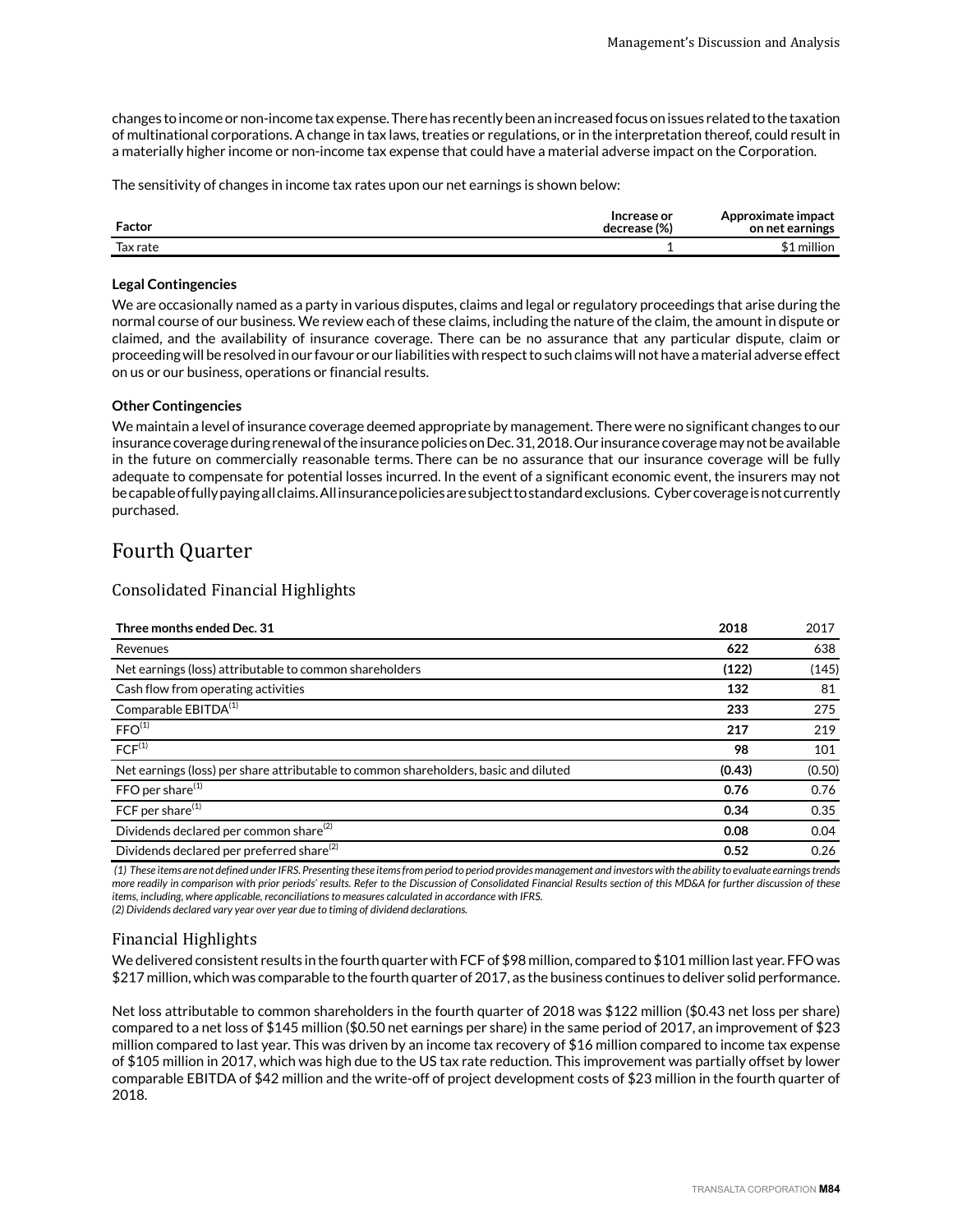changes to income or non-income tax expense. There has recently been an increased focus on issues related to the taxation of multinational corporations. A change in tax laws, treaties or regulations, or in the interpretation thereof, could result in a materially higher income or non-income tax expense that could have a material adverse impact on the Corporation.

The sensitivity of changes in income tax rates upon our net earnings is shown below:

| Factor | Increase or decrease (%) | Approximate impact on net earnings |
|---|---|---|
| Tax rate | 1 | $1 million |

**Legal Contingencies**

We are occasionally named as a party in various disputes, claims and legal or regulatory proceedings that arise during the normal course of our business. We review each of these claims, including the nature of the claim, the amount in dispute or claimed, and the availability of insurance coverage. There can be no assurance that any particular dispute, claim or proceeding will be resolved in our favour or our liabilities with respect to such claims will not have a material adverse effect on us or our business, operations or financial results.

**Other Contingencies**

We maintain a level of insurance coverage deemed appropriate by management. There were no significant changes to our insurance coverage during renewal of the insurance policies on Dec. 31, 2018. Our insurance coverage may not be available in the future on commercially reasonable terms. There can be no assurance that our insurance coverage will be fully adequate to compensate for potential losses incurred. In the event of a significant economic event, the insurers may not be capable of fully paying all claims. All insurance policies are subject to standard exclusions. Cyber coverage is not currently purchased.

# Fourth Quarter

## Consolidated Financial Highlights

| Three months ended Dec. 31 | 2018 | 2017 |
|---|---|---|
| Revenues | **622** | 638 |
| Net earnings (loss) attributable to common shareholders | **(122)** | (145) |
| Cash flow from operating activities | **132** | 81 |
| Comparable EBITDA[(1)] | **233** | 275 |
| FFO[(1)] | **217** | 219 |
| FCF[(1)] | **98** | 101 |
| Net earnings (loss) per share attributable to common shareholders, basic and diluted | **(0.43)** | (0.50) |
| FFO per share[(1)] | **0.76** | 0.76 |
| FCF per share[(1)] | **0.34** | 0.35 |
| Dividends declared per common share[(2)] | **0.08** | 0.04 |
| Dividends declared per preferred share[(2)] | **0.52** | 0.26 |

*(1) These items are not defined under IFRS. Presenting these items from period to period provides management and investors with the ability to evaluate earnings trends more readily in comparison with prior periods' results. Refer to the Discussion of Consolidated Financial Results section of this MD&A for further discussion of these items, including, where applicable, reconciliations to measures calculated in accordance with IFRS.*
*(2) Dividends declared vary year over year due to timing of dividend declarations.*

## Financial Highlights

We delivered consistent results in the fourth quarter with FCF of $98 million, compared to $101 million last year. FFO was $217 million, which was comparable to the fourth quarter of 2017, as the business continues to deliver solid performance.

Net loss attributable to common shareholders in the fourth quarter of 2018 was $122 million ($0.43 net loss per share) compared to a net loss of $145 million ($0.50 net earnings per share) in the same period of 2017, an improvement of $23 million compared to last year. This was driven by an income tax recovery of $16 million compared to income tax expense of $105 million in 2017, which was high due to the US tax rate reduction. This improvement was partially offset by lower comparable EBITDA of $42 million and the write-off of project development costs of $23 million in the fourth quarter of 2018.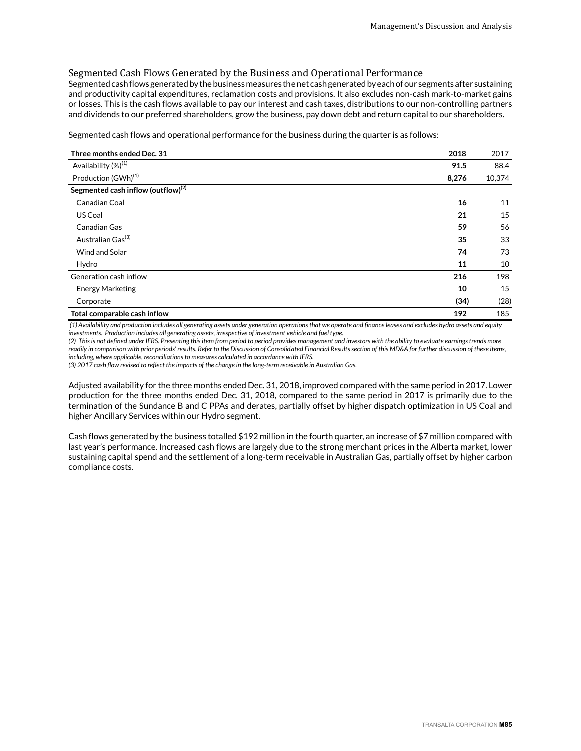## Segmented Cash Flows Generated by the Business and Operational Performance

Segmented cash flows generated by the business measures the net cash generated by each of our segments after sustaining and productivity capital expenditures, reclamation costs and provisions. It also excludes non-cash mark-to-market gains or losses. This is the cash flows available to pay our interest and cash taxes, distributions to our non-controlling partners and dividends to our preferred shareholders, grow the business, pay down debt and return capital to our shareholders.

Segmented cash flows and operational performance for the business during the quarter is as follows:

| Three months ended Dec. 31 | 2018 | 2017 |
|---|---|---|
| Availability (%)[1] | **91.5** | 88.4 |
| Production (GWh)[1] | **8,276** | 10,374 |
| **Segmented cash inflow (outflow)[2]** | | |
| Canadian Coal | **16** | 11 |
| US Coal | **21** | 15 |
| Canadian Gas | **59** | 56 |
| Australian Gas[3] | **35** | 33 |
| Wind and Solar | **74** | 73 |
| Hydro | **11** | 10 |
| Generation cash inflow | **216** | 198 |
| Energy Marketing | **10** | 15 |
| Corporate | **(34)** | (28) |
| **Total comparable cash inflow** | **192** | 185 |

*(1) Availability and production includes all generating assets under generation operations that we operate and finance leases and excludes hydro assets and equity investments. Production includes all generating assets, irrespective of investment vehicle and fuel type.*
*(2) This is not defined under IFRS. Presenting this item from period to period provides management and investors with the ability to evaluate earnings trends more readily in comparison with prior periods' results. Refer to the Discussion of Consolidated Financial Results section of this MD&A for further discussion of these items, including, where applicable, reconciliations to measures calculated in accordance with IFRS.*
*(3) 2017 cash flow revised to reflect the impacts of the change in the long-term receivable in Australian Gas.*

Adjusted availability for the three months ended Dec. 31, 2018, improved compared with the same period in 2017. Lower production for the three months ended Dec. 31, 2018, compared to the same period in 2017 is primarily due to the termination of the Sundance B and C PPAs and derates, partially offset by higher dispatch optimization in US Coal and higher Ancillary Services within our Hydro segment.

Cash flows generated by the business totalled $192 million in the fourth quarter, an increase of $7 million compared with last year's performance. Increased cash flows are largely due to the strong merchant prices in the Alberta market, lower sustaining capital spend and the settlement of a long-term receivable in Australian Gas, partially offset by higher carbon compliance costs.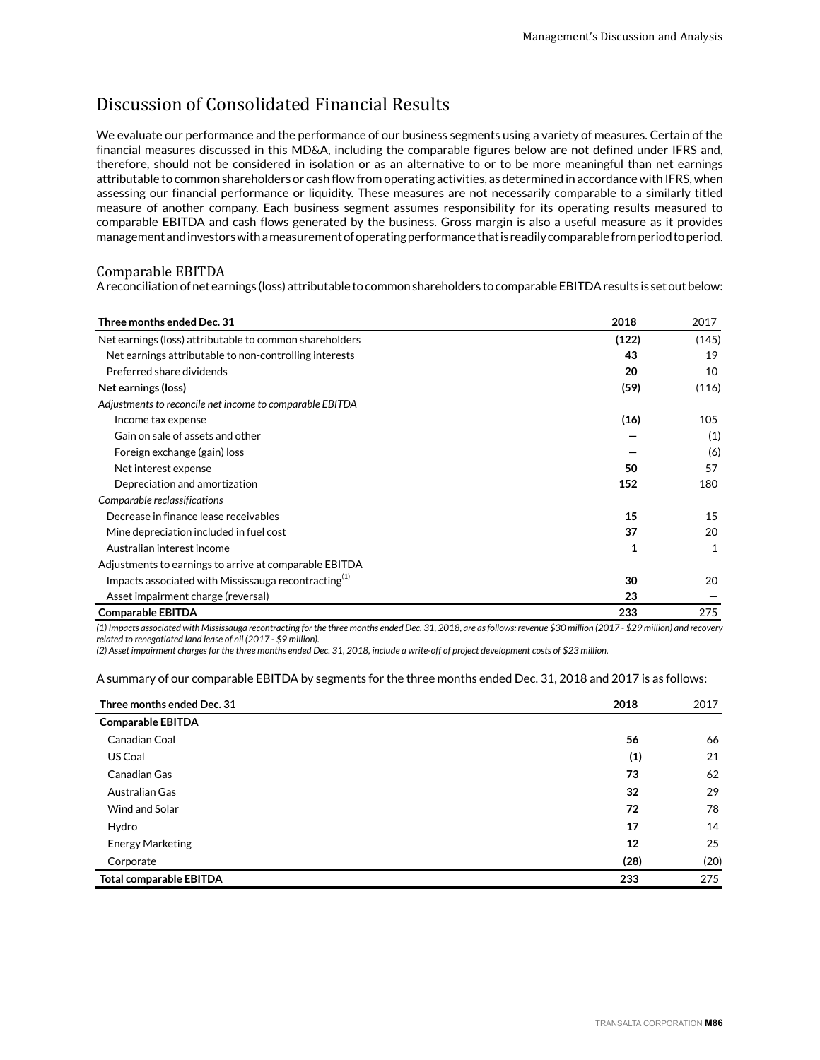# Discussion of Consolidated Financial Results

We evaluate our performance and the performance of our business segments using a variety of measures. Certain of the financial measures discussed in this MD&A, including the comparable figures below are not defined under IFRS and, therefore, should not be considered in isolation or as an alternative to or to be more meaningful than net earnings attributable to common shareholders or cash flow from operating activities, as determined in accordance with IFRS, when assessing our financial performance or liquidity. These measures are not necessarily comparable to a similarly titled measure of another company. Each business segment assumes responsibility for its operating results measured to comparable EBITDA and cash flows generated by the business. Gross margin is also a useful measure as it provides management and investors with a measurement of operating performance that is readily comparable from period to period.

## Comparable EBITDA

A reconciliation of net earnings (loss) attributable to common shareholders to comparable EBITDA results is set out below:

| Three months ended Dec. 31 | 2018 | 2017 |
|---|---|---|
| Net earnings (loss) attributable to common shareholders | **(122)** | (145) |
| Net earnings attributable to non-controlling interests | **43** | 19 |
| Preferred share dividends | **20** | 10 |
| **Net earnings (loss)** | **(59)** | (116) |
| *Adjustments to reconcile net income to comparable EBITDA* | | |
| Income tax expense | **(16)** | 105 |
| Gain on sale of assets and other | **—** | (1) |
| Foreign exchange (gain) loss | **—** | (6) |
| Net interest expense | **50** | 57 |
| Depreciation and amortization | **152** | 180 |
| *Comparable reclassifications* | | |
| Decrease in finance lease receivables | **15** | 15 |
| Mine depreciation included in fuel cost | **37** | 20 |
| Australian interest income | **1** | 1 |
| Adjustments to earnings to arrive at comparable EBITDA | | |
| Impacts associated with Mississauga recontracting[1] | **30** | 20 |
| Asset impairment charge (reversal) | **23** | — |
| **Comparable EBITDA** | **233** | 275 |

*(1) Impacts associated with Mississauga recontracting for the three months ended Dec. 31, 2018, are as follows: revenue $30 million (2017 - $29 million) and recovery related to renegotiated land lease of nil (2017 - $9 million).*
*(2) Asset impairment charges for the three months ended Dec. 31, 2018, include a write-off of project development costs of $23 million.*

A summary of our comparable EBITDA by segments for the three months ended Dec. 31, 2018 and 2017 is as follows:

| Three months ended Dec. 31 | 2018 | 2017 |
|---|---|---|
| **Comparable EBITDA** | | |
| Canadian Coal | **56** | 66 |
| US Coal | **(1)** | 21 |
| Canadian Gas | **73** | 62 |
| Australian Gas | **32** | 29 |
| Wind and Solar | **72** | 78 |
| Hydro | **17** | 14 |
| Energy Marketing | **12** | 25 |
| Corporate | **(28)** | (20) |
| **Total comparable EBITDA** | **233** | 275 |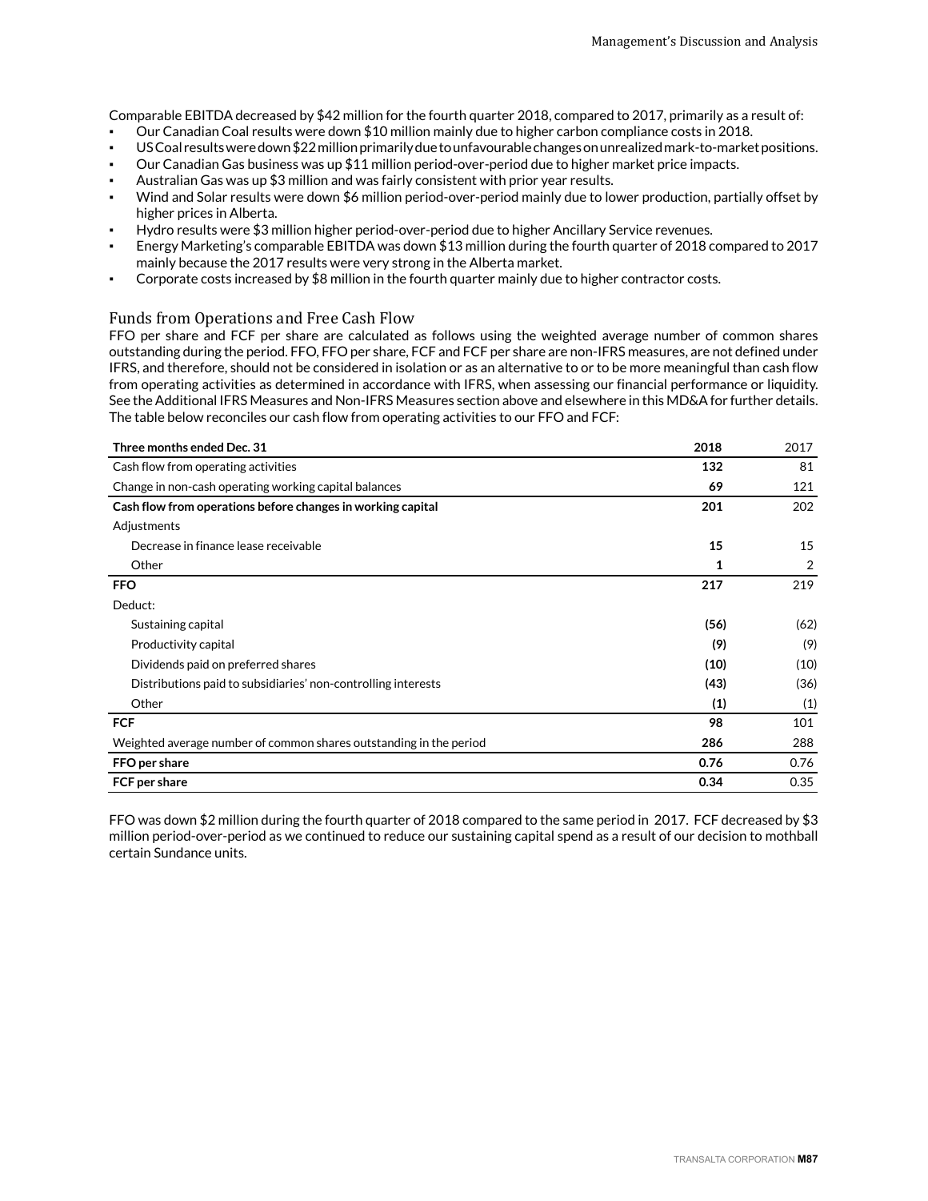Comparable EBITDA decreased by $42 million for the fourth quarter 2018, compared to 2017, primarily as a result of:

- Our Canadian Coal results were down $10 million mainly due to higher carbon compliance costs in 2018.
- US Coal results were down $22 million primarily due to unfavourable changes on unrealized mark-to-market positions.
- Our Canadian Gas business was up $11 million period-over-period due to higher market price impacts.
- Australian Gas was up $3 million and was fairly consistent with prior year results.
- Wind and Solar results were down $6 million period-over-period mainly due to lower production, partially offset by higher prices in Alberta.
- Hydro results were $3 million higher period-over-period due to higher Ancillary Service revenues.
- Energy Marketing's comparable EBITDA was down $13 million during the fourth quarter of 2018 compared to 2017 mainly because the 2017 results were very strong in the Alberta market.
- Corporate costs increased by $8 million in the fourth quarter mainly due to higher contractor costs.

## Funds from Operations and Free Cash Flow

FFO per share and FCF per share are calculated as follows using the weighted average number of common shares outstanding during the period. FFO, FFO per share, FCF and FCF per share are non-IFRS measures, are not defined under IFRS, and therefore, should not be considered in isolation or as an alternative to or to be more meaningful than cash flow from operating activities as determined in accordance with IFRS, when assessing our financial performance or liquidity. See the Additional IFRS Measures and Non-IFRS Measures section above and elsewhere in this MD&A for further details. The table below reconciles our cash flow from operating activities to our FFO and FCF:

| Three months ended Dec. 31 | 2018 | 2017 |
|---|---|---|
| Cash flow from operating activities | **132** | 81 |
| Change in non-cash operating working capital balances | **69** | 121 |
| **Cash flow from operations before changes in working capital** | **201** | 202 |
| Adjustments | | |
| Decrease in finance lease receivable | **15** | 15 |
| Other | **1** | 2 |
| **FFO** | **217** | 219 |
| Deduct: | | |
| Sustaining capital | **(56)** | (62) |
| Productivity capital | **(9)** | (9) |
| Dividends paid on preferred shares | **(10)** | (10) |
| Distributions paid to subsidiaries' non-controlling interests | **(43)** | (36) |
| Other | **(1)** | (1) |
| **FCF** | **98** | 101 |
| Weighted average number of common shares outstanding in the period | **286** | 288 |
| **FFO per share** | **0.76** | 0.76 |
| **FCF per share** | **0.34** | 0.35 |

FFO was down $2 million during the fourth quarter of 2018 compared to the same period in 2017. FCF decreased by $3 million period-over-period as we continued to reduce our sustaining capital spend as a result of our decision to mothball certain Sundance units.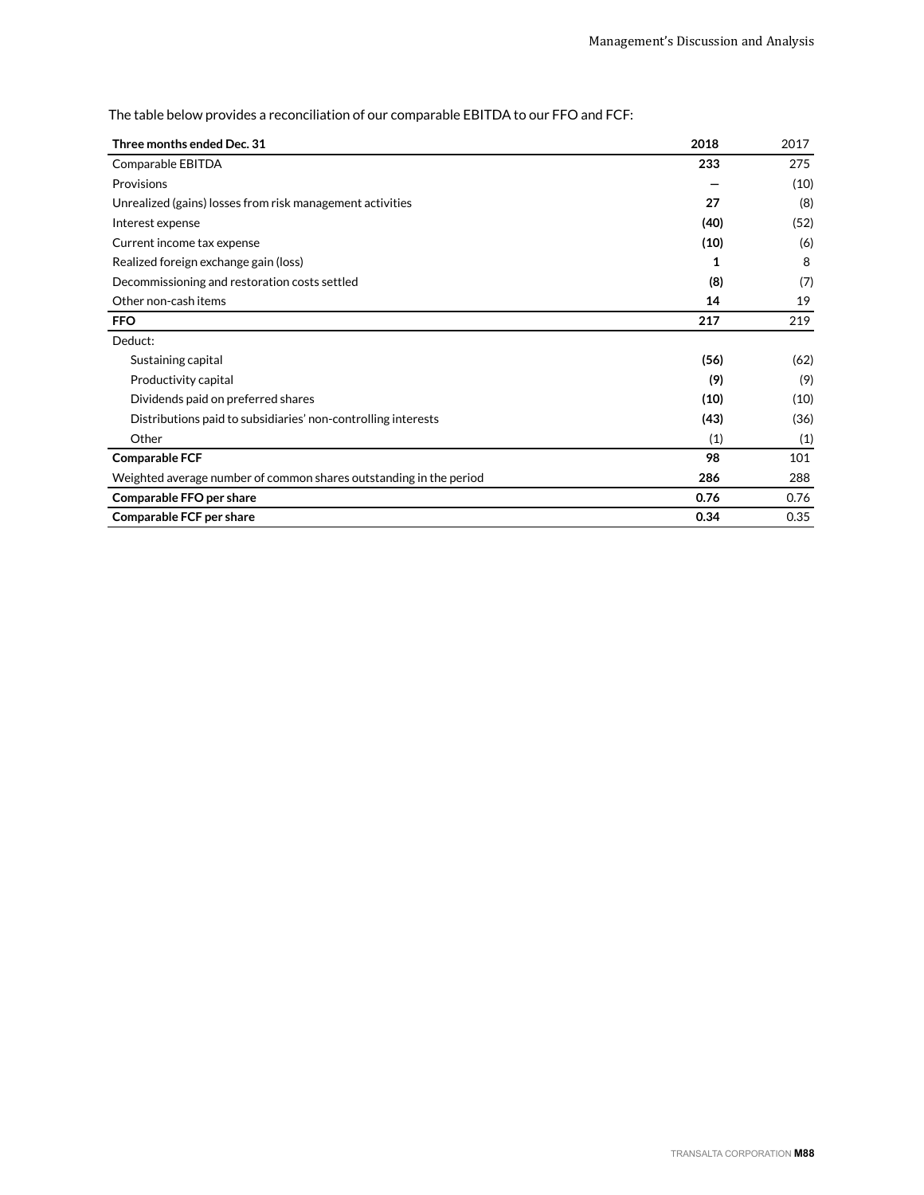The table below provides a reconciliation of our comparable EBITDA to our FFO and FCF:

| Three months ended Dec. 31 | 2018 | 2017 |
|---|---|---|
| Comparable EBITDA | **233** | 275 |
| Provisions | **—** | (10) |
| Unrealized (gains) losses from risk management activities | **27** | (8) |
| Interest expense | **(40)** | (52) |
| Current income tax expense | **(10)** | (6) |
| Realized foreign exchange gain (loss) | **1** | 8 |
| Decommissioning and restoration costs settled | **(8)** | (7) |
| Other non-cash items | **14** | 19 |
| **FFO** | **217** | 219 |
| Deduct: | | |
| Sustaining capital | **(56)** | (62) |
| Productivity capital | **(9)** | (9) |
| Dividends paid on preferred shares | **(10)** | (10) |
| Distributions paid to subsidiaries' non-controlling interests | **(43)** | (36) |
| Other | (1) | (1) |
| **Comparable FCF** | **98** | 101 |
| Weighted average number of common shares outstanding in the period | **286** | 288 |
| **Comparable FFO per share** | **0.76** | 0.76 |
| **Comparable FCF per share** | **0.34** | 0.35 |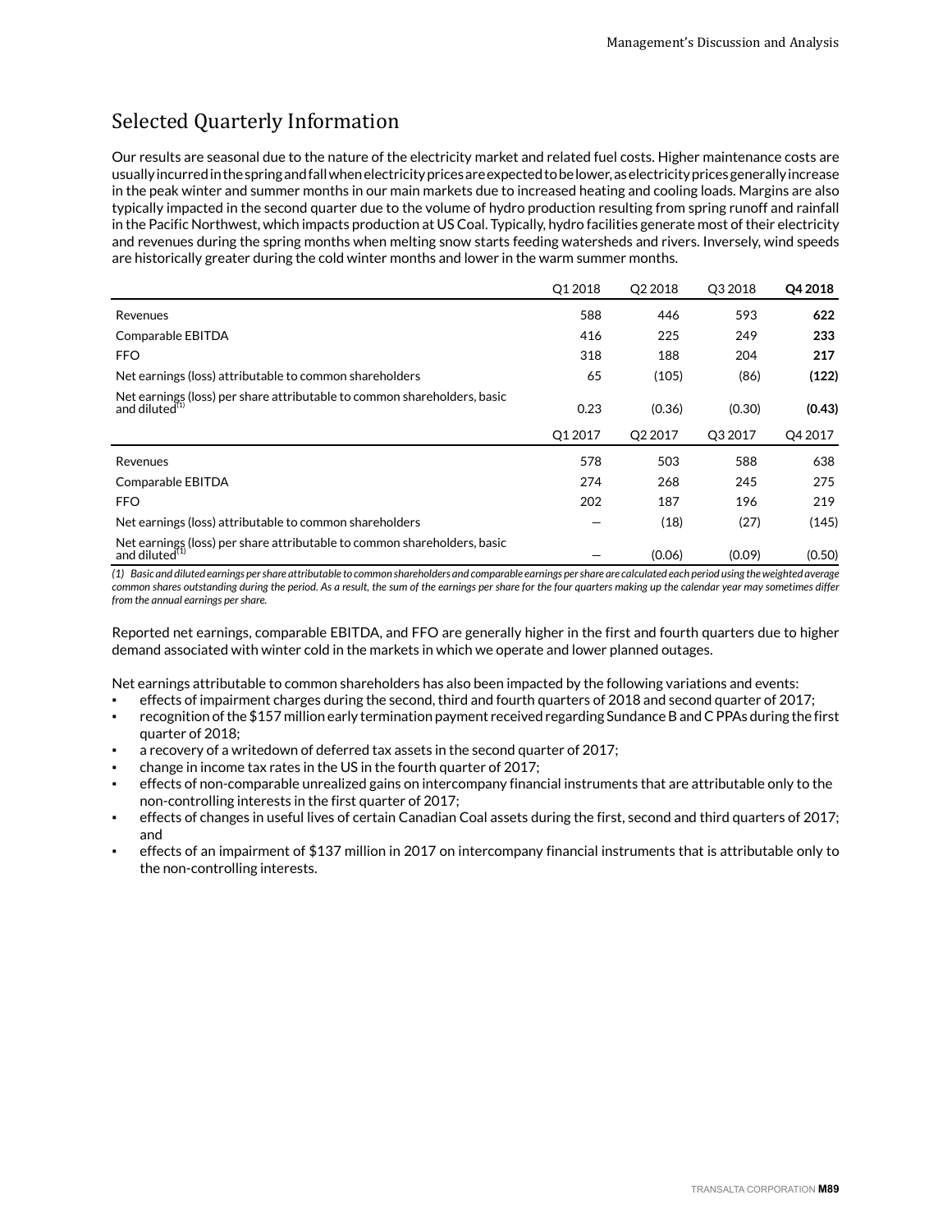## Selected Quarterly Information

Our results are seasonal due to the nature of the electricity market and related fuel costs. Higher maintenance costs are usually incurred in the spring and fall when electricity prices are expected to be lower, as electricity prices generally increase in the peak winter and summer months in our main markets due to increased heating and cooling loads. Margins are also typically impacted in the second quarter due to the volume of hydro production resulting from spring runoff and rainfall in the Pacific Northwest, which impacts production at US Coal. Typically, hydro facilities generate most of their electricity and revenues during the spring months when melting snow starts feeding watersheds and rivers. Inversely, wind speeds are historically greater during the cold winter months and lower in the warm summer months.

| | Q1 2018 | Q2 2018 | Q3 2018 | **Q4 2018** |
|---|---|---|---|---|
| Revenues | 588 | 446 | 593 | **622** |
| Comparable EBITDA | 416 | 225 | 249 | **233** |
| FFO | 318 | 188 | 204 | **217** |
| Net earnings (loss) attributable to common shareholders | 65 | (105) | (86) | **(122)** |
| Net earnings (loss) per share attributable to common shareholders, basic and diluted[1] | 0.23 | (0.36) | (0.30) | **(0.43)** |
| | Q1 2017 | Q2 2017 | Q3 2017 | Q4 2017 |
| Revenues | 578 | 503 | 588 | 638 |
| Comparable EBITDA | 274 | 268 | 245 | 275 |
| FFO | 202 | 187 | 196 | 219 |
| Net earnings (loss) attributable to common shareholders | — | (18) | (27) | (145) |
| Net earnings (loss) per share attributable to common shareholders, basic and diluted[1] | — | (0.06) | (0.09) | (0.50) |

*(1) Basic and diluted earnings per share attributable to common shareholders and comparable earnings per share are calculated each period using the weighted average common shares outstanding during the period. As a result, the sum of the earnings per share for the four quarters making up the calendar year may sometimes differ from the annual earnings per share.*

Reported net earnings, comparable EBITDA, and FFO are generally higher in the first and fourth quarters due to higher demand associated with winter cold in the markets in which we operate and lower planned outages.

Net earnings attributable to common shareholders has also been impacted by the following variations and events:

- effects of impairment charges during the second, third and fourth quarters of 2018 and second quarter of 2017;
- recognition of the $157 million early termination payment received regarding Sundance B and C PPAs during the first quarter of 2018;
- a recovery of a writedown of deferred tax assets in the second quarter of 2017;
- change in income tax rates in the US in the fourth quarter of 2017;
- effects of non-comparable unrealized gains on intercompany financial instruments that are attributable only to the non-controlling interests in the first quarter of 2017;
- effects of changes in useful lives of certain Canadian Coal assets during the first, second and third quarters of 2017; and
- effects of an impairment of $137 million in 2017 on intercompany financial instruments that is attributable only to the non-controlling interests.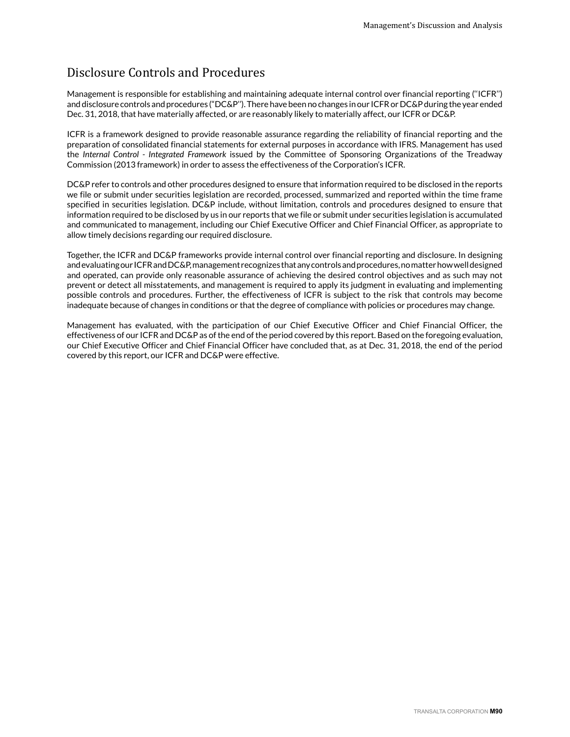## Disclosure Controls and Procedures

Management is responsible for establishing and maintaining adequate internal control over financial reporting ("ICFR") and disclosure controls and procedures ("DC&P"). There have been no changes in our ICFR or DC&P during the year ended Dec. 31, 2018, that have materially affected, or are reasonably likely to materially affect, our ICFR or DC&P.

ICFR is a framework designed to provide reasonable assurance regarding the reliability of financial reporting and the preparation of consolidated financial statements for external purposes in accordance with IFRS. Management has used the *Internal Control - Integrated Framework* issued by the Committee of Sponsoring Organizations of the Treadway Commission (2013 framework) in order to assess the effectiveness of the Corporation's ICFR.

DC&P refer to controls and other procedures designed to ensure that information required to be disclosed in the reports we file or submit under securities legislation are recorded, processed, summarized and reported within the time frame specified in securities legislation. DC&P include, without limitation, controls and procedures designed to ensure that information required to be disclosed by us in our reports that we file or submit under securities legislation is accumulated and communicated to management, including our Chief Executive Officer and Chief Financial Officer, as appropriate to allow timely decisions regarding our required disclosure.

Together, the ICFR and DC&P frameworks provide internal control over financial reporting and disclosure. In designing and evaluating our ICFR and DC&P, management recognizes that any controls and procedures, no matter how well designed and operated, can provide only reasonable assurance of achieving the desired control objectives and as such may not prevent or detect all misstatements, and management is required to apply its judgment in evaluating and implementing possible controls and procedures. Further, the effectiveness of ICFR is subject to the risk that controls may become inadequate because of changes in conditions or that the degree of compliance with policies or procedures may change.

Management has evaluated, with the participation of our Chief Executive Officer and Chief Financial Officer, the effectiveness of our ICFR and DC&P as of the end of the period covered by this report. Based on the foregoing evaluation, our Chief Executive Officer and Chief Financial Officer have concluded that, as at Dec. 31, 2018, the end of the period covered by this report, our ICFR and DC&P were effective.